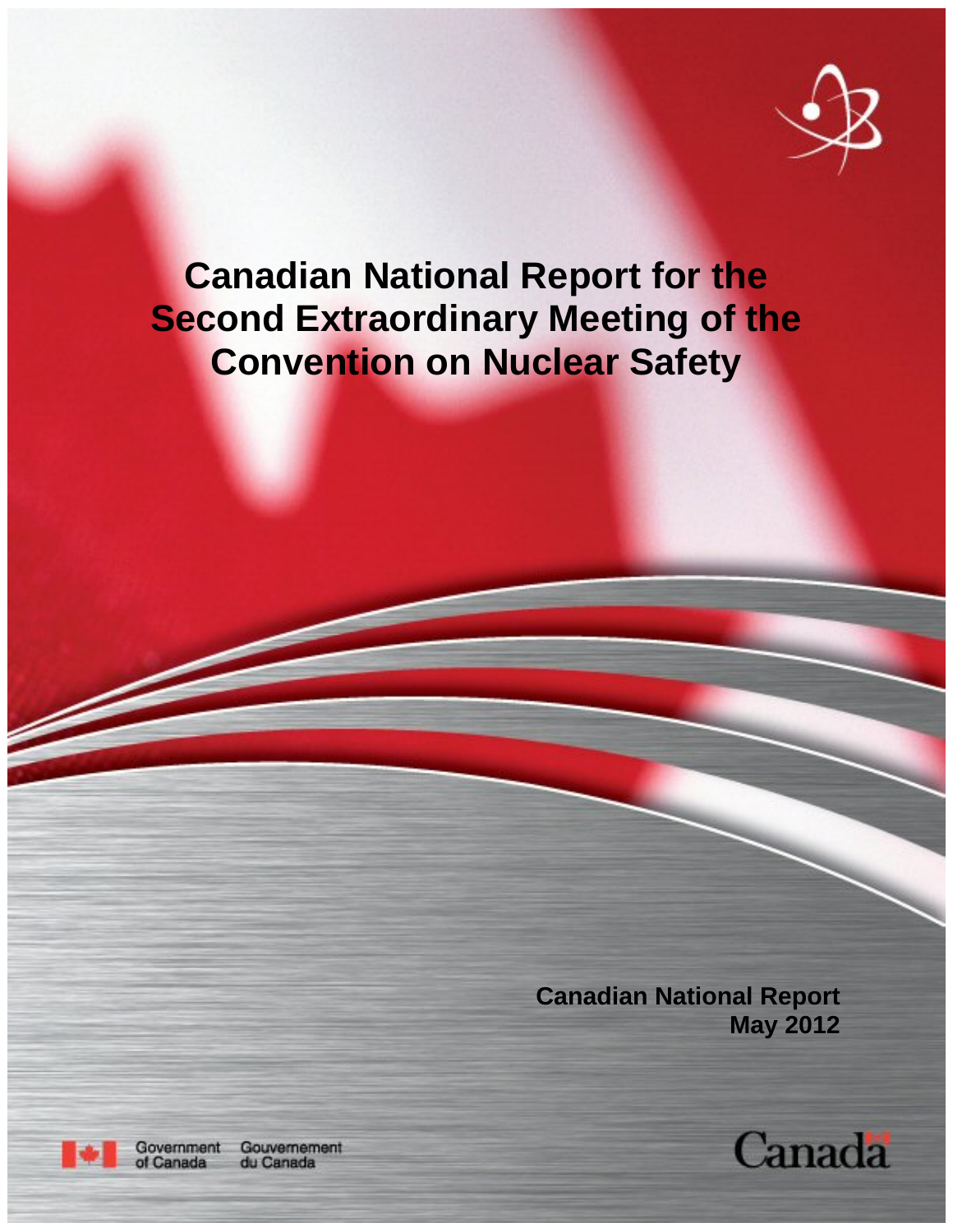# Canadian National Report for the Second Extraordinary Meeting of the Convention on Nuclear Safety

**Canadian National Report**
**May 2012**

Government of Canada    Gouvernement du Canada

Canada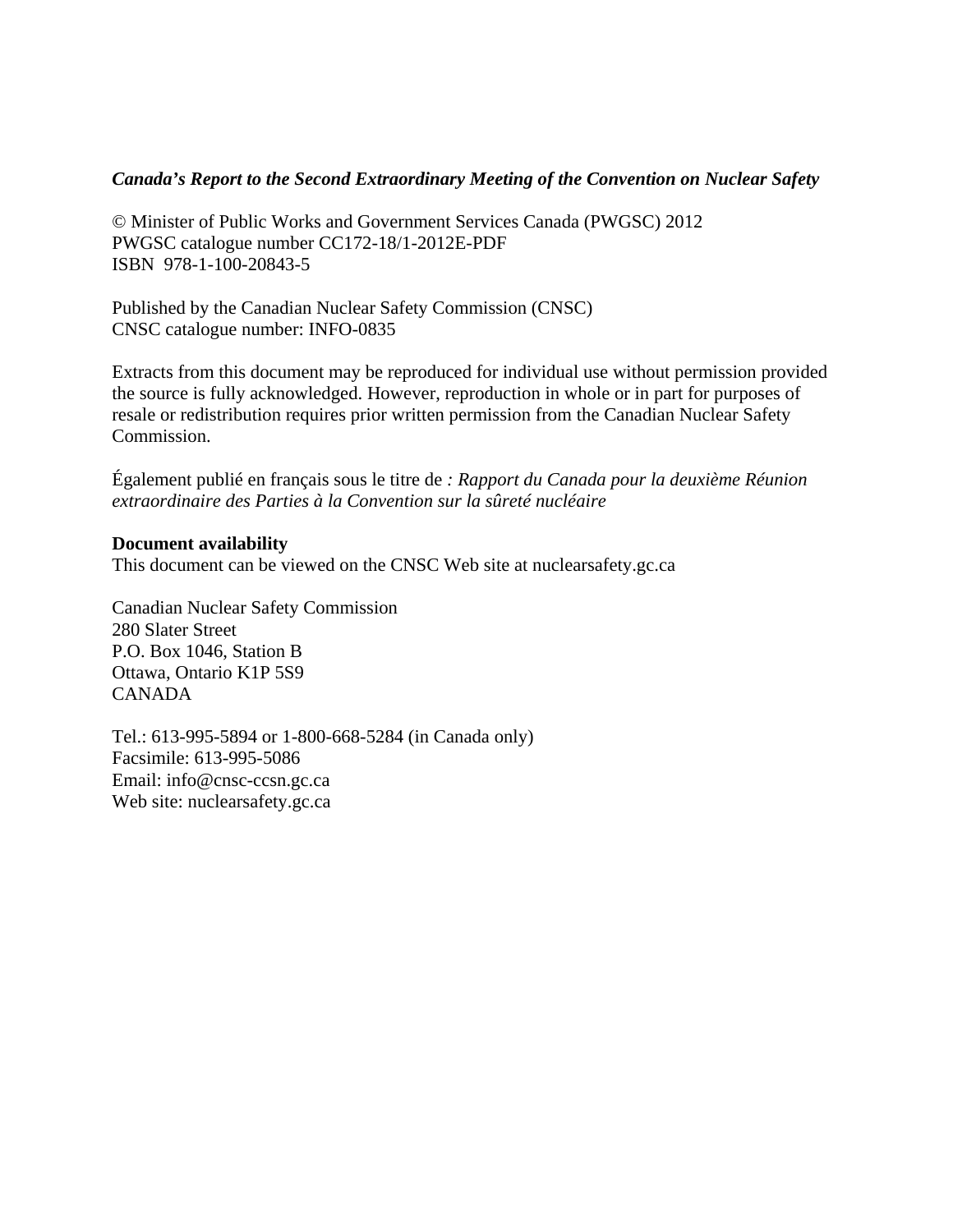***Canada's Report to the Second Extraordinary Meeting of the Convention on Nuclear Safety***

© Minister of Public Works and Government Services Canada (PWGSC) 2012
PWGSC catalogue number CC172-18/1-2012E-PDF
ISBN 978-1-100-20843-5

Published by the Canadian Nuclear Safety Commission (CNSC)
CNSC catalogue number: INFO-0835

Extracts from this document may be reproduced for individual use without permission provided the source is fully acknowledged. However, reproduction in whole or in part for purposes of resale or redistribution requires prior written permission from the Canadian Nuclear Safety Commission.

Également publié en français sous le titre de *: Rapport du Canada pour la deuxième Réunion extraordinaire des Parties à la Convention sur la sûreté nucléaire*

**Document availability**
This document can be viewed on the CNSC Web site at nuclearsafety.gc.ca

Canadian Nuclear Safety Commission
280 Slater Street
P.O. Box 1046, Station B
Ottawa, Ontario K1P 5S9
CANADA

Tel.: 613-995-5894 or 1-800-668-5284 (in Canada only)
Facsimile: 613-995-5086
Email: info@cnsc-ccsn.gc.ca
Web site: nuclearsafety.gc.ca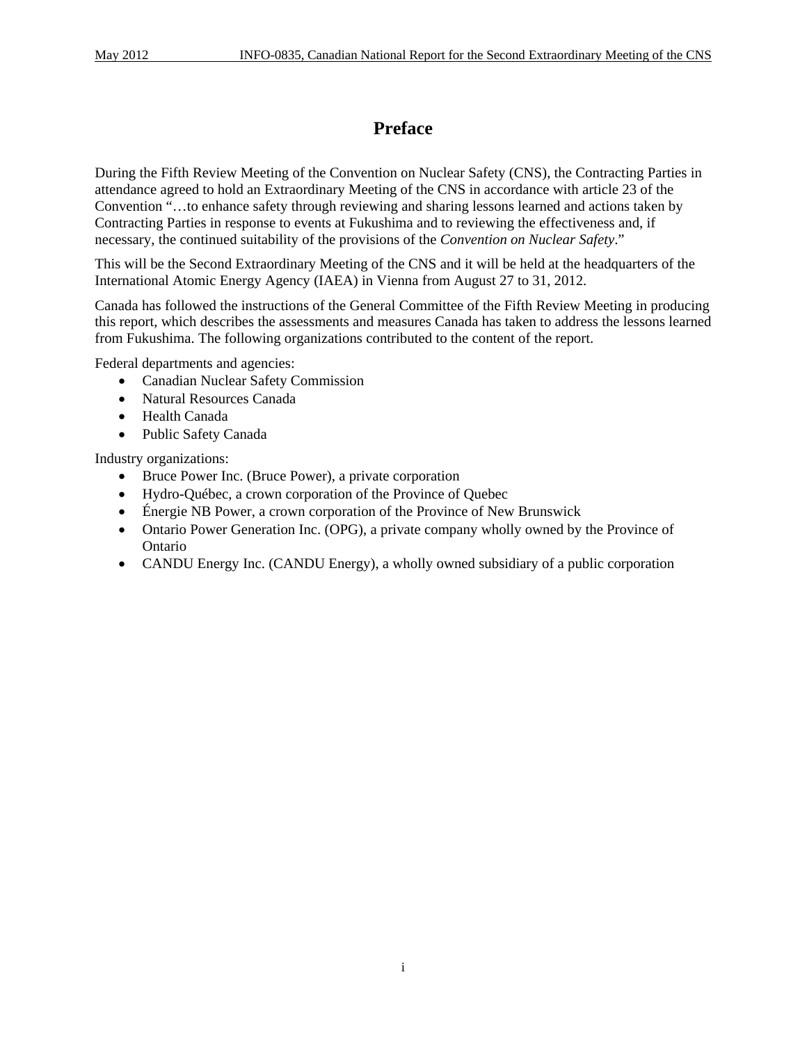# Preface

During the Fifth Review Meeting of the Convention on Nuclear Safety (CNS), the Contracting Parties in attendance agreed to hold an Extraordinary Meeting of the CNS in accordance with article 23 of the Convention "…to enhance safety through reviewing and sharing lessons learned and actions taken by Contracting Parties in response to events at Fukushima and to reviewing the effectiveness and, if necessary, the continued suitability of the provisions of the *Convention on Nuclear Safety*."

This will be the Second Extraordinary Meeting of the CNS and it will be held at the headquarters of the International Atomic Energy Agency (IAEA) in Vienna from August 27 to 31, 2012.

Canada has followed the instructions of the General Committee of the Fifth Review Meeting in producing this report, which describes the assessments and measures Canada has taken to address the lessons learned from Fukushima. The following organizations contributed to the content of the report.

Federal departments and agencies:

- Canadian Nuclear Safety Commission
- Natural Resources Canada
- Health Canada
- Public Safety Canada

Industry organizations:

- Bruce Power Inc. (Bruce Power), a private corporation
- Hydro-Québec, a crown corporation of the Province of Quebec
- Énergie NB Power, a crown corporation of the Province of New Brunswick
- Ontario Power Generation Inc. (OPG), a private company wholly owned by the Province of Ontario
- CANDU Energy Inc. (CANDU Energy), a wholly owned subsidiary of a public corporation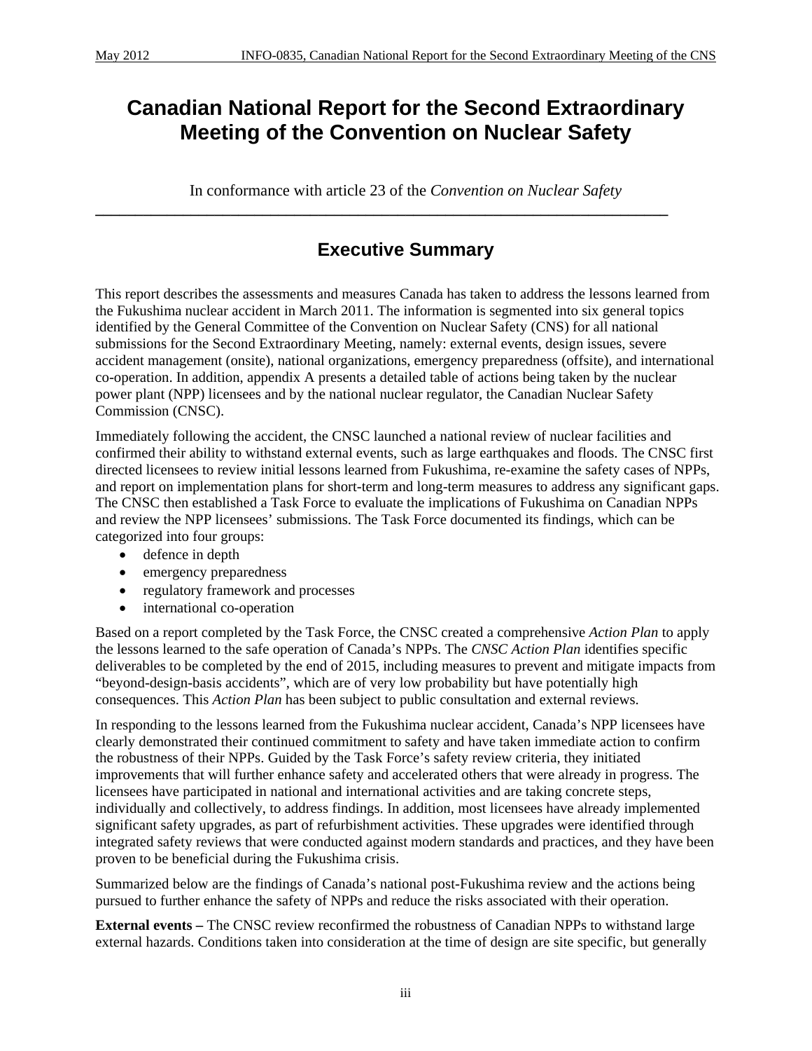# Canadian National Report for the Second Extraordinary Meeting of the Convention on Nuclear Safety

In conformance with article 23 of the *Convention on Nuclear Safety*

## Executive Summary

This report describes the assessments and measures Canada has taken to address the lessons learned from the Fukushima nuclear accident in March 2011. The information is segmented into six general topics identified by the General Committee of the Convention on Nuclear Safety (CNS) for all national submissions for the Second Extraordinary Meeting, namely: external events, design issues, severe accident management (onsite), national organizations, emergency preparedness (offsite), and international co-operation. In addition, appendix A presents a detailed table of actions being taken by the nuclear power plant (NPP) licensees and by the national nuclear regulator, the Canadian Nuclear Safety Commission (CNSC).

Immediately following the accident, the CNSC launched a national review of nuclear facilities and confirmed their ability to withstand external events, such as large earthquakes and floods. The CNSC first directed licensees to review initial lessons learned from Fukushima, re-examine the safety cases of NPPs, and report on implementation plans for short-term and long-term measures to address any significant gaps. The CNSC then established a Task Force to evaluate the implications of Fukushima on Canadian NPPs and review the NPP licensees' submissions. The Task Force documented its findings, which can be categorized into four groups:

- defence in depth
- emergency preparedness
- regulatory framework and processes
- international co-operation

Based on a report completed by the Task Force, the CNSC created a comprehensive *Action Plan* to apply the lessons learned to the safe operation of Canada's NPPs. The *CNSC Action Plan* identifies specific deliverables to be completed by the end of 2015, including measures to prevent and mitigate impacts from "beyond-design-basis accidents", which are of very low probability but have potentially high consequences. This *Action Plan* has been subject to public consultation and external reviews.

In responding to the lessons learned from the Fukushima nuclear accident, Canada's NPP licensees have clearly demonstrated their continued commitment to safety and have taken immediate action to confirm the robustness of their NPPs. Guided by the Task Force's safety review criteria, they initiated improvements that will further enhance safety and accelerated others that were already in progress. The licensees have participated in national and international activities and are taking concrete steps, individually and collectively, to address findings. In addition, most licensees have already implemented significant safety upgrades, as part of refurbishment activities. These upgrades were identified through integrated safety reviews that were conducted against modern standards and practices, and they have been proven to be beneficial during the Fukushima crisis.

Summarized below are the findings of Canada's national post-Fukushima review and the actions being pursued to further enhance the safety of NPPs and reduce the risks associated with their operation.

**External events –** The CNSC review reconfirmed the robustness of Canadian NPPs to withstand large external hazards. Conditions taken into consideration at the time of design are site specific, but generally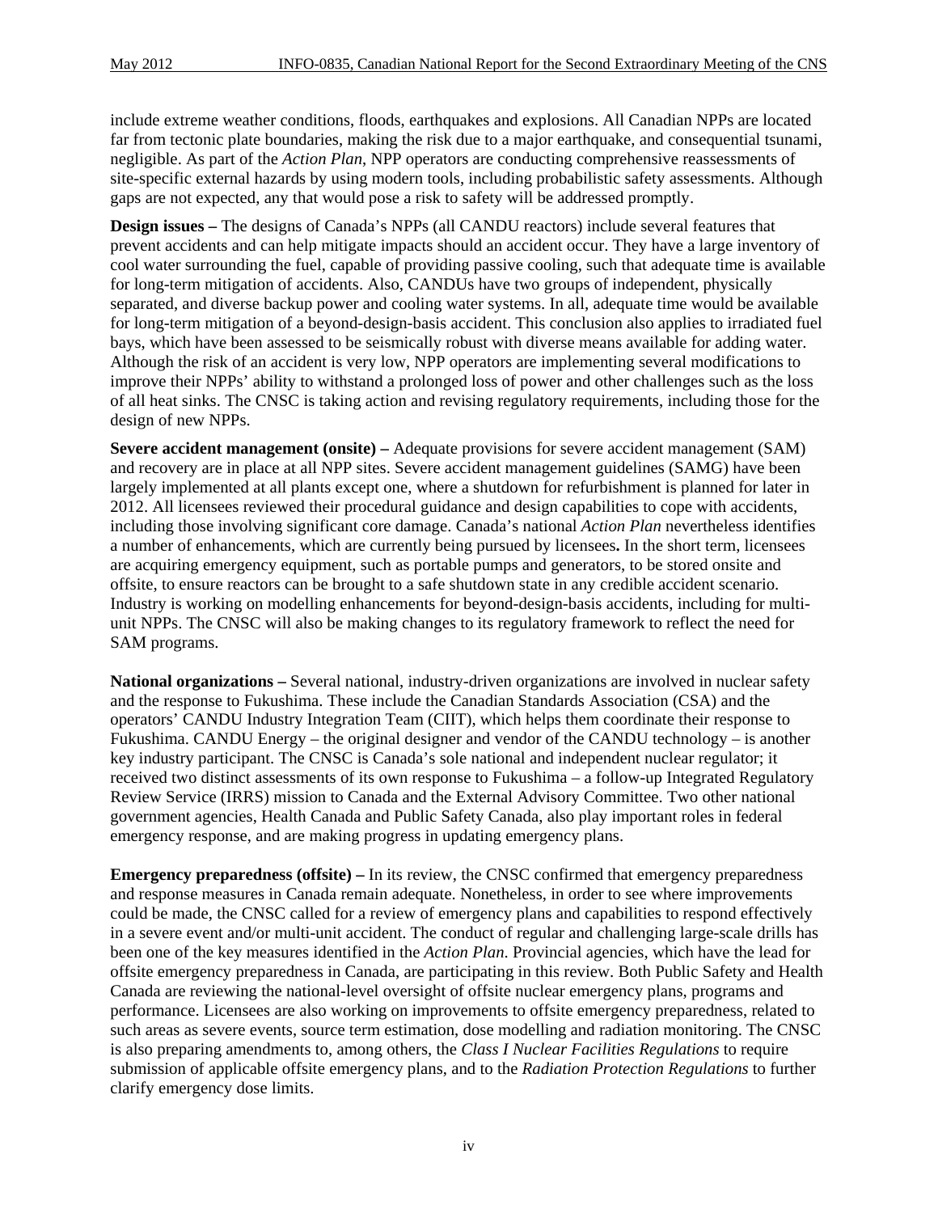include extreme weather conditions, floods, earthquakes and explosions. All Canadian NPPs are located far from tectonic plate boundaries, making the risk due to a major earthquake, and consequential tsunami, negligible. As part of the *Action Plan*, NPP operators are conducting comprehensive reassessments of site-specific external hazards by using modern tools, including probabilistic safety assessments. Although gaps are not expected, any that would pose a risk to safety will be addressed promptly.

**Design issues –** The designs of Canada's NPPs (all CANDU reactors) include several features that prevent accidents and can help mitigate impacts should an accident occur. They have a large inventory of cool water surrounding the fuel, capable of providing passive cooling, such that adequate time is available for long-term mitigation of accidents. Also, CANDUs have two groups of independent, physically separated, and diverse backup power and cooling water systems. In all, adequate time would be available for long-term mitigation of a beyond-design-basis accident. This conclusion also applies to irradiated fuel bays, which have been assessed to be seismically robust with diverse means available for adding water. Although the risk of an accident is very low, NPP operators are implementing several modifications to improve their NPPs' ability to withstand a prolonged loss of power and other challenges such as the loss of all heat sinks. The CNSC is taking action and revising regulatory requirements, including those for the design of new NPPs.

**Severe accident management (onsite) –** Adequate provisions for severe accident management (SAM) and recovery are in place at all NPP sites. Severe accident management guidelines (SAMG) have been largely implemented at all plants except one, where a shutdown for refurbishment is planned for later in 2012. All licensees reviewed their procedural guidance and design capabilities to cope with accidents, including those involving significant core damage. Canada's national *Action Plan* nevertheless identifies a number of enhancements, which are currently being pursued by licensees**.** In the short term, licensees are acquiring emergency equipment, such as portable pumps and generators, to be stored onsite and offsite, to ensure reactors can be brought to a safe shutdown state in any credible accident scenario. Industry is working on modelling enhancements for beyond-design-basis accidents, including for multi-unit NPPs. The CNSC will also be making changes to its regulatory framework to reflect the need for SAM programs.

**National organizations –** Several national, industry-driven organizations are involved in nuclear safety and the response to Fukushima. These include the Canadian Standards Association (CSA) and the operators' CANDU Industry Integration Team (CIIT), which helps them coordinate their response to Fukushima. CANDU Energy – the original designer and vendor of the CANDU technology – is another key industry participant. The CNSC is Canada's sole national and independent nuclear regulator; it received two distinct assessments of its own response to Fukushima – a follow-up Integrated Regulatory Review Service (IRRS) mission to Canada and the External Advisory Committee. Two other national government agencies, Health Canada and Public Safety Canada, also play important roles in federal emergency response, and are making progress in updating emergency plans.

**Emergency preparedness (offsite) –** In its review, the CNSC confirmed that emergency preparedness and response measures in Canada remain adequate. Nonetheless, in order to see where improvements could be made, the CNSC called for a review of emergency plans and capabilities to respond effectively in a severe event and/or multi-unit accident. The conduct of regular and challenging large-scale drills has been one of the key measures identified in the *Action Plan*. Provincial agencies, which have the lead for offsite emergency preparedness in Canada, are participating in this review. Both Public Safety and Health Canada are reviewing the national-level oversight of offsite nuclear emergency plans, programs and performance. Licensees are also working on improvements to offsite emergency preparedness, related to such areas as severe events, source term estimation, dose modelling and radiation monitoring. The CNSC is also preparing amendments to, among others, the *Class I Nuclear Facilities Regulations* to require submission of applicable offsite emergency plans, and to the *Radiation Protection Regulations* to further clarify emergency dose limits.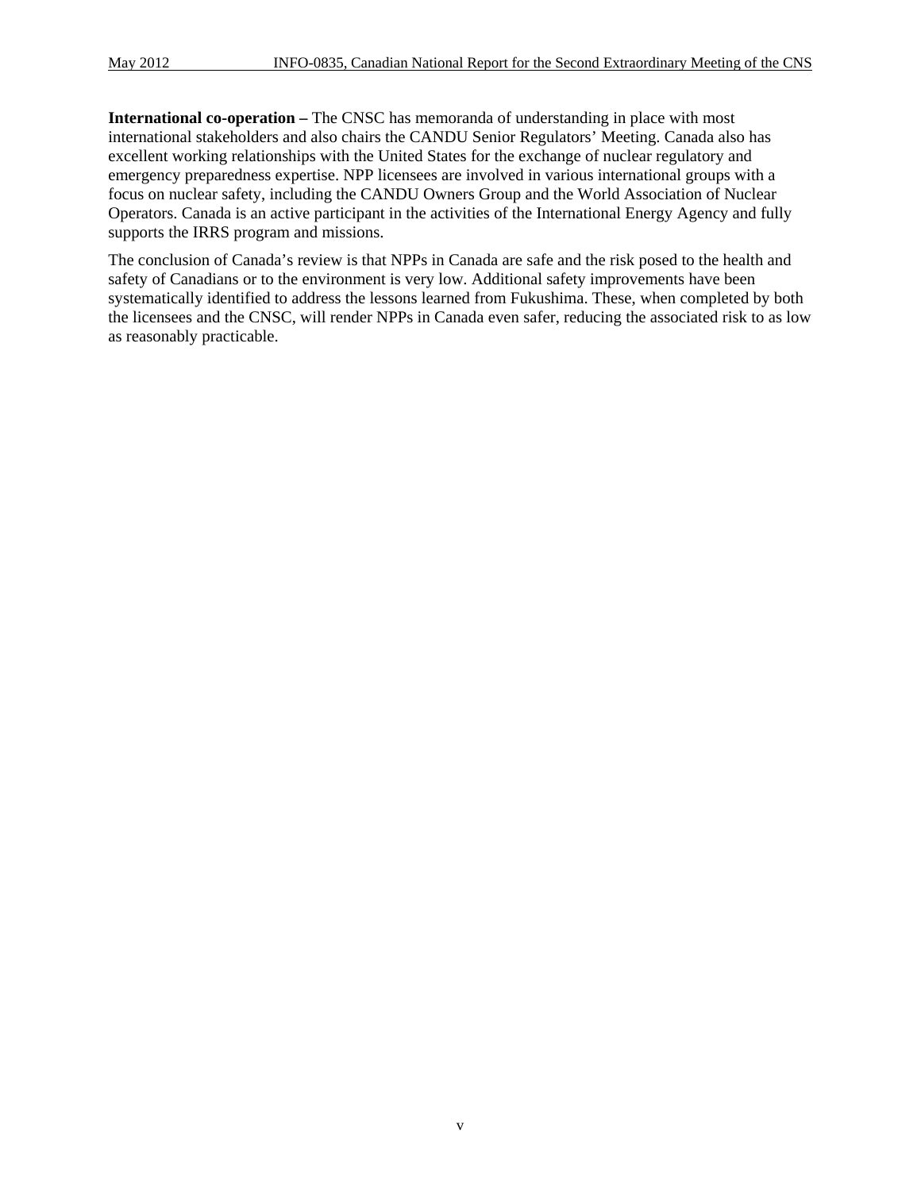**International co-operation –** The CNSC has memoranda of understanding in place with most international stakeholders and also chairs the CANDU Senior Regulators' Meeting. Canada also has excellent working relationships with the United States for the exchange of nuclear regulatory and emergency preparedness expertise. NPP licensees are involved in various international groups with a focus on nuclear safety, including the CANDU Owners Group and the World Association of Nuclear Operators. Canada is an active participant in the activities of the International Energy Agency and fully supports the IRRS program and missions.

The conclusion of Canada's review is that NPPs in Canada are safe and the risk posed to the health and safety of Canadians or to the environment is very low. Additional safety improvements have been systematically identified to address the lessons learned from Fukushima. These, when completed by both the licensees and the CNSC, will render NPPs in Canada even safer, reducing the associated risk to as low as reasonably practicable.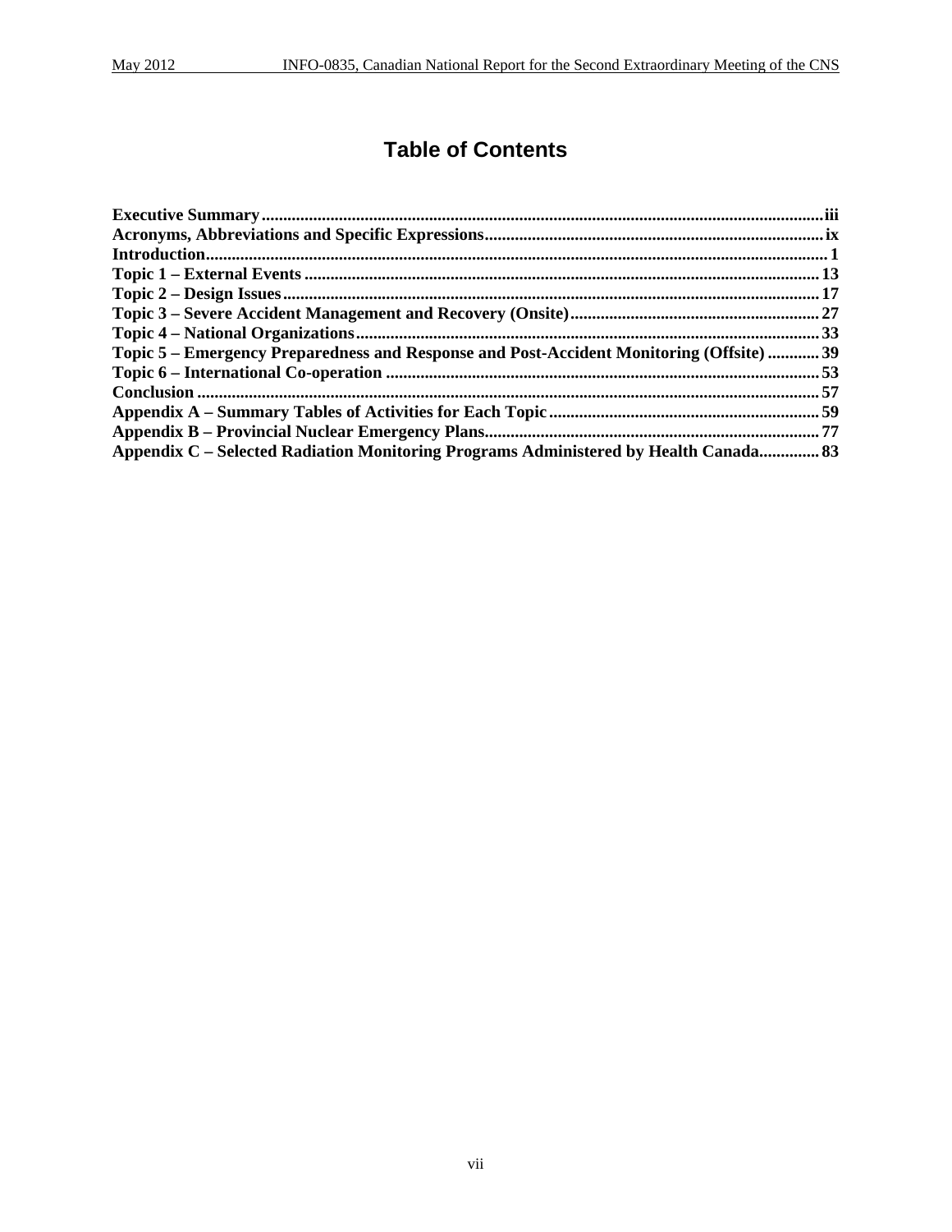# Table of Contents

**Executive Summary** ....... iii
**Acronyms, Abbreviations and Specific Expressions** ....... ix
**Introduction** ....... 1
**Topic 1 – External Events** ....... 13
**Topic 2 – Design Issues** ....... 17
**Topic 3 – Severe Accident Management and Recovery (Onsite)** ....... 27
**Topic 4 – National Organizations** ....... 33
**Topic 5 – Emergency Preparedness and Response and Post-Accident Monitoring (Offsite)** ....... 39
**Topic 6 – International Co-operation** ....... 53
**Conclusion** ....... 57
**Appendix A – Summary Tables of Activities for Each Topic** ....... 59
**Appendix B – Provincial Nuclear Emergency Plans** ....... 77
**Appendix C – Selected Radiation Monitoring Programs Administered by Health Canada** ....... 83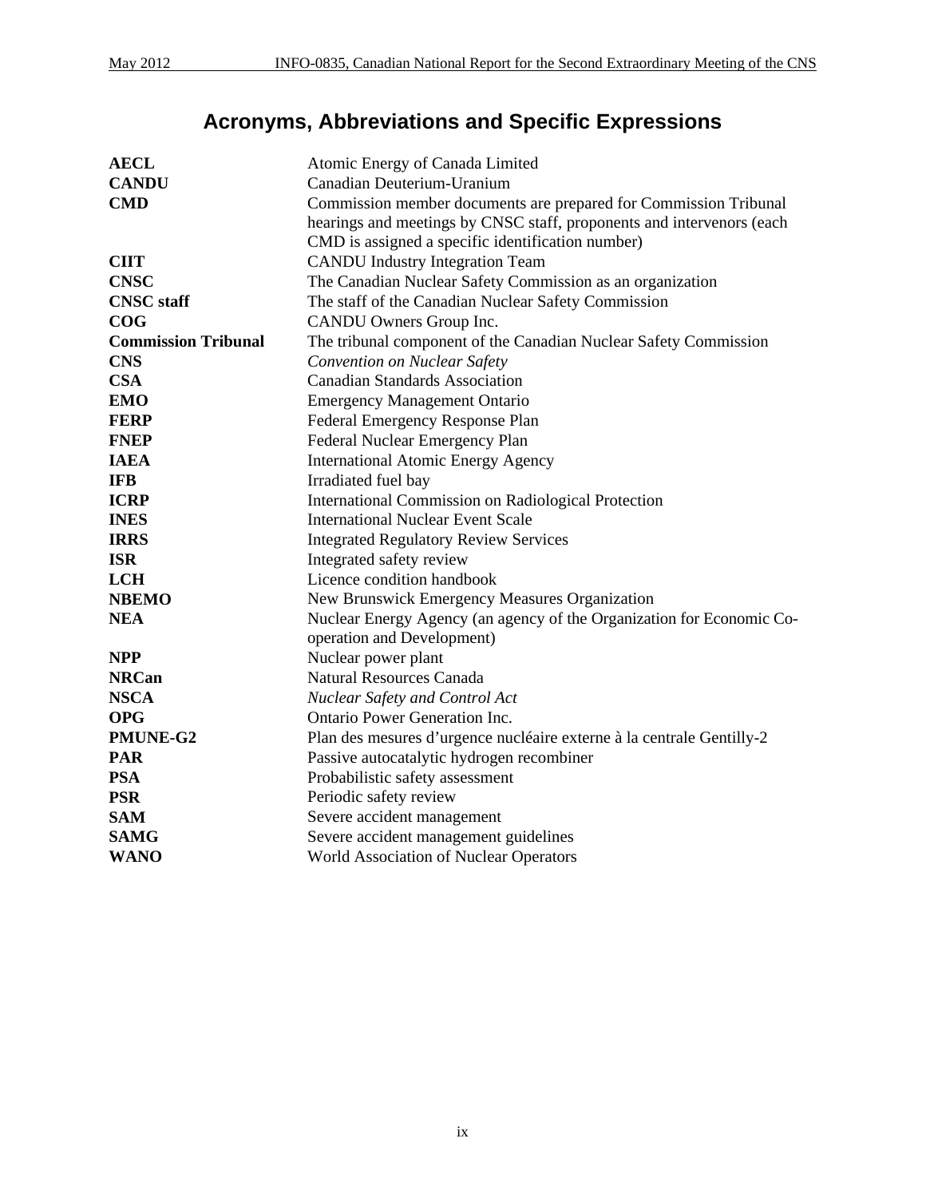# Acronyms, Abbreviations and Specific Expressions

| | |
|---|---|
| **AECL** | Atomic Energy of Canada Limited |
| **CANDU** | Canadian Deuterium-Uranium |
| **CMD** | Commission member documents are prepared for Commission Tribunal hearings and meetings by CNSC staff, proponents and intervenors (each CMD is assigned a specific identification number) |
| **CIIT** | CANDU Industry Integration Team |
| **CNSC** | The Canadian Nuclear Safety Commission as an organization |
| **CNSC staff** | The staff of the Canadian Nuclear Safety Commission |
| **COG** | CANDU Owners Group Inc. |
| **Commission Tribunal** | The tribunal component of the Canadian Nuclear Safety Commission |
| **CNS** | *Convention on Nuclear Safety* |
| **CSA** | Canadian Standards Association |
| **EMO** | Emergency Management Ontario |
| **FERP** | Federal Emergency Response Plan |
| **FNEP** | Federal Nuclear Emergency Plan |
| **IAEA** | International Atomic Energy Agency |
| **IFB** | Irradiated fuel bay |
| **ICRP** | International Commission on Radiological Protection |
| **INES** | International Nuclear Event Scale |
| **IRRS** | Integrated Regulatory Review Services |
| **ISR** | Integrated safety review |
| **LCH** | Licence condition handbook |
| **NBEMO** | New Brunswick Emergency Measures Organization |
| **NEA** | Nuclear Energy Agency (an agency of the Organization for Economic Co-operation and Development) |
| **NPP** | Nuclear power plant |
| **NRCan** | Natural Resources Canada |
| **NSCA** | *Nuclear Safety and Control Act* |
| **OPG** | Ontario Power Generation Inc. |
| **PMUNE-G2** | Plan des mesures d'urgence nucléaire externe à la centrale Gentilly-2 |
| **PAR** | Passive autocatalytic hydrogen recombiner |
| **PSA** | Probabilistic safety assessment |
| **PSR** | Periodic safety review |
| **SAM** | Severe accident management |
| **SAMG** | Severe accident management guidelines |
| **WANO** | World Association of Nuclear Operators |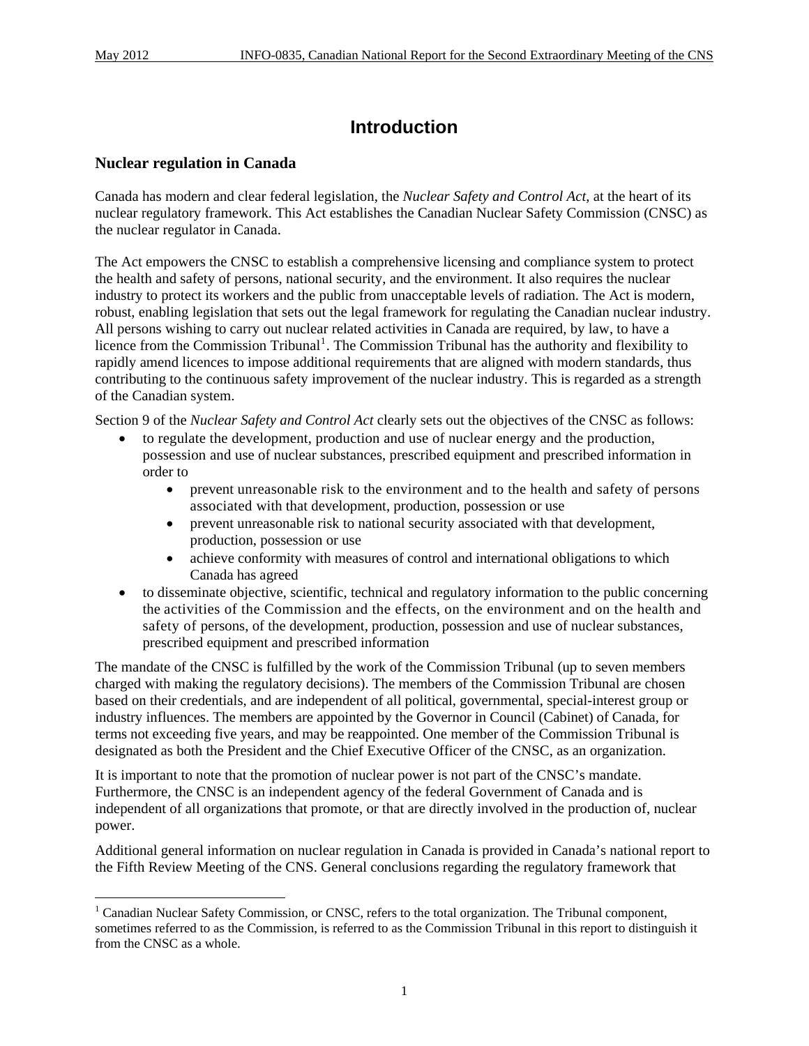# Introduction

## Nuclear regulation in Canada

Canada has modern and clear federal legislation, the *Nuclear Safety and Control Act*, at the heart of its nuclear regulatory framework. This Act establishes the Canadian Nuclear Safety Commission (CNSC) as the nuclear regulator in Canada.

The Act empowers the CNSC to establish a comprehensive licensing and compliance system to protect the health and safety of persons, national security, and the environment. It also requires the nuclear industry to protect its workers and the public from unacceptable levels of radiation. The Act is modern, robust, enabling legislation that sets out the legal framework for regulating the Canadian nuclear industry. All persons wishing to carry out nuclear related activities in Canada are required, by law, to have a licence from the Commission Tribunal[1]. The Commission Tribunal has the authority and flexibility to rapidly amend licences to impose additional requirements that are aligned with modern standards, thus contributing to the continuous safety improvement of the nuclear industry. This is regarded as a strength of the Canadian system.

Section 9 of the *Nuclear Safety and Control Act* clearly sets out the objectives of the CNSC as follows:

- to regulate the development, production and use of nuclear energy and the production, possession and use of nuclear substances, prescribed equipment and prescribed information in order to
    - prevent unreasonable risk to the environment and to the health and safety of persons associated with that development, production, possession or use
    - prevent unreasonable risk to national security associated with that development, production, possession or use
    - achieve conformity with measures of control and international obligations to which Canada has agreed
- to disseminate objective, scientific, technical and regulatory information to the public concerning the activities of the Commission and the effects, on the environment and on the health and safety of persons, of the development, production, possession and use of nuclear substances, prescribed equipment and prescribed information

The mandate of the CNSC is fulfilled by the work of the Commission Tribunal (up to seven members charged with making the regulatory decisions). The members of the Commission Tribunal are chosen based on their credentials, and are independent of all political, governmental, special-interest group or industry influences. The members are appointed by the Governor in Council (Cabinet) of Canada, for terms not exceeding five years, and may be reappointed. One member of the Commission Tribunal is designated as both the President and the Chief Executive Officer of the CNSC, as an organization.

It is important to note that the promotion of nuclear power is not part of the CNSC's mandate. Furthermore, the CNSC is an independent agency of the federal Government of Canada and is independent of all organizations that promote, or that are directly involved in the production of, nuclear power.

Additional general information on nuclear regulation in Canada is provided in Canada's national report to the Fifth Review Meeting of the CNS. General conclusions regarding the regulatory framework that

[1] Canadian Nuclear Safety Commission, or CNSC, refers to the total organization. The Tribunal component, sometimes referred to as the Commission, is referred to as the Commission Tribunal in this report to distinguish it from the CNSC as a whole.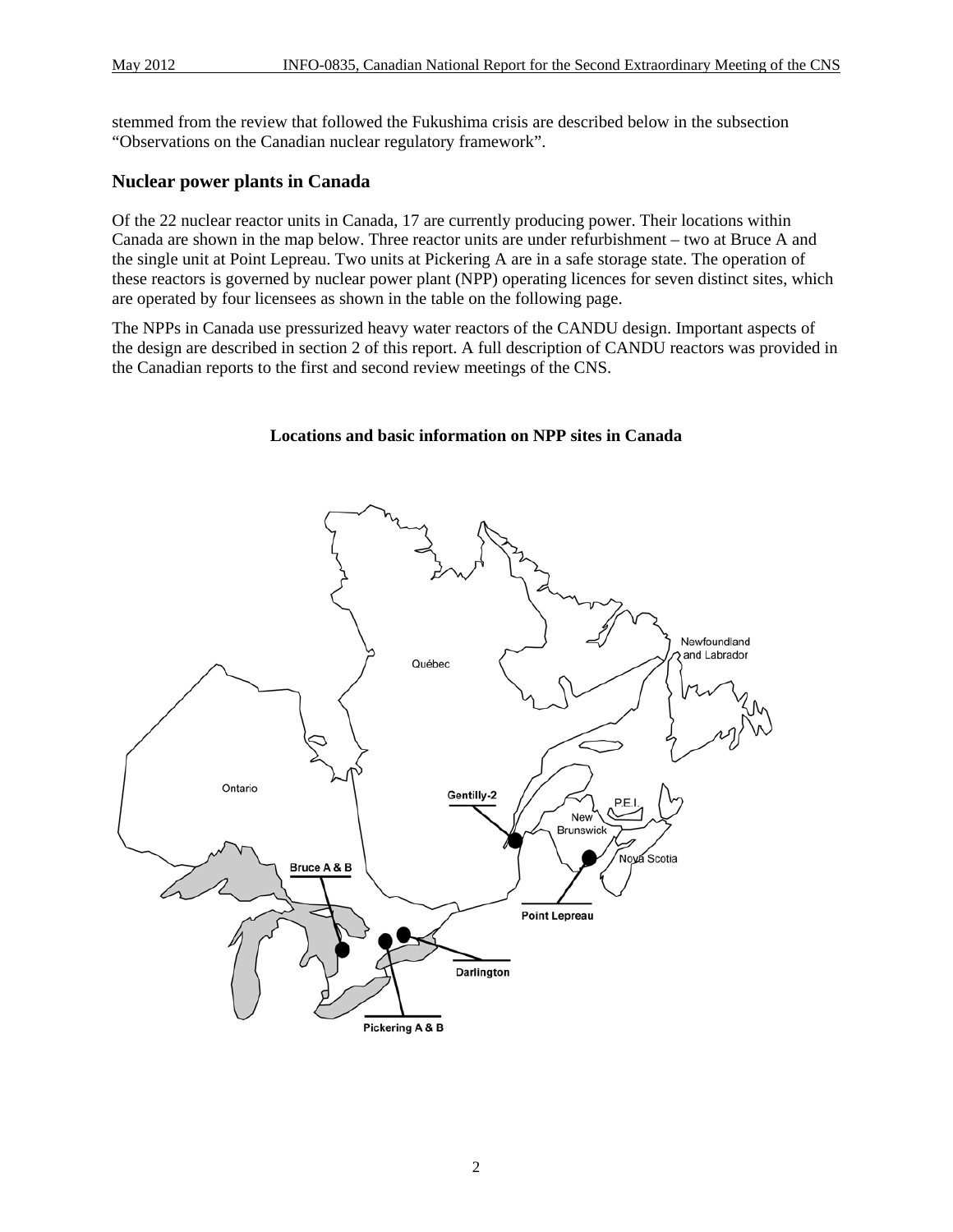stemmed from the review that followed the Fukushima crisis are described below in the subsection "Observations on the Canadian nuclear regulatory framework".

## Nuclear power plants in Canada

Of the 22 nuclear reactor units in Canada, 17 are currently producing power. Their locations within Canada are shown in the map below. Three reactor units are under refurbishment – two at Bruce A and the single unit at Point Lepreau. Two units at Pickering A are in a safe storage state. The operation of these reactors is governed by nuclear power plant (NPP) operating licences for seven distinct sites, which are operated by four licensees as shown in the table on the following page.

The NPPs in Canada use pressurized heavy water reactors of the CANDU design. Important aspects of the design are described in section 2 of this report. A full description of CANDU reactors was provided in the Canadian reports to the first and second review meetings of the CNS.

**Locations and basic information on NPP sites in Canada**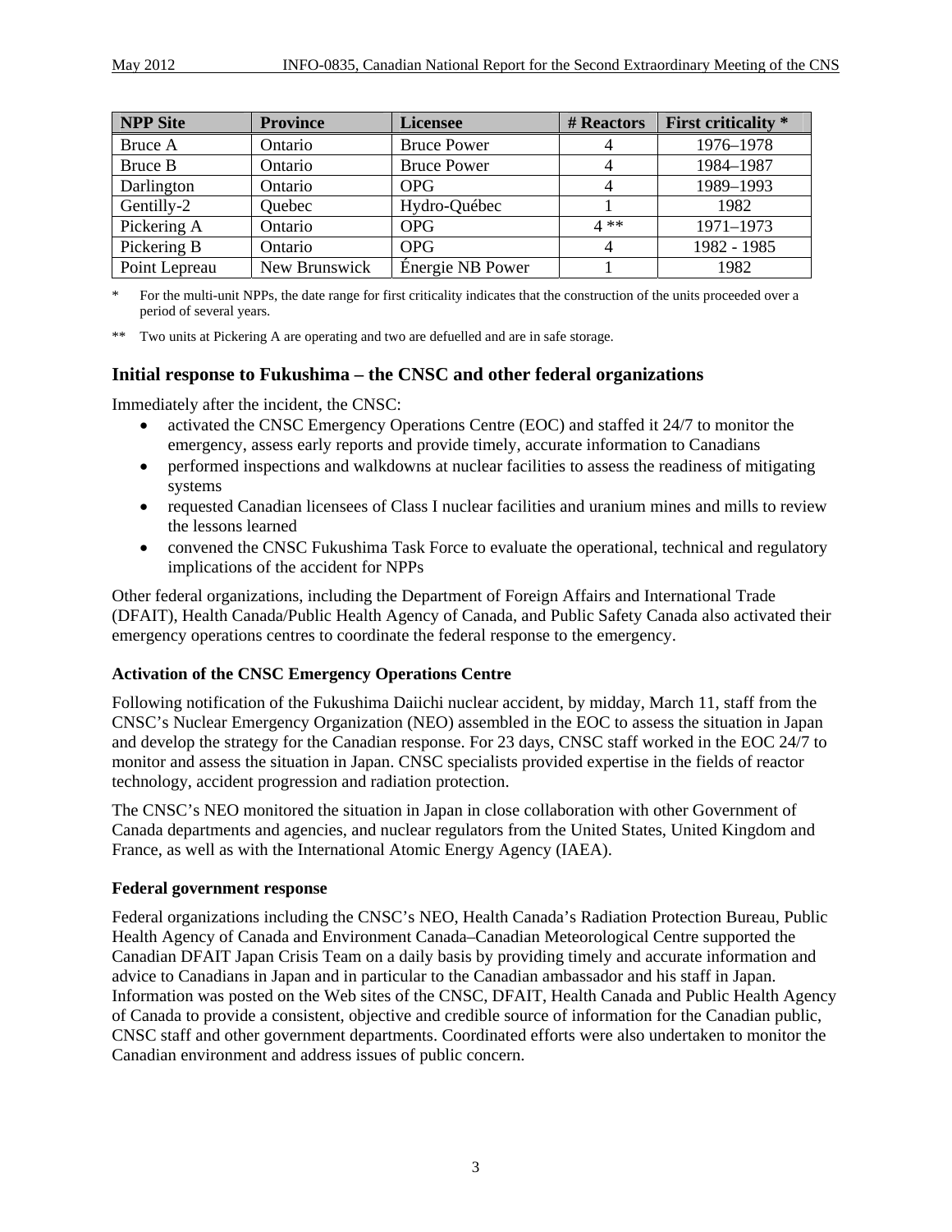| NPP Site | Province | Licensee | # Reactors | First criticality * |
|---|---|---|---|---|
| Bruce A | Ontario | Bruce Power | 4 | 1976–1978 |
| Bruce B | Ontario | Bruce Power | 4 | 1984–1987 |
| Darlington | Ontario | OPG | 4 | 1989–1993 |
| Gentilly-2 | Quebec | Hydro-Québec | 1 | 1982 |
| Pickering A | Ontario | OPG | 4 ** | 1971–1973 |
| Pickering B | Ontario | OPG | 4 | 1982 - 1985 |
| Point Lepreau | New Brunswick | Énergie NB Power | 1 | 1982 |

* For the multi-unit NPPs, the date range for first criticality indicates that the construction of the units proceeded over a period of several years.

** Two units at Pickering A are operating and two are defuelled and are in safe storage.

## Initial response to Fukushima – the CNSC and other federal organizations

Immediately after the incident, the CNSC:

- activated the CNSC Emergency Operations Centre (EOC) and staffed it 24/7 to monitor the emergency, assess early reports and provide timely, accurate information to Canadians
- performed inspections and walkdowns at nuclear facilities to assess the readiness of mitigating systems
- requested Canadian licensees of Class I nuclear facilities and uranium mines and mills to review the lessons learned
- convened the CNSC Fukushima Task Force to evaluate the operational, technical and regulatory implications of the accident for NPPs

Other federal organizations, including the Department of Foreign Affairs and International Trade (DFAIT), Health Canada/Public Health Agency of Canada, and Public Safety Canada also activated their emergency operations centres to coordinate the federal response to the emergency.

### Activation of the CNSC Emergency Operations Centre

Following notification of the Fukushima Daiichi nuclear accident, by midday, March 11, staff from the CNSC's Nuclear Emergency Organization (NEO) assembled in the EOC to assess the situation in Japan and develop the strategy for the Canadian response. For 23 days, CNSC staff worked in the EOC 24/7 to monitor and assess the situation in Japan. CNSC specialists provided expertise in the fields of reactor technology, accident progression and radiation protection.

The CNSC's NEO monitored the situation in Japan in close collaboration with other Government of Canada departments and agencies, and nuclear regulators from the United States, United Kingdom and France, as well as with the International Atomic Energy Agency (IAEA).

### Federal government response

Federal organizations including the CNSC's NEO, Health Canada's Radiation Protection Bureau, Public Health Agency of Canada and Environment Canada–Canadian Meteorological Centre supported the Canadian DFAIT Japan Crisis Team on a daily basis by providing timely and accurate information and advice to Canadians in Japan and in particular to the Canadian ambassador and his staff in Japan. Information was posted on the Web sites of the CNSC, DFAIT, Health Canada and Public Health Agency of Canada to provide a consistent, objective and credible source of information for the Canadian public, CNSC staff and other government departments. Coordinated efforts were also undertaken to monitor the Canadian environment and address issues of public concern.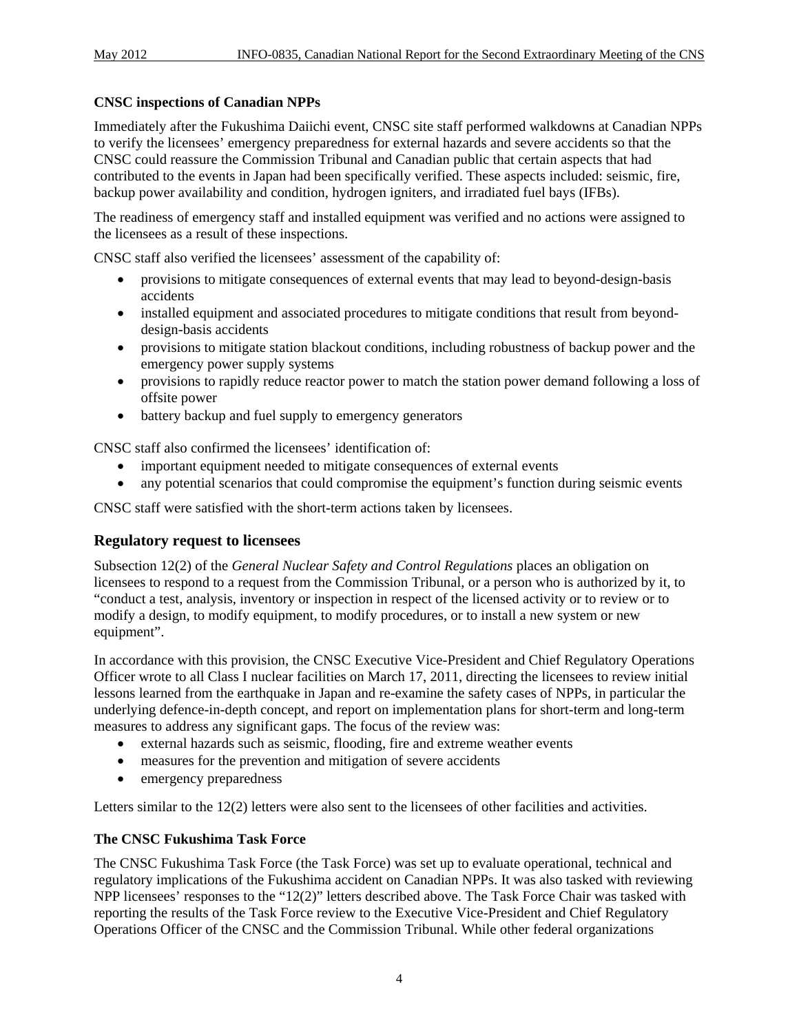**CNSC inspections of Canadian NPPs**

Immediately after the Fukushima Daiichi event, CNSC site staff performed walkdowns at Canadian NPPs to verify the licensees' emergency preparedness for external hazards and severe accidents so that the CNSC could reassure the Commission Tribunal and Canadian public that certain aspects that had contributed to the events in Japan had been specifically verified. These aspects included: seismic, fire, backup power availability and condition, hydrogen igniters, and irradiated fuel bays (IFBs).

The readiness of emergency staff and installed equipment was verified and no actions were assigned to the licensees as a result of these inspections.

CNSC staff also verified the licensees' assessment of the capability of:

- provisions to mitigate consequences of external events that may lead to beyond-design-basis accidents
- installed equipment and associated procedures to mitigate conditions that result from beyond-design-basis accidents
- provisions to mitigate station blackout conditions, including robustness of backup power and the emergency power supply systems
- provisions to rapidly reduce reactor power to match the station power demand following a loss of offsite power
- battery backup and fuel supply to emergency generators

CNSC staff also confirmed the licensees' identification of:

- important equipment needed to mitigate consequences of external events
- any potential scenarios that could compromise the equipment's function during seismic events

CNSC staff were satisfied with the short-term actions taken by licensees.

## Regulatory request to licensees

Subsection 12(2) of the *General Nuclear Safety and Control Regulations* places an obligation on licensees to respond to a request from the Commission Tribunal, or a person who is authorized by it, to "conduct a test, analysis, inventory or inspection in respect of the licensed activity or to review or to modify a design, to modify equipment, to modify procedures, or to install a new system or new equipment".

In accordance with this provision, the CNSC Executive Vice-President and Chief Regulatory Operations Officer wrote to all Class I nuclear facilities on March 17, 2011, directing the licensees to review initial lessons learned from the earthquake in Japan and re-examine the safety cases of NPPs, in particular the underlying defence-in-depth concept, and report on implementation plans for short-term and long-term measures to address any significant gaps. The focus of the review was:

- external hazards such as seismic, flooding, fire and extreme weather events
- measures for the prevention and mitigation of severe accidents
- emergency preparedness

Letters similar to the 12(2) letters were also sent to the licensees of other facilities and activities.

**The CNSC Fukushima Task Force**

The CNSC Fukushima Task Force (the Task Force) was set up to evaluate operational, technical and regulatory implications of the Fukushima accident on Canadian NPPs. It was also tasked with reviewing NPP licensees' responses to the "12(2)" letters described above. The Task Force Chair was tasked with reporting the results of the Task Force review to the Executive Vice-President and Chief Regulatory Operations Officer of the CNSC and the Commission Tribunal. While other federal organizations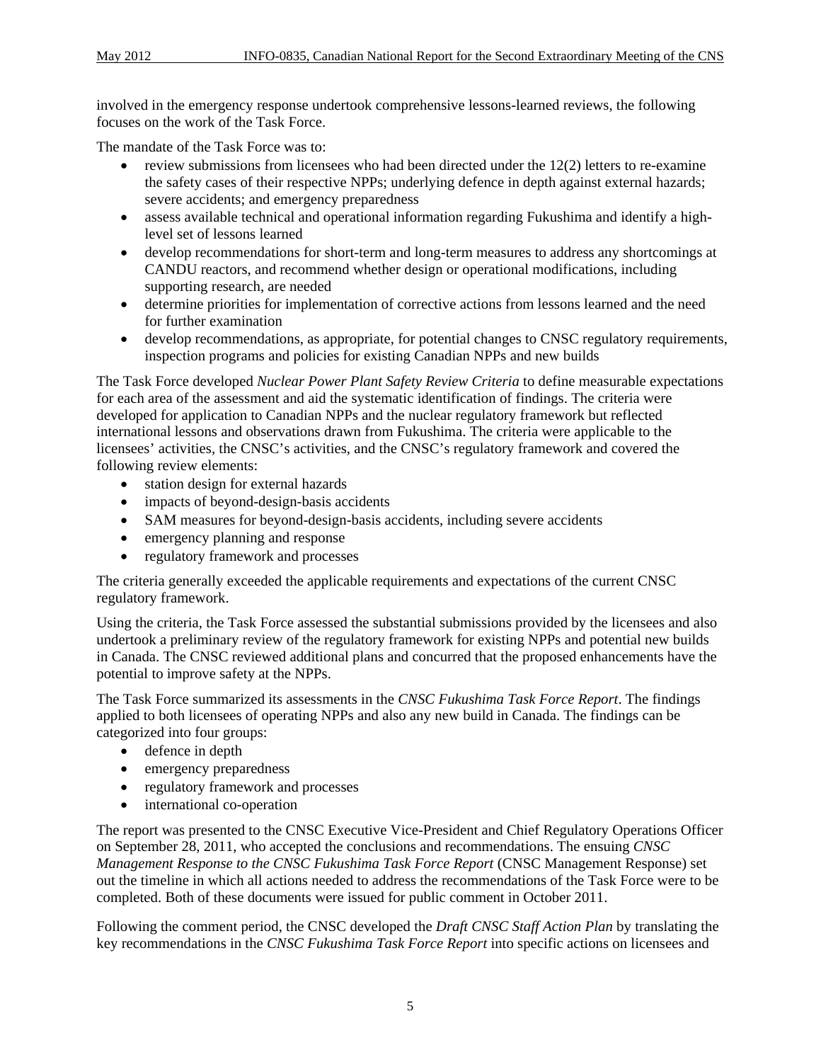involved in the emergency response undertook comprehensive lessons-learned reviews, the following focuses on the work of the Task Force.

The mandate of the Task Force was to:

- review submissions from licensees who had been directed under the 12(2) letters to re-examine the safety cases of their respective NPPs; underlying defence in depth against external hazards; severe accidents; and emergency preparedness
- assess available technical and operational information regarding Fukushima and identify a high-level set of lessons learned
- develop recommendations for short-term and long-term measures to address any shortcomings at CANDU reactors, and recommend whether design or operational modifications, including supporting research, are needed
- determine priorities for implementation of corrective actions from lessons learned and the need for further examination
- develop recommendations, as appropriate, for potential changes to CNSC regulatory requirements, inspection programs and policies for existing Canadian NPPs and new builds

The Task Force developed *Nuclear Power Plant Safety Review Criteria* to define measurable expectations for each area of the assessment and aid the systematic identification of findings. The criteria were developed for application to Canadian NPPs and the nuclear regulatory framework but reflected international lessons and observations drawn from Fukushima. The criteria were applicable to the licensees' activities, the CNSC's activities, and the CNSC's regulatory framework and covered the following review elements:

- station design for external hazards
- impacts of beyond-design-basis accidents
- SAM measures for beyond-design-basis accidents, including severe accidents
- emergency planning and response
- regulatory framework and processes

The criteria generally exceeded the applicable requirements and expectations of the current CNSC regulatory framework.

Using the criteria, the Task Force assessed the substantial submissions provided by the licensees and also undertook a preliminary review of the regulatory framework for existing NPPs and potential new builds in Canada. The CNSC reviewed additional plans and concurred that the proposed enhancements have the potential to improve safety at the NPPs.

The Task Force summarized its assessments in the *CNSC Fukushima Task Force Report*. The findings applied to both licensees of operating NPPs and also any new build in Canada. The findings can be categorized into four groups:

- defence in depth
- emergency preparedness
- regulatory framework and processes
- international co-operation

The report was presented to the CNSC Executive Vice-President and Chief Regulatory Operations Officer on September 28, 2011, who accepted the conclusions and recommendations. The ensuing *CNSC Management Response to the CNSC Fukushima Task Force Report* (CNSC Management Response) set out the timeline in which all actions needed to address the recommendations of the Task Force were to be completed. Both of these documents were issued for public comment in October 2011.

Following the comment period, the CNSC developed the *Draft CNSC Staff Action Plan* by translating the key recommendations in the *CNSC Fukushima Task Force Report* into specific actions on licensees and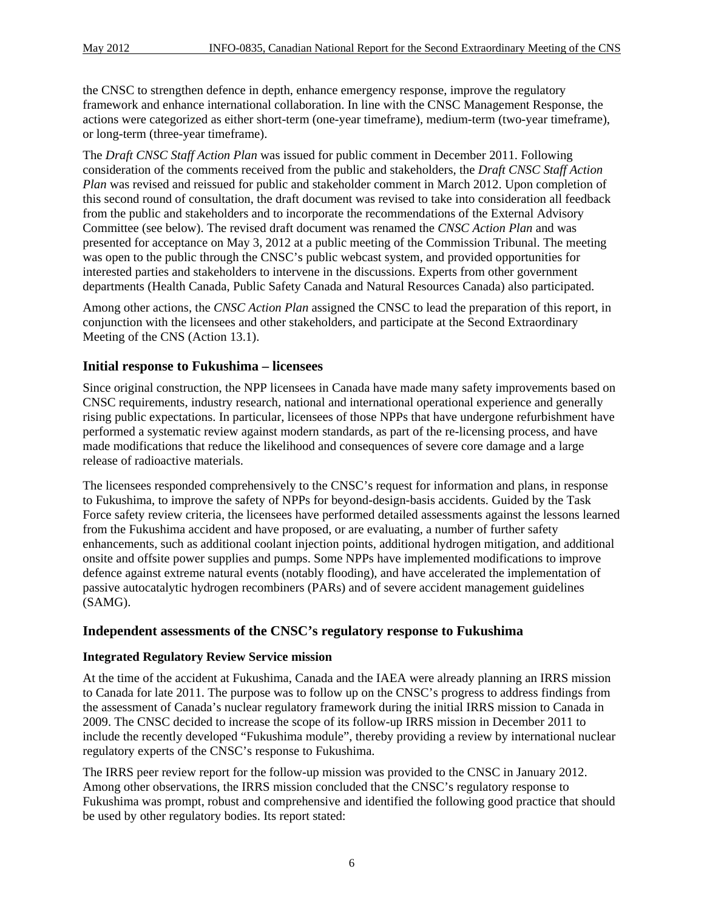the CNSC to strengthen defence in depth, enhance emergency response, improve the regulatory framework and enhance international collaboration. In line with the CNSC Management Response, the actions were categorized as either short-term (one-year timeframe), medium-term (two-year timeframe), or long-term (three-year timeframe).

The *Draft CNSC Staff Action Plan* was issued for public comment in December 2011. Following consideration of the comments received from the public and stakeholders, the *Draft CNSC Staff Action Plan* was revised and reissued for public and stakeholder comment in March 2012. Upon completion of this second round of consultation, the draft document was revised to take into consideration all feedback from the public and stakeholders and to incorporate the recommendations of the External Advisory Committee (see below). The revised draft document was renamed the *CNSC Action Plan* and was presented for acceptance on May 3, 2012 at a public meeting of the Commission Tribunal. The meeting was open to the public through the CNSC's public webcast system, and provided opportunities for interested parties and stakeholders to intervene in the discussions. Experts from other government departments (Health Canada, Public Safety Canada and Natural Resources Canada) also participated.

Among other actions, the *CNSC Action Plan* assigned the CNSC to lead the preparation of this report, in conjunction with the licensees and other stakeholders, and participate at the Second Extraordinary Meeting of the CNS (Action 13.1).

## Initial response to Fukushima – licensees

Since original construction, the NPP licensees in Canada have made many safety improvements based on CNSC requirements, industry research, national and international operational experience and generally rising public expectations. In particular, licensees of those NPPs that have undergone refurbishment have performed a systematic review against modern standards, as part of the re-licensing process, and have made modifications that reduce the likelihood and consequences of severe core damage and a large release of radioactive materials.

The licensees responded comprehensively to the CNSC's request for information and plans, in response to Fukushima, to improve the safety of NPPs for beyond-design-basis accidents. Guided by the Task Force safety review criteria, the licensees have performed detailed assessments against the lessons learned from the Fukushima accident and have proposed, or are evaluating, a number of further safety enhancements, such as additional coolant injection points, additional hydrogen mitigation, and additional onsite and offsite power supplies and pumps. Some NPPs have implemented modifications to improve defence against extreme natural events (notably flooding), and have accelerated the implementation of passive autocatalytic hydrogen recombiners (PARs) and of severe accident management guidelines (SAMG).

## Independent assessments of the CNSC's regulatory response to Fukushima

### Integrated Regulatory Review Service mission

At the time of the accident at Fukushima, Canada and the IAEA were already planning an IRRS mission to Canada for late 2011. The purpose was to follow up on the CNSC's progress to address findings from the assessment of Canada's nuclear regulatory framework during the initial IRRS mission to Canada in 2009. The CNSC decided to increase the scope of its follow-up IRRS mission in December 2011 to include the recently developed "Fukushima module", thereby providing a review by international nuclear regulatory experts of the CNSC's response to Fukushima.

The IRRS peer review report for the follow-up mission was provided to the CNSC in January 2012. Among other observations, the IRRS mission concluded that the CNSC's regulatory response to Fukushima was prompt, robust and comprehensive and identified the following good practice that should be used by other regulatory bodies. Its report stated: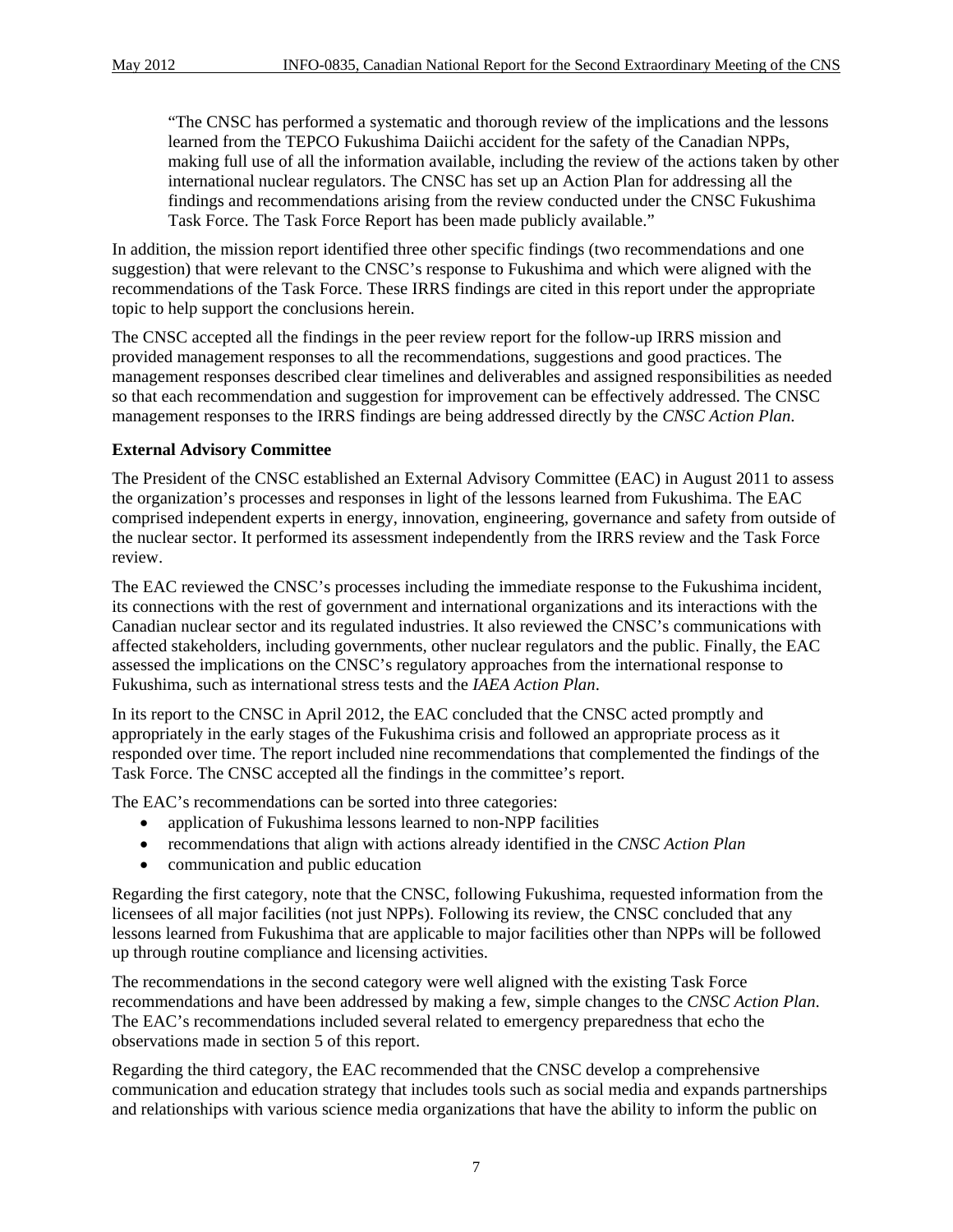> "The CNSC has performed a systematic and thorough review of the implications and the lessons learned from the TEPCO Fukushima Daiichi accident for the safety of the Canadian NPPs, making full use of all the information available, including the review of the actions taken by other international nuclear regulators. The CNSC has set up an Action Plan for addressing all the findings and recommendations arising from the review conducted under the CNSC Fukushima Task Force. The Task Force Report has been made publicly available."

In addition, the mission report identified three other specific findings (two recommendations and one suggestion) that were relevant to the CNSC's response to Fukushima and which were aligned with the recommendations of the Task Force. These IRRS findings are cited in this report under the appropriate topic to help support the conclusions herein.

The CNSC accepted all the findings in the peer review report for the follow-up IRRS mission and provided management responses to all the recommendations, suggestions and good practices. The management responses described clear timelines and deliverables and assigned responsibilities as needed so that each recommendation and suggestion for improvement can be effectively addressed. The CNSC management responses to the IRRS findings are being addressed directly by the *CNSC Action Plan*.

**External Advisory Committee**

The President of the CNSC established an External Advisory Committee (EAC) in August 2011 to assess the organization's processes and responses in light of the lessons learned from Fukushima. The EAC comprised independent experts in energy, innovation, engineering, governance and safety from outside of the nuclear sector. It performed its assessment independently from the IRRS review and the Task Force review.

The EAC reviewed the CNSC's processes including the immediate response to the Fukushima incident, its connections with the rest of government and international organizations and its interactions with the Canadian nuclear sector and its regulated industries. It also reviewed the CNSC's communications with affected stakeholders, including governments, other nuclear regulators and the public. Finally, the EAC assessed the implications on the CNSC's regulatory approaches from the international response to Fukushima, such as international stress tests and the *IAEA Action Plan*.

In its report to the CNSC in April 2012, the EAC concluded that the CNSC acted promptly and appropriately in the early stages of the Fukushima crisis and followed an appropriate process as it responded over time. The report included nine recommendations that complemented the findings of the Task Force. The CNSC accepted all the findings in the committee's report.

The EAC's recommendations can be sorted into three categories:

- application of Fukushima lessons learned to non-NPP facilities
- recommendations that align with actions already identified in the *CNSC Action Plan*
- communication and public education

Regarding the first category, note that the CNSC, following Fukushima, requested information from the licensees of all major facilities (not just NPPs). Following its review, the CNSC concluded that any lessons learned from Fukushima that are applicable to major facilities other than NPPs will be followed up through routine compliance and licensing activities.

The recommendations in the second category were well aligned with the existing Task Force recommendations and have been addressed by making a few, simple changes to the *CNSC Action Plan*. The EAC's recommendations included several related to emergency preparedness that echo the observations made in section 5 of this report.

Regarding the third category, the EAC recommended that the CNSC develop a comprehensive communication and education strategy that includes tools such as social media and expands partnerships and relationships with various science media organizations that have the ability to inform the public on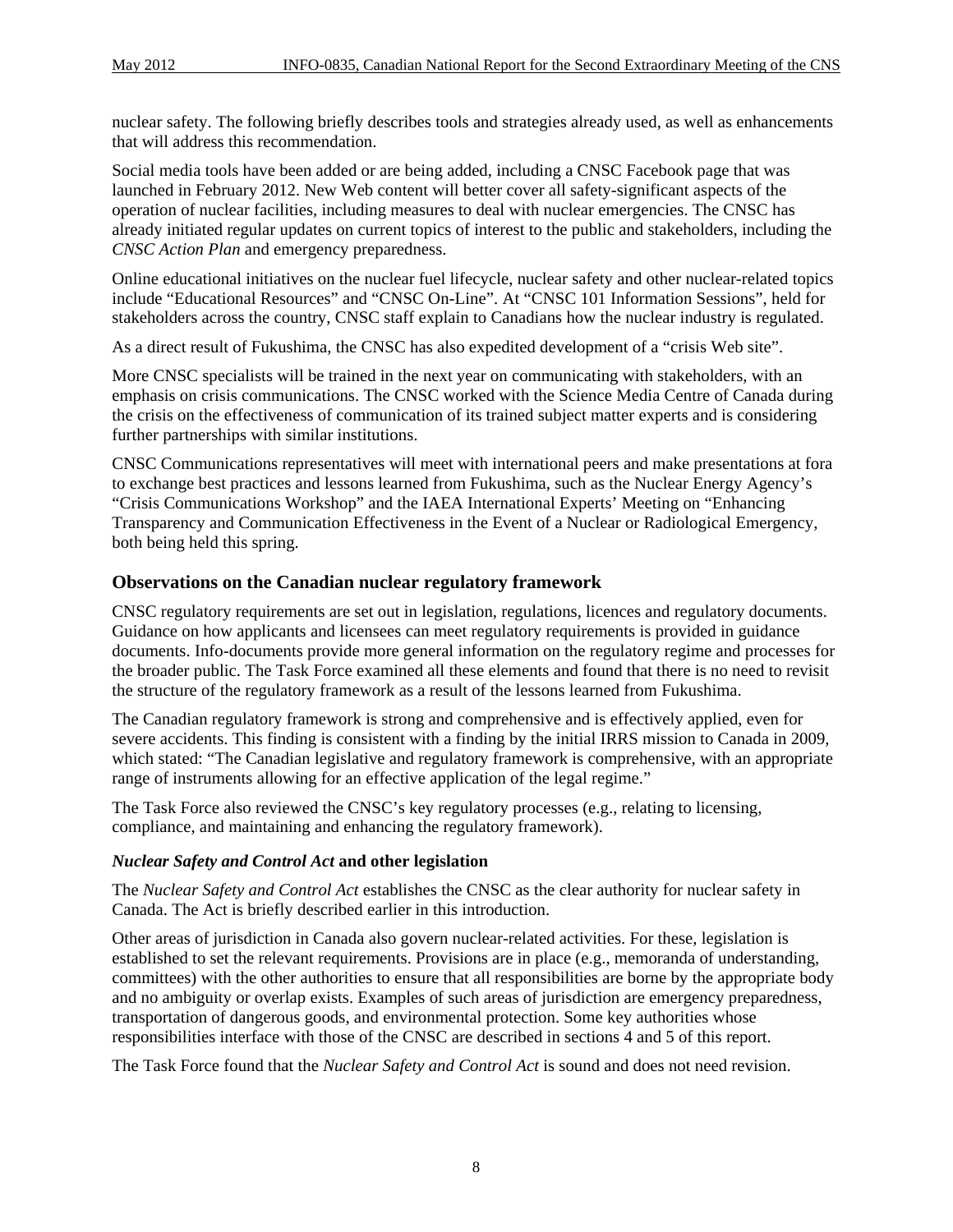nuclear safety. The following briefly describes tools and strategies already used, as well as enhancements that will address this recommendation.

Social media tools have been added or are being added, including a CNSC Facebook page that was launched in February 2012. New Web content will better cover all safety-significant aspects of the operation of nuclear facilities, including measures to deal with nuclear emergencies. The CNSC has already initiated regular updates on current topics of interest to the public and stakeholders, including the *CNSC Action Plan* and emergency preparedness.

Online educational initiatives on the nuclear fuel lifecycle, nuclear safety and other nuclear-related topics include "Educational Resources" and "CNSC On-Line". At "CNSC 101 Information Sessions", held for stakeholders across the country, CNSC staff explain to Canadians how the nuclear industry is regulated.

As a direct result of Fukushima, the CNSC has also expedited development of a "crisis Web site".

More CNSC specialists will be trained in the next year on communicating with stakeholders, with an emphasis on crisis communications. The CNSC worked with the Science Media Centre of Canada during the crisis on the effectiveness of communication of its trained subject matter experts and is considering further partnerships with similar institutions.

CNSC Communications representatives will meet with international peers and make presentations at fora to exchange best practices and lessons learned from Fukushima, such as the Nuclear Energy Agency's "Crisis Communications Workshop" and the IAEA International Experts' Meeting on "Enhancing Transparency and Communication Effectiveness in the Event of a Nuclear or Radiological Emergency, both being held this spring.

## Observations on the Canadian nuclear regulatory framework

CNSC regulatory requirements are set out in legislation, regulations, licences and regulatory documents. Guidance on how applicants and licensees can meet regulatory requirements is provided in guidance documents. Info-documents provide more general information on the regulatory regime and processes for the broader public. The Task Force examined all these elements and found that there is no need to revisit the structure of the regulatory framework as a result of the lessons learned from Fukushima.

The Canadian regulatory framework is strong and comprehensive and is effectively applied, even for severe accidents. This finding is consistent with a finding by the initial IRRS mission to Canada in 2009, which stated: "The Canadian legislative and regulatory framework is comprehensive, with an appropriate range of instruments allowing for an effective application of the legal regime."

The Task Force also reviewed the CNSC's key regulatory processes (e.g., relating to licensing, compliance, and maintaining and enhancing the regulatory framework).

### *Nuclear Safety and Control Act* and other legislation

The *Nuclear Safety and Control Act* establishes the CNSC as the clear authority for nuclear safety in Canada. The Act is briefly described earlier in this introduction.

Other areas of jurisdiction in Canada also govern nuclear-related activities. For these, legislation is established to set the relevant requirements. Provisions are in place (e.g., memoranda of understanding, committees) with the other authorities to ensure that all responsibilities are borne by the appropriate body and no ambiguity or overlap exists. Examples of such areas of jurisdiction are emergency preparedness, transportation of dangerous goods, and environmental protection. Some key authorities whose responsibilities interface with those of the CNSC are described in sections 4 and 5 of this report.

The Task Force found that the *Nuclear Safety and Control Act* is sound and does not need revision.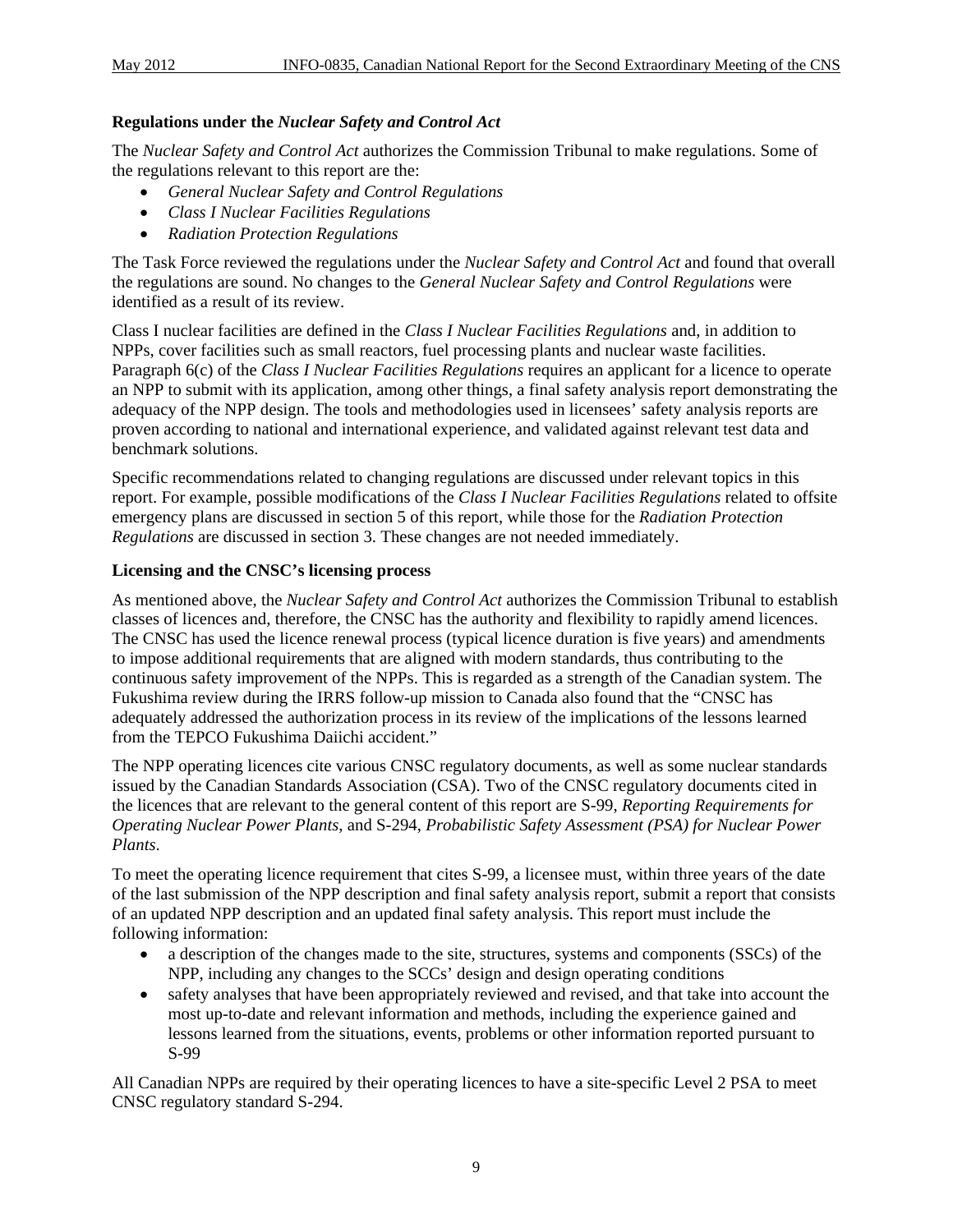**Regulations under the *Nuclear Safety and Control Act***

The *Nuclear Safety and Control Act* authorizes the Commission Tribunal to make regulations. Some of the regulations relevant to this report are the:

- *General Nuclear Safety and Control Regulations*
- *Class I Nuclear Facilities Regulations*
- *Radiation Protection Regulations*

The Task Force reviewed the regulations under the *Nuclear Safety and Control Act* and found that overall the regulations are sound. No changes to the *General Nuclear Safety and Control Regulations* were identified as a result of its review.

Class I nuclear facilities are defined in the *Class I Nuclear Facilities Regulations* and, in addition to NPPs, cover facilities such as small reactors, fuel processing plants and nuclear waste facilities. Paragraph 6(c) of the *Class I Nuclear Facilities Regulations* requires an applicant for a licence to operate an NPP to submit with its application, among other things, a final safety analysis report demonstrating the adequacy of the NPP design. The tools and methodologies used in licensees' safety analysis reports are proven according to national and international experience, and validated against relevant test data and benchmark solutions.

Specific recommendations related to changing regulations are discussed under relevant topics in this report. For example, possible modifications of the *Class I Nuclear Facilities Regulations* related to offsite emergency plans are discussed in section 5 of this report, while those for the *Radiation Protection Regulations* are discussed in section 3. These changes are not needed immediately.

**Licensing and the CNSC's licensing process**

As mentioned above, the *Nuclear Safety and Control Act* authorizes the Commission Tribunal to establish classes of licences and, therefore, the CNSC has the authority and flexibility to rapidly amend licences. The CNSC has used the licence renewal process (typical licence duration is five years) and amendments to impose additional requirements that are aligned with modern standards, thus contributing to the continuous safety improvement of the NPPs. This is regarded as a strength of the Canadian system. The Fukushima review during the IRRS follow-up mission to Canada also found that the "CNSC has adequately addressed the authorization process in its review of the implications of the lessons learned from the TEPCO Fukushima Daiichi accident."

The NPP operating licences cite various CNSC regulatory documents, as well as some nuclear standards issued by the Canadian Standards Association (CSA). Two of the CNSC regulatory documents cited in the licences that are relevant to the general content of this report are S-99, *Reporting Requirements for Operating Nuclear Power Plants*, and S-294, *Probabilistic Safety Assessment (PSA) for Nuclear Power Plants*.

To meet the operating licence requirement that cites S-99, a licensee must, within three years of the date of the last submission of the NPP description and final safety analysis report, submit a report that consists of an updated NPP description and an updated final safety analysis. This report must include the following information:

- a description of the changes made to the site, structures, systems and components (SSCs) of the NPP, including any changes to the SCCs' design and design operating conditions
- safety analyses that have been appropriately reviewed and revised, and that take into account the most up-to-date and relevant information and methods, including the experience gained and lessons learned from the situations, events, problems or other information reported pursuant to S-99

All Canadian NPPs are required by their operating licences to have a site-specific Level 2 PSA to meet CNSC regulatory standard S-294.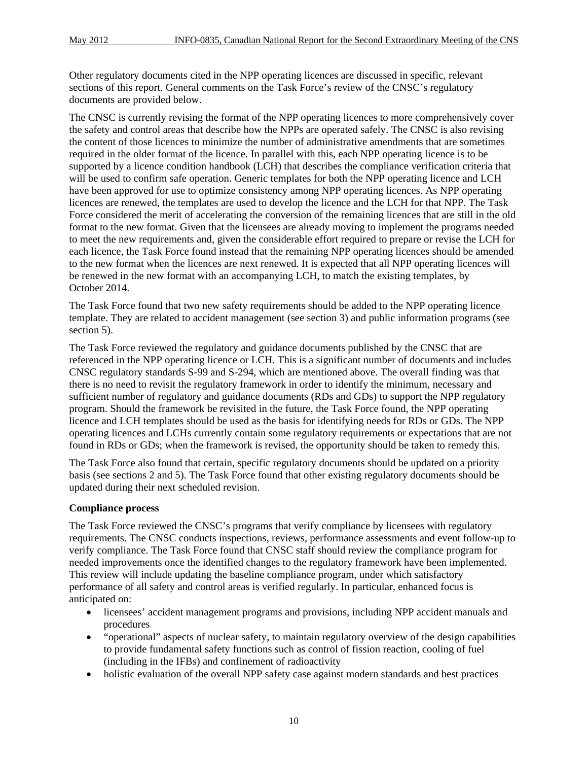Other regulatory documents cited in the NPP operating licences are discussed in specific, relevant sections of this report. General comments on the Task Force's review of the CNSC's regulatory documents are provided below.

The CNSC is currently revising the format of the NPP operating licences to more comprehensively cover the safety and control areas that describe how the NPPs are operated safely. The CNSC is also revising the content of those licences to minimize the number of administrative amendments that are sometimes required in the older format of the licence. In parallel with this, each NPP operating licence is to be supported by a licence condition handbook (LCH) that describes the compliance verification criteria that will be used to confirm safe operation. Generic templates for both the NPP operating licence and LCH have been approved for use to optimize consistency among NPP operating licences. As NPP operating licences are renewed, the templates are used to develop the licence and the LCH for that NPP. The Task Force considered the merit of accelerating the conversion of the remaining licences that are still in the old format to the new format. Given that the licensees are already moving to implement the programs needed to meet the new requirements and, given the considerable effort required to prepare or revise the LCH for each licence, the Task Force found instead that the remaining NPP operating licences should be amended to the new format when the licences are next renewed. It is expected that all NPP operating licences will be renewed in the new format with an accompanying LCH, to match the existing templates, by October 2014.

The Task Force found that two new safety requirements should be added to the NPP operating licence template. They are related to accident management (see section 3) and public information programs (see section 5).

The Task Force reviewed the regulatory and guidance documents published by the CNSC that are referenced in the NPP operating licence or LCH. This is a significant number of documents and includes CNSC regulatory standards S-99 and S-294, which are mentioned above. The overall finding was that there is no need to revisit the regulatory framework in order to identify the minimum, necessary and sufficient number of regulatory and guidance documents (RDs and GDs) to support the NPP regulatory program. Should the framework be revisited in the future, the Task Force found, the NPP operating licence and LCH templates should be used as the basis for identifying needs for RDs or GDs. The NPP operating licences and LCHs currently contain some regulatory requirements or expectations that are not found in RDs or GDs; when the framework is revised, the opportunity should be taken to remedy this.

The Task Force also found that certain, specific regulatory documents should be updated on a priority basis (see sections 2 and 5). The Task Force found that other existing regulatory documents should be updated during their next scheduled revision.

**Compliance process**

The Task Force reviewed the CNSC's programs that verify compliance by licensees with regulatory requirements. The CNSC conducts inspections, reviews, performance assessments and event follow-up to verify compliance. The Task Force found that CNSC staff should review the compliance program for needed improvements once the identified changes to the regulatory framework have been implemented. This review will include updating the baseline compliance program, under which satisfactory performance of all safety and control areas is verified regularly. In particular, enhanced focus is anticipated on:

- licensees' accident management programs and provisions, including NPP accident manuals and procedures
- "operational" aspects of nuclear safety, to maintain regulatory overview of the design capabilities to provide fundamental safety functions such as control of fission reaction, cooling of fuel (including in the IFBs) and confinement of radioactivity
- holistic evaluation of the overall NPP safety case against modern standards and best practices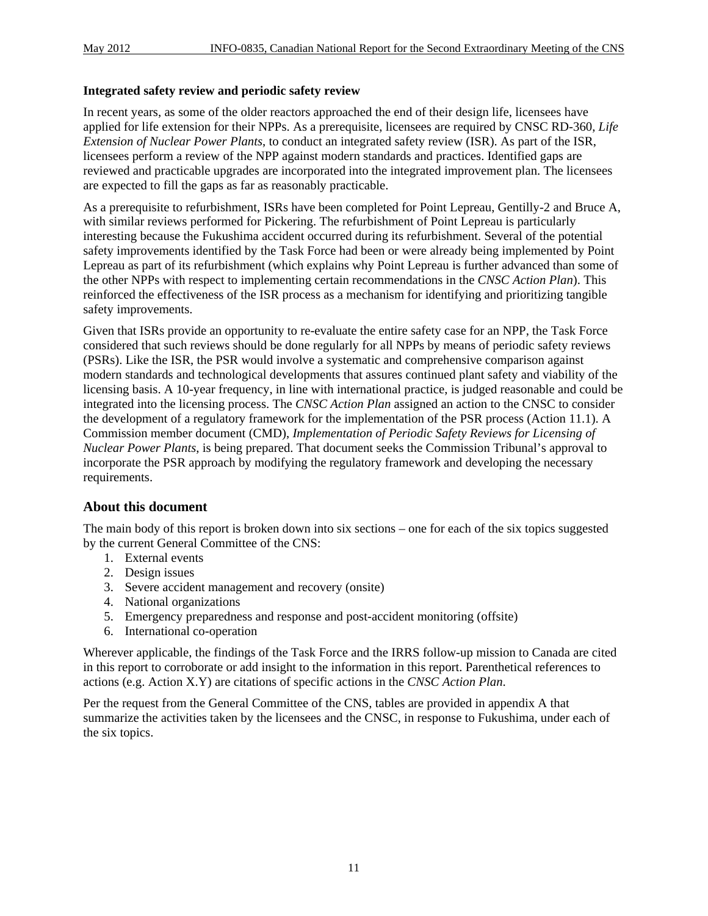**Integrated safety review and periodic safety review**

In recent years, as some of the older reactors approached the end of their design life, licensees have applied for life extension for their NPPs. As a prerequisite, licensees are required by CNSC RD-360, *Life Extension of Nuclear Power Plants*, to conduct an integrated safety review (ISR). As part of the ISR, licensees perform a review of the NPP against modern standards and practices. Identified gaps are reviewed and practicable upgrades are incorporated into the integrated improvement plan. The licensees are expected to fill the gaps as far as reasonably practicable.

As a prerequisite to refurbishment, ISRs have been completed for Point Lepreau, Gentilly-2 and Bruce A, with similar reviews performed for Pickering. The refurbishment of Point Lepreau is particularly interesting because the Fukushima accident occurred during its refurbishment. Several of the potential safety improvements identified by the Task Force had been or were already being implemented by Point Lepreau as part of its refurbishment (which explains why Point Lepreau is further advanced than some of the other NPPs with respect to implementing certain recommendations in the *CNSC Action Plan*). This reinforced the effectiveness of the ISR process as a mechanism for identifying and prioritizing tangible safety improvements.

Given that ISRs provide an opportunity to re-evaluate the entire safety case for an NPP, the Task Force considered that such reviews should be done regularly for all NPPs by means of periodic safety reviews (PSRs). Like the ISR, the PSR would involve a systematic and comprehensive comparison against modern standards and technological developments that assures continued plant safety and viability of the licensing basis. A 10-year frequency, in line with international practice, is judged reasonable and could be integrated into the licensing process. The *CNSC Action Plan* assigned an action to the CNSC to consider the development of a regulatory framework for the implementation of the PSR process (Action 11.1). A Commission member document (CMD), *Implementation of Periodic Safety Reviews for Licensing of Nuclear Power Plants*, is being prepared. That document seeks the Commission Tribunal's approval to incorporate the PSR approach by modifying the regulatory framework and developing the necessary requirements.

## About this document

The main body of this report is broken down into six sections – one for each of the six topics suggested by the current General Committee of the CNS:

1. External events
2. Design issues
3. Severe accident management and recovery (onsite)
4. National organizations
5. Emergency preparedness and response and post-accident monitoring (offsite)
6. International co-operation

Wherever applicable, the findings of the Task Force and the IRRS follow-up mission to Canada are cited in this report to corroborate or add insight to the information in this report. Parenthetical references to actions (e.g. Action X.Y) are citations of specific actions in the *CNSC Action Plan*.

Per the request from the General Committee of the CNS, tables are provided in appendix A that summarize the activities taken by the licensees and the CNSC, in response to Fukushima, under each of the six topics.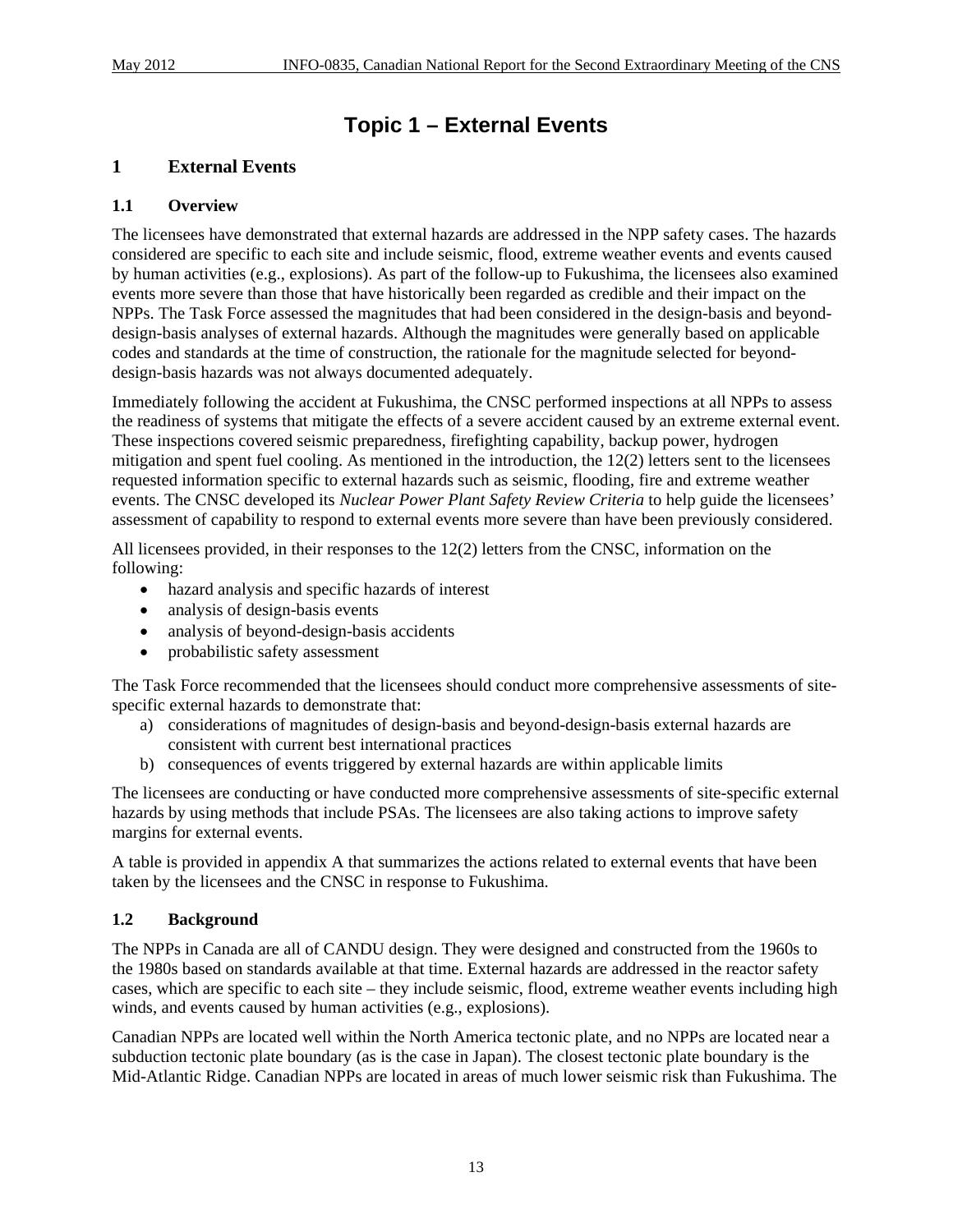# Topic 1 – External Events

## 1 External Events

### 1.1 Overview

The licensees have demonstrated that external hazards are addressed in the NPP safety cases. The hazards considered are specific to each site and include seismic, flood, extreme weather events and events caused by human activities (e.g., explosions). As part of the follow-up to Fukushima, the licensees also examined events more severe than those that have historically been regarded as credible and their impact on the NPPs. The Task Force assessed the magnitudes that had been considered in the design-basis and beyond-design-basis analyses of external hazards. Although the magnitudes were generally based on applicable codes and standards at the time of construction, the rationale for the magnitude selected for beyond-design-basis hazards was not always documented adequately.

Immediately following the accident at Fukushima, the CNSC performed inspections at all NPPs to assess the readiness of systems that mitigate the effects of a severe accident caused by an extreme external event. These inspections covered seismic preparedness, firefighting capability, backup power, hydrogen mitigation and spent fuel cooling. As mentioned in the introduction, the 12(2) letters sent to the licensees requested information specific to external hazards such as seismic, flooding, fire and extreme weather events. The CNSC developed its *Nuclear Power Plant Safety Review Criteria* to help guide the licensees' assessment of capability to respond to external events more severe than have been previously considered.

All licensees provided, in their responses to the 12(2) letters from the CNSC, information on the following:

- hazard analysis and specific hazards of interest
- analysis of design-basis events
- analysis of beyond-design-basis accidents
- probabilistic safety assessment

The Task Force recommended that the licensees should conduct more comprehensive assessments of site-specific external hazards to demonstrate that:

a) considerations of magnitudes of design-basis and beyond-design-basis external hazards are consistent with current best international practices
b) consequences of events triggered by external hazards are within applicable limits

The licensees are conducting or have conducted more comprehensive assessments of site-specific external hazards by using methods that include PSAs. The licensees are also taking actions to improve safety margins for external events.

A table is provided in appendix A that summarizes the actions related to external events that have been taken by the licensees and the CNSC in response to Fukushima.

### 1.2 Background

The NPPs in Canada are all of CANDU design. They were designed and constructed from the 1960s to the 1980s based on standards available at that time. External hazards are addressed in the reactor safety cases, which are specific to each site – they include seismic, flood, extreme weather events including high winds, and events caused by human activities (e.g., explosions).

Canadian NPPs are located well within the North America tectonic plate, and no NPPs are located near a subduction tectonic plate boundary (as is the case in Japan). The closest tectonic plate boundary is the Mid-Atlantic Ridge. Canadian NPPs are located in areas of much lower seismic risk than Fukushima. The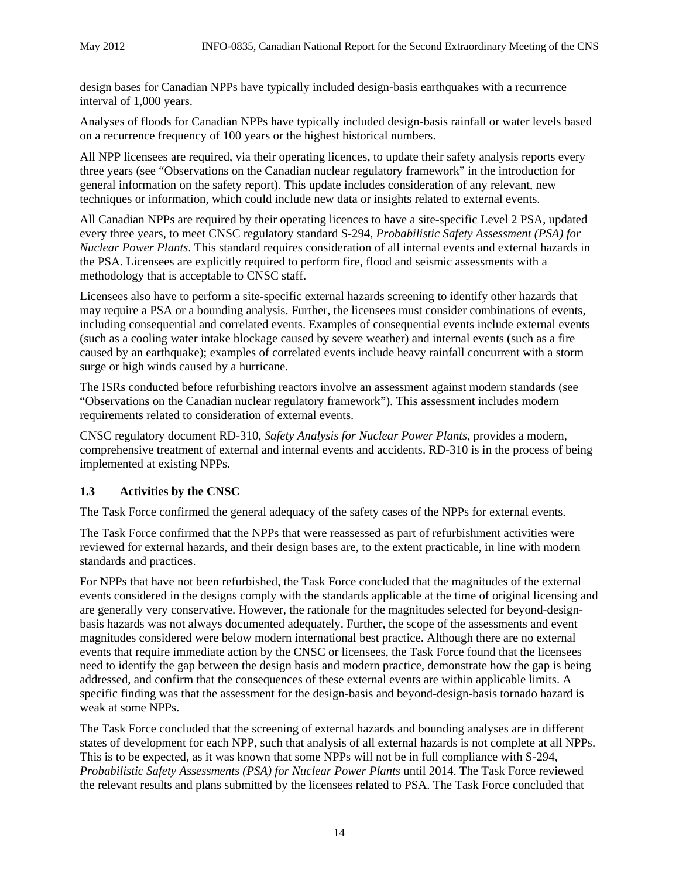design bases for Canadian NPPs have typically included design-basis earthquakes with a recurrence interval of 1,000 years.

Analyses of floods for Canadian NPPs have typically included design-basis rainfall or water levels based on a recurrence frequency of 100 years or the highest historical numbers.

All NPP licensees are required, via their operating licences, to update their safety analysis reports every three years (see "Observations on the Canadian nuclear regulatory framework" in the introduction for general information on the safety report). This update includes consideration of any relevant, new techniques or information, which could include new data or insights related to external events.

All Canadian NPPs are required by their operating licences to have a site-specific Level 2 PSA, updated every three years, to meet CNSC regulatory standard S-294, *Probabilistic Safety Assessment (PSA) for Nuclear Power Plants*. This standard requires consideration of all internal events and external hazards in the PSA. Licensees are explicitly required to perform fire, flood and seismic assessments with a methodology that is acceptable to CNSC staff.

Licensees also have to perform a site-specific external hazards screening to identify other hazards that may require a PSA or a bounding analysis. Further, the licensees must consider combinations of events, including consequential and correlated events. Examples of consequential events include external events (such as a cooling water intake blockage caused by severe weather) and internal events (such as a fire caused by an earthquake); examples of correlated events include heavy rainfall concurrent with a storm surge or high winds caused by a hurricane.

The ISRs conducted before refurbishing reactors involve an assessment against modern standards (see "Observations on the Canadian nuclear regulatory framework"). This assessment includes modern requirements related to consideration of external events.

CNSC regulatory document RD-310, *Safety Analysis for Nuclear Power Plants*, provides a modern, comprehensive treatment of external and internal events and accidents. RD-310 is in the process of being implemented at existing NPPs.

### 1.3 Activities by the CNSC

The Task Force confirmed the general adequacy of the safety cases of the NPPs for external events.

The Task Force confirmed that the NPPs that were reassessed as part of refurbishment activities were reviewed for external hazards, and their design bases are, to the extent practicable, in line with modern standards and practices.

For NPPs that have not been refurbished, the Task Force concluded that the magnitudes of the external events considered in the designs comply with the standards applicable at the time of original licensing and are generally very conservative. However, the rationale for the magnitudes selected for beyond-design-basis hazards was not always documented adequately. Further, the scope of the assessments and event magnitudes considered were below modern international best practice. Although there are no external events that require immediate action by the CNSC or licensees, the Task Force found that the licensees need to identify the gap between the design basis and modern practice, demonstrate how the gap is being addressed, and confirm that the consequences of these external events are within applicable limits. A specific finding was that the assessment for the design-basis and beyond-design-basis tornado hazard is weak at some NPPs.

The Task Force concluded that the screening of external hazards and bounding analyses are in different states of development for each NPP, such that analysis of all external hazards is not complete at all NPPs. This is to be expected, as it was known that some NPPs will not be in full compliance with S-294, *Probabilistic Safety Assessments (PSA) for Nuclear Power Plants* until 2014. The Task Force reviewed the relevant results and plans submitted by the licensees related to PSA. The Task Force concluded that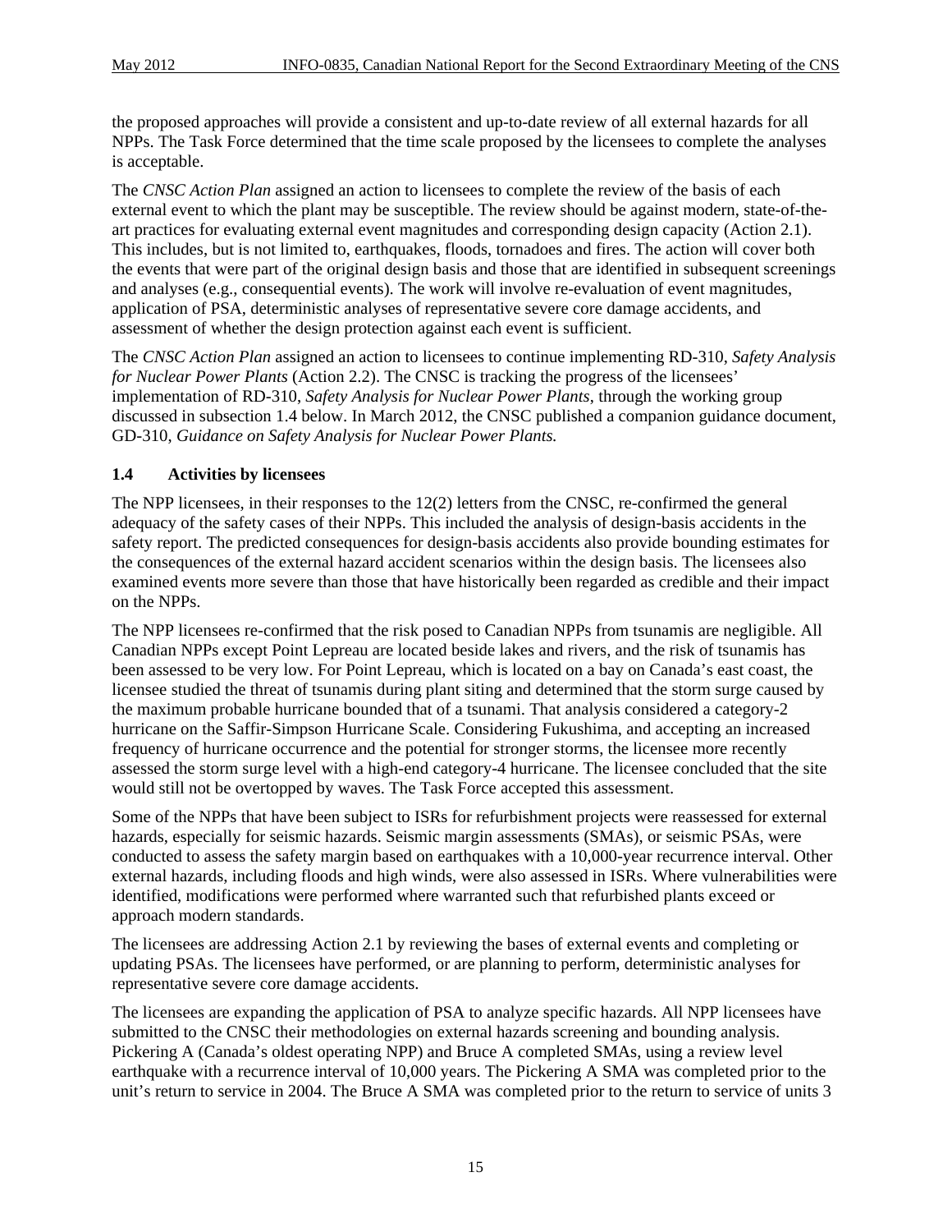the proposed approaches will provide a consistent and up-to-date review of all external hazards for all NPPs. The Task Force determined that the time scale proposed by the licensees to complete the analyses is acceptable.

The *CNSC Action Plan* assigned an action to licensees to complete the review of the basis of each external event to which the plant may be susceptible. The review should be against modern, state-of-the-art practices for evaluating external event magnitudes and corresponding design capacity (Action 2.1). This includes, but is not limited to, earthquakes, floods, tornadoes and fires. The action will cover both the events that were part of the original design basis and those that are identified in subsequent screenings and analyses (e.g., consequential events). The work will involve re-evaluation of event magnitudes, application of PSA, deterministic analyses of representative severe core damage accidents, and assessment of whether the design protection against each event is sufficient.

The *CNSC Action Plan* assigned an action to licensees to continue implementing RD-310, *Safety Analysis for Nuclear Power Plants* (Action 2.2). The CNSC is tracking the progress of the licensees' implementation of RD-310, *Safety Analysis for Nuclear Power Plants*, through the working group discussed in subsection 1.4 below. In March 2012, the CNSC published a companion guidance document, GD-310, *Guidance on Safety Analysis for Nuclear Power Plants.*

### 1.4 Activities by licensees

The NPP licensees, in their responses to the 12(2) letters from the CNSC, re-confirmed the general adequacy of the safety cases of their NPPs. This included the analysis of design-basis accidents in the safety report. The predicted consequences for design-basis accidents also provide bounding estimates for the consequences of the external hazard accident scenarios within the design basis. The licensees also examined events more severe than those that have historically been regarded as credible and their impact on the NPPs.

The NPP licensees re-confirmed that the risk posed to Canadian NPPs from tsunamis are negligible. All Canadian NPPs except Point Lepreau are located beside lakes and rivers, and the risk of tsunamis has been assessed to be very low. For Point Lepreau, which is located on a bay on Canada's east coast, the licensee studied the threat of tsunamis during plant siting and determined that the storm surge caused by the maximum probable hurricane bounded that of a tsunami. That analysis considered a category-2 hurricane on the Saffir-Simpson Hurricane Scale. Considering Fukushima, and accepting an increased frequency of hurricane occurrence and the potential for stronger storms, the licensee more recently assessed the storm surge level with a high-end category-4 hurricane. The licensee concluded that the site would still not be overtopped by waves. The Task Force accepted this assessment.

Some of the NPPs that have been subject to ISRs for refurbishment projects were reassessed for external hazards, especially for seismic hazards. Seismic margin assessments (SMAs), or seismic PSAs, were conducted to assess the safety margin based on earthquakes with a 10,000-year recurrence interval. Other external hazards, including floods and high winds, were also assessed in ISRs. Where vulnerabilities were identified, modifications were performed where warranted such that refurbished plants exceed or approach modern standards.

The licensees are addressing Action 2.1 by reviewing the bases of external events and completing or updating PSAs. The licensees have performed, or are planning to perform, deterministic analyses for representative severe core damage accidents.

The licensees are expanding the application of PSA to analyze specific hazards. All NPP licensees have submitted to the CNSC their methodologies on external hazards screening and bounding analysis. Pickering A (Canada's oldest operating NPP) and Bruce A completed SMAs, using a review level earthquake with a recurrence interval of 10,000 years. The Pickering A SMA was completed prior to the unit's return to service in 2004. The Bruce A SMA was completed prior to the return to service of units 3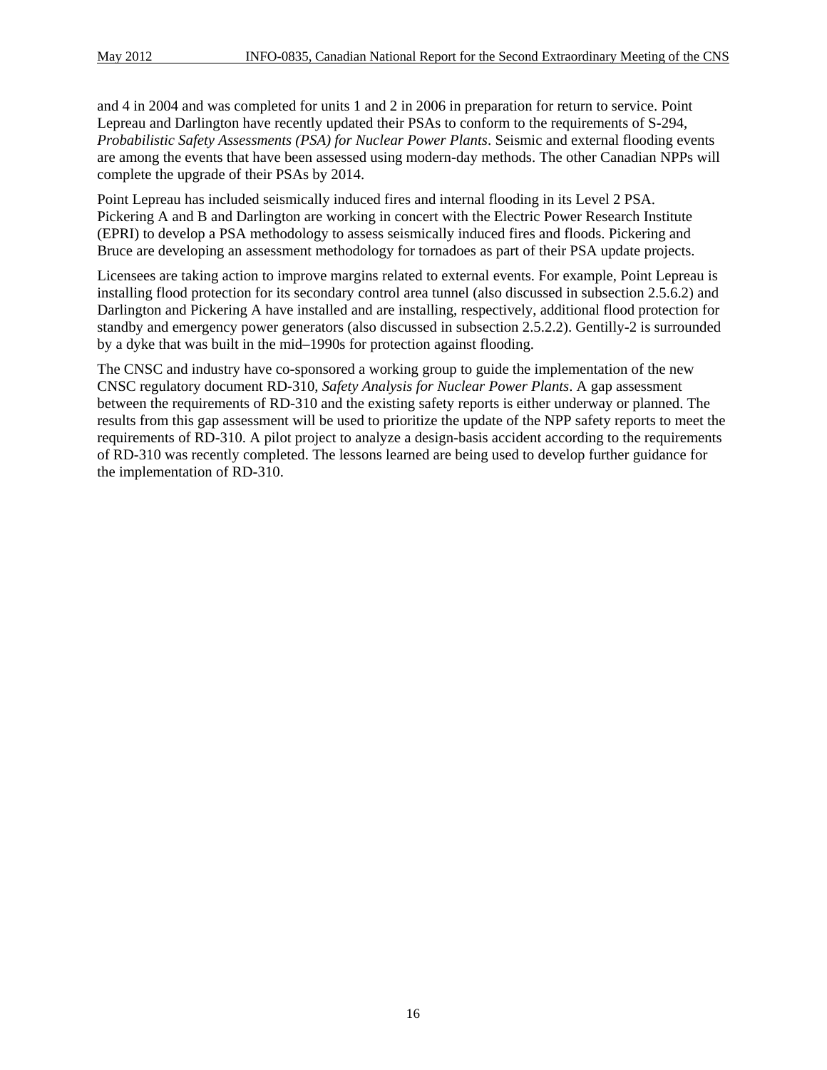and 4 in 2004 and was completed for units 1 and 2 in 2006 in preparation for return to service. Point Lepreau and Darlington have recently updated their PSAs to conform to the requirements of S-294, *Probabilistic Safety Assessments (PSA) for Nuclear Power Plants*. Seismic and external flooding events are among the events that have been assessed using modern-day methods. The other Canadian NPPs will complete the upgrade of their PSAs by 2014.

Point Lepreau has included seismically induced fires and internal flooding in its Level 2 PSA. Pickering A and B and Darlington are working in concert with the Electric Power Research Institute (EPRI) to develop a PSA methodology to assess seismically induced fires and floods. Pickering and Bruce are developing an assessment methodology for tornadoes as part of their PSA update projects.

Licensees are taking action to improve margins related to external events. For example, Point Lepreau is installing flood protection for its secondary control area tunnel (also discussed in subsection 2.5.6.2) and Darlington and Pickering A have installed and are installing, respectively, additional flood protection for standby and emergency power generators (also discussed in subsection 2.5.2.2). Gentilly-2 is surrounded by a dyke that was built in the mid–1990s for protection against flooding.

The CNSC and industry have co-sponsored a working group to guide the implementation of the new CNSC regulatory document RD-310, *Safety Analysis for Nuclear Power Plants*. A gap assessment between the requirements of RD-310 and the existing safety reports is either underway or planned. The results from this gap assessment will be used to prioritize the update of the NPP safety reports to meet the requirements of RD-310. A pilot project to analyze a design-basis accident according to the requirements of RD-310 was recently completed. The lessons learned are being used to develop further guidance for the implementation of RD-310.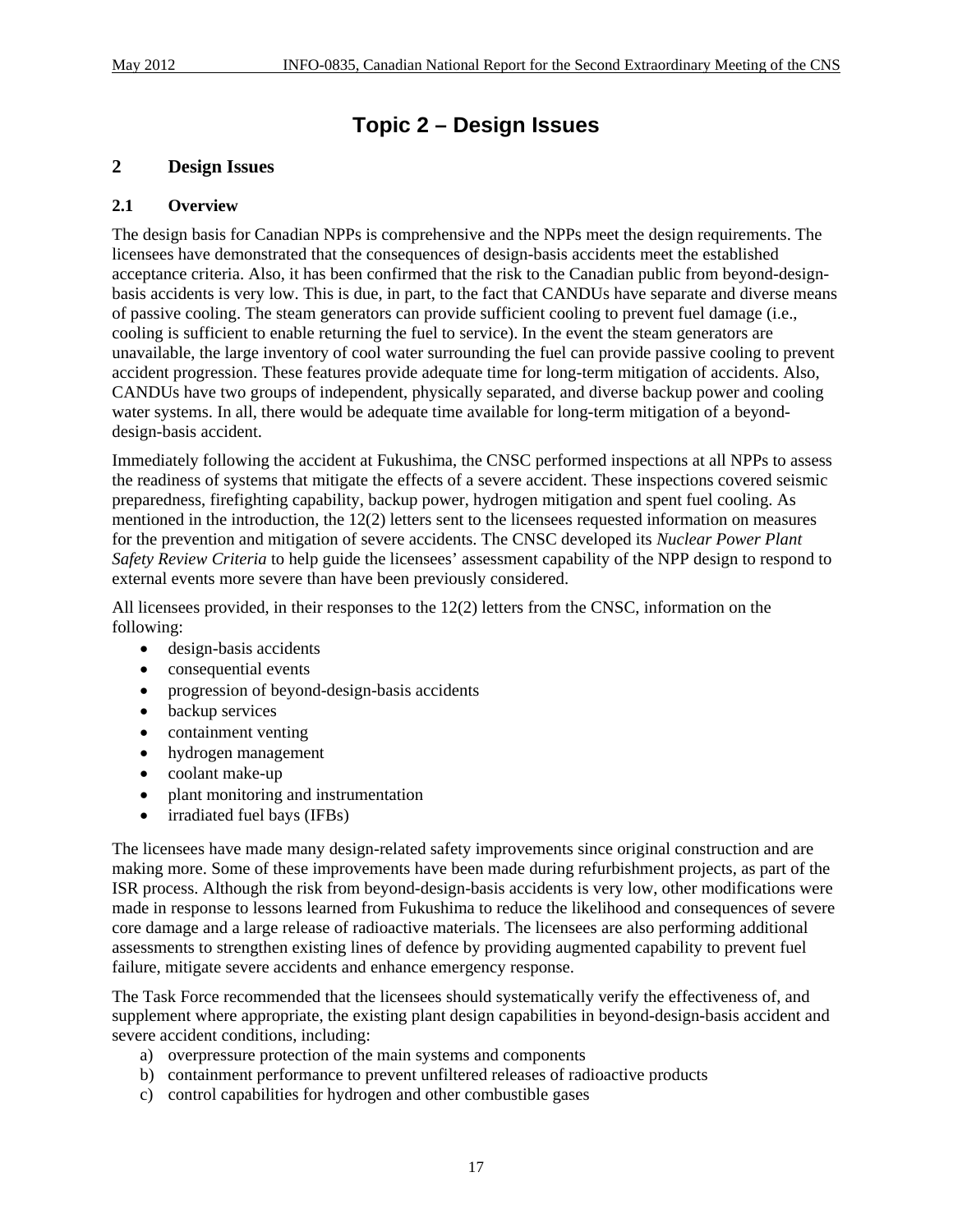# Topic 2 – Design Issues

## 2 Design Issues

### 2.1 Overview

The design basis for Canadian NPPs is comprehensive and the NPPs meet the design requirements. The licensees have demonstrated that the consequences of design-basis accidents meet the established acceptance criteria. Also, it has been confirmed that the risk to the Canadian public from beyond-design-basis accidents is very low. This is due, in part, to the fact that CANDUs have separate and diverse means of passive cooling. The steam generators can provide sufficient cooling to prevent fuel damage (i.e., cooling is sufficient to enable returning the fuel to service). In the event the steam generators are unavailable, the large inventory of cool water surrounding the fuel can provide passive cooling to prevent accident progression. These features provide adequate time for long-term mitigation of accidents. Also, CANDUs have two groups of independent, physically separated, and diverse backup power and cooling water systems. In all, there would be adequate time available for long-term mitigation of a beyond-design-basis accident.

Immediately following the accident at Fukushima, the CNSC performed inspections at all NPPs to assess the readiness of systems that mitigate the effects of a severe accident. These inspections covered seismic preparedness, firefighting capability, backup power, hydrogen mitigation and spent fuel cooling. As mentioned in the introduction, the 12(2) letters sent to the licensees requested information on measures for the prevention and mitigation of severe accidents. The CNSC developed its *Nuclear Power Plant Safety Review Criteria* to help guide the licensees' assessment capability of the NPP design to respond to external events more severe than have been previously considered.

All licensees provided, in their responses to the 12(2) letters from the CNSC, information on the following:

- design-basis accidents
- consequential events
- progression of beyond-design-basis accidents
- backup services
- containment venting
- hydrogen management
- coolant make-up
- plant monitoring and instrumentation
- irradiated fuel bays (IFBs)

The licensees have made many design-related safety improvements since original construction and are making more. Some of these improvements have been made during refurbishment projects, as part of the ISR process. Although the risk from beyond-design-basis accidents is very low, other modifications were made in response to lessons learned from Fukushima to reduce the likelihood and consequences of severe core damage and a large release of radioactive materials. The licensees are also performing additional assessments to strengthen existing lines of defence by providing augmented capability to prevent fuel failure, mitigate severe accidents and enhance emergency response.

The Task Force recommended that the licensees should systematically verify the effectiveness of, and supplement where appropriate, the existing plant design capabilities in beyond-design-basis accident and severe accident conditions, including:

a) overpressure protection of the main systems and components
b) containment performance to prevent unfiltered releases of radioactive products
c) control capabilities for hydrogen and other combustible gases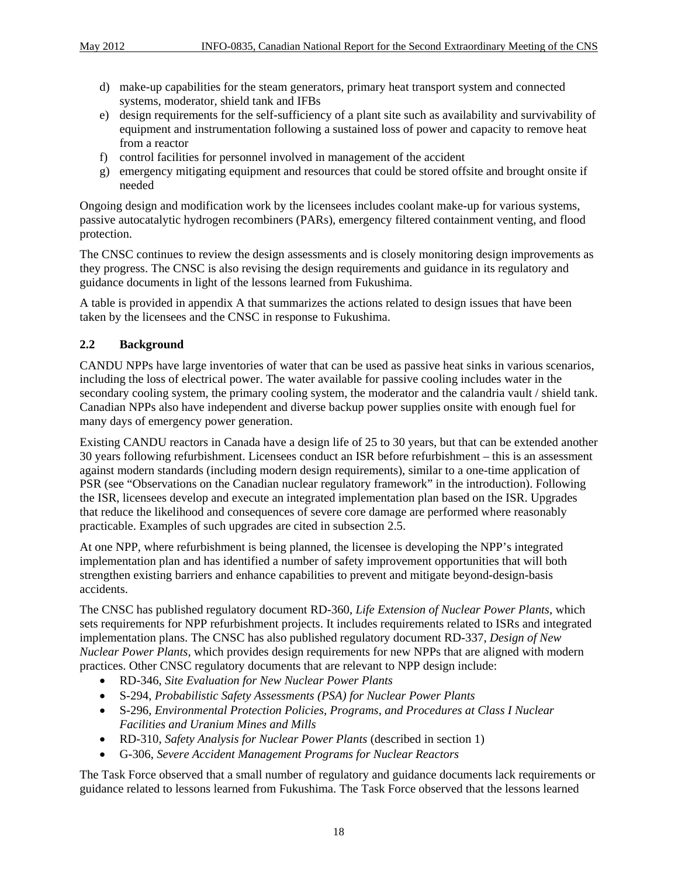d) make-up capabilities for the steam generators, primary heat transport system and connected systems, moderator, shield tank and IFBs
e) design requirements for the self-sufficiency of a plant site such as availability and survivability of equipment and instrumentation following a sustained loss of power and capacity to remove heat from a reactor
f) control facilities for personnel involved in management of the accident
g) emergency mitigating equipment and resources that could be stored offsite and brought onsite if needed

Ongoing design and modification work by the licensees includes coolant make-up for various systems, passive autocatalytic hydrogen recombiners (PARs), emergency filtered containment venting, and flood protection.

The CNSC continues to review the design assessments and is closely monitoring design improvements as they progress. The CNSC is also revising the design requirements and guidance in its regulatory and guidance documents in light of the lessons learned from Fukushima.

A table is provided in appendix A that summarizes the actions related to design issues that have been taken by the licensees and the CNSC in response to Fukushima.

## 2.2 Background

CANDU NPPs have large inventories of water that can be used as passive heat sinks in various scenarios, including the loss of electrical power. The water available for passive cooling includes water in the secondary cooling system, the primary cooling system, the moderator and the calandria vault / shield tank. Canadian NPPs also have independent and diverse backup power supplies onsite with enough fuel for many days of emergency power generation.

Existing CANDU reactors in Canada have a design life of 25 to 30 years, but that can be extended another 30 years following refurbishment. Licensees conduct an ISR before refurbishment – this is an assessment against modern standards (including modern design requirements), similar to a one-time application of PSR (see "Observations on the Canadian nuclear regulatory framework" in the introduction). Following the ISR, licensees develop and execute an integrated implementation plan based on the ISR. Upgrades that reduce the likelihood and consequences of severe core damage are performed where reasonably practicable. Examples of such upgrades are cited in subsection 2.5.

At one NPP, where refurbishment is being planned, the licensee is developing the NPP's integrated implementation plan and has identified a number of safety improvement opportunities that will both strengthen existing barriers and enhance capabilities to prevent and mitigate beyond-design-basis accidents.

The CNSC has published regulatory document RD-360, *Life Extension of Nuclear Power Plants*, which sets requirements for NPP refurbishment projects. It includes requirements related to ISRs and integrated implementation plans. The CNSC has also published regulatory document RD-337, *Design of New Nuclear Power Plants*, which provides design requirements for new NPPs that are aligned with modern practices. Other CNSC regulatory documents that are relevant to NPP design include:

- RD-346, *Site Evaluation for New Nuclear Power Plants*
- S-294, *Probabilistic Safety Assessments (PSA) for Nuclear Power Plants*
- S-296, *Environmental Protection Policies, Programs, and Procedures at Class I Nuclear Facilities and Uranium Mines and Mills*
- RD-310, *Safety Analysis for Nuclear Power Plants* (described in section 1)
- G-306, *Severe Accident Management Programs for Nuclear Reactors*

The Task Force observed that a small number of regulatory and guidance documents lack requirements or guidance related to lessons learned from Fukushima. The Task Force observed that the lessons learned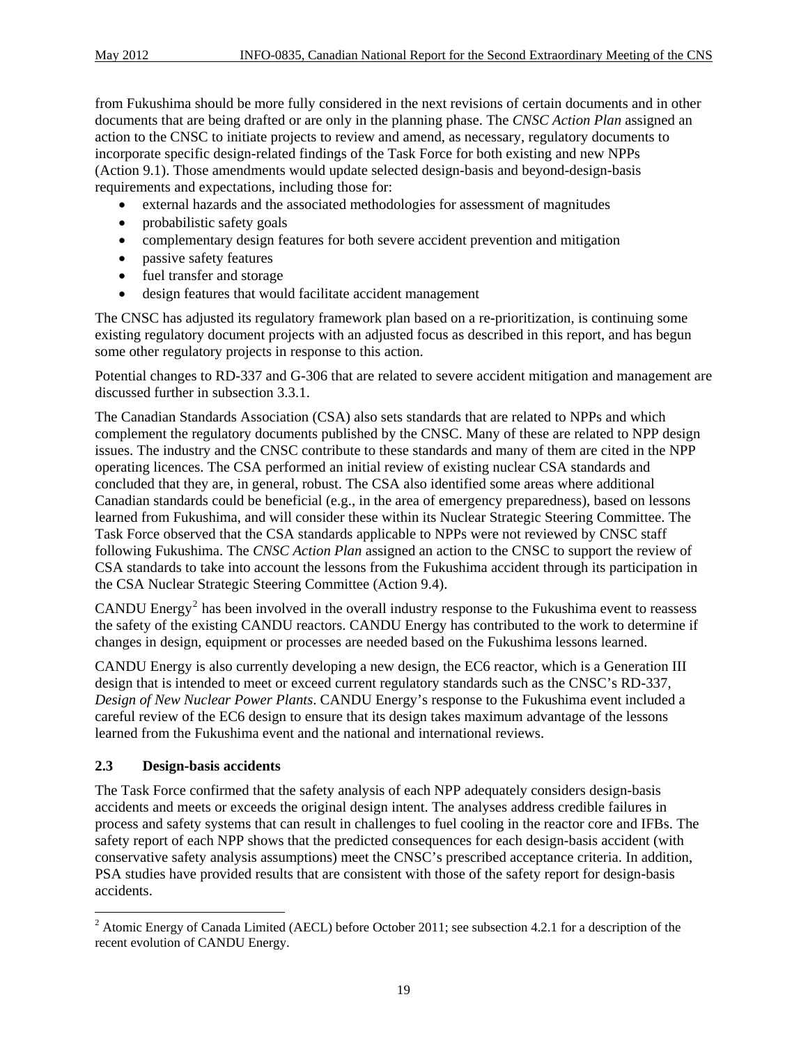from Fukushima should be more fully considered in the next revisions of certain documents and in other documents that are being drafted or are only in the planning phase. The *CNSC Action Plan* assigned an action to the CNSC to initiate projects to review and amend, as necessary, regulatory documents to incorporate specific design-related findings of the Task Force for both existing and new NPPs (Action 9.1). Those amendments would update selected design-basis and beyond-design-basis requirements and expectations, including those for:

- external hazards and the associated methodologies for assessment of magnitudes
- probabilistic safety goals
- complementary design features for both severe accident prevention and mitigation
- passive safety features
- fuel transfer and storage
- design features that would facilitate accident management

The CNSC has adjusted its regulatory framework plan based on a re-prioritization, is continuing some existing regulatory document projects with an adjusted focus as described in this report, and has begun some other regulatory projects in response to this action.

Potential changes to RD-337 and G-306 that are related to severe accident mitigation and management are discussed further in subsection 3.3.1.

The Canadian Standards Association (CSA) also sets standards that are related to NPPs and which complement the regulatory documents published by the CNSC. Many of these are related to NPP design issues. The industry and the CNSC contribute to these standards and many of them are cited in the NPP operating licences. The CSA performed an initial review of existing nuclear CSA standards and concluded that they are, in general, robust. The CSA also identified some areas where additional Canadian standards could be beneficial (e.g., in the area of emergency preparedness), based on lessons learned from Fukushima, and will consider these within its Nuclear Strategic Steering Committee. The Task Force observed that the CSA standards applicable to NPPs were not reviewed by CNSC staff following Fukushima. The *CNSC Action Plan* assigned an action to the CNSC to support the review of CSA standards to take into account the lessons from the Fukushima accident through its participation in the CSA Nuclear Strategic Steering Committee (Action 9.4).

CANDU Energy[2] has been involved in the overall industry response to the Fukushima event to reassess the safety of the existing CANDU reactors. CANDU Energy has contributed to the work to determine if changes in design, equipment or processes are needed based on the Fukushima lessons learned.

CANDU Energy is also currently developing a new design, the EC6 reactor, which is a Generation III design that is intended to meet or exceed current regulatory standards such as the CNSC's RD-337, *Design of New Nuclear Power Plants*. CANDU Energy's response to the Fukushima event included a careful review of the EC6 design to ensure that its design takes maximum advantage of the lessons learned from the Fukushima event and the national and international reviews.

### 2.3 Design-basis accidents

The Task Force confirmed that the safety analysis of each NPP adequately considers design-basis accidents and meets or exceeds the original design intent. The analyses address credible failures in process and safety systems that can result in challenges to fuel cooling in the reactor core and IFBs. The safety report of each NPP shows that the predicted consequences for each design-basis accident (with conservative safety analysis assumptions) meet the CNSC's prescribed acceptance criteria. In addition, PSA studies have provided results that are consistent with those of the safety report for design-basis accidents.

[2] Atomic Energy of Canada Limited (AECL) before October 2011; see subsection 4.2.1 for a description of the recent evolution of CANDU Energy.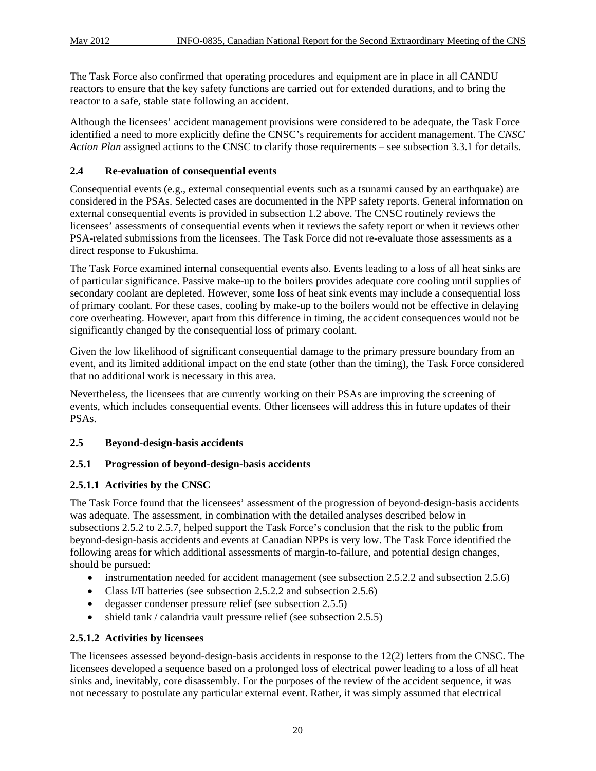The Task Force also confirmed that operating procedures and equipment are in place in all CANDU reactors to ensure that the key safety functions are carried out for extended durations, and to bring the reactor to a safe, stable state following an accident.

Although the licensees' accident management provisions were considered to be adequate, the Task Force identified a need to more explicitly define the CNSC's requirements for accident management. The *CNSC Action Plan* assigned actions to the CNSC to clarify those requirements – see subsection 3.3.1 for details.

## 2.4 Re-evaluation of consequential events

Consequential events (e.g., external consequential events such as a tsunami caused by an earthquake) are considered in the PSAs. Selected cases are documented in the NPP safety reports. General information on external consequential events is provided in subsection 1.2 above. The CNSC routinely reviews the licensees' assessments of consequential events when it reviews the safety report or when it reviews other PSA-related submissions from the licensees. The Task Force did not re-evaluate those assessments as a direct response to Fukushima.

The Task Force examined internal consequential events also. Events leading to a loss of all heat sinks are of particular significance. Passive make-up to the boilers provides adequate core cooling until supplies of secondary coolant are depleted. However, some loss of heat sink events may include a consequential loss of primary coolant. For these cases, cooling by make-up to the boilers would not be effective in delaying core overheating. However, apart from this difference in timing, the accident consequences would not be significantly changed by the consequential loss of primary coolant.

Given the low likelihood of significant consequential damage to the primary pressure boundary from an event, and its limited additional impact on the end state (other than the timing), the Task Force considered that no additional work is necessary in this area.

Nevertheless, the licensees that are currently working on their PSAs are improving the screening of events, which includes consequential events. Other licensees will address this in future updates of their PSAs.

## 2.5 Beyond-design-basis accidents

### 2.5.1 Progression of beyond-design-basis accidents

#### 2.5.1.1 Activities by the CNSC

The Task Force found that the licensees' assessment of the progression of beyond-design-basis accidents was adequate. The assessment, in combination with the detailed analyses described below in subsections 2.5.2 to 2.5.7, helped support the Task Force's conclusion that the risk to the public from beyond-design-basis accidents and events at Canadian NPPs is very low. The Task Force identified the following areas for which additional assessments of margin-to-failure, and potential design changes, should be pursued:

- instrumentation needed for accident management (see subsection 2.5.2.2 and subsection 2.5.6)
- Class I/II batteries (see subsection 2.5.2.2 and subsection 2.5.6)
- degasser condenser pressure relief (see subsection 2.5.5)
- shield tank / calandria vault pressure relief (see subsection 2.5.5)

#### 2.5.1.2 Activities by licensees

The licensees assessed beyond-design-basis accidents in response to the 12(2) letters from the CNSC. The licensees developed a sequence based on a prolonged loss of electrical power leading to a loss of all heat sinks and, inevitably, core disassembly. For the purposes of the review of the accident sequence, it was not necessary to postulate any particular external event. Rather, it was simply assumed that electrical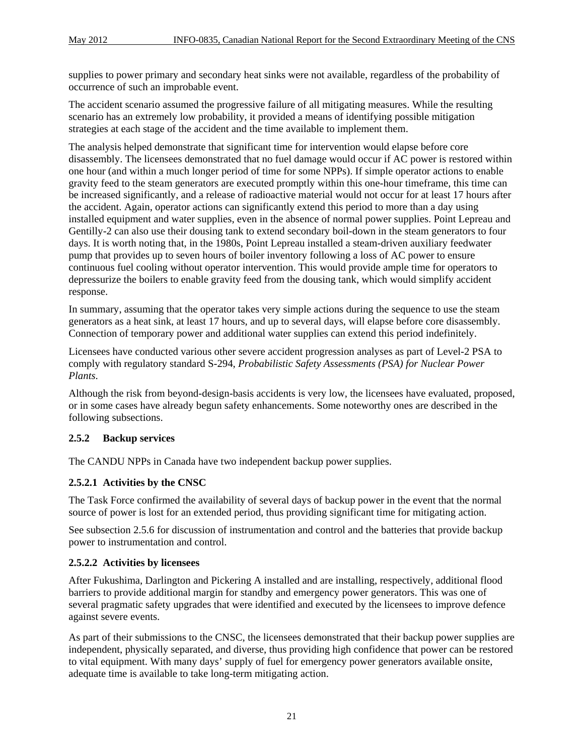supplies to power primary and secondary heat sinks were not available, regardless of the probability of occurrence of such an improbable event.

The accident scenario assumed the progressive failure of all mitigating measures. While the resulting scenario has an extremely low probability, it provided a means of identifying possible mitigation strategies at each stage of the accident and the time available to implement them.

The analysis helped demonstrate that significant time for intervention would elapse before core disassembly. The licensees demonstrated that no fuel damage would occur if AC power is restored within one hour (and within a much longer period of time for some NPPs). If simple operator actions to enable gravity feed to the steam generators are executed promptly within this one-hour timeframe, this time can be increased significantly, and a release of radioactive material would not occur for at least 17 hours after the accident. Again, operator actions can significantly extend this period to more than a day using installed equipment and water supplies, even in the absence of normal power supplies. Point Lepreau and Gentilly-2 can also use their dousing tank to extend secondary boil-down in the steam generators to four days. It is worth noting that, in the 1980s, Point Lepreau installed a steam-driven auxiliary feedwater pump that provides up to seven hours of boiler inventory following a loss of AC power to ensure continuous fuel cooling without operator intervention. This would provide ample time for operators to depressurize the boilers to enable gravity feed from the dousing tank, which would simplify accident response.

In summary, assuming that the operator takes very simple actions during the sequence to use the steam generators as a heat sink, at least 17 hours, and up to several days, will elapse before core disassembly. Connection of temporary power and additional water supplies can extend this period indefinitely.

Licensees have conducted various other severe accident progression analyses as part of Level-2 PSA to comply with regulatory standard S-294, *Probabilistic Safety Assessments (PSA) for Nuclear Power Plants*.

Although the risk from beyond-design-basis accidents is very low, the licensees have evaluated, proposed, or in some cases have already begun safety enhancements. Some noteworthy ones are described in the following subsections.

### 2.5.2 Backup services

The CANDU NPPs in Canada have two independent backup power supplies.

#### 2.5.2.1 Activities by the CNSC

The Task Force confirmed the availability of several days of backup power in the event that the normal source of power is lost for an extended period, thus providing significant time for mitigating action.

See subsection 2.5.6 for discussion of instrumentation and control and the batteries that provide backup power to instrumentation and control.

#### 2.5.2.2 Activities by licensees

After Fukushima, Darlington and Pickering A installed and are installing, respectively, additional flood barriers to provide additional margin for standby and emergency power generators. This was one of several pragmatic safety upgrades that were identified and executed by the licensees to improve defence against severe events.

As part of their submissions to the CNSC, the licensees demonstrated that their backup power supplies are independent, physically separated, and diverse, thus providing high confidence that power can be restored to vital equipment. With many days' supply of fuel for emergency power generators available onsite, adequate time is available to take long-term mitigating action.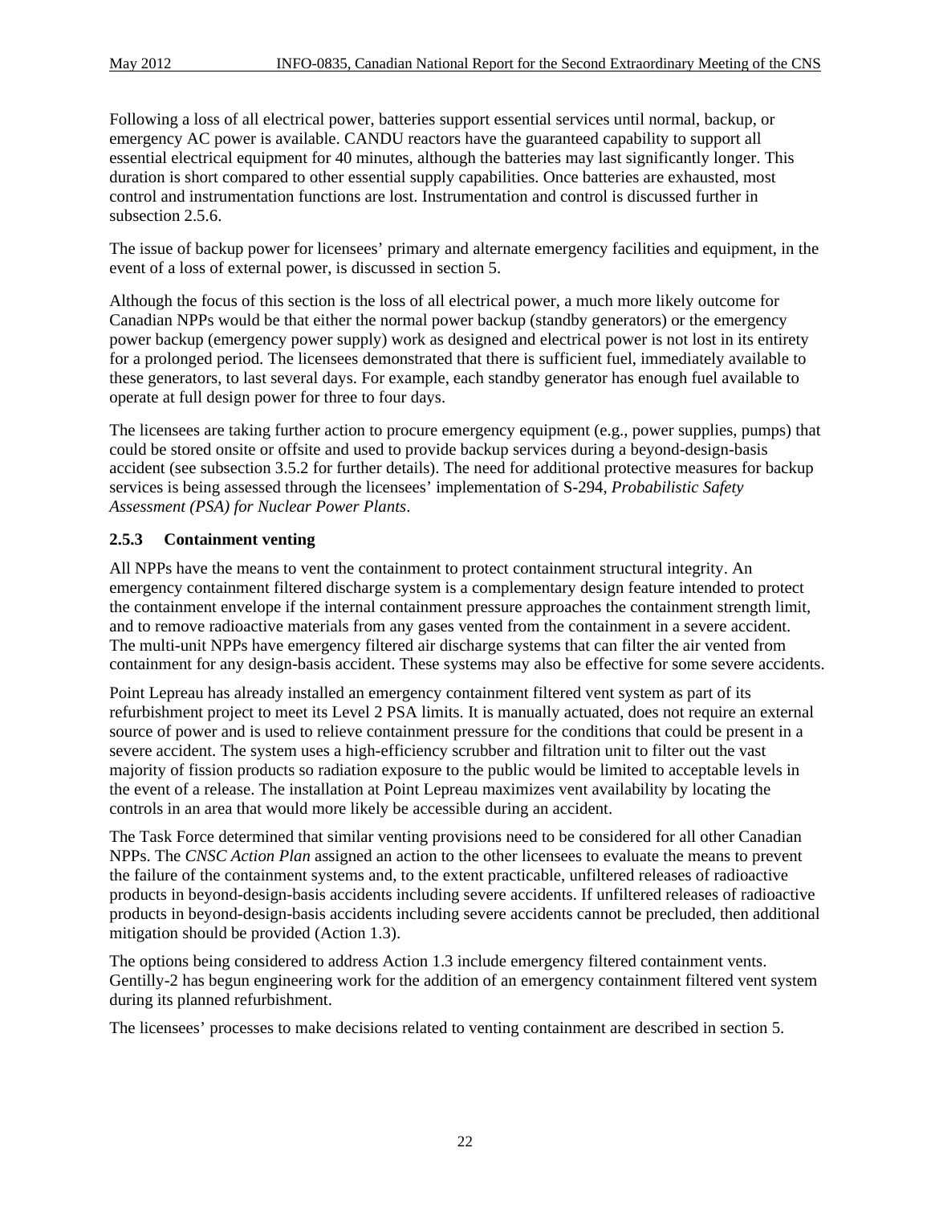Following a loss of all electrical power, batteries support essential services until normal, backup, or emergency AC power is available. CANDU reactors have the guaranteed capability to support all essential electrical equipment for 40 minutes, although the batteries may last significantly longer. This duration is short compared to other essential supply capabilities. Once batteries are exhausted, most control and instrumentation functions are lost. Instrumentation and control is discussed further in subsection 2.5.6.

The issue of backup power for licensees' primary and alternate emergency facilities and equipment, in the event of a loss of external power, is discussed in section 5.

Although the focus of this section is the loss of all electrical power, a much more likely outcome for Canadian NPPs would be that either the normal power backup (standby generators) or the emergency power backup (emergency power supply) work as designed and electrical power is not lost in its entirety for a prolonged period. The licensees demonstrated that there is sufficient fuel, immediately available to these generators, to last several days. For example, each standby generator has enough fuel available to operate at full design power for three to four days.

The licensees are taking further action to procure emergency equipment (e.g., power supplies, pumps) that could be stored onsite or offsite and used to provide backup services during a beyond-design-basis accident (see subsection 3.5.2 for further details). The need for additional protective measures for backup services is being assessed through the licensees' implementation of S-294, *Probabilistic Safety Assessment (PSA) for Nuclear Power Plants*.

### 2.5.3 Containment venting

All NPPs have the means to vent the containment to protect containment structural integrity. An emergency containment filtered discharge system is a complementary design feature intended to protect the containment envelope if the internal containment pressure approaches the containment strength limit, and to remove radioactive materials from any gases vented from the containment in a severe accident. The multi-unit NPPs have emergency filtered air discharge systems that can filter the air vented from containment for any design-basis accident. These systems may also be effective for some severe accidents.

Point Lepreau has already installed an emergency containment filtered vent system as part of its refurbishment project to meet its Level 2 PSA limits. It is manually actuated, does not require an external source of power and is used to relieve containment pressure for the conditions that could be present in a severe accident. The system uses a high-efficiency scrubber and filtration unit to filter out the vast majority of fission products so radiation exposure to the public would be limited to acceptable levels in the event of a release. The installation at Point Lepreau maximizes vent availability by locating the controls in an area that would more likely be accessible during an accident.

The Task Force determined that similar venting provisions need to be considered for all other Canadian NPPs. The *CNSC Action Plan* assigned an action to the other licensees to evaluate the means to prevent the failure of the containment systems and, to the extent practicable, unfiltered releases of radioactive products in beyond-design-basis accidents including severe accidents. If unfiltered releases of radioactive products in beyond-design-basis accidents including severe accidents cannot be precluded, then additional mitigation should be provided (Action 1.3).

The options being considered to address Action 1.3 include emergency filtered containment vents. Gentilly-2 has begun engineering work for the addition of an emergency containment filtered vent system during its planned refurbishment.

The licensees' processes to make decisions related to venting containment are described in section 5.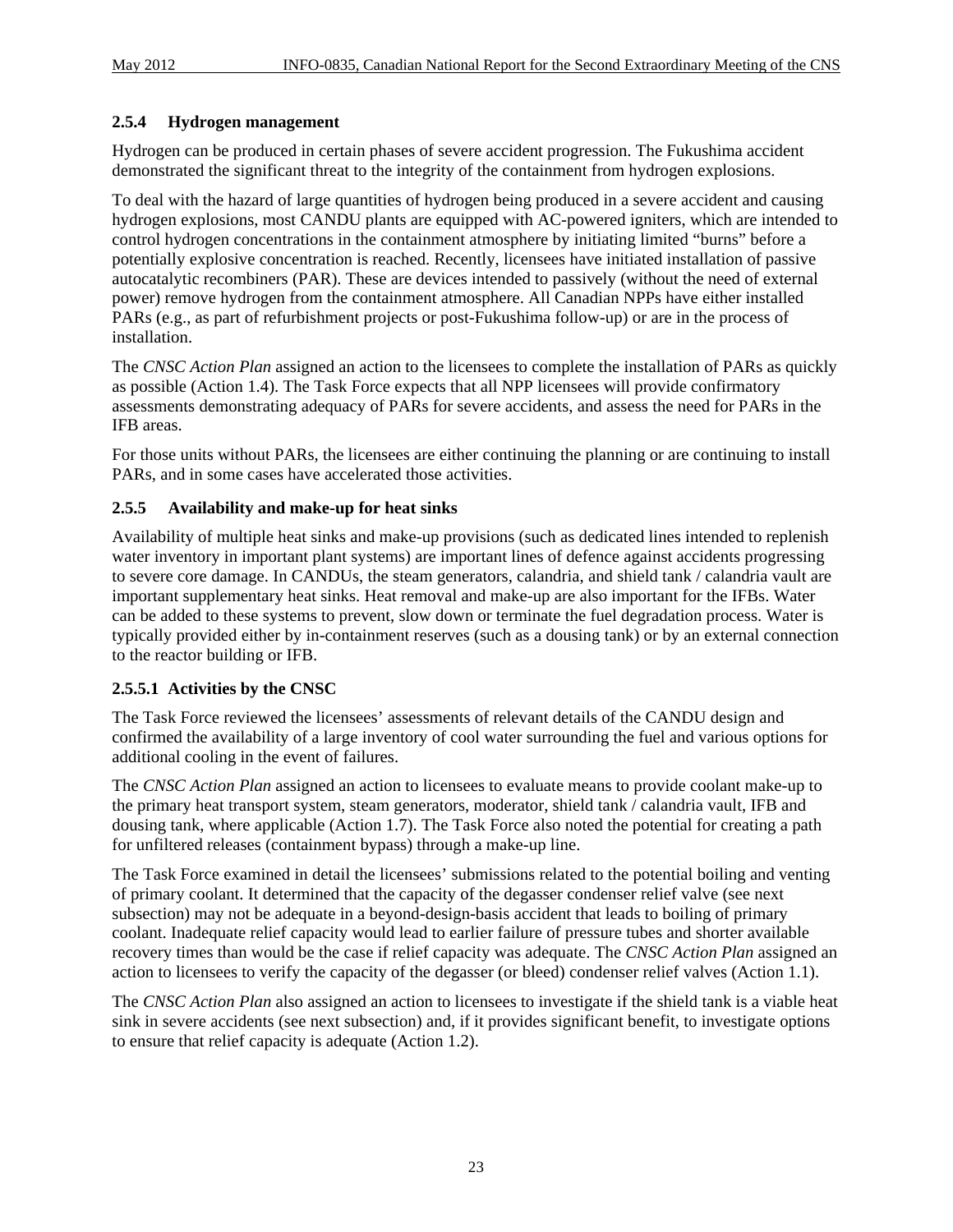### 2.5.4 Hydrogen management

Hydrogen can be produced in certain phases of severe accident progression. The Fukushima accident demonstrated the significant threat to the integrity of the containment from hydrogen explosions.

To deal with the hazard of large quantities of hydrogen being produced in a severe accident and causing hydrogen explosions, most CANDU plants are equipped with AC-powered igniters, which are intended to control hydrogen concentrations in the containment atmosphere by initiating limited "burns" before a potentially explosive concentration is reached. Recently, licensees have initiated installation of passive autocatalytic recombiners (PAR). These are devices intended to passively (without the need of external power) remove hydrogen from the containment atmosphere. All Canadian NPPs have either installed PARs (e.g., as part of refurbishment projects or post-Fukushima follow-up) or are in the process of installation.

The *CNSC Action Plan* assigned an action to the licensees to complete the installation of PARs as quickly as possible (Action 1.4). The Task Force expects that all NPP licensees will provide confirmatory assessments demonstrating adequacy of PARs for severe accidents, and assess the need for PARs in the IFB areas.

For those units without PARs, the licensees are either continuing the planning or are continuing to install PARs, and in some cases have accelerated those activities.

### 2.5.5 Availability and make-up for heat sinks

Availability of multiple heat sinks and make-up provisions (such as dedicated lines intended to replenish water inventory in important plant systems) are important lines of defence against accidents progressing to severe core damage. In CANDUs, the steam generators, calandria, and shield tank / calandria vault are important supplementary heat sinks. Heat removal and make-up are also important for the IFBs. Water can be added to these systems to prevent, slow down or terminate the fuel degradation process. Water is typically provided either by in-containment reserves (such as a dousing tank) or by an external connection to the reactor building or IFB.

#### 2.5.5.1 Activities by the CNSC

The Task Force reviewed the licensees' assessments of relevant details of the CANDU design and confirmed the availability of a large inventory of cool water surrounding the fuel and various options for additional cooling in the event of failures.

The *CNSC Action Plan* assigned an action to licensees to evaluate means to provide coolant make-up to the primary heat transport system, steam generators, moderator, shield tank / calandria vault, IFB and dousing tank, where applicable (Action 1.7). The Task Force also noted the potential for creating a path for unfiltered releases (containment bypass) through a make-up line.

The Task Force examined in detail the licensees' submissions related to the potential boiling and venting of primary coolant. It determined that the capacity of the degasser condenser relief valve (see next subsection) may not be adequate in a beyond-design-basis accident that leads to boiling of primary coolant. Inadequate relief capacity would lead to earlier failure of pressure tubes and shorter available recovery times than would be the case if relief capacity was adequate. The *CNSC Action Plan* assigned an action to licensees to verify the capacity of the degasser (or bleed) condenser relief valves (Action 1.1).

The *CNSC Action Plan* also assigned an action to licensees to investigate if the shield tank is a viable heat sink in severe accidents (see next subsection) and, if it provides significant benefit, to investigate options to ensure that relief capacity is adequate (Action 1.2).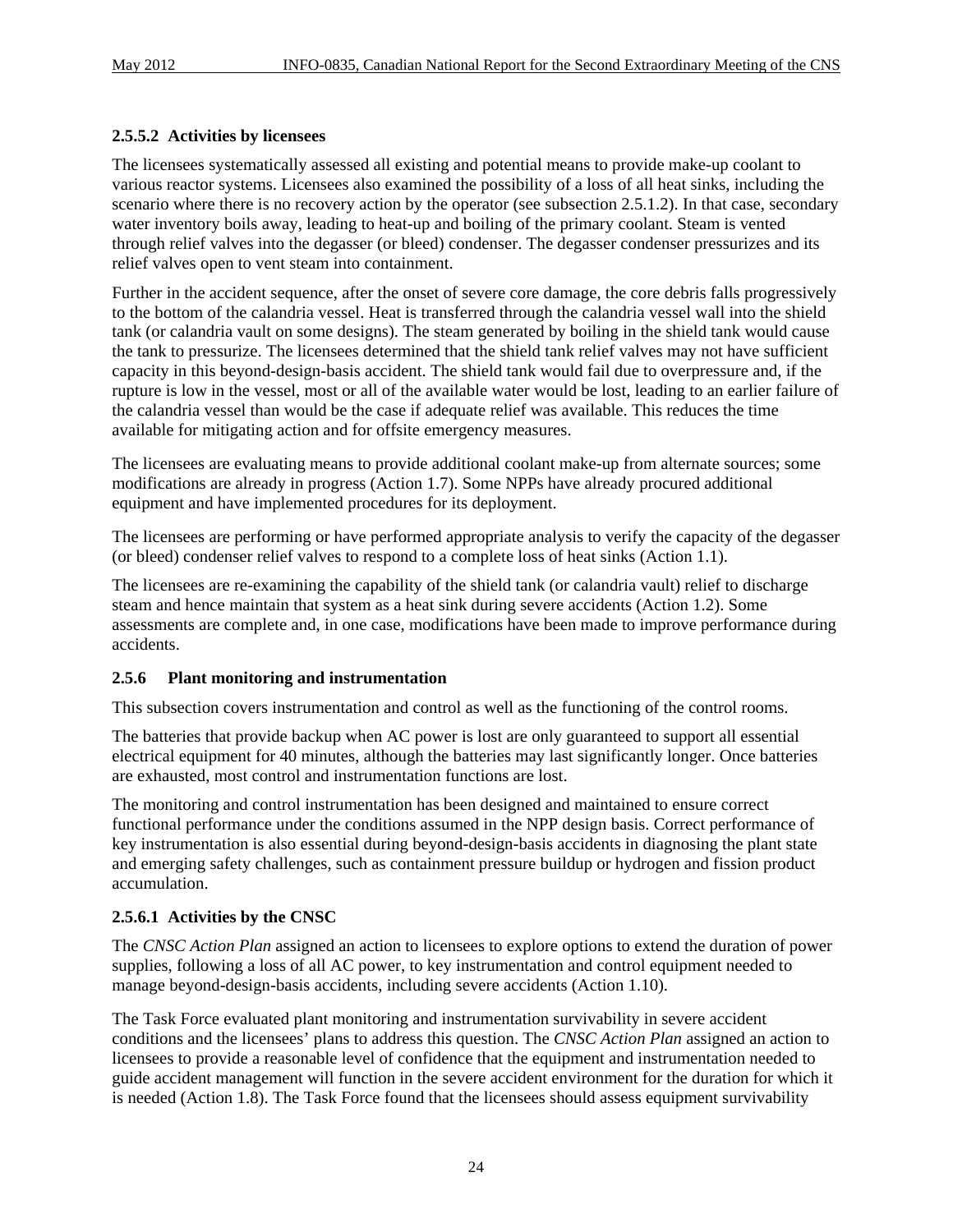#### 2.5.5.2 Activities by licensees

The licensees systematically assessed all existing and potential means to provide make-up coolant to various reactor systems. Licensees also examined the possibility of a loss of all heat sinks, including the scenario where there is no recovery action by the operator (see subsection 2.5.1.2). In that case, secondary water inventory boils away, leading to heat-up and boiling of the primary coolant. Steam is vented through relief valves into the degasser (or bleed) condenser. The degasser condenser pressurizes and its relief valves open to vent steam into containment.

Further in the accident sequence, after the onset of severe core damage, the core debris falls progressively to the bottom of the calandria vessel. Heat is transferred through the calandria vessel wall into the shield tank (or calandria vault on some designs). The steam generated by boiling in the shield tank would cause the tank to pressurize. The licensees determined that the shield tank relief valves may not have sufficient capacity in this beyond-design-basis accident. The shield tank would fail due to overpressure and, if the rupture is low in the vessel, most or all of the available water would be lost, leading to an earlier failure of the calandria vessel than would be the case if adequate relief was available. This reduces the time available for mitigating action and for offsite emergency measures.

The licensees are evaluating means to provide additional coolant make-up from alternate sources; some modifications are already in progress (Action 1.7). Some NPPs have already procured additional equipment and have implemented procedures for its deployment.

The licensees are performing or have performed appropriate analysis to verify the capacity of the degasser (or bleed) condenser relief valves to respond to a complete loss of heat sinks (Action 1.1).

The licensees are re-examining the capability of the shield tank (or calandria vault) relief to discharge steam and hence maintain that system as a heat sink during severe accidents (Action 1.2). Some assessments are complete and, in one case, modifications have been made to improve performance during accidents.

### 2.5.6 Plant monitoring and instrumentation

This subsection covers instrumentation and control as well as the functioning of the control rooms.

The batteries that provide backup when AC power is lost are only guaranteed to support all essential electrical equipment for 40 minutes, although the batteries may last significantly longer. Once batteries are exhausted, most control and instrumentation functions are lost.

The monitoring and control instrumentation has been designed and maintained to ensure correct functional performance under the conditions assumed in the NPP design basis. Correct performance of key instrumentation is also essential during beyond-design-basis accidents in diagnosing the plant state and emerging safety challenges, such as containment pressure buildup or hydrogen and fission product accumulation.

#### 2.5.6.1 Activities by the CNSC

The *CNSC Action Plan* assigned an action to licensees to explore options to extend the duration of power supplies, following a loss of all AC power, to key instrumentation and control equipment needed to manage beyond-design-basis accidents, including severe accidents (Action 1.10).

The Task Force evaluated plant monitoring and instrumentation survivability in severe accident conditions and the licensees' plans to address this question. The *CNSC Action Plan* assigned an action to licensees to provide a reasonable level of confidence that the equipment and instrumentation needed to guide accident management will function in the severe accident environment for the duration for which it is needed (Action 1.8). The Task Force found that the licensees should assess equipment survivability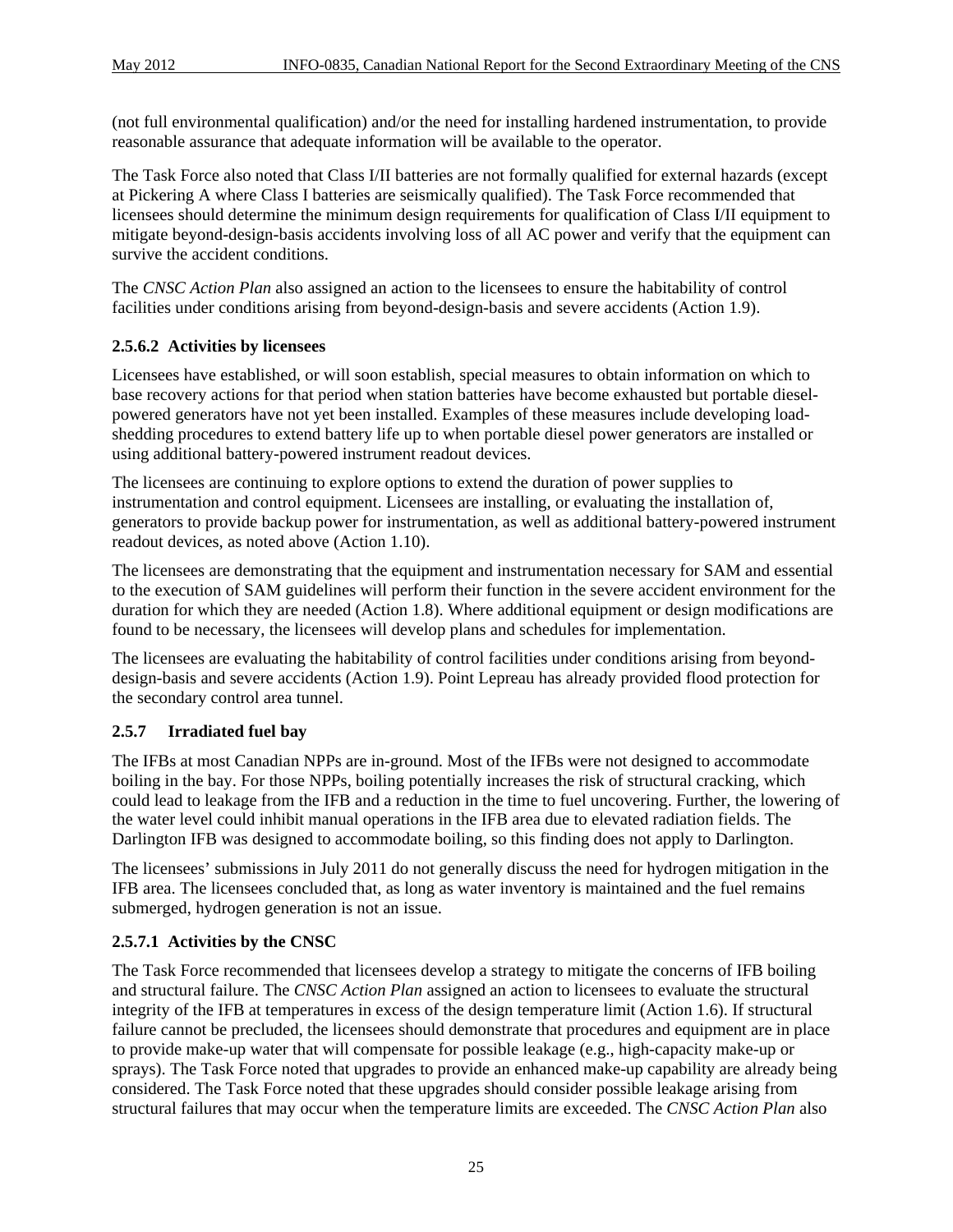(not full environmental qualification) and/or the need for installing hardened instrumentation, to provide reasonable assurance that adequate information will be available to the operator.

The Task Force also noted that Class I/II batteries are not formally qualified for external hazards (except at Pickering A where Class I batteries are seismically qualified). The Task Force recommended that licensees should determine the minimum design requirements for qualification of Class I/II equipment to mitigate beyond-design-basis accidents involving loss of all AC power and verify that the equipment can survive the accident conditions.

The *CNSC Action Plan* also assigned an action to the licensees to ensure the habitability of control facilities under conditions arising from beyond-design-basis and severe accidents (Action 1.9).

#### 2.5.6.2 Activities by licensees

Licensees have established, or will soon establish, special measures to obtain information on which to base recovery actions for that period when station batteries have become exhausted but portable diesel-powered generators have not yet been installed. Examples of these measures include developing load-shedding procedures to extend battery life up to when portable diesel power generators are installed or using additional battery-powered instrument readout devices.

The licensees are continuing to explore options to extend the duration of power supplies to instrumentation and control equipment. Licensees are installing, or evaluating the installation of, generators to provide backup power for instrumentation, as well as additional battery-powered instrument readout devices, as noted above (Action 1.10).

The licensees are demonstrating that the equipment and instrumentation necessary for SAM and essential to the execution of SAM guidelines will perform their function in the severe accident environment for the duration for which they are needed (Action 1.8). Where additional equipment or design modifications are found to be necessary, the licensees will develop plans and schedules for implementation.

The licensees are evaluating the habitability of control facilities under conditions arising from beyond-design-basis and severe accidents (Action 1.9). Point Lepreau has already provided flood protection for the secondary control area tunnel.

### 2.5.7 Irradiated fuel bay

The IFBs at most Canadian NPPs are in-ground. Most of the IFBs were not designed to accommodate boiling in the bay. For those NPPs, boiling potentially increases the risk of structural cracking, which could lead to leakage from the IFB and a reduction in the time to fuel uncovering. Further, the lowering of the water level could inhibit manual operations in the IFB area due to elevated radiation fields. The Darlington IFB was designed to accommodate boiling, so this finding does not apply to Darlington.

The licensees' submissions in July 2011 do not generally discuss the need for hydrogen mitigation in the IFB area. The licensees concluded that, as long as water inventory is maintained and the fuel remains submerged, hydrogen generation is not an issue.

#### 2.5.7.1 Activities by the CNSC

The Task Force recommended that licensees develop a strategy to mitigate the concerns of IFB boiling and structural failure. The *CNSC Action Plan* assigned an action to licensees to evaluate the structural integrity of the IFB at temperatures in excess of the design temperature limit (Action 1.6). If structural failure cannot be precluded, the licensees should demonstrate that procedures and equipment are in place to provide make-up water that will compensate for possible leakage (e.g., high-capacity make-up or sprays). The Task Force noted that upgrades to provide an enhanced make-up capability are already being considered. The Task Force noted that these upgrades should consider possible leakage arising from structural failures that may occur when the temperature limits are exceeded. The *CNSC Action Plan* also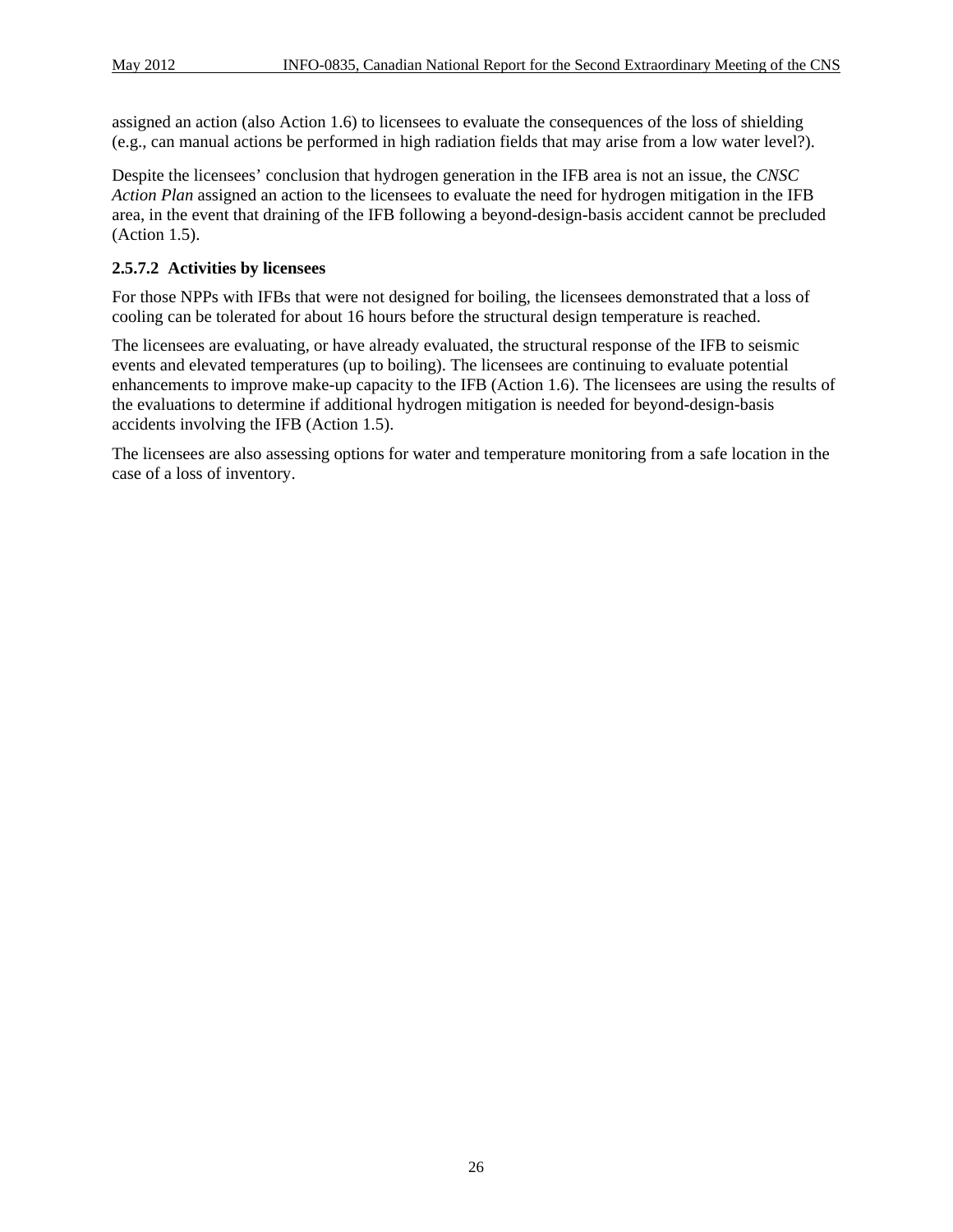assigned an action (also Action 1.6) to licensees to evaluate the consequences of the loss of shielding (e.g., can manual actions be performed in high radiation fields that may arise from a low water level?).

Despite the licensees' conclusion that hydrogen generation in the IFB area is not an issue, the *CNSC Action Plan* assigned an action to the licensees to evaluate the need for hydrogen mitigation in the IFB area, in the event that draining of the IFB following a beyond-design-basis accident cannot be precluded (Action 1.5).

#### 2.5.7.2 Activities by licensees

For those NPPs with IFBs that were not designed for boiling, the licensees demonstrated that a loss of cooling can be tolerated for about 16 hours before the structural design temperature is reached.

The licensees are evaluating, or have already evaluated, the structural response of the IFB to seismic events and elevated temperatures (up to boiling). The licensees are continuing to evaluate potential enhancements to improve make-up capacity to the IFB (Action 1.6). The licensees are using the results of the evaluations to determine if additional hydrogen mitigation is needed for beyond-design-basis accidents involving the IFB (Action 1.5).

The licensees are also assessing options for water and temperature monitoring from a safe location in the case of a loss of inventory.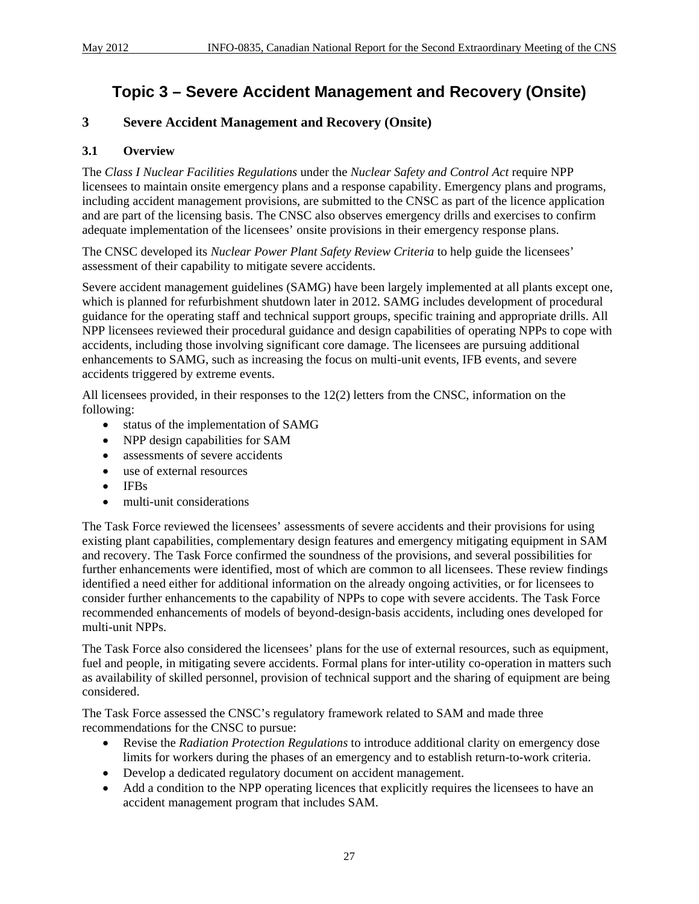# Topic 3 – Severe Accident Management and Recovery (Onsite)

## 3 Severe Accident Management and Recovery (Onsite)

### 3.1 Overview

The *Class I Nuclear Facilities Regulations* under the *Nuclear Safety and Control Act* require NPP licensees to maintain onsite emergency plans and a response capability. Emergency plans and programs, including accident management provisions, are submitted to the CNSC as part of the licence application and are part of the licensing basis. The CNSC also observes emergency drills and exercises to confirm adequate implementation of the licensees' onsite provisions in their emergency response plans.

The CNSC developed its *Nuclear Power Plant Safety Review Criteria* to help guide the licensees' assessment of their capability to mitigate severe accidents.

Severe accident management guidelines (SAMG) have been largely implemented at all plants except one, which is planned for refurbishment shutdown later in 2012. SAMG includes development of procedural guidance for the operating staff and technical support groups, specific training and appropriate drills. All NPP licensees reviewed their procedural guidance and design capabilities of operating NPPs to cope with accidents, including those involving significant core damage. The licensees are pursuing additional enhancements to SAMG, such as increasing the focus on multi-unit events, IFB events, and severe accidents triggered by extreme events.

All licensees provided, in their responses to the 12(2) letters from the CNSC, information on the following:

- status of the implementation of SAMG
- NPP design capabilities for SAM
- assessments of severe accidents
- use of external resources
- IFBs
- multi-unit considerations

The Task Force reviewed the licensees' assessments of severe accidents and their provisions for using existing plant capabilities, complementary design features and emergency mitigating equipment in SAM and recovery. The Task Force confirmed the soundness of the provisions, and several possibilities for further enhancements were identified, most of which are common to all licensees. These review findings identified a need either for additional information on the already ongoing activities, or for licensees to consider further enhancements to the capability of NPPs to cope with severe accidents. The Task Force recommended enhancements of models of beyond-design-basis accidents, including ones developed for multi-unit NPPs.

The Task Force also considered the licensees' plans for the use of external resources, such as equipment, fuel and people, in mitigating severe accidents. Formal plans for inter-utility co-operation in matters such as availability of skilled personnel, provision of technical support and the sharing of equipment are being considered.

The Task Force assessed the CNSC's regulatory framework related to SAM and made three recommendations for the CNSC to pursue:

- Revise the *Radiation Protection Regulations* to introduce additional clarity on emergency dose limits for workers during the phases of an emergency and to establish return-to-work criteria.
- Develop a dedicated regulatory document on accident management.
- Add a condition to the NPP operating licences that explicitly requires the licensees to have an accident management program that includes SAM.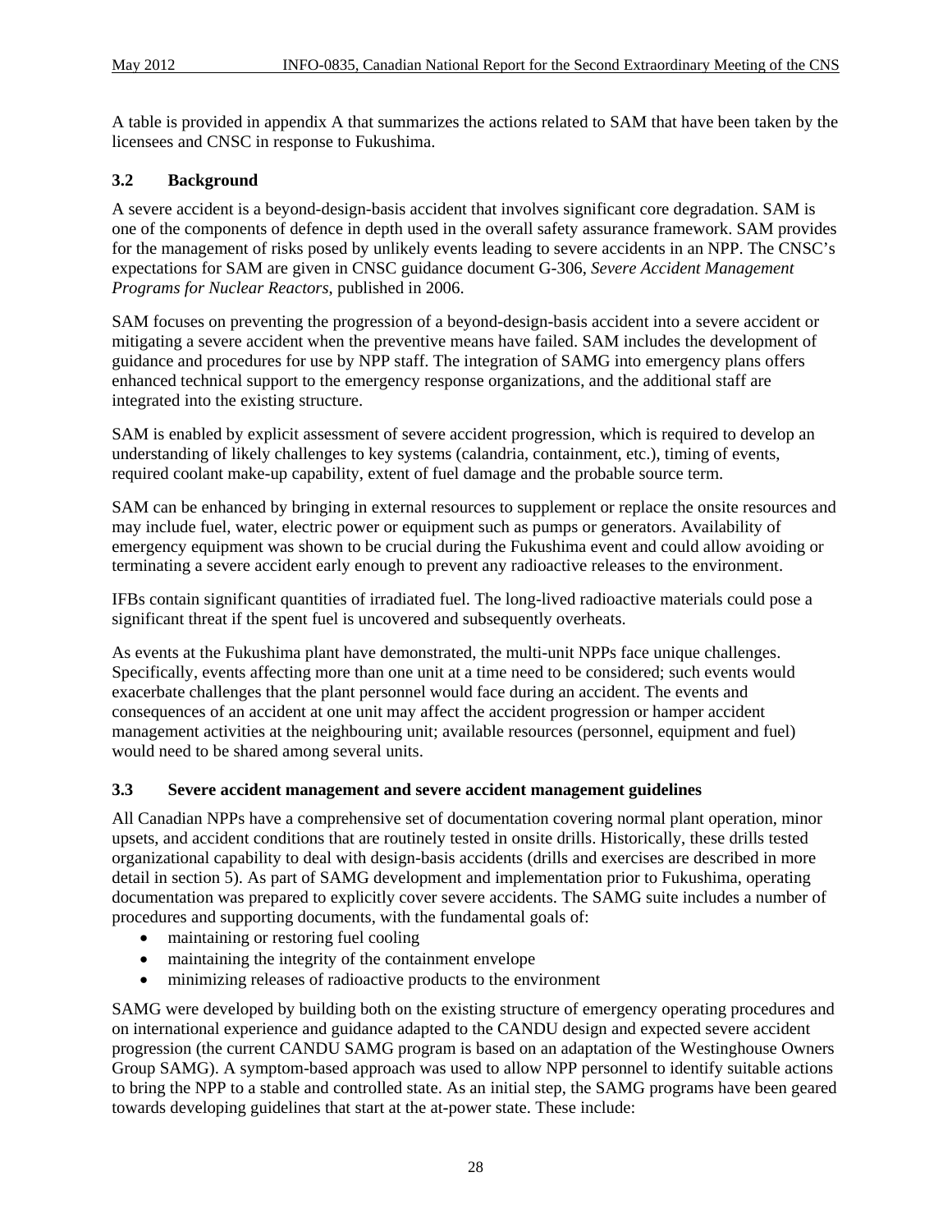A table is provided in appendix A that summarizes the actions related to SAM that have been taken by the licensees and CNSC in response to Fukushima.

### 3.2 Background

A severe accident is a beyond-design-basis accident that involves significant core degradation. SAM is one of the components of defence in depth used in the overall safety assurance framework. SAM provides for the management of risks posed by unlikely events leading to severe accidents in an NPP. The CNSC's expectations for SAM are given in CNSC guidance document G-306, *Severe Accident Management Programs for Nuclear Reactors*, published in 2006.

SAM focuses on preventing the progression of a beyond-design-basis accident into a severe accident or mitigating a severe accident when the preventive means have failed. SAM includes the development of guidance and procedures for use by NPP staff. The integration of SAMG into emergency plans offers enhanced technical support to the emergency response organizations, and the additional staff are integrated into the existing structure.

SAM is enabled by explicit assessment of severe accident progression, which is required to develop an understanding of likely challenges to key systems (calandria, containment, etc.), timing of events, required coolant make-up capability, extent of fuel damage and the probable source term.

SAM can be enhanced by bringing in external resources to supplement or replace the onsite resources and may include fuel, water, electric power or equipment such as pumps or generators. Availability of emergency equipment was shown to be crucial during the Fukushima event and could allow avoiding or terminating a severe accident early enough to prevent any radioactive releases to the environment.

IFBs contain significant quantities of irradiated fuel. The long-lived radioactive materials could pose a significant threat if the spent fuel is uncovered and subsequently overheats.

As events at the Fukushima plant have demonstrated, the multi-unit NPPs face unique challenges. Specifically, events affecting more than one unit at a time need to be considered; such events would exacerbate challenges that the plant personnel would face during an accident. The events and consequences of an accident at one unit may affect the accident progression or hamper accident management activities at the neighbouring unit; available resources (personnel, equipment and fuel) would need to be shared among several units.

### 3.3 Severe accident management and severe accident management guidelines

All Canadian NPPs have a comprehensive set of documentation covering normal plant operation, minor upsets, and accident conditions that are routinely tested in onsite drills. Historically, these drills tested organizational capability to deal with design-basis accidents (drills and exercises are described in more detail in section 5). As part of SAMG development and implementation prior to Fukushima, operating documentation was prepared to explicitly cover severe accidents. The SAMG suite includes a number of procedures and supporting documents, with the fundamental goals of:

- maintaining or restoring fuel cooling
- maintaining the integrity of the containment envelope
- minimizing releases of radioactive products to the environment

SAMG were developed by building both on the existing structure of emergency operating procedures and on international experience and guidance adapted to the CANDU design and expected severe accident progression (the current CANDU SAMG program is based on an adaptation of the Westinghouse Owners Group SAMG). A symptom-based approach was used to allow NPP personnel to identify suitable actions to bring the NPP to a stable and controlled state. As an initial step, the SAMG programs have been geared towards developing guidelines that start at the at-power state. These include: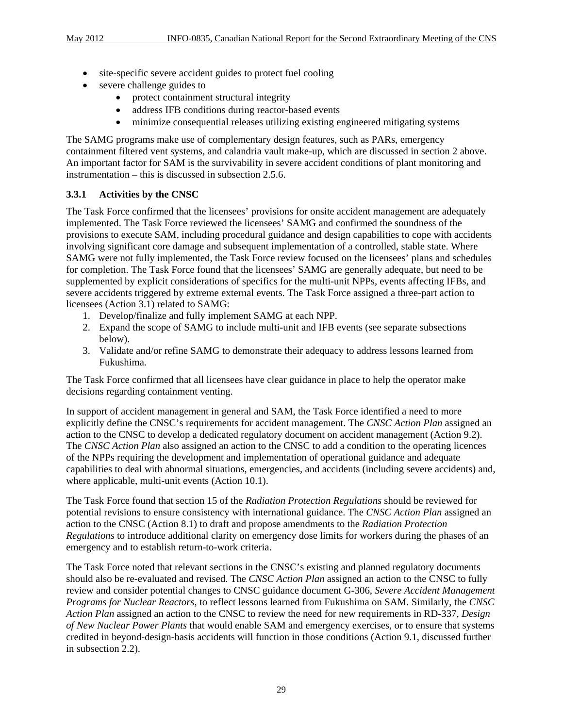- site-specific severe accident guides to protect fuel cooling
- severe challenge guides to
  - protect containment structural integrity
  - address IFB conditions during reactor-based events
  - minimize consequential releases utilizing existing engineered mitigating systems

The SAMG programs make use of complementary design features, such as PARs, emergency containment filtered vent systems, and calandria vault make-up, which are discussed in section 2 above. An important factor for SAM is the survivability in severe accident conditions of plant monitoring and instrumentation – this is discussed in subsection 2.5.6.

### 3.3.1 Activities by the CNSC

The Task Force confirmed that the licensees' provisions for onsite accident management are adequately implemented. The Task Force reviewed the licensees' SAMG and confirmed the soundness of the provisions to execute SAM, including procedural guidance and design capabilities to cope with accidents involving significant core damage and subsequent implementation of a controlled, stable state. Where SAMG were not fully implemented, the Task Force review focused on the licensees' plans and schedules for completion. The Task Force found that the licensees' SAMG are generally adequate, but need to be supplemented by explicit considerations of specifics for the multi-unit NPPs, events affecting IFBs, and severe accidents triggered by extreme external events. The Task Force assigned a three-part action to licensees (Action 3.1) related to SAMG:

1. Develop/finalize and fully implement SAMG at each NPP.
2. Expand the scope of SAMG to include multi-unit and IFB events (see separate subsections below).
3. Validate and/or refine SAMG to demonstrate their adequacy to address lessons learned from Fukushima.

The Task Force confirmed that all licensees have clear guidance in place to help the operator make decisions regarding containment venting.

In support of accident management in general and SAM, the Task Force identified a need to more explicitly define the CNSC's requirements for accident management. The *CNSC Action Plan* assigned an action to the CNSC to develop a dedicated regulatory document on accident management (Action 9.2). The *CNSC Action Plan* also assigned an action to the CNSC to add a condition to the operating licences of the NPPs requiring the development and implementation of operational guidance and adequate capabilities to deal with abnormal situations, emergencies, and accidents (including severe accidents) and, where applicable, multi-unit events (Action 10.1).

The Task Force found that section 15 of the *Radiation Protection Regulations* should be reviewed for potential revisions to ensure consistency with international guidance. The *CNSC Action Plan* assigned an action to the CNSC (Action 8.1) to draft and propose amendments to the *Radiation Protection Regulations* to introduce additional clarity on emergency dose limits for workers during the phases of an emergency and to establish return-to-work criteria.

The Task Force noted that relevant sections in the CNSC's existing and planned regulatory documents should also be re-evaluated and revised. The *CNSC Action Plan* assigned an action to the CNSC to fully review and consider potential changes to CNSC guidance document G-306, *Severe Accident Management Programs for Nuclear Reactors*, to reflect lessons learned from Fukushima on SAM. Similarly, the *CNSC Action Plan* assigned an action to the CNSC to review the need for new requirements in RD-337, *Design of New Nuclear Power Plants* that would enable SAM and emergency exercises, or to ensure that systems credited in beyond-design-basis accidents will function in those conditions (Action 9.1, discussed further in subsection 2.2).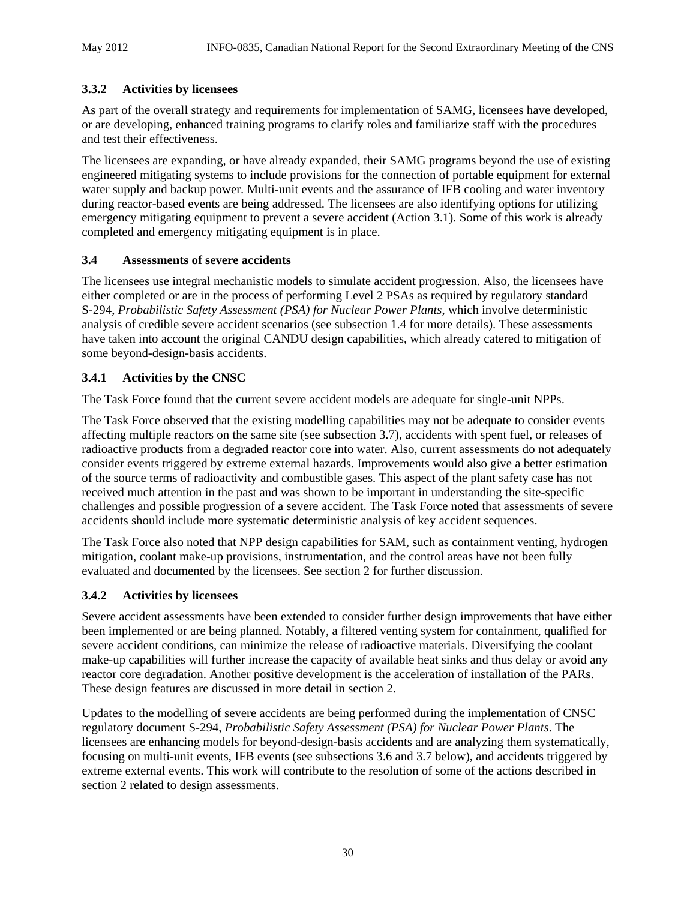### 3.3.2 Activities by licensees

As part of the overall strategy and requirements for implementation of SAMG, licensees have developed, or are developing, enhanced training programs to clarify roles and familiarize staff with the procedures and test their effectiveness.

The licensees are expanding, or have already expanded, their SAMG programs beyond the use of existing engineered mitigating systems to include provisions for the connection of portable equipment for external water supply and backup power. Multi-unit events and the assurance of IFB cooling and water inventory during reactor-based events are being addressed. The licensees are also identifying options for utilizing emergency mitigating equipment to prevent a severe accident (Action 3.1). Some of this work is already completed and emergency mitigating equipment is in place.

### 3.4 Assessments of severe accidents

The licensees use integral mechanistic models to simulate accident progression. Also, the licensees have either completed or are in the process of performing Level 2 PSAs as required by regulatory standard S-294, *Probabilistic Safety Assessment (PSA) for Nuclear Power Plants*, which involve deterministic analysis of credible severe accident scenarios (see subsection 1.4 for more details). These assessments have taken into account the original CANDU design capabilities, which already catered to mitigation of some beyond-design-basis accidents.

### 3.4.1 Activities by the CNSC

The Task Force found that the current severe accident models are adequate for single-unit NPPs.

The Task Force observed that the existing modelling capabilities may not be adequate to consider events affecting multiple reactors on the same site (see subsection 3.7), accidents with spent fuel, or releases of radioactive products from a degraded reactor core into water. Also, current assessments do not adequately consider events triggered by extreme external hazards. Improvements would also give a better estimation of the source terms of radioactivity and combustible gases. This aspect of the plant safety case has not received much attention in the past and was shown to be important in understanding the site-specific challenges and possible progression of a severe accident. The Task Force noted that assessments of severe accidents should include more systematic deterministic analysis of key accident sequences.

The Task Force also noted that NPP design capabilities for SAM, such as containment venting, hydrogen mitigation, coolant make-up provisions, instrumentation, and the control areas have not been fully evaluated and documented by the licensees. See section 2 for further discussion.

### 3.4.2 Activities by licensees

Severe accident assessments have been extended to consider further design improvements that have either been implemented or are being planned. Notably, a filtered venting system for containment, qualified for severe accident conditions, can minimize the release of radioactive materials. Diversifying the coolant make-up capabilities will further increase the capacity of available heat sinks and thus delay or avoid any reactor core degradation. Another positive development is the acceleration of installation of the PARs. These design features are discussed in more detail in section 2.

Updates to the modelling of severe accidents are being performed during the implementation of CNSC regulatory document S-294, *Probabilistic Safety Assessment (PSA) for Nuclear Power Plants*. The licensees are enhancing models for beyond-design-basis accidents and are analyzing them systematically, focusing on multi-unit events, IFB events (see subsections 3.6 and 3.7 below), and accidents triggered by extreme external events. This work will contribute to the resolution of some of the actions described in section 2 related to design assessments.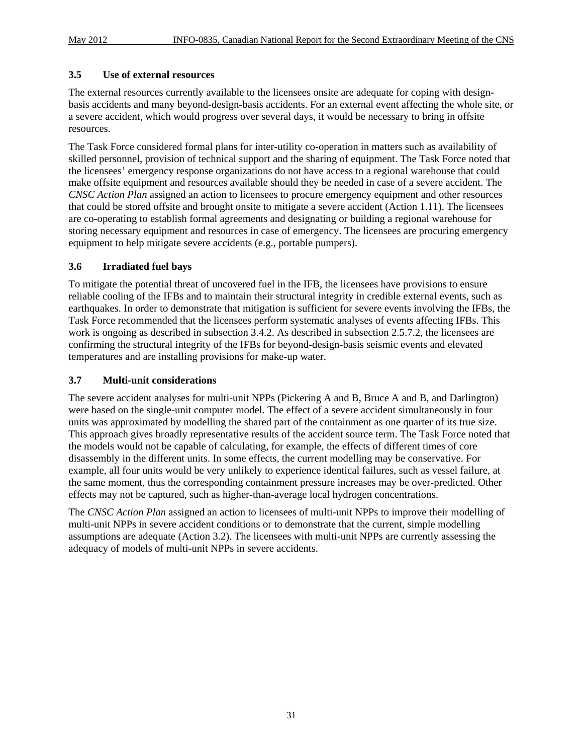### 3.5 Use of external resources

The external resources currently available to the licensees onsite are adequate for coping with design-basis accidents and many beyond-design-basis accidents. For an external event affecting the whole site, or a severe accident, which would progress over several days, it would be necessary to bring in offsite resources.

The Task Force considered formal plans for inter-utility co-operation in matters such as availability of skilled personnel, provision of technical support and the sharing of equipment. The Task Force noted that the licensees' emergency response organizations do not have access to a regional warehouse that could make offsite equipment and resources available should they be needed in case of a severe accident. The *CNSC Action Plan* assigned an action to licensees to procure emergency equipment and other resources that could be stored offsite and brought onsite to mitigate a severe accident (Action 1.11). The licensees are co-operating to establish formal agreements and designating or building a regional warehouse for storing necessary equipment and resources in case of emergency. The licensees are procuring emergency equipment to help mitigate severe accidents (e.g., portable pumpers).

### 3.6 Irradiated fuel bays

To mitigate the potential threat of uncovered fuel in the IFB, the licensees have provisions to ensure reliable cooling of the IFBs and to maintain their structural integrity in credible external events, such as earthquakes. In order to demonstrate that mitigation is sufficient for severe events involving the IFBs, the Task Force recommended that the licensees perform systematic analyses of events affecting IFBs. This work is ongoing as described in subsection 3.4.2. As described in subsection 2.5.7.2, the licensees are confirming the structural integrity of the IFBs for beyond-design-basis seismic events and elevated temperatures and are installing provisions for make-up water.

### 3.7 Multi-unit considerations

The severe accident analyses for multi-unit NPPs (Pickering A and B, Bruce A and B, and Darlington) were based on the single-unit computer model. The effect of a severe accident simultaneously in four units was approximated by modelling the shared part of the containment as one quarter of its true size. This approach gives broadly representative results of the accident source term. The Task Force noted that the models would not be capable of calculating, for example, the effects of different times of core disassembly in the different units. In some effects, the current modelling may be conservative. For example, all four units would be very unlikely to experience identical failures, such as vessel failure, at the same moment, thus the corresponding containment pressure increases may be over-predicted. Other effects may not be captured, such as higher-than-average local hydrogen concentrations.

The *CNSC Action Plan* assigned an action to licensees of multi-unit NPPs to improve their modelling of multi-unit NPPs in severe accident conditions or to demonstrate that the current, simple modelling assumptions are adequate (Action 3.2). The licensees with multi-unit NPPs are currently assessing the adequacy of models of multi-unit NPPs in severe accidents.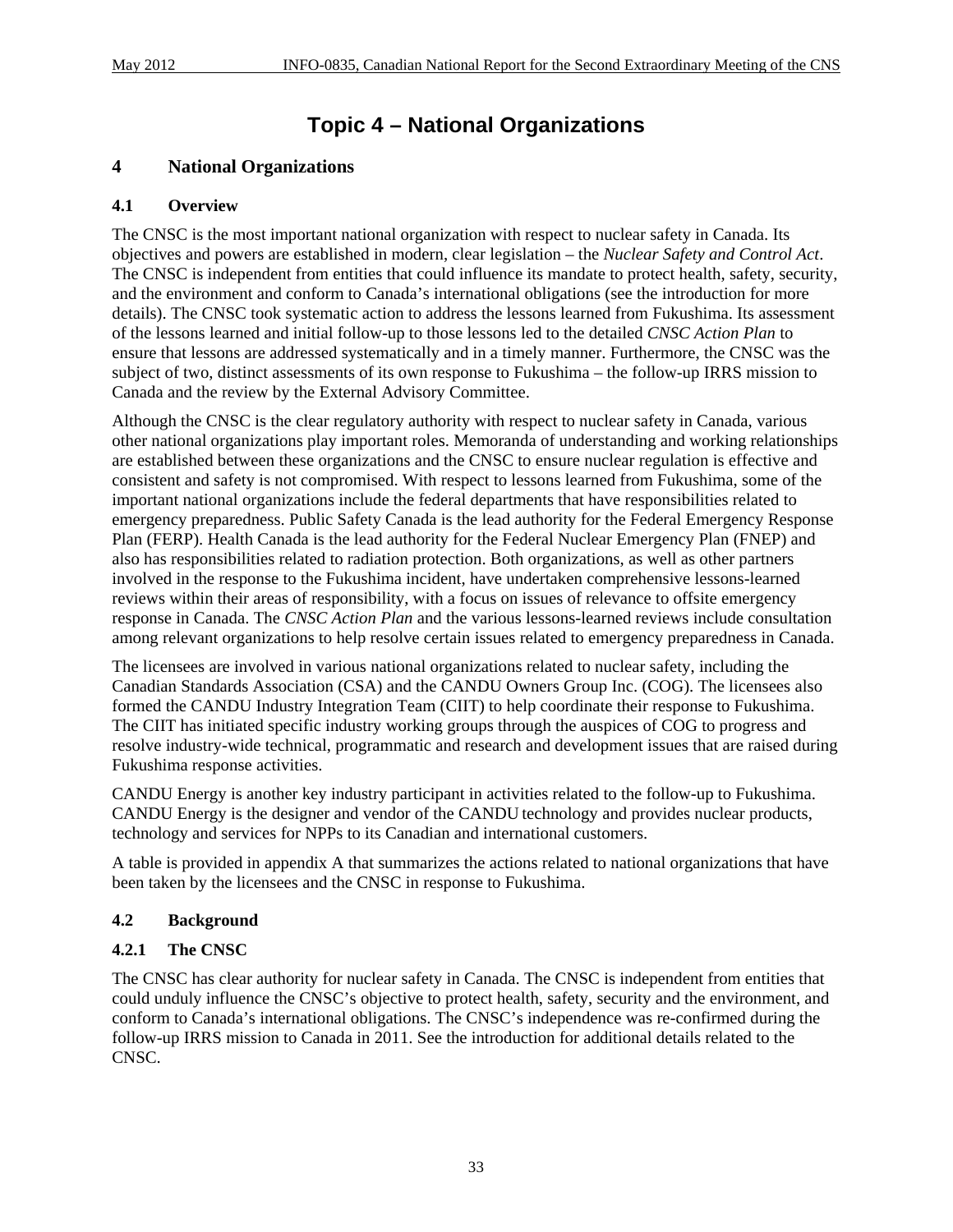# Topic 4 – National Organizations

## 4 National Organizations

### 4.1 Overview

The CNSC is the most important national organization with respect to nuclear safety in Canada. Its objectives and powers are established in modern, clear legislation – the *Nuclear Safety and Control Act*. The CNSC is independent from entities that could influence its mandate to protect health, safety, security, and the environment and conform to Canada's international obligations (see the introduction for more details). The CNSC took systematic action to address the lessons learned from Fukushima. Its assessment of the lessons learned and initial follow-up to those lessons led to the detailed *CNSC Action Plan* to ensure that lessons are addressed systematically and in a timely manner. Furthermore, the CNSC was the subject of two, distinct assessments of its own response to Fukushima – the follow-up IRRS mission to Canada and the review by the External Advisory Committee.

Although the CNSC is the clear regulatory authority with respect to nuclear safety in Canada, various other national organizations play important roles. Memoranda of understanding and working relationships are established between these organizations and the CNSC to ensure nuclear regulation is effective and consistent and safety is not compromised. With respect to lessons learned from Fukushima, some of the important national organizations include the federal departments that have responsibilities related to emergency preparedness. Public Safety Canada is the lead authority for the Federal Emergency Response Plan (FERP). Health Canada is the lead authority for the Federal Nuclear Emergency Plan (FNEP) and also has responsibilities related to radiation protection. Both organizations, as well as other partners involved in the response to the Fukushima incident, have undertaken comprehensive lessons-learned reviews within their areas of responsibility, with a focus on issues of relevance to offsite emergency response in Canada. The *CNSC Action Plan* and the various lessons-learned reviews include consultation among relevant organizations to help resolve certain issues related to emergency preparedness in Canada.

The licensees are involved in various national organizations related to nuclear safety, including the Canadian Standards Association (CSA) and the CANDU Owners Group Inc. (COG). The licensees also formed the CANDU Industry Integration Team (CIIT) to help coordinate their response to Fukushima. The CIIT has initiated specific industry working groups through the auspices of COG to progress and resolve industry-wide technical, programmatic and research and development issues that are raised during Fukushima response activities.

CANDU Energy is another key industry participant in activities related to the follow-up to Fukushima. CANDU Energy is the designer and vendor of the CANDU technology and provides nuclear products, technology and services for NPPs to its Canadian and international customers.

A table is provided in appendix A that summarizes the actions related to national organizations that have been taken by the licensees and the CNSC in response to Fukushima.

### 4.2 Background

#### 4.2.1 The CNSC

The CNSC has clear authority for nuclear safety in Canada. The CNSC is independent from entities that could unduly influence the CNSC's objective to protect health, safety, security and the environment, and conform to Canada's international obligations. The CNSC's independence was re-confirmed during the follow-up IRRS mission to Canada in 2011. See the introduction for additional details related to the CNSC.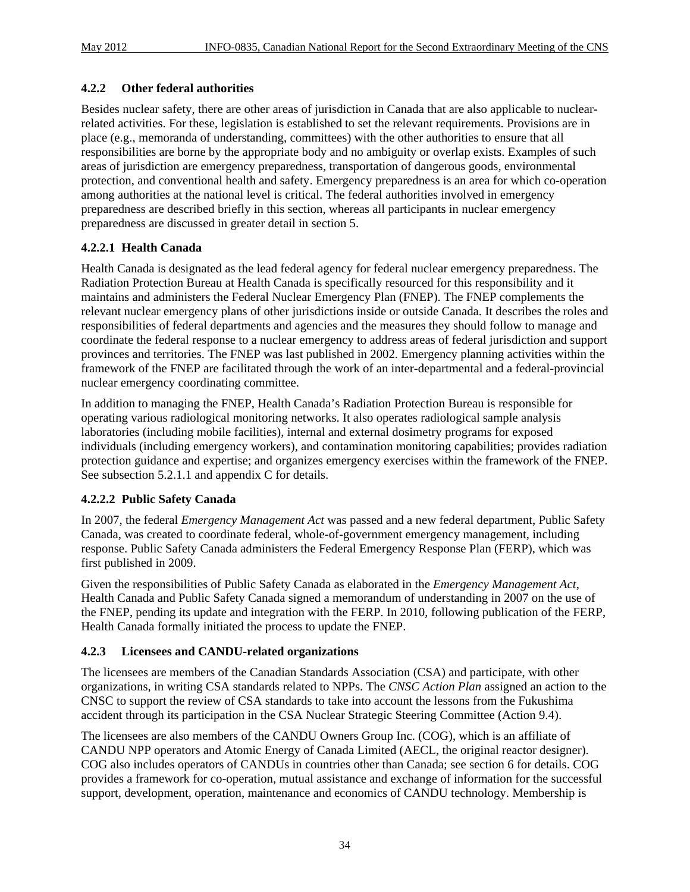### 4.2.2 Other federal authorities

Besides nuclear safety, there are other areas of jurisdiction in Canada that are also applicable to nuclear-related activities. For these, legislation is established to set the relevant requirements. Provisions are in place (e.g., memoranda of understanding, committees) with the other authorities to ensure that all responsibilities are borne by the appropriate body and no ambiguity or overlap exists. Examples of such areas of jurisdiction are emergency preparedness, transportation of dangerous goods, environmental protection, and conventional health and safety. Emergency preparedness is an area for which co-operation among authorities at the national level is critical. The federal authorities involved in emergency preparedness are described briefly in this section, whereas all participants in nuclear emergency preparedness are discussed in greater detail in section 5.

#### 4.2.2.1 Health Canada

Health Canada is designated as the lead federal agency for federal nuclear emergency preparedness. The Radiation Protection Bureau at Health Canada is specifically resourced for this responsibility and it maintains and administers the Federal Nuclear Emergency Plan (FNEP). The FNEP complements the relevant nuclear emergency plans of other jurisdictions inside or outside Canada. It describes the roles and responsibilities of federal departments and agencies and the measures they should follow to manage and coordinate the federal response to a nuclear emergency to address areas of federal jurisdiction and support provinces and territories. The FNEP was last published in 2002. Emergency planning activities within the framework of the FNEP are facilitated through the work of an inter-departmental and a federal-provincial nuclear emergency coordinating committee.

In addition to managing the FNEP, Health Canada's Radiation Protection Bureau is responsible for operating various radiological monitoring networks. It also operates radiological sample analysis laboratories (including mobile facilities), internal and external dosimetry programs for exposed individuals (including emergency workers), and contamination monitoring capabilities; provides radiation protection guidance and expertise; and organizes emergency exercises within the framework of the FNEP. See subsection 5.2.1.1 and appendix C for details.

#### 4.2.2.2 Public Safety Canada

In 2007, the federal *Emergency Management Act* was passed and a new federal department, Public Safety Canada, was created to coordinate federal, whole-of-government emergency management, including response. Public Safety Canada administers the Federal Emergency Response Plan (FERP), which was first published in 2009.

Given the responsibilities of Public Safety Canada as elaborated in the *Emergency Management Act*, Health Canada and Public Safety Canada signed a memorandum of understanding in 2007 on the use of the FNEP, pending its update and integration with the FERP. In 2010, following publication of the FERP, Health Canada formally initiated the process to update the FNEP.

### 4.2.3 Licensees and CANDU-related organizations

The licensees are members of the Canadian Standards Association (CSA) and participate, with other organizations, in writing CSA standards related to NPPs. The *CNSC Action Plan* assigned an action to the CNSC to support the review of CSA standards to take into account the lessons from the Fukushima accident through its participation in the CSA Nuclear Strategic Steering Committee (Action 9.4).

The licensees are also members of the CANDU Owners Group Inc. (COG), which is an affiliate of CANDU NPP operators and Atomic Energy of Canada Limited (AECL, the original reactor designer). COG also includes operators of CANDUs in countries other than Canada; see section 6 for details. COG provides a framework for co-operation, mutual assistance and exchange of information for the successful support, development, operation, maintenance and economics of CANDU technology. Membership is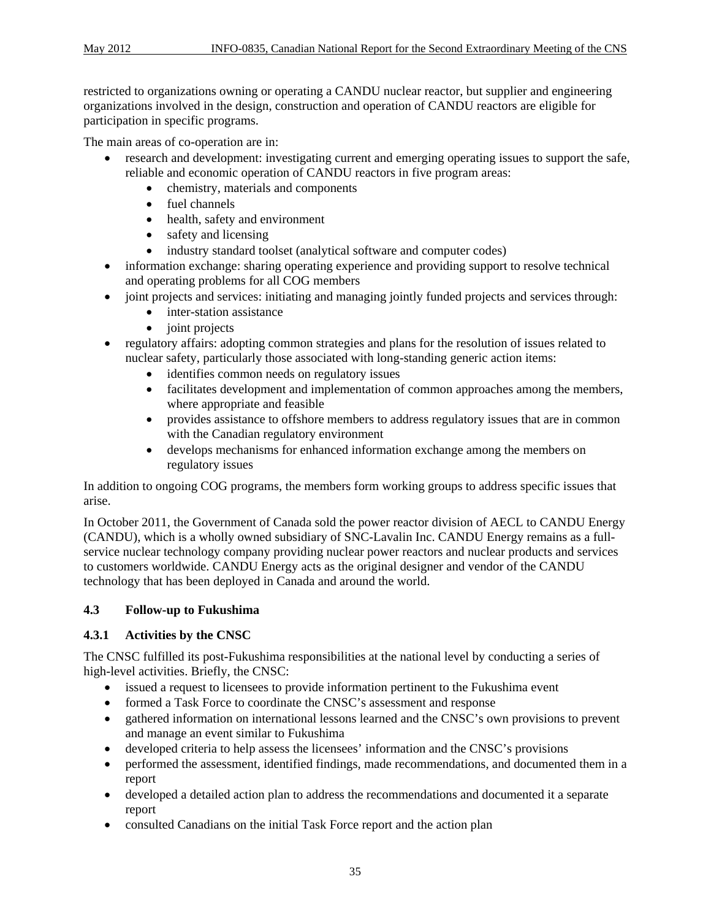restricted to organizations owning or operating a CANDU nuclear reactor, but supplier and engineering organizations involved in the design, construction and operation of CANDU reactors are eligible for participation in specific programs.

The main areas of co-operation are in:

- research and development: investigating current and emerging operating issues to support the safe, reliable and economic operation of CANDU reactors in five program areas:
  - chemistry, materials and components
  - fuel channels
  - health, safety and environment
  - safety and licensing
  - industry standard toolset (analytical software and computer codes)
- information exchange: sharing operating experience and providing support to resolve technical and operating problems for all COG members
- joint projects and services: initiating and managing jointly funded projects and services through:
  - inter-station assistance
  - joint projects
- regulatory affairs: adopting common strategies and plans for the resolution of issues related to nuclear safety, particularly those associated with long-standing generic action items:
  - identifies common needs on regulatory issues
  - facilitates development and implementation of common approaches among the members, where appropriate and feasible
  - provides assistance to offshore members to address regulatory issues that are in common with the Canadian regulatory environment
  - develops mechanisms for enhanced information exchange among the members on regulatory issues

In addition to ongoing COG programs, the members form working groups to address specific issues that arise.

In October 2011, the Government of Canada sold the power reactor division of AECL to CANDU Energy (CANDU), which is a wholly owned subsidiary of SNC-Lavalin Inc. CANDU Energy remains as a full-service nuclear technology company providing nuclear power reactors and nuclear products and services to customers worldwide. CANDU Energy acts as the original designer and vendor of the CANDU technology that has been deployed in Canada and around the world.

### 4.3 Follow-up to Fukushima

#### 4.3.1 Activities by the CNSC

The CNSC fulfilled its post-Fukushima responsibilities at the national level by conducting a series of high-level activities. Briefly, the CNSC:

- issued a request to licensees to provide information pertinent to the Fukushima event
- formed a Task Force to coordinate the CNSC's assessment and response
- gathered information on international lessons learned and the CNSC's own provisions to prevent and manage an event similar to Fukushima
- developed criteria to help assess the licensees' information and the CNSC's provisions
- performed the assessment, identified findings, made recommendations, and documented them in a report
- developed a detailed action plan to address the recommendations and documented it a separate report
- consulted Canadians on the initial Task Force report and the action plan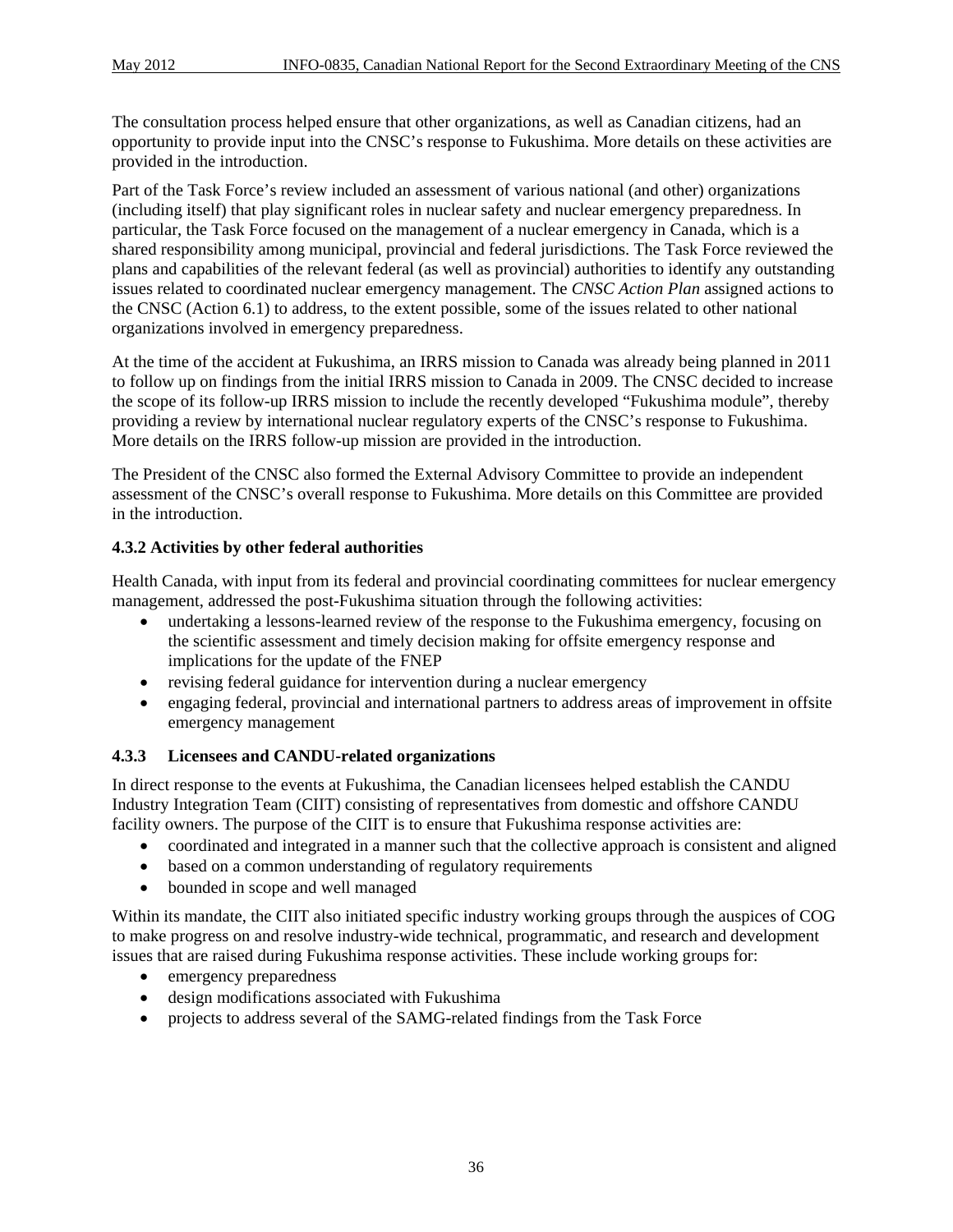The consultation process helped ensure that other organizations, as well as Canadian citizens, had an opportunity to provide input into the CNSC's response to Fukushima. More details on these activities are provided in the introduction.

Part of the Task Force's review included an assessment of various national (and other) organizations (including itself) that play significant roles in nuclear safety and nuclear emergency preparedness. In particular, the Task Force focused on the management of a nuclear emergency in Canada, which is a shared responsibility among municipal, provincial and federal jurisdictions. The Task Force reviewed the plans and capabilities of the relevant federal (as well as provincial) authorities to identify any outstanding issues related to coordinated nuclear emergency management. The *CNSC Action Plan* assigned actions to the CNSC (Action 6.1) to address, to the extent possible, some of the issues related to other national organizations involved in emergency preparedness.

At the time of the accident at Fukushima, an IRRS mission to Canada was already being planned in 2011 to follow up on findings from the initial IRRS mission to Canada in 2009. The CNSC decided to increase the scope of its follow-up IRRS mission to include the recently developed "Fukushima module", thereby providing a review by international nuclear regulatory experts of the CNSC's response to Fukushima. More details on the IRRS follow-up mission are provided in the introduction.

The President of the CNSC also formed the External Advisory Committee to provide an independent assessment of the CNSC's overall response to Fukushima. More details on this Committee are provided in the introduction.

### 4.3.2 Activities by other federal authorities

Health Canada, with input from its federal and provincial coordinating committees for nuclear emergency management, addressed the post-Fukushima situation through the following activities:

- undertaking a lessons-learned review of the response to the Fukushima emergency, focusing on the scientific assessment and timely decision making for offsite emergency response and implications for the update of the FNEP
- revising federal guidance for intervention during a nuclear emergency
- engaging federal, provincial and international partners to address areas of improvement in offsite emergency management

### 4.3.3 Licensees and CANDU-related organizations

In direct response to the events at Fukushima, the Canadian licensees helped establish the CANDU Industry Integration Team (CIIT) consisting of representatives from domestic and offshore CANDU facility owners. The purpose of the CIIT is to ensure that Fukushima response activities are:

- coordinated and integrated in a manner such that the collective approach is consistent and aligned
- based on a common understanding of regulatory requirements
- bounded in scope and well managed

Within its mandate, the CIIT also initiated specific industry working groups through the auspices of COG to make progress on and resolve industry-wide technical, programmatic, and research and development issues that are raised during Fukushima response activities. These include working groups for:

- emergency preparedness
- design modifications associated with Fukushima
- projects to address several of the SAMG-related findings from the Task Force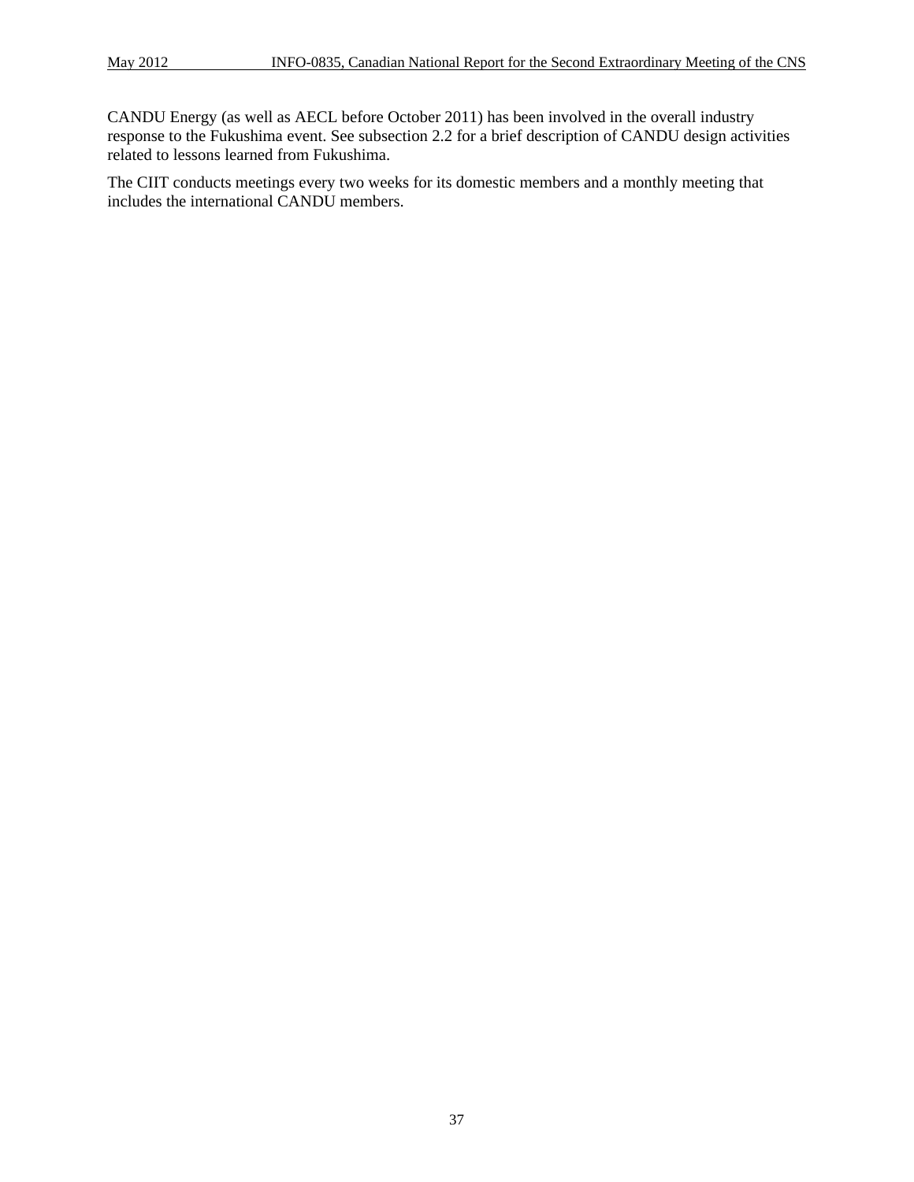CANDU Energy (as well as AECL before October 2011) has been involved in the overall industry response to the Fukushima event. See subsection 2.2 for a brief description of CANDU design activities related to lessons learned from Fukushima.

The CIIT conducts meetings every two weeks for its domestic members and a monthly meeting that includes the international CANDU members.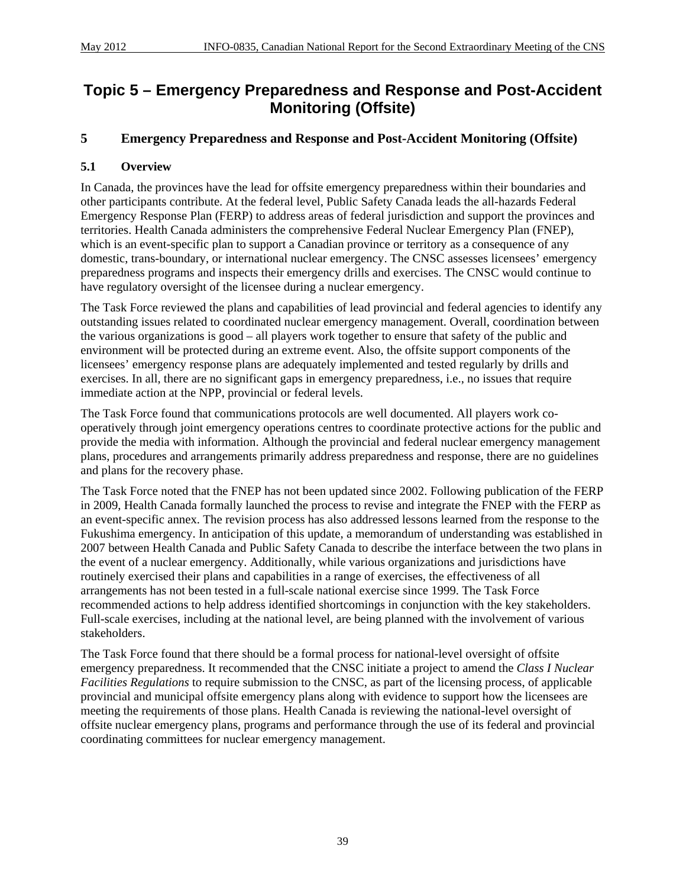# Topic 5 – Emergency Preparedness and Response and Post-Accident Monitoring (Offsite)

## 5 Emergency Preparedness and Response and Post-Accident Monitoring (Offsite)

### 5.1 Overview

In Canada, the provinces have the lead for offsite emergency preparedness within their boundaries and other participants contribute. At the federal level, Public Safety Canada leads the all-hazards Federal Emergency Response Plan (FERP) to address areas of federal jurisdiction and support the provinces and territories. Health Canada administers the comprehensive Federal Nuclear Emergency Plan (FNEP), which is an event-specific plan to support a Canadian province or territory as a consequence of any domestic, trans-boundary, or international nuclear emergency. The CNSC assesses licensees' emergency preparedness programs and inspects their emergency drills and exercises. The CNSC would continue to have regulatory oversight of the licensee during a nuclear emergency.

The Task Force reviewed the plans and capabilities of lead provincial and federal agencies to identify any outstanding issues related to coordinated nuclear emergency management. Overall, coordination between the various organizations is good – all players work together to ensure that safety of the public and environment will be protected during an extreme event. Also, the offsite support components of the licensees' emergency response plans are adequately implemented and tested regularly by drills and exercises. In all, there are no significant gaps in emergency preparedness, i.e., no issues that require immediate action at the NPP, provincial or federal levels.

The Task Force found that communications protocols are well documented. All players work co-operatively through joint emergency operations centres to coordinate protective actions for the public and provide the media with information. Although the provincial and federal nuclear emergency management plans, procedures and arrangements primarily address preparedness and response, there are no guidelines and plans for the recovery phase.

The Task Force noted that the FNEP has not been updated since 2002. Following publication of the FERP in 2009, Health Canada formally launched the process to revise and integrate the FNEP with the FERP as an event-specific annex. The revision process has also addressed lessons learned from the response to the Fukushima emergency. In anticipation of this update, a memorandum of understanding was established in 2007 between Health Canada and Public Safety Canada to describe the interface between the two plans in the event of a nuclear emergency. Additionally, while various organizations and jurisdictions have routinely exercised their plans and capabilities in a range of exercises, the effectiveness of all arrangements has not been tested in a full-scale national exercise since 1999. The Task Force recommended actions to help address identified shortcomings in conjunction with the key stakeholders. Full-scale exercises, including at the national level, are being planned with the involvement of various stakeholders.

The Task Force found that there should be a formal process for national-level oversight of offsite emergency preparedness. It recommended that the CNSC initiate a project to amend the *Class I Nuclear Facilities Regulations* to require submission to the CNSC, as part of the licensing process, of applicable provincial and municipal offsite emergency plans along with evidence to support how the licensees are meeting the requirements of those plans. Health Canada is reviewing the national-level oversight of offsite nuclear emergency plans, programs and performance through the use of its federal and provincial coordinating committees for nuclear emergency management.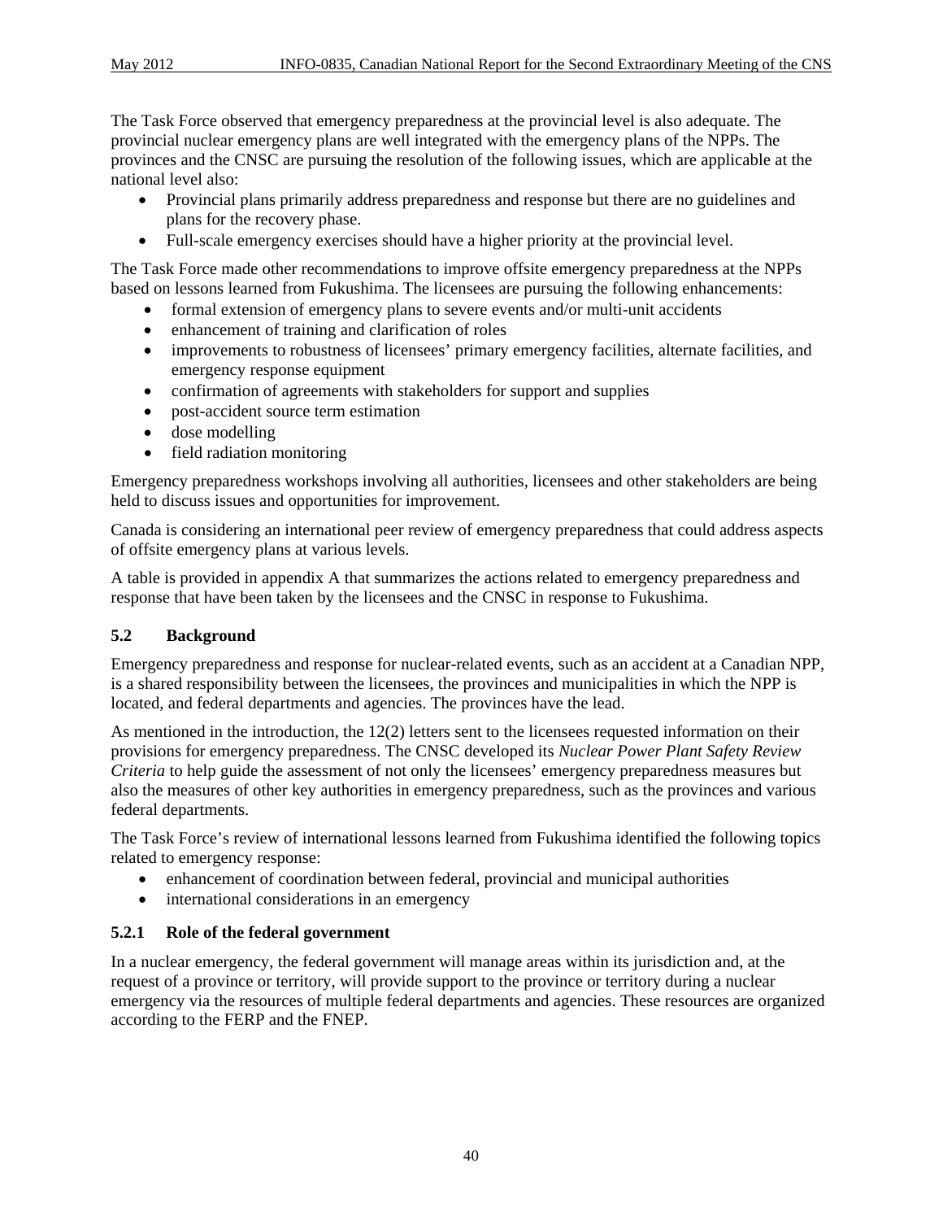The Task Force observed that emergency preparedness at the provincial level is also adequate. The provincial nuclear emergency plans are well integrated with the emergency plans of the NPPs. The provinces and the CNSC are pursuing the resolution of the following issues, which are applicable at the national level also:

- Provincial plans primarily address preparedness and response but there are no guidelines and plans for the recovery phase.
- Full-scale emergency exercises should have a higher priority at the provincial level.

The Task Force made other recommendations to improve offsite emergency preparedness at the NPPs based on lessons learned from Fukushima. The licensees are pursuing the following enhancements:

- formal extension of emergency plans to severe events and/or multi-unit accidents
- enhancement of training and clarification of roles
- improvements to robustness of licensees' primary emergency facilities, alternate facilities, and emergency response equipment
- confirmation of agreements with stakeholders for support and supplies
- post-accident source term estimation
- dose modelling
- field radiation monitoring

Emergency preparedness workshops involving all authorities, licensees and other stakeholders are being held to discuss issues and opportunities for improvement.

Canada is considering an international peer review of emergency preparedness that could address aspects of offsite emergency plans at various levels.

A table is provided in appendix A that summarizes the actions related to emergency preparedness and response that have been taken by the licensees and the CNSC in response to Fukushima.

## 5.2 Background

Emergency preparedness and response for nuclear-related events, such as an accident at a Canadian NPP, is a shared responsibility between the licensees, the provinces and municipalities in which the NPP is located, and federal departments and agencies. The provinces have the lead.

As mentioned in the introduction, the 12(2) letters sent to the licensees requested information on their provisions for emergency preparedness. The CNSC developed its *Nuclear Power Plant Safety Review Criteria* to help guide the assessment of not only the licensees' emergency preparedness measures but also the measures of other key authorities in emergency preparedness, such as the provinces and various federal departments.

The Task Force's review of international lessons learned from Fukushima identified the following topics related to emergency response:

- enhancement of coordination between federal, provincial and municipal authorities
- international considerations in an emergency

### 5.2.1 Role of the federal government

In a nuclear emergency, the federal government will manage areas within its jurisdiction and, at the request of a province or territory, will provide support to the province or territory during a nuclear emergency via the resources of multiple federal departments and agencies. These resources are organized according to the FERP and the FNEP.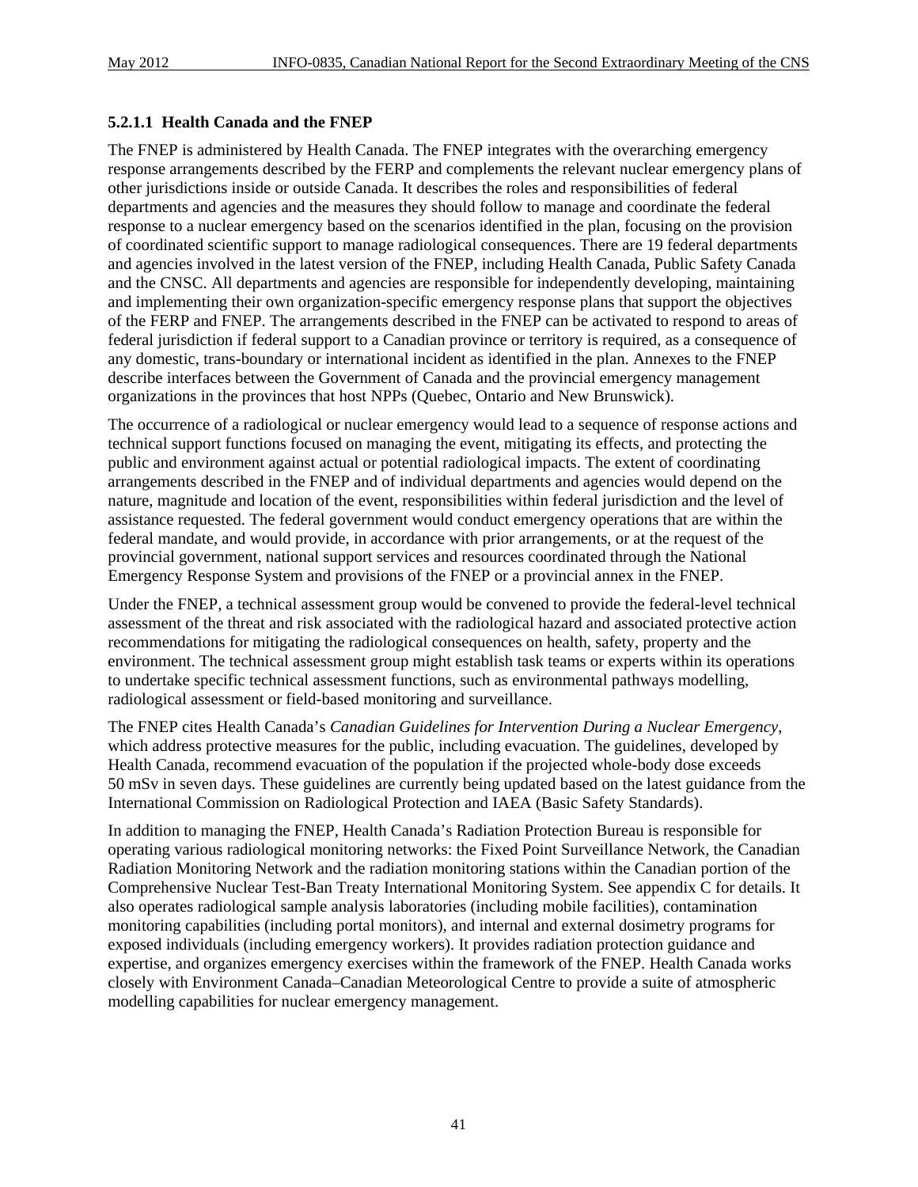#### 5.2.1.1 Health Canada and the FNEP

The FNEP is administered by Health Canada. The FNEP integrates with the overarching emergency response arrangements described by the FERP and complements the relevant nuclear emergency plans of other jurisdictions inside or outside Canada. It describes the roles and responsibilities of federal departments and agencies and the measures they should follow to manage and coordinate the federal response to a nuclear emergency based on the scenarios identified in the plan, focusing on the provision of coordinated scientific support to manage radiological consequences. There are 19 federal departments and agencies involved in the latest version of the FNEP, including Health Canada, Public Safety Canada and the CNSC. All departments and agencies are responsible for independently developing, maintaining and implementing their own organization-specific emergency response plans that support the objectives of the FERP and FNEP. The arrangements described in the FNEP can be activated to respond to areas of federal jurisdiction if federal support to a Canadian province or territory is required, as a consequence of any domestic, trans-boundary or international incident as identified in the plan. Annexes to the FNEP describe interfaces between the Government of Canada and the provincial emergency management organizations in the provinces that host NPPs (Quebec, Ontario and New Brunswick).

The occurrence of a radiological or nuclear emergency would lead to a sequence of response actions and technical support functions focused on managing the event, mitigating its effects, and protecting the public and environment against actual or potential radiological impacts. The extent of coordinating arrangements described in the FNEP and of individual departments and agencies would depend on the nature, magnitude and location of the event, responsibilities within federal jurisdiction and the level of assistance requested. The federal government would conduct emergency operations that are within the federal mandate, and would provide, in accordance with prior arrangements, or at the request of the provincial government, national support services and resources coordinated through the National Emergency Response System and provisions of the FNEP or a provincial annex in the FNEP.

Under the FNEP, a technical assessment group would be convened to provide the federal-level technical assessment of the threat and risk associated with the radiological hazard and associated protective action recommendations for mitigating the radiological consequences on health, safety, property and the environment. The technical assessment group might establish task teams or experts within its operations to undertake specific technical assessment functions, such as environmental pathways modelling, radiological assessment or field-based monitoring and surveillance.

The FNEP cites Health Canada's *Canadian Guidelines for Intervention During a Nuclear Emergency*, which address protective measures for the public, including evacuation. The guidelines, developed by Health Canada, recommend evacuation of the population if the projected whole-body dose exceeds 50 mSv in seven days. These guidelines are currently being updated based on the latest guidance from the International Commission on Radiological Protection and IAEA (Basic Safety Standards).

In addition to managing the FNEP, Health Canada's Radiation Protection Bureau is responsible for operating various radiological monitoring networks: the Fixed Point Surveillance Network, the Canadian Radiation Monitoring Network and the radiation monitoring stations within the Canadian portion of the Comprehensive Nuclear Test-Ban Treaty International Monitoring System. See appendix C for details. It also operates radiological sample analysis laboratories (including mobile facilities), contamination monitoring capabilities (including portal monitors), and internal and external dosimetry programs for exposed individuals (including emergency workers). It provides radiation protection guidance and expertise, and organizes emergency exercises within the framework of the FNEP. Health Canada works closely with Environment Canada–Canadian Meteorological Centre to provide a suite of atmospheric modelling capabilities for nuclear emergency management.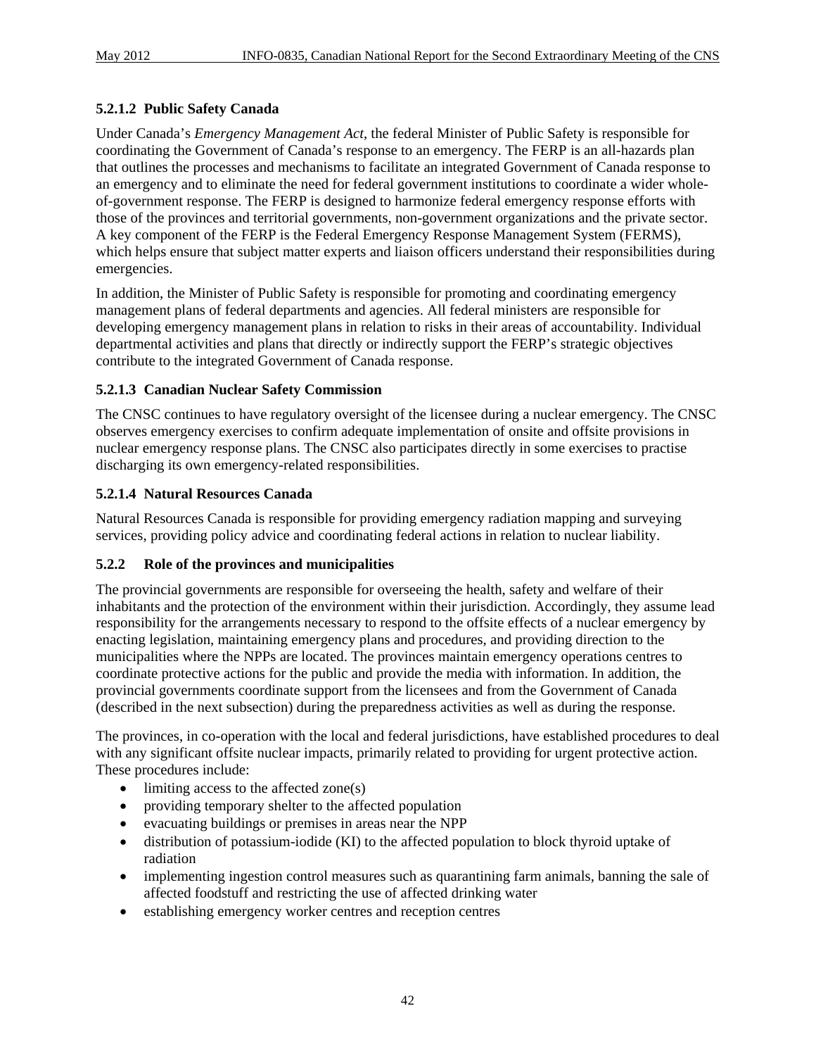#### 5.2.1.2 Public Safety Canada

Under Canada's *Emergency Management Act*, the federal Minister of Public Safety is responsible for coordinating the Government of Canada's response to an emergency. The FERP is an all-hazards plan that outlines the processes and mechanisms to facilitate an integrated Government of Canada response to an emergency and to eliminate the need for federal government institutions to coordinate a wider whole-of-government response. The FERP is designed to harmonize federal emergency response efforts with those of the provinces and territorial governments, non-government organizations and the private sector. A key component of the FERP is the Federal Emergency Response Management System (FERMS), which helps ensure that subject matter experts and liaison officers understand their responsibilities during emergencies.

In addition, the Minister of Public Safety is responsible for promoting and coordinating emergency management plans of federal departments and agencies. All federal ministers are responsible for developing emergency management plans in relation to risks in their areas of accountability. Individual departmental activities and plans that directly or indirectly support the FERP's strategic objectives contribute to the integrated Government of Canada response.

#### 5.2.1.3 Canadian Nuclear Safety Commission

The CNSC continues to have regulatory oversight of the licensee during a nuclear emergency. The CNSC observes emergency exercises to confirm adequate implementation of onsite and offsite provisions in nuclear emergency response plans. The CNSC also participates directly in some exercises to practise discharging its own emergency-related responsibilities.

#### 5.2.1.4 Natural Resources Canada

Natural Resources Canada is responsible for providing emergency radiation mapping and surveying services, providing policy advice and coordinating federal actions in relation to nuclear liability.

### 5.2.2 Role of the provinces and municipalities

The provincial governments are responsible for overseeing the health, safety and welfare of their inhabitants and the protection of the environment within their jurisdiction. Accordingly, they assume lead responsibility for the arrangements necessary to respond to the offsite effects of a nuclear emergency by enacting legislation, maintaining emergency plans and procedures, and providing direction to the municipalities where the NPPs are located. The provinces maintain emergency operations centres to coordinate protective actions for the public and provide the media with information. In addition, the provincial governments coordinate support from the licensees and from the Government of Canada (described in the next subsection) during the preparedness activities as well as during the response.

The provinces, in co-operation with the local and federal jurisdictions, have established procedures to deal with any significant offsite nuclear impacts, primarily related to providing for urgent protective action. These procedures include:

- limiting access to the affected zone(s)
- providing temporary shelter to the affected population
- evacuating buildings or premises in areas near the NPP
- distribution of potassium-iodide (KI) to the affected population to block thyroid uptake of radiation
- implementing ingestion control measures such as quarantining farm animals, banning the sale of affected foodstuff and restricting the use of affected drinking water
- establishing emergency worker centres and reception centres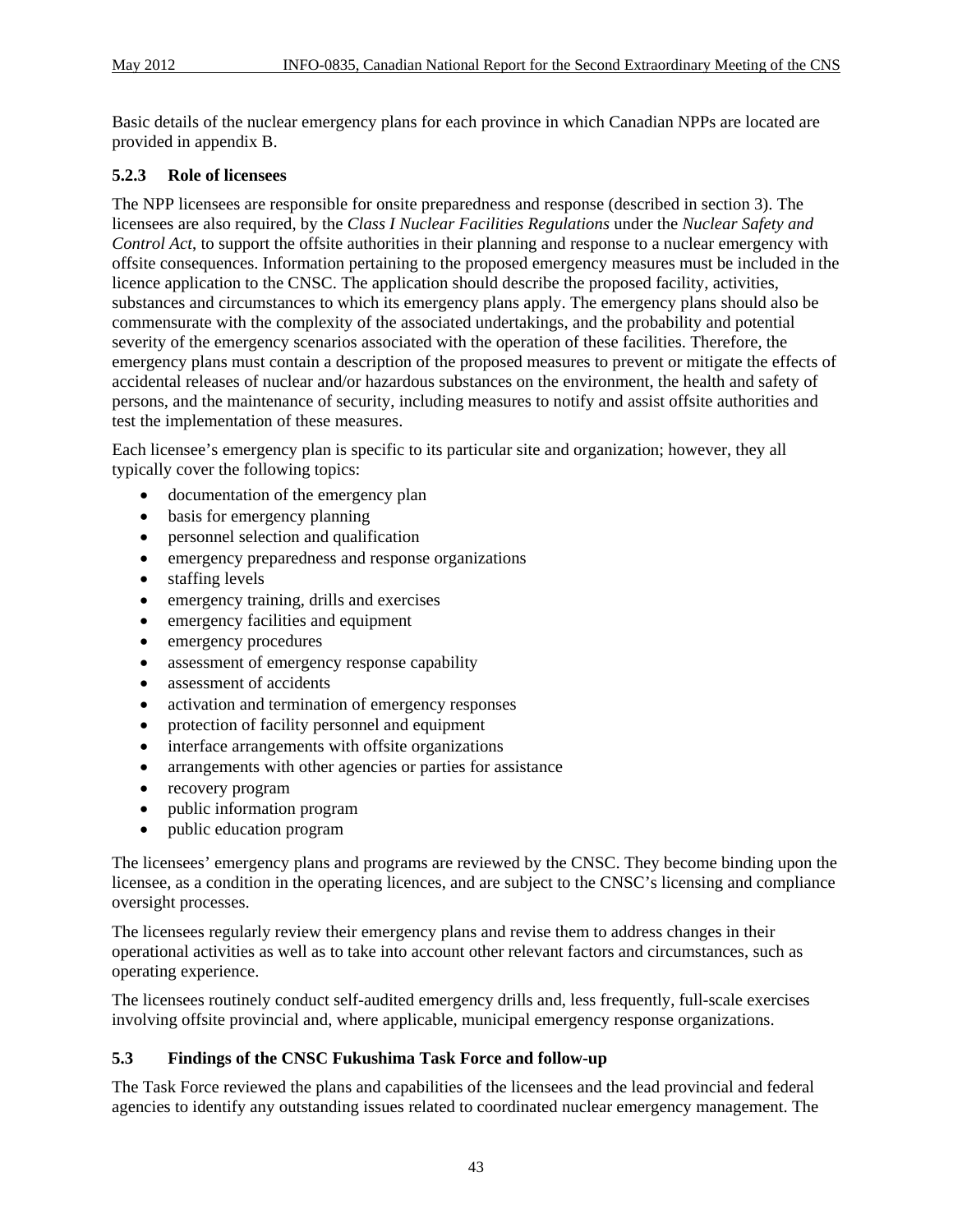Basic details of the nuclear emergency plans for each province in which Canadian NPPs are located are provided in appendix B.

### 5.2.3 Role of licensees

The NPP licensees are responsible for onsite preparedness and response (described in section 3). The licensees are also required, by the *Class I Nuclear Facilities Regulations* under the *Nuclear Safety and Control Act*, to support the offsite authorities in their planning and response to a nuclear emergency with offsite consequences. Information pertaining to the proposed emergency measures must be included in the licence application to the CNSC. The application should describe the proposed facility, activities, substances and circumstances to which its emergency plans apply. The emergency plans should also be commensurate with the complexity of the associated undertakings, and the probability and potential severity of the emergency scenarios associated with the operation of these facilities. Therefore, the emergency plans must contain a description of the proposed measures to prevent or mitigate the effects of accidental releases of nuclear and/or hazardous substances on the environment, the health and safety of persons, and the maintenance of security, including measures to notify and assist offsite authorities and test the implementation of these measures.

Each licensee's emergency plan is specific to its particular site and organization; however, they all typically cover the following topics:

- documentation of the emergency plan
- basis for emergency planning
- personnel selection and qualification
- emergency preparedness and response organizations
- staffing levels
- emergency training, drills and exercises
- emergency facilities and equipment
- emergency procedures
- assessment of emergency response capability
- assessment of accidents
- activation and termination of emergency responses
- protection of facility personnel and equipment
- interface arrangements with offsite organizations
- arrangements with other agencies or parties for assistance
- recovery program
- public information program
- public education program

The licensees' emergency plans and programs are reviewed by the CNSC. They become binding upon the licensee, as a condition in the operating licences, and are subject to the CNSC's licensing and compliance oversight processes.

The licensees regularly review their emergency plans and revise them to address changes in their operational activities as well as to take into account other relevant factors and circumstances, such as operating experience.

The licensees routinely conduct self-audited emergency drills and, less frequently, full-scale exercises involving offsite provincial and, where applicable, municipal emergency response organizations.

## 5.3 Findings of the CNSC Fukushima Task Force and follow-up

The Task Force reviewed the plans and capabilities of the licensees and the lead provincial and federal agencies to identify any outstanding issues related to coordinated nuclear emergency management. The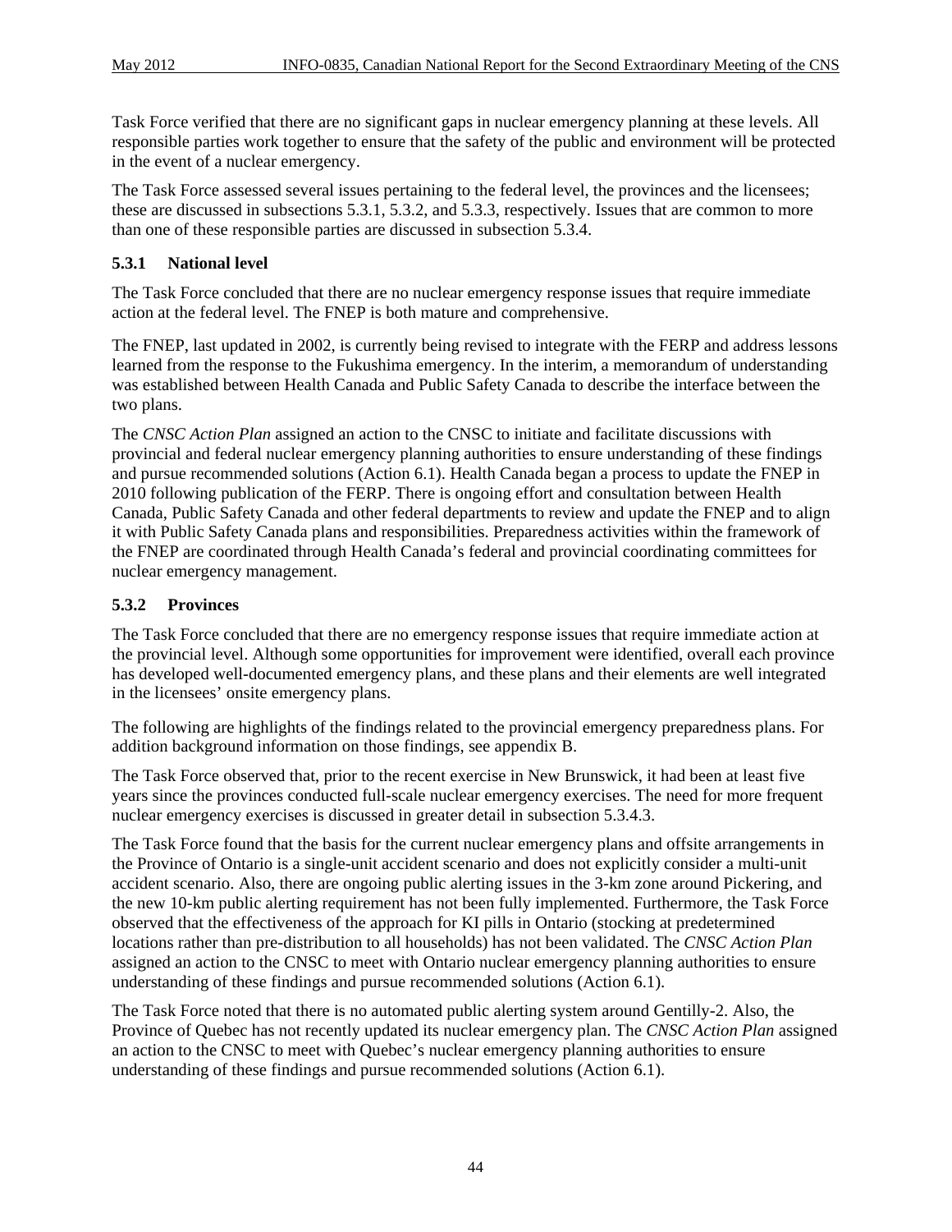Task Force verified that there are no significant gaps in nuclear emergency planning at these levels. All responsible parties work together to ensure that the safety of the public and environment will be protected in the event of a nuclear emergency.

The Task Force assessed several issues pertaining to the federal level, the provinces and the licensees; these are discussed in subsections 5.3.1, 5.3.2, and 5.3.3, respectively. Issues that are common to more than one of these responsible parties are discussed in subsection 5.3.4.

### 5.3.1 National level

The Task Force concluded that there are no nuclear emergency response issues that require immediate action at the federal level. The FNEP is both mature and comprehensive.

The FNEP, last updated in 2002, is currently being revised to integrate with the FERP and address lessons learned from the response to the Fukushima emergency. In the interim, a memorandum of understanding was established between Health Canada and Public Safety Canada to describe the interface between the two plans.

The *CNSC Action Plan* assigned an action to the CNSC to initiate and facilitate discussions with provincial and federal nuclear emergency planning authorities to ensure understanding of these findings and pursue recommended solutions (Action 6.1). Health Canada began a process to update the FNEP in 2010 following publication of the FERP. There is ongoing effort and consultation between Health Canada, Public Safety Canada and other federal departments to review and update the FNEP and to align it with Public Safety Canada plans and responsibilities. Preparedness activities within the framework of the FNEP are coordinated through Health Canada's federal and provincial coordinating committees for nuclear emergency management.

### 5.3.2 Provinces

The Task Force concluded that there are no emergency response issues that require immediate action at the provincial level. Although some opportunities for improvement were identified, overall each province has developed well-documented emergency plans, and these plans and their elements are well integrated in the licensees' onsite emergency plans.

The following are highlights of the findings related to the provincial emergency preparedness plans. For addition background information on those findings, see appendix B.

The Task Force observed that, prior to the recent exercise in New Brunswick, it had been at least five years since the provinces conducted full-scale nuclear emergency exercises. The need for more frequent nuclear emergency exercises is discussed in greater detail in subsection 5.3.4.3.

The Task Force found that the basis for the current nuclear emergency plans and offsite arrangements in the Province of Ontario is a single-unit accident scenario and does not explicitly consider a multi-unit accident scenario. Also, there are ongoing public alerting issues in the 3-km zone around Pickering, and the new 10-km public alerting requirement has not been fully implemented. Furthermore, the Task Force observed that the effectiveness of the approach for KI pills in Ontario (stocking at predetermined locations rather than pre-distribution to all households) has not been validated. The *CNSC Action Plan* assigned an action to the CNSC to meet with Ontario nuclear emergency planning authorities to ensure understanding of these findings and pursue recommended solutions (Action 6.1).

The Task Force noted that there is no automated public alerting system around Gentilly-2. Also, the Province of Quebec has not recently updated its nuclear emergency plan. The *CNSC Action Plan* assigned an action to the CNSC to meet with Quebec's nuclear emergency planning authorities to ensure understanding of these findings and pursue recommended solutions (Action 6.1).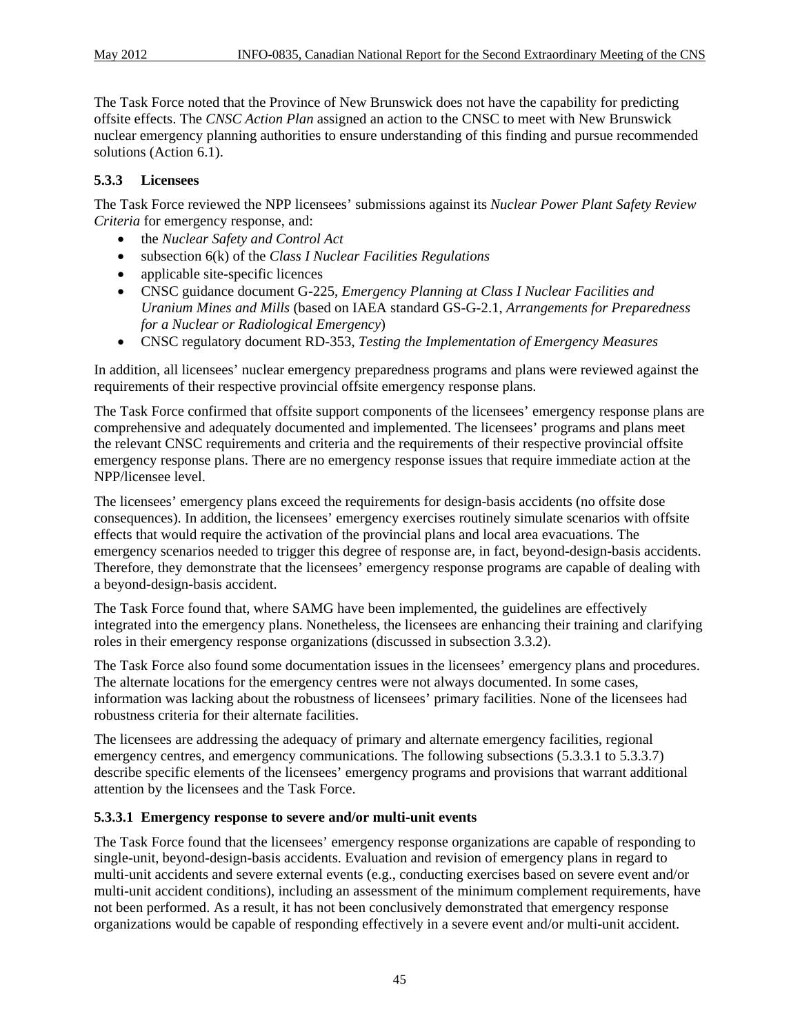The Task Force noted that the Province of New Brunswick does not have the capability for predicting offsite effects. The *CNSC Action Plan* assigned an action to the CNSC to meet with New Brunswick nuclear emergency planning authorities to ensure understanding of this finding and pursue recommended solutions (Action 6.1).

### 5.3.3 Licensees

The Task Force reviewed the NPP licensees' submissions against its *Nuclear Power Plant Safety Review Criteria* for emergency response, and:

- the *Nuclear Safety and Control Act*
- subsection 6(k) of the *Class I Nuclear Facilities Regulations*
- applicable site-specific licences
- CNSC guidance document G-225, *Emergency Planning at Class I Nuclear Facilities and Uranium Mines and Mills* (based on IAEA standard GS-G-2.1, *Arrangements for Preparedness for a Nuclear or Radiological Emergency*)
- CNSC regulatory document RD-353, *Testing the Implementation of Emergency Measures*

In addition, all licensees' nuclear emergency preparedness programs and plans were reviewed against the requirements of their respective provincial offsite emergency response plans.

The Task Force confirmed that offsite support components of the licensees' emergency response plans are comprehensive and adequately documented and implemented. The licensees' programs and plans meet the relevant CNSC requirements and criteria and the requirements of their respective provincial offsite emergency response plans. There are no emergency response issues that require immediate action at the NPP/licensee level.

The licensees' emergency plans exceed the requirements for design-basis accidents (no offsite dose consequences). In addition, the licensees' emergency exercises routinely simulate scenarios with offsite effects that would require the activation of the provincial plans and local area evacuations. The emergency scenarios needed to trigger this degree of response are, in fact, beyond-design-basis accidents. Therefore, they demonstrate that the licensees' emergency response programs are capable of dealing with a beyond-design-basis accident.

The Task Force found that, where SAMG have been implemented, the guidelines are effectively integrated into the emergency plans. Nonetheless, the licensees are enhancing their training and clarifying roles in their emergency response organizations (discussed in subsection 3.3.2).

The Task Force also found some documentation issues in the licensees' emergency plans and procedures. The alternate locations for the emergency centres were not always documented. In some cases, information was lacking about the robustness of licensees' primary facilities. None of the licensees had robustness criteria for their alternate facilities.

The licensees are addressing the adequacy of primary and alternate emergency facilities, regional emergency centres, and emergency communications. The following subsections (5.3.3.1 to 5.3.3.7) describe specific elements of the licensees' emergency programs and provisions that warrant additional attention by the licensees and the Task Force.

#### 5.3.3.1 Emergency response to severe and/or multi-unit events

The Task Force found that the licensees' emergency response organizations are capable of responding to single-unit, beyond-design-basis accidents. Evaluation and revision of emergency plans in regard to multi-unit accidents and severe external events (e.g., conducting exercises based on severe event and/or multi-unit accident conditions), including an assessment of the minimum complement requirements, have not been performed. As a result, it has not been conclusively demonstrated that emergency response organizations would be capable of responding effectively in a severe event and/or multi-unit accident.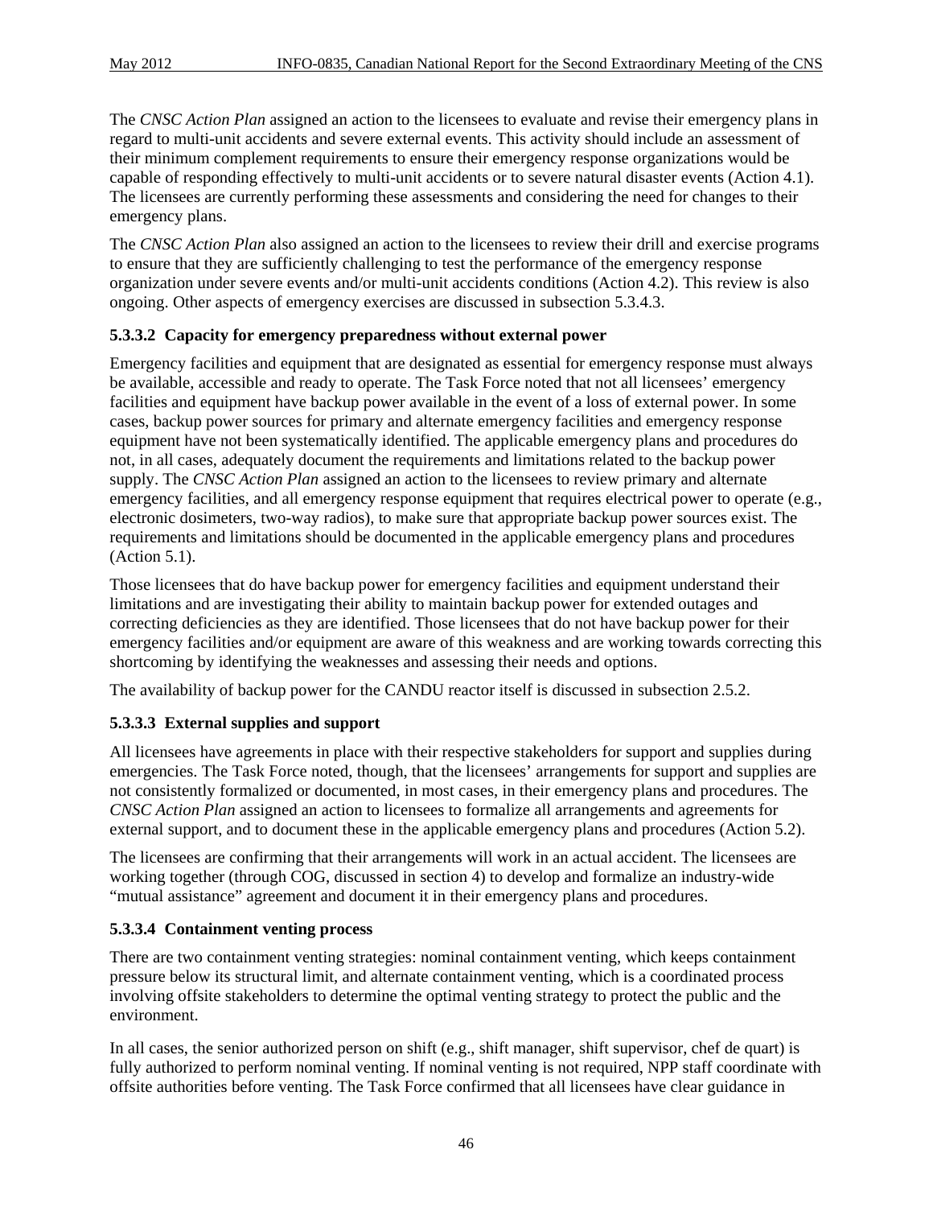The *CNSC Action Plan* assigned an action to the licensees to evaluate and revise their emergency plans in regard to multi-unit accidents and severe external events. This activity should include an assessment of their minimum complement requirements to ensure their emergency response organizations would be capable of responding effectively to multi-unit accidents or to severe natural disaster events (Action 4.1). The licensees are currently performing these assessments and considering the need for changes to their emergency plans.

The *CNSC Action Plan* also assigned an action to the licensees to review their drill and exercise programs to ensure that they are sufficiently challenging to test the performance of the emergency response organization under severe events and/or multi-unit accidents conditions (Action 4.2). This review is also ongoing. Other aspects of emergency exercises are discussed in subsection 5.3.4.3.

#### 5.3.3.2 Capacity for emergency preparedness without external power

Emergency facilities and equipment that are designated as essential for emergency response must always be available, accessible and ready to operate. The Task Force noted that not all licensees' emergency facilities and equipment have backup power available in the event of a loss of external power. In some cases, backup power sources for primary and alternate emergency facilities and emergency response equipment have not been systematically identified. The applicable emergency plans and procedures do not, in all cases, adequately document the requirements and limitations related to the backup power supply. The *CNSC Action Plan* assigned an action to the licensees to review primary and alternate emergency facilities, and all emergency response equipment that requires electrical power to operate (e.g., electronic dosimeters, two-way radios), to make sure that appropriate backup power sources exist. The requirements and limitations should be documented in the applicable emergency plans and procedures (Action 5.1).

Those licensees that do have backup power for emergency facilities and equipment understand their limitations and are investigating their ability to maintain backup power for extended outages and correcting deficiencies as they are identified. Those licensees that do not have backup power for their emergency facilities and/or equipment are aware of this weakness and are working towards correcting this shortcoming by identifying the weaknesses and assessing their needs and options.

The availability of backup power for the CANDU reactor itself is discussed in subsection 2.5.2.

#### 5.3.3.3 External supplies and support

All licensees have agreements in place with their respective stakeholders for support and supplies during emergencies. The Task Force noted, though, that the licensees' arrangements for support and supplies are not consistently formalized or documented, in most cases, in their emergency plans and procedures. The *CNSC Action Plan* assigned an action to licensees to formalize all arrangements and agreements for external support, and to document these in the applicable emergency plans and procedures (Action 5.2).

The licensees are confirming that their arrangements will work in an actual accident. The licensees are working together (through COG, discussed in section 4) to develop and formalize an industry-wide "mutual assistance" agreement and document it in their emergency plans and procedures.

#### 5.3.3.4 Containment venting process

There are two containment venting strategies: nominal containment venting, which keeps containment pressure below its structural limit, and alternate containment venting, which is a coordinated process involving offsite stakeholders to determine the optimal venting strategy to protect the public and the environment.

In all cases, the senior authorized person on shift (e.g., shift manager, shift supervisor, chef de quart) is fully authorized to perform nominal venting. If nominal venting is not required, NPP staff coordinate with offsite authorities before venting. The Task Force confirmed that all licensees have clear guidance in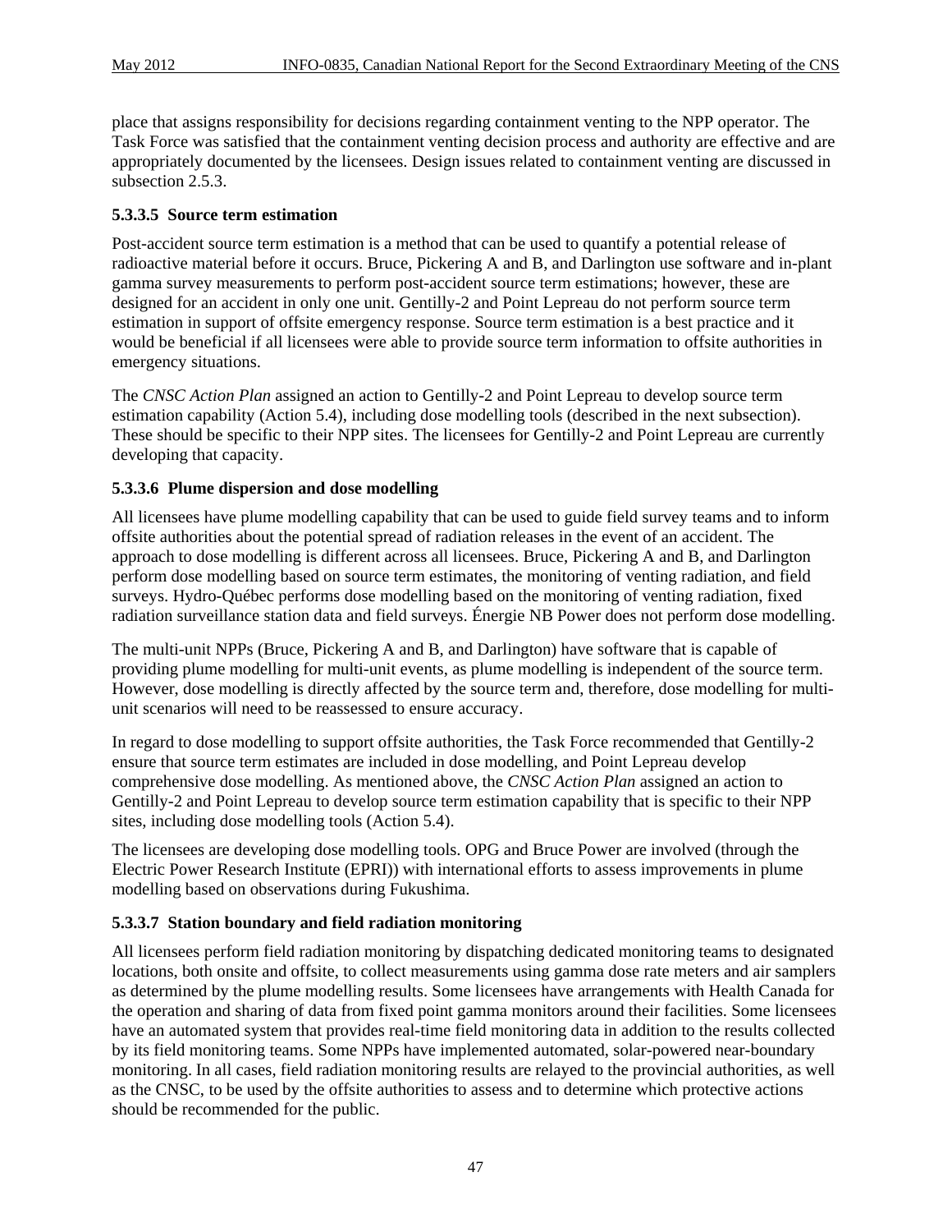place that assigns responsibility for decisions regarding containment venting to the NPP operator. The Task Force was satisfied that the containment venting decision process and authority are effective and are appropriately documented by the licensees. Design issues related to containment venting are discussed in subsection 2.5.3.

#### 5.3.3.5 Source term estimation

Post-accident source term estimation is a method that can be used to quantify a potential release of radioactive material before it occurs. Bruce, Pickering A and B, and Darlington use software and in-plant gamma survey measurements to perform post-accident source term estimations; however, these are designed for an accident in only one unit. Gentilly-2 and Point Lepreau do not perform source term estimation in support of offsite emergency response. Source term estimation is a best practice and it would be beneficial if all licensees were able to provide source term information to offsite authorities in emergency situations.

The *CNSC Action Plan* assigned an action to Gentilly-2 and Point Lepreau to develop source term estimation capability (Action 5.4), including dose modelling tools (described in the next subsection). These should be specific to their NPP sites. The licensees for Gentilly-2 and Point Lepreau are currently developing that capacity.

#### 5.3.3.6 Plume dispersion and dose modelling

All licensees have plume modelling capability that can be used to guide field survey teams and to inform offsite authorities about the potential spread of radiation releases in the event of an accident. The approach to dose modelling is different across all licensees. Bruce, Pickering A and B, and Darlington perform dose modelling based on source term estimates, the monitoring of venting radiation, and field surveys. Hydro-Québec performs dose modelling based on the monitoring of venting radiation, fixed radiation surveillance station data and field surveys. Énergie NB Power does not perform dose modelling.

The multi-unit NPPs (Bruce, Pickering A and B, and Darlington) have software that is capable of providing plume modelling for multi-unit events, as plume modelling is independent of the source term. However, dose modelling is directly affected by the source term and, therefore, dose modelling for multi-unit scenarios will need to be reassessed to ensure accuracy.

In regard to dose modelling to support offsite authorities, the Task Force recommended that Gentilly-2 ensure that source term estimates are included in dose modelling, and Point Lepreau develop comprehensive dose modelling. As mentioned above, the *CNSC Action Plan* assigned an action to Gentilly-2 and Point Lepreau to develop source term estimation capability that is specific to their NPP sites, including dose modelling tools (Action 5.4).

The licensees are developing dose modelling tools. OPG and Bruce Power are involved (through the Electric Power Research Institute (EPRI)) with international efforts to assess improvements in plume modelling based on observations during Fukushima.

#### 5.3.3.7 Station boundary and field radiation monitoring

All licensees perform field radiation monitoring by dispatching dedicated monitoring teams to designated locations, both onsite and offsite, to collect measurements using gamma dose rate meters and air samplers as determined by the plume modelling results. Some licensees have arrangements with Health Canada for the operation and sharing of data from fixed point gamma monitors around their facilities. Some licensees have an automated system that provides real-time field monitoring data in addition to the results collected by its field monitoring teams. Some NPPs have implemented automated, solar-powered near-boundary monitoring. In all cases, field radiation monitoring results are relayed to the provincial authorities, as well as the CNSC, to be used by the offsite authorities to assess and to determine which protective actions should be recommended for the public.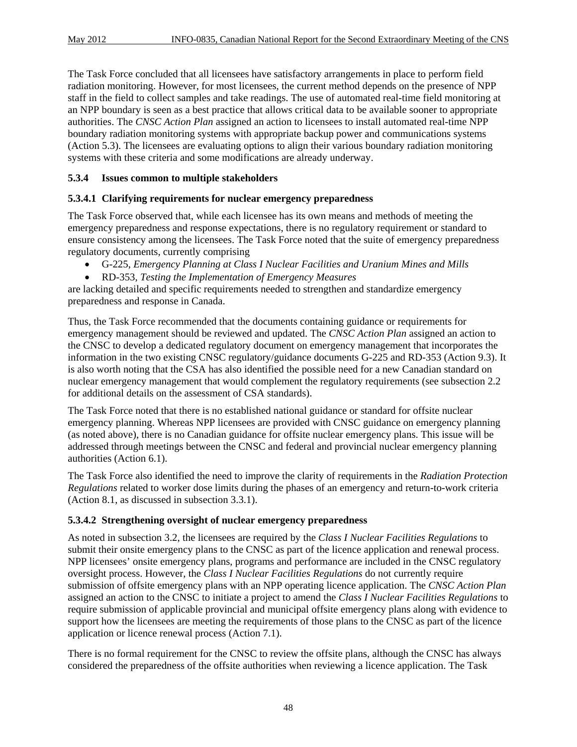The Task Force concluded that all licensees have satisfactory arrangements in place to perform field radiation monitoring. However, for most licensees, the current method depends on the presence of NPP staff in the field to collect samples and take readings. The use of automated real-time field monitoring at an NPP boundary is seen as a best practice that allows critical data to be available sooner to appropriate authorities. The *CNSC Action Plan* assigned an action to licensees to install automated real-time NPP boundary radiation monitoring systems with appropriate backup power and communications systems (Action 5.3). The licensees are evaluating options to align their various boundary radiation monitoring systems with these criteria and some modifications are already underway.

### 5.3.4 Issues common to multiple stakeholders

#### 5.3.4.1 Clarifying requirements for nuclear emergency preparedness

The Task Force observed that, while each licensee has its own means and methods of meeting the emergency preparedness and response expectations, there is no regulatory requirement or standard to ensure consistency among the licensees. The Task Force noted that the suite of emergency preparedness regulatory documents, currently comprising

- G-225, *Emergency Planning at Class I Nuclear Facilities and Uranium Mines and Mills*
- RD-353, *Testing the Implementation of Emergency Measures*

are lacking detailed and specific requirements needed to strengthen and standardize emergency preparedness and response in Canada.

Thus, the Task Force recommended that the documents containing guidance or requirements for emergency management should be reviewed and updated. The *CNSC Action Plan* assigned an action to the CNSC to develop a dedicated regulatory document on emergency management that incorporates the information in the two existing CNSC regulatory/guidance documents G-225 and RD-353 (Action 9.3). It is also worth noting that the CSA has also identified the possible need for a new Canadian standard on nuclear emergency management that would complement the regulatory requirements (see subsection 2.2 for additional details on the assessment of CSA standards).

The Task Force noted that there is no established national guidance or standard for offsite nuclear emergency planning. Whereas NPP licensees are provided with CNSC guidance on emergency planning (as noted above), there is no Canadian guidance for offsite nuclear emergency plans. This issue will be addressed through meetings between the CNSC and federal and provincial nuclear emergency planning authorities (Action 6.1).

The Task Force also identified the need to improve the clarity of requirements in the *Radiation Protection Regulations* related to worker dose limits during the phases of an emergency and return-to-work criteria (Action 8.1, as discussed in subsection 3.3.1).

#### 5.3.4.2 Strengthening oversight of nuclear emergency preparedness

As noted in subsection 3.2, the licensees are required by the *Class I Nuclear Facilities Regulations* to submit their onsite emergency plans to the CNSC as part of the licence application and renewal process. NPP licensees' onsite emergency plans, programs and performance are included in the CNSC regulatory oversight process. However, the *Class I Nuclear Facilities Regulations* do not currently require submission of offsite emergency plans with an NPP operating licence application. The *CNSC Action Plan* assigned an action to the CNSC to initiate a project to amend the *Class I Nuclear Facilities Regulations* to require submission of applicable provincial and municipal offsite emergency plans along with evidence to support how the licensees are meeting the requirements of those plans to the CNSC as part of the licence application or licence renewal process (Action 7.1).

There is no formal requirement for the CNSC to review the offsite plans, although the CNSC has always considered the preparedness of the offsite authorities when reviewing a licence application. The Task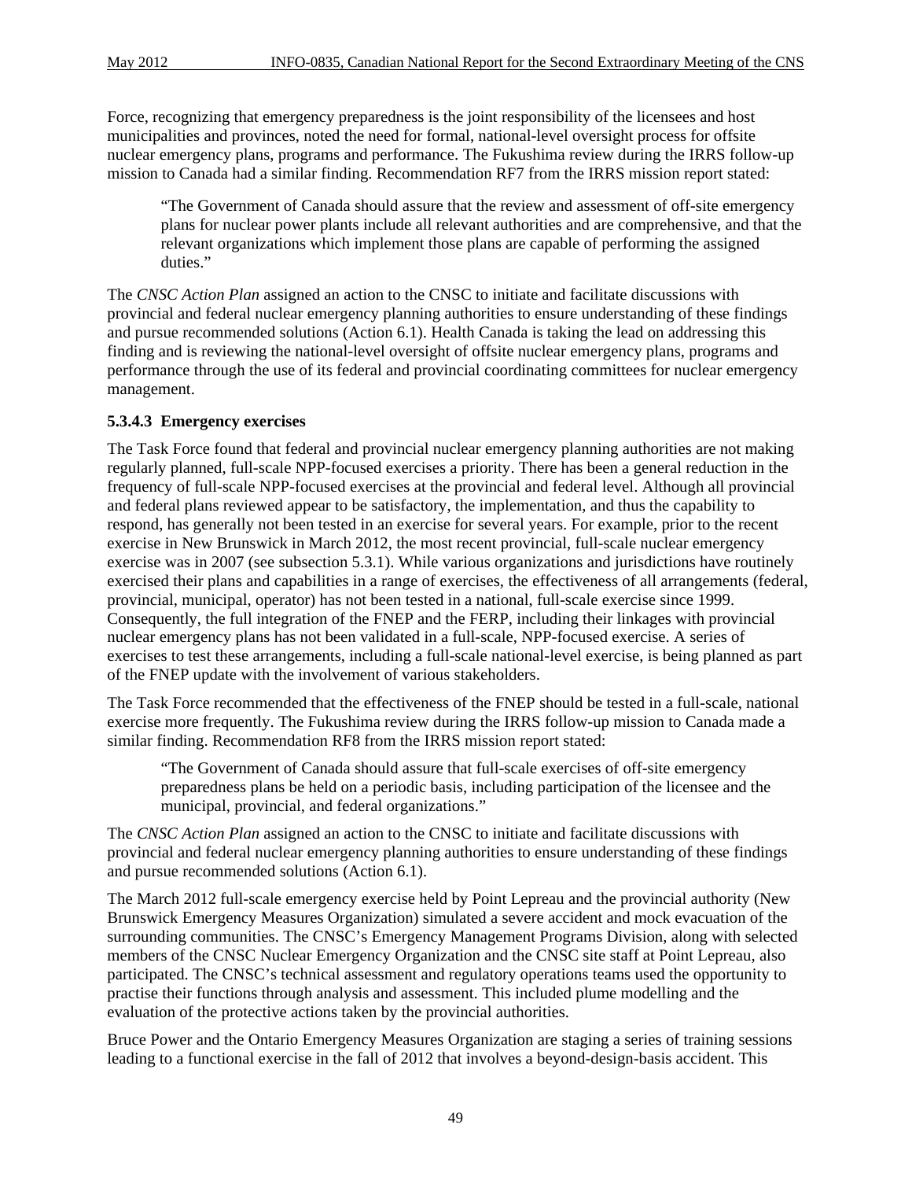Force, recognizing that emergency preparedness is the joint responsibility of the licensees and host municipalities and provinces, noted the need for formal, national-level oversight process for offsite nuclear emergency plans, programs and performance. The Fukushima review during the IRRS follow-up mission to Canada had a similar finding. Recommendation RF7 from the IRRS mission report stated:

> "The Government of Canada should assure that the review and assessment of off-site emergency plans for nuclear power plants include all relevant authorities and are comprehensive, and that the relevant organizations which implement those plans are capable of performing the assigned duties."

The *CNSC Action Plan* assigned an action to the CNSC to initiate and facilitate discussions with provincial and federal nuclear emergency planning authorities to ensure understanding of these findings and pursue recommended solutions (Action 6.1). Health Canada is taking the lead on addressing this finding and is reviewing the national-level oversight of offsite nuclear emergency plans, programs and performance through the use of its federal and provincial coordinating committees for nuclear emergency management.

#### 5.3.4.3 Emergency exercises

The Task Force found that federal and provincial nuclear emergency planning authorities are not making regularly planned, full-scale NPP-focused exercises a priority. There has been a general reduction in the frequency of full-scale NPP-focused exercises at the provincial and federal level. Although all provincial and federal plans reviewed appear to be satisfactory, the implementation, and thus the capability to respond, has generally not been tested in an exercise for several years. For example, prior to the recent exercise in New Brunswick in March 2012, the most recent provincial, full-scale nuclear emergency exercise was in 2007 (see subsection 5.3.1). While various organizations and jurisdictions have routinely exercised their plans and capabilities in a range of exercises, the effectiveness of all arrangements (federal, provincial, municipal, operator) has not been tested in a national, full-scale exercise since 1999. Consequently, the full integration of the FNEP and the FERP, including their linkages with provincial nuclear emergency plans has not been validated in a full-scale, NPP-focused exercise. A series of exercises to test these arrangements, including a full-scale national-level exercise, is being planned as part of the FNEP update with the involvement of various stakeholders.

The Task Force recommended that the effectiveness of the FNEP should be tested in a full-scale, national exercise more frequently. The Fukushima review during the IRRS follow-up mission to Canada made a similar finding. Recommendation RF8 from the IRRS mission report stated:

> "The Government of Canada should assure that full-scale exercises of off-site emergency preparedness plans be held on a periodic basis, including participation of the licensee and the municipal, provincial, and federal organizations."

The *CNSC Action Plan* assigned an action to the CNSC to initiate and facilitate discussions with provincial and federal nuclear emergency planning authorities to ensure understanding of these findings and pursue recommended solutions (Action 6.1).

The March 2012 full-scale emergency exercise held by Point Lepreau and the provincial authority (New Brunswick Emergency Measures Organization) simulated a severe accident and mock evacuation of the surrounding communities. The CNSC's Emergency Management Programs Division, along with selected members of the CNSC Nuclear Emergency Organization and the CNSC site staff at Point Lepreau, also participated. The CNSC's technical assessment and regulatory operations teams used the opportunity to practise their functions through analysis and assessment. This included plume modelling and the evaluation of the protective actions taken by the provincial authorities.

Bruce Power and the Ontario Emergency Measures Organization are staging a series of training sessions leading to a functional exercise in the fall of 2012 that involves a beyond-design-basis accident. This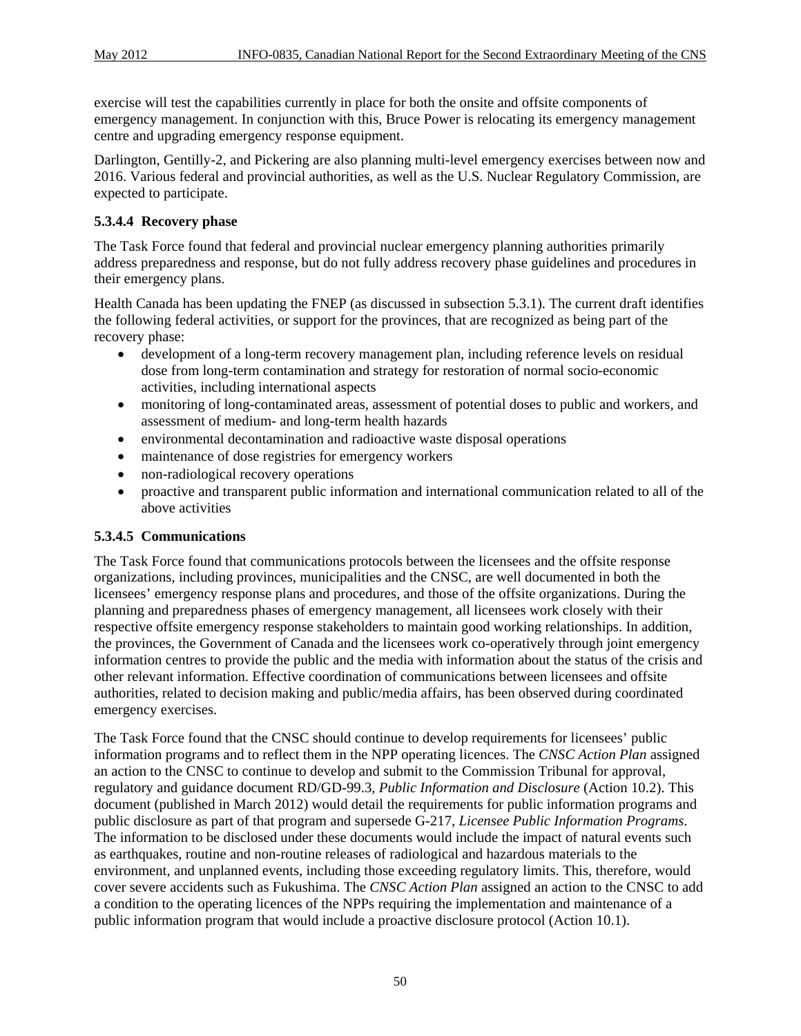exercise will test the capabilities currently in place for both the onsite and offsite components of emergency management. In conjunction with this, Bruce Power is relocating its emergency management centre and upgrading emergency response equipment.

Darlington, Gentilly-2, and Pickering are also planning multi-level emergency exercises between now and 2016. Various federal and provincial authorities, as well as the U.S. Nuclear Regulatory Commission, are expected to participate.

#### 5.3.4.4 Recovery phase

The Task Force found that federal and provincial nuclear emergency planning authorities primarily address preparedness and response, but do not fully address recovery phase guidelines and procedures in their emergency plans.

Health Canada has been updating the FNEP (as discussed in subsection 5.3.1). The current draft identifies the following federal activities, or support for the provinces, that are recognized as being part of the recovery phase:

- development of a long-term recovery management plan, including reference levels on residual dose from long-term contamination and strategy for restoration of normal socio-economic activities, including international aspects
- monitoring of long-contaminated areas, assessment of potential doses to public and workers, and assessment of medium- and long-term health hazards
- environmental decontamination and radioactive waste disposal operations
- maintenance of dose registries for emergency workers
- non-radiological recovery operations
- proactive and transparent public information and international communication related to all of the above activities

#### 5.3.4.5 Communications

The Task Force found that communications protocols between the licensees and the offsite response organizations, including provinces, municipalities and the CNSC, are well documented in both the licensees' emergency response plans and procedures, and those of the offsite organizations. During the planning and preparedness phases of emergency management, all licensees work closely with their respective offsite emergency response stakeholders to maintain good working relationships. In addition, the provinces, the Government of Canada and the licensees work co-operatively through joint emergency information centres to provide the public and the media with information about the status of the crisis and other relevant information. Effective coordination of communications between licensees and offsite authorities, related to decision making and public/media affairs, has been observed during coordinated emergency exercises.

The Task Force found that the CNSC should continue to develop requirements for licensees' public information programs and to reflect them in the NPP operating licences. The *CNSC Action Plan* assigned an action to the CNSC to continue to develop and submit to the Commission Tribunal for approval, regulatory and guidance document RD/GD-99.3, *Public Information and Disclosure* (Action 10.2). This document (published in March 2012) would detail the requirements for public information programs and public disclosure as part of that program and supersede G-217, *Licensee Public Information Programs*. The information to be disclosed under these documents would include the impact of natural events such as earthquakes, routine and non-routine releases of radiological and hazardous materials to the environment, and unplanned events, including those exceeding regulatory limits. This, therefore, would cover severe accidents such as Fukushima. The *CNSC Action Plan* assigned an action to the CNSC to add a condition to the operating licences of the NPPs requiring the implementation and maintenance of a public information program that would include a proactive disclosure protocol (Action 10.1).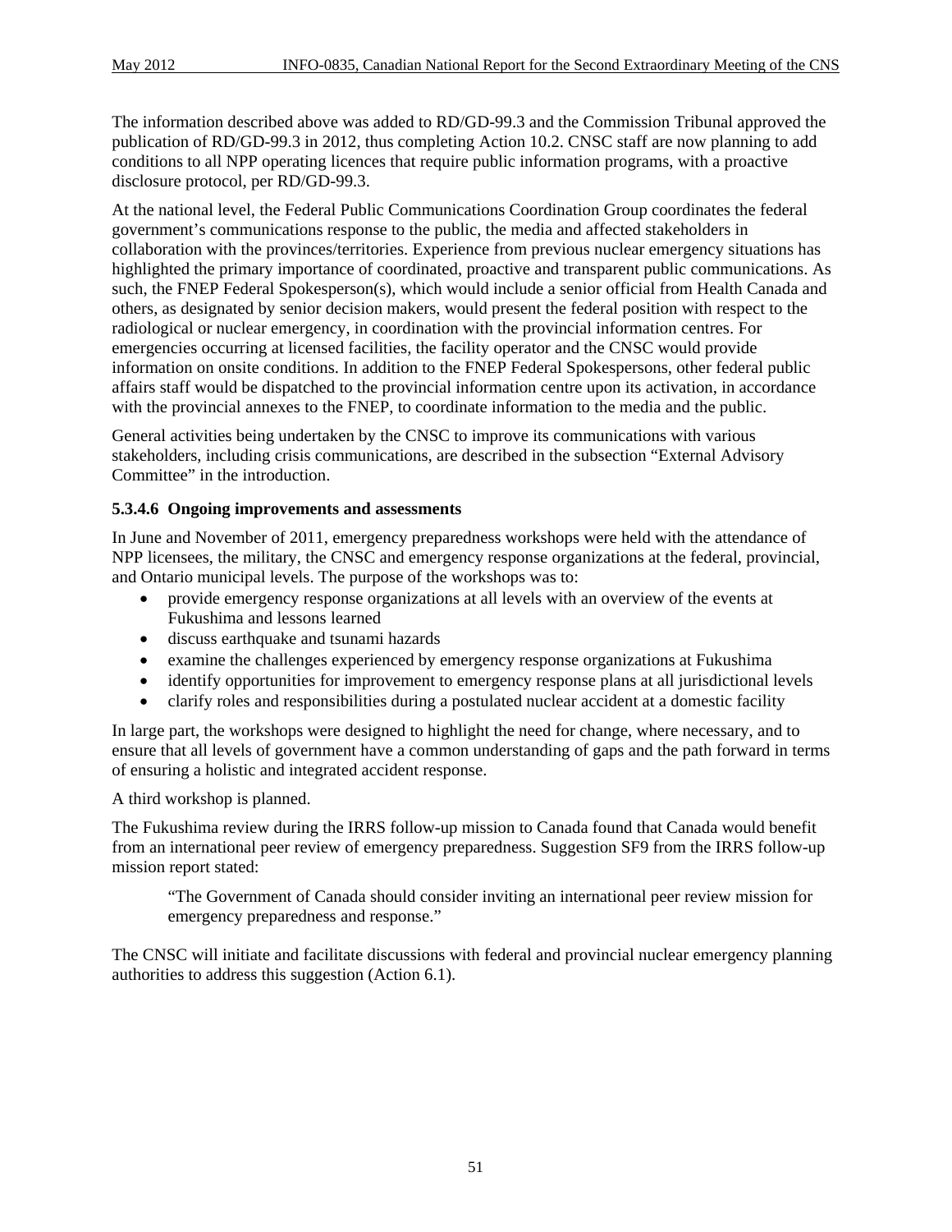The information described above was added to RD/GD-99.3 and the Commission Tribunal approved the publication of RD/GD-99.3 in 2012, thus completing Action 10.2. CNSC staff are now planning to add conditions to all NPP operating licences that require public information programs, with a proactive disclosure protocol, per RD/GD-99.3.

At the national level, the Federal Public Communications Coordination Group coordinates the federal government's communications response to the public, the media and affected stakeholders in collaboration with the provinces/territories. Experience from previous nuclear emergency situations has highlighted the primary importance of coordinated, proactive and transparent public communications. As such, the FNEP Federal Spokesperson(s), which would include a senior official from Health Canada and others, as designated by senior decision makers, would present the federal position with respect to the radiological or nuclear emergency, in coordination with the provincial information centres. For emergencies occurring at licensed facilities, the facility operator and the CNSC would provide information on onsite conditions. In addition to the FNEP Federal Spokespersons, other federal public affairs staff would be dispatched to the provincial information centre upon its activation, in accordance with the provincial annexes to the FNEP, to coordinate information to the media and the public.

General activities being undertaken by the CNSC to improve its communications with various stakeholders, including crisis communications, are described in the subsection "External Advisory Committee" in the introduction.

#### 5.3.4.6 Ongoing improvements and assessments

In June and November of 2011, emergency preparedness workshops were held with the attendance of NPP licensees, the military, the CNSC and emergency response organizations at the federal, provincial, and Ontario municipal levels. The purpose of the workshops was to:

- provide emergency response organizations at all levels with an overview of the events at Fukushima and lessons learned
- discuss earthquake and tsunami hazards
- examine the challenges experienced by emergency response organizations at Fukushima
- identify opportunities for improvement to emergency response plans at all jurisdictional levels
- clarify roles and responsibilities during a postulated nuclear accident at a domestic facility

In large part, the workshops were designed to highlight the need for change, where necessary, and to ensure that all levels of government have a common understanding of gaps and the path forward in terms of ensuring a holistic and integrated accident response.

A third workshop is planned.

The Fukushima review during the IRRS follow-up mission to Canada found that Canada would benefit from an international peer review of emergency preparedness. Suggestion SF9 from the IRRS follow-up mission report stated:

> "The Government of Canada should consider inviting an international peer review mission for emergency preparedness and response."

The CNSC will initiate and facilitate discussions with federal and provincial nuclear emergency planning authorities to address this suggestion (Action 6.1).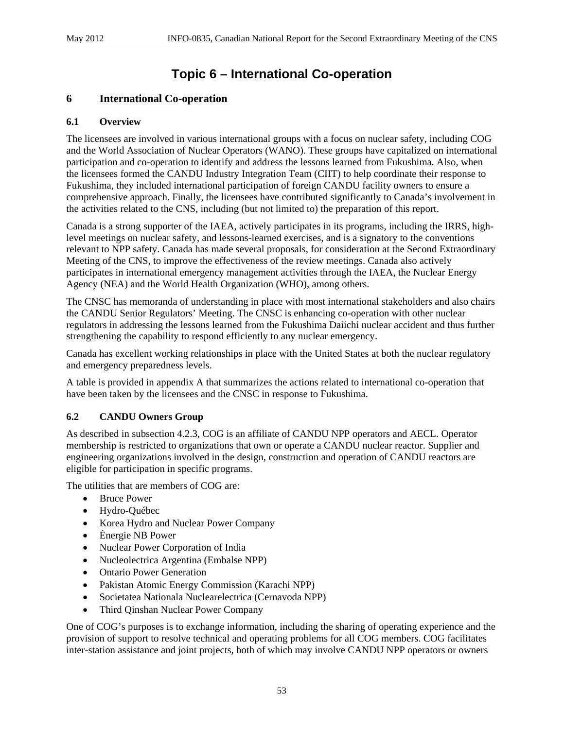# Topic 6 – International Co-operation

## 6 International Co-operation

### 6.1 Overview

The licensees are involved in various international groups with a focus on nuclear safety, including COG and the World Association of Nuclear Operators (WANO). These groups have capitalized on international participation and co-operation to identify and address the lessons learned from Fukushima. Also, when the licensees formed the CANDU Industry Integration Team (CIIT) to help coordinate their response to Fukushima, they included international participation of foreign CANDU facility owners to ensure a comprehensive approach. Finally, the licensees have contributed significantly to Canada's involvement in the activities related to the CNS, including (but not limited to) the preparation of this report.

Canada is a strong supporter of the IAEA, actively participates in its programs, including the IRRS, high-level meetings on nuclear safety, and lessons-learned exercises, and is a signatory to the conventions relevant to NPP safety. Canada has made several proposals, for consideration at the Second Extraordinary Meeting of the CNS, to improve the effectiveness of the review meetings. Canada also actively participates in international emergency management activities through the IAEA, the Nuclear Energy Agency (NEA) and the World Health Organization (WHO), among others.

The CNSC has memoranda of understanding in place with most international stakeholders and also chairs the CANDU Senior Regulators' Meeting. The CNSC is enhancing co-operation with other nuclear regulators in addressing the lessons learned from the Fukushima Daiichi nuclear accident and thus further strengthening the capability to respond efficiently to any nuclear emergency.

Canada has excellent working relationships in place with the United States at both the nuclear regulatory and emergency preparedness levels.

A table is provided in appendix A that summarizes the actions related to international co-operation that have been taken by the licensees and the CNSC in response to Fukushima.

### 6.2 CANDU Owners Group

As described in subsection 4.2.3, COG is an affiliate of CANDU NPP operators and AECL. Operator membership is restricted to organizations that own or operate a CANDU nuclear reactor. Supplier and engineering organizations involved in the design, construction and operation of CANDU reactors are eligible for participation in specific programs.

The utilities that are members of COG are:

- Bruce Power
- Hydro-Québec
- Korea Hydro and Nuclear Power Company
- Énergie NB Power
- Nuclear Power Corporation of India
- Nucleolectrica Argentina (Embalse NPP)
- Ontario Power Generation
- Pakistan Atomic Energy Commission (Karachi NPP)
- Societatea Nationala Nuclearelectrica (Cernavoda NPP)
- Third Qinshan Nuclear Power Company

One of COG's purposes is to exchange information, including the sharing of operating experience and the provision of support to resolve technical and operating problems for all COG members. COG facilitates inter-station assistance and joint projects, both of which may involve CANDU NPP operators or owners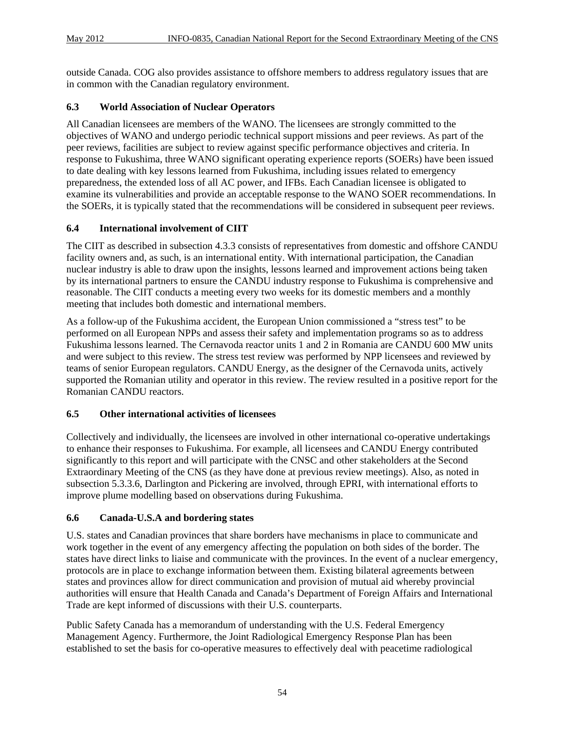outside Canada. COG also provides assistance to offshore members to address regulatory issues that are in common with the Canadian regulatory environment.

### 6.3 World Association of Nuclear Operators

All Canadian licensees are members of the WANO. The licensees are strongly committed to the objectives of WANO and undergo periodic technical support missions and peer reviews. As part of the peer reviews, facilities are subject to review against specific performance objectives and criteria. In response to Fukushima, three WANO significant operating experience reports (SOERs) have been issued to date dealing with key lessons learned from Fukushima, including issues related to emergency preparedness, the extended loss of all AC power, and IFBs. Each Canadian licensee is obligated to examine its vulnerabilities and provide an acceptable response to the WANO SOER recommendations. In the SOERs, it is typically stated that the recommendations will be considered in subsequent peer reviews.

### 6.4 International involvement of CIIT

The CIIT as described in subsection 4.3.3 consists of representatives from domestic and offshore CANDU facility owners and, as such, is an international entity. With international participation, the Canadian nuclear industry is able to draw upon the insights, lessons learned and improvement actions being taken by its international partners to ensure the CANDU industry response to Fukushima is comprehensive and reasonable. The CIIT conducts a meeting every two weeks for its domestic members and a monthly meeting that includes both domestic and international members.

As a follow-up of the Fukushima accident, the European Union commissioned a "stress test" to be performed on all European NPPs and assess their safety and implementation programs so as to address Fukushima lessons learned. The Cernavoda reactor units 1 and 2 in Romania are CANDU 600 MW units and were subject to this review. The stress test review was performed by NPP licensees and reviewed by teams of senior European regulators. CANDU Energy, as the designer of the Cernavoda units, actively supported the Romanian utility and operator in this review. The review resulted in a positive report for the Romanian CANDU reactors.

### 6.5 Other international activities of licensees

Collectively and individually, the licensees are involved in other international co-operative undertakings to enhance their responses to Fukushima. For example, all licensees and CANDU Energy contributed significantly to this report and will participate with the CNSC and other stakeholders at the Second Extraordinary Meeting of the CNS (as they have done at previous review meetings). Also, as noted in subsection 5.3.3.6, Darlington and Pickering are involved, through EPRI, with international efforts to improve plume modelling based on observations during Fukushima.

### 6.6 Canada-U.S.A and bordering states

U.S. states and Canadian provinces that share borders have mechanisms in place to communicate and work together in the event of any emergency affecting the population on both sides of the border. The states have direct links to liaise and communicate with the provinces. In the event of a nuclear emergency, protocols are in place to exchange information between them. Existing bilateral agreements between states and provinces allow for direct communication and provision of mutual aid whereby provincial authorities will ensure that Health Canada and Canada's Department of Foreign Affairs and International Trade are kept informed of discussions with their U.S. counterparts.

Public Safety Canada has a memorandum of understanding with the U.S. Federal Emergency Management Agency. Furthermore, the Joint Radiological Emergency Response Plan has been established to set the basis for co-operative measures to effectively deal with peacetime radiological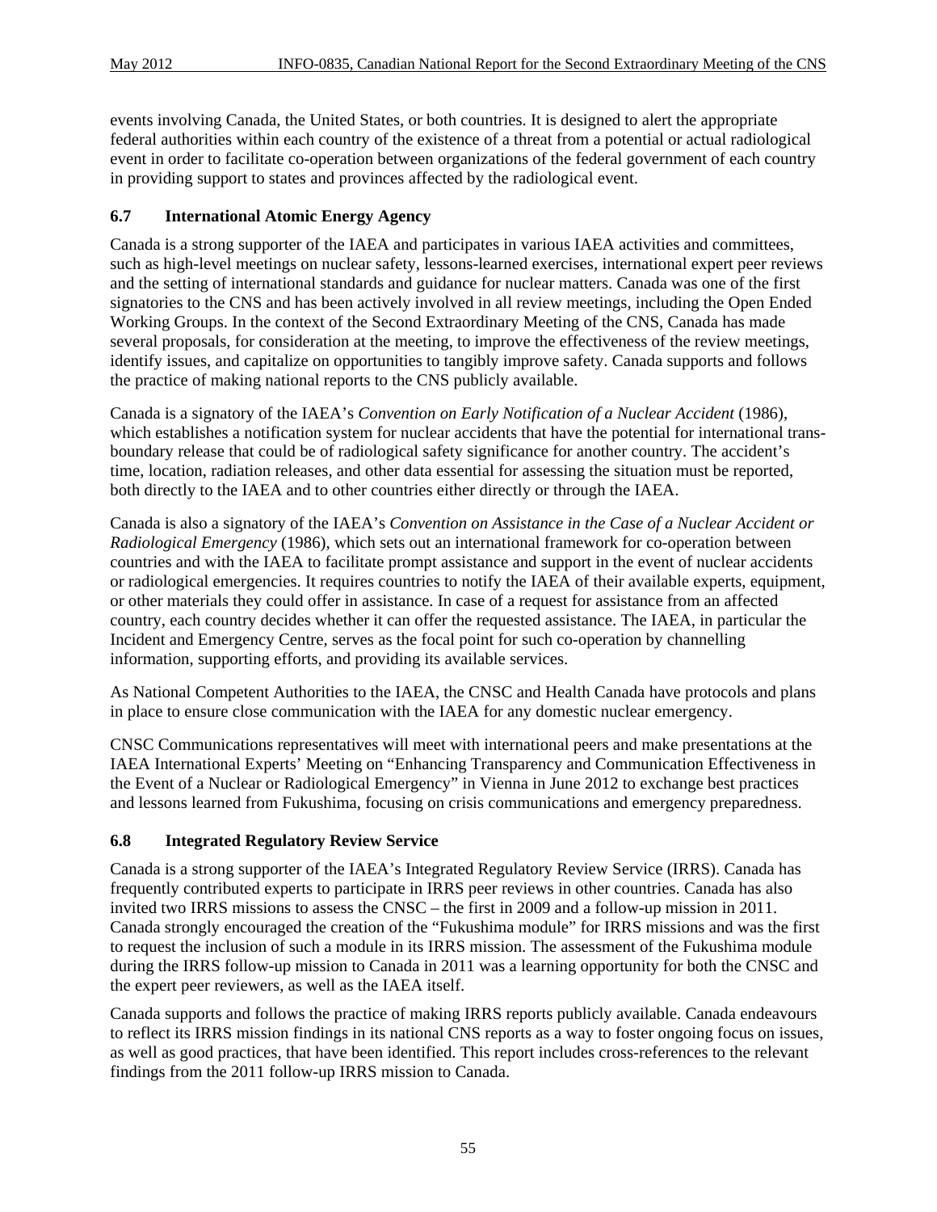events involving Canada, the United States, or both countries. It is designed to alert the appropriate federal authorities within each country of the existence of a threat from a potential or actual radiological event in order to facilitate co-operation between organizations of the federal government of each country in providing support to states and provinces affected by the radiological event.

### 6.7 International Atomic Energy Agency

Canada is a strong supporter of the IAEA and participates in various IAEA activities and committees, such as high-level meetings on nuclear safety, lessons-learned exercises, international expert peer reviews and the setting of international standards and guidance for nuclear matters. Canada was one of the first signatories to the CNS and has been actively involved in all review meetings, including the Open Ended Working Groups. In the context of the Second Extraordinary Meeting of the CNS, Canada has made several proposals, for consideration at the meeting, to improve the effectiveness of the review meetings, identify issues, and capitalize on opportunities to tangibly improve safety. Canada supports and follows the practice of making national reports to the CNS publicly available.

Canada is a signatory of the IAEA's *Convention on Early Notification of a Nuclear Accident* (1986), which establishes a notification system for nuclear accidents that have the potential for international trans-boundary release that could be of radiological safety significance for another country. The accident's time, location, radiation releases, and other data essential for assessing the situation must be reported, both directly to the IAEA and to other countries either directly or through the IAEA.

Canada is also a signatory of the IAEA's *Convention on Assistance in the Case of a Nuclear Accident or Radiological Emergency* (1986), which sets out an international framework for co-operation between countries and with the IAEA to facilitate prompt assistance and support in the event of nuclear accidents or radiological emergencies. It requires countries to notify the IAEA of their available experts, equipment, or other materials they could offer in assistance. In case of a request for assistance from an affected country, each country decides whether it can offer the requested assistance. The IAEA, in particular the Incident and Emergency Centre, serves as the focal point for such co-operation by channelling information, supporting efforts, and providing its available services.

As National Competent Authorities to the IAEA, the CNSC and Health Canada have protocols and plans in place to ensure close communication with the IAEA for any domestic nuclear emergency.

CNSC Communications representatives will meet with international peers and make presentations at the IAEA International Experts' Meeting on "Enhancing Transparency and Communication Effectiveness in the Event of a Nuclear or Radiological Emergency" in Vienna in June 2012 to exchange best practices and lessons learned from Fukushima, focusing on crisis communications and emergency preparedness.

### 6.8 Integrated Regulatory Review Service

Canada is a strong supporter of the IAEA's Integrated Regulatory Review Service (IRRS). Canada has frequently contributed experts to participate in IRRS peer reviews in other countries. Canada has also invited two IRRS missions to assess the CNSC – the first in 2009 and a follow-up mission in 2011. Canada strongly encouraged the creation of the "Fukushima module" for IRRS missions and was the first to request the inclusion of such a module in its IRRS mission. The assessment of the Fukushima module during the IRRS follow-up mission to Canada in 2011 was a learning opportunity for both the CNSC and the expert peer reviewers, as well as the IAEA itself.

Canada supports and follows the practice of making IRRS reports publicly available. Canada endeavours to reflect its IRRS mission findings in its national CNS reports as a way to foster ongoing focus on issues, as well as good practices, that have been identified. This report includes cross-references to the relevant findings from the 2011 follow-up IRRS mission to Canada.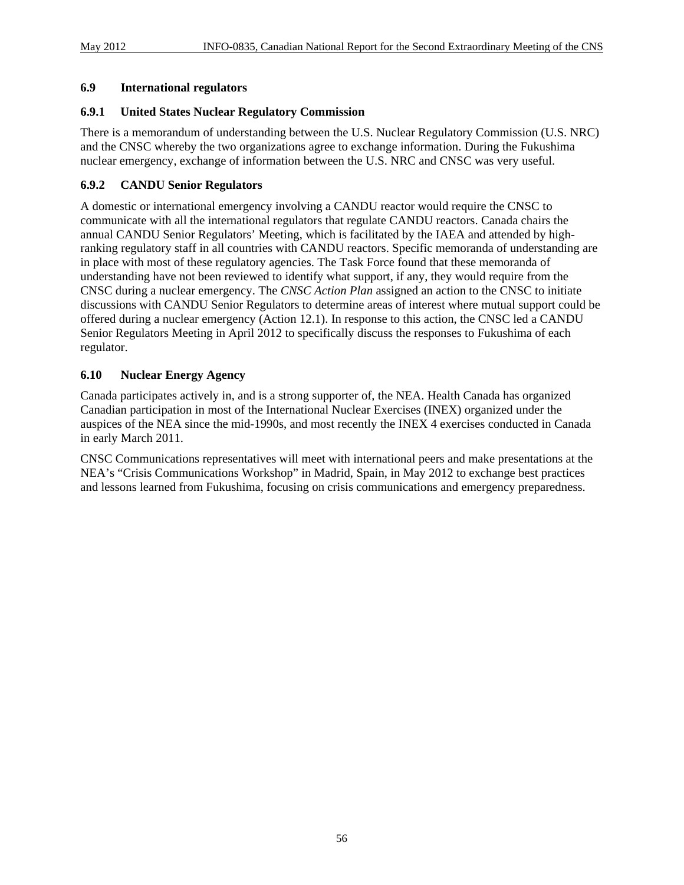### 6.9 International regulators

#### 6.9.1 United States Nuclear Regulatory Commission

There is a memorandum of understanding between the U.S. Nuclear Regulatory Commission (U.S. NRC) and the CNSC whereby the two organizations agree to exchange information. During the Fukushima nuclear emergency, exchange of information between the U.S. NRC and CNSC was very useful.

#### 6.9.2 CANDU Senior Regulators

A domestic or international emergency involving a CANDU reactor would require the CNSC to communicate with all the international regulators that regulate CANDU reactors. Canada chairs the annual CANDU Senior Regulators' Meeting, which is facilitated by the IAEA and attended by high-ranking regulatory staff in all countries with CANDU reactors. Specific memoranda of understanding are in place with most of these regulatory agencies. The Task Force found that these memoranda of understanding have not been reviewed to identify what support, if any, they would require from the CNSC during a nuclear emergency. The *CNSC Action Plan* assigned an action to the CNSC to initiate discussions with CANDU Senior Regulators to determine areas of interest where mutual support could be offered during a nuclear emergency (Action 12.1). In response to this action, the CNSC led a CANDU Senior Regulators Meeting in April 2012 to specifically discuss the responses to Fukushima of each regulator.

### 6.10 Nuclear Energy Agency

Canada participates actively in, and is a strong supporter of, the NEA. Health Canada has organized Canadian participation in most of the International Nuclear Exercises (INEX) organized under the auspices of the NEA since the mid-1990s, and most recently the INEX 4 exercises conducted in Canada in early March 2011.

CNSC Communications representatives will meet with international peers and make presentations at the NEA's "Crisis Communications Workshop" in Madrid, Spain, in May 2012 to exchange best practices and lessons learned from Fukushima, focusing on crisis communications and emergency preparedness.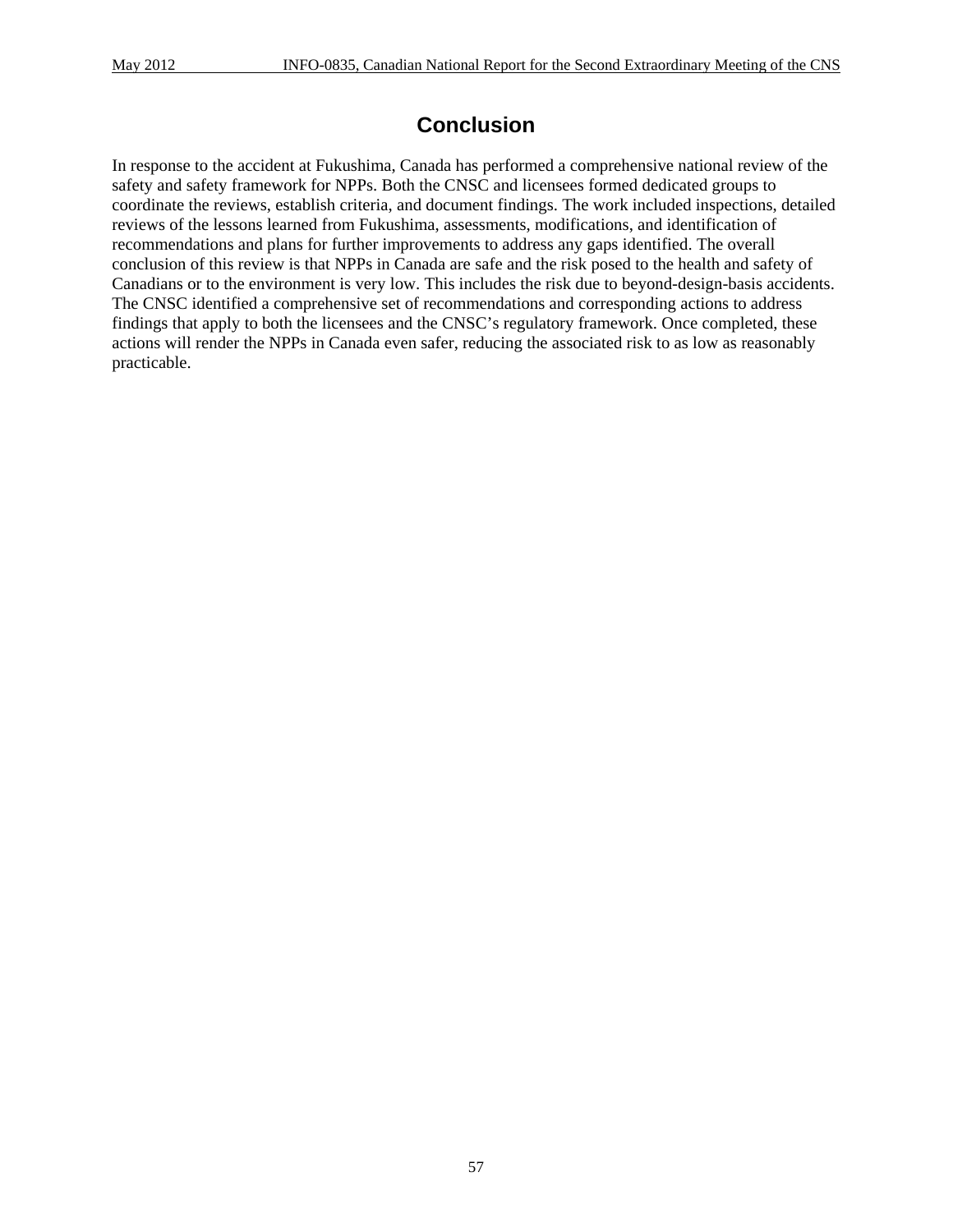# Conclusion

In response to the accident at Fukushima, Canada has performed a comprehensive national review of the safety and safety framework for NPPs. Both the CNSC and licensees formed dedicated groups to coordinate the reviews, establish criteria, and document findings. The work included inspections, detailed reviews of the lessons learned from Fukushima, assessments, modifications, and identification of recommendations and plans for further improvements to address any gaps identified. The overall conclusion of this review is that NPPs in Canada are safe and the risk posed to the health and safety of Canadians or to the environment is very low. This includes the risk due to beyond-design-basis accidents. The CNSC identified a comprehensive set of recommendations and corresponding actions to address findings that apply to both the licensees and the CNSC's regulatory framework. Once completed, these actions will render the NPPs in Canada even safer, reducing the associated risk to as low as reasonably practicable.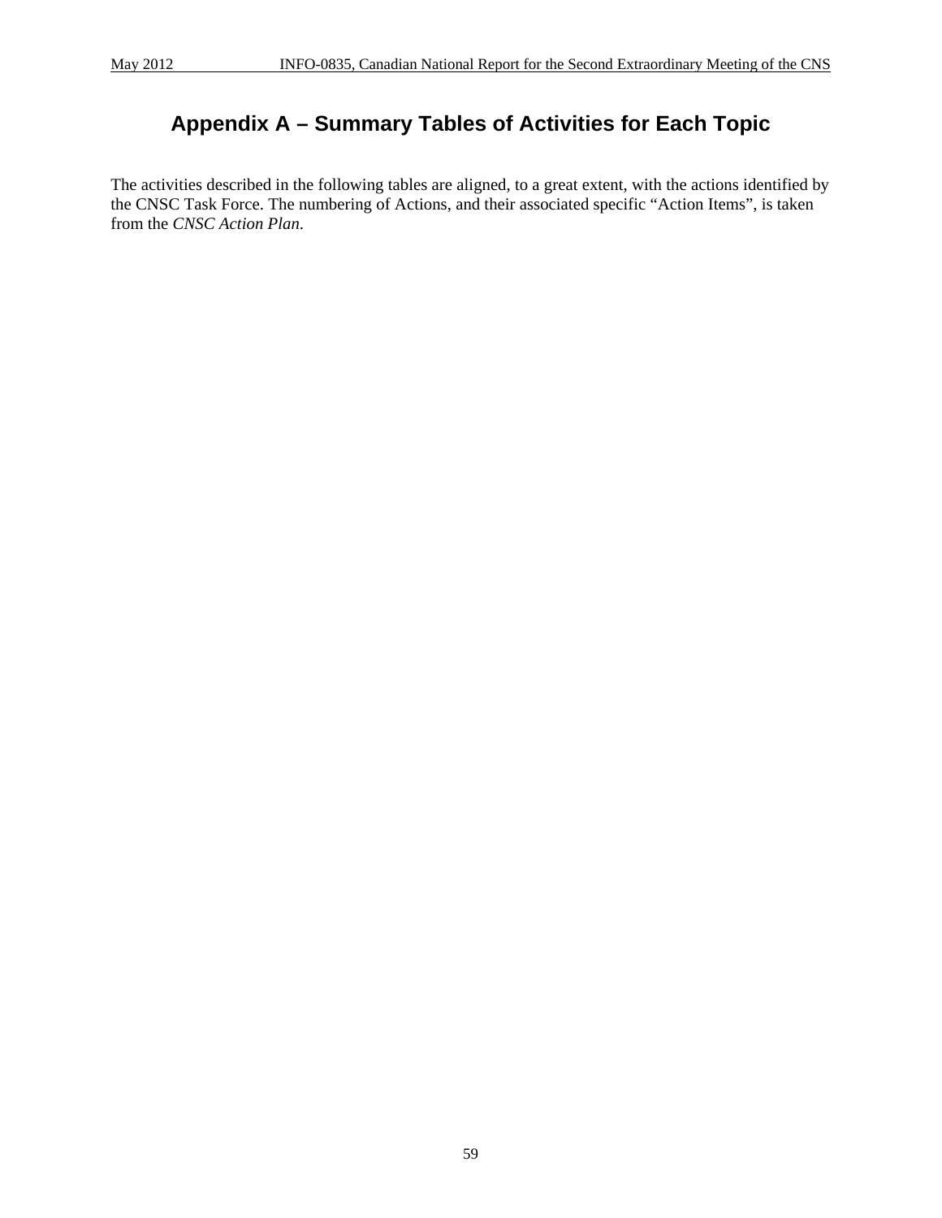# Appendix A – Summary Tables of Activities for Each Topic

The activities described in the following tables are aligned, to a great extent, with the actions identified by the CNSC Task Force. The numbering of Actions, and their associated specific "Action Items", is taken from the *CNSC Action Plan*.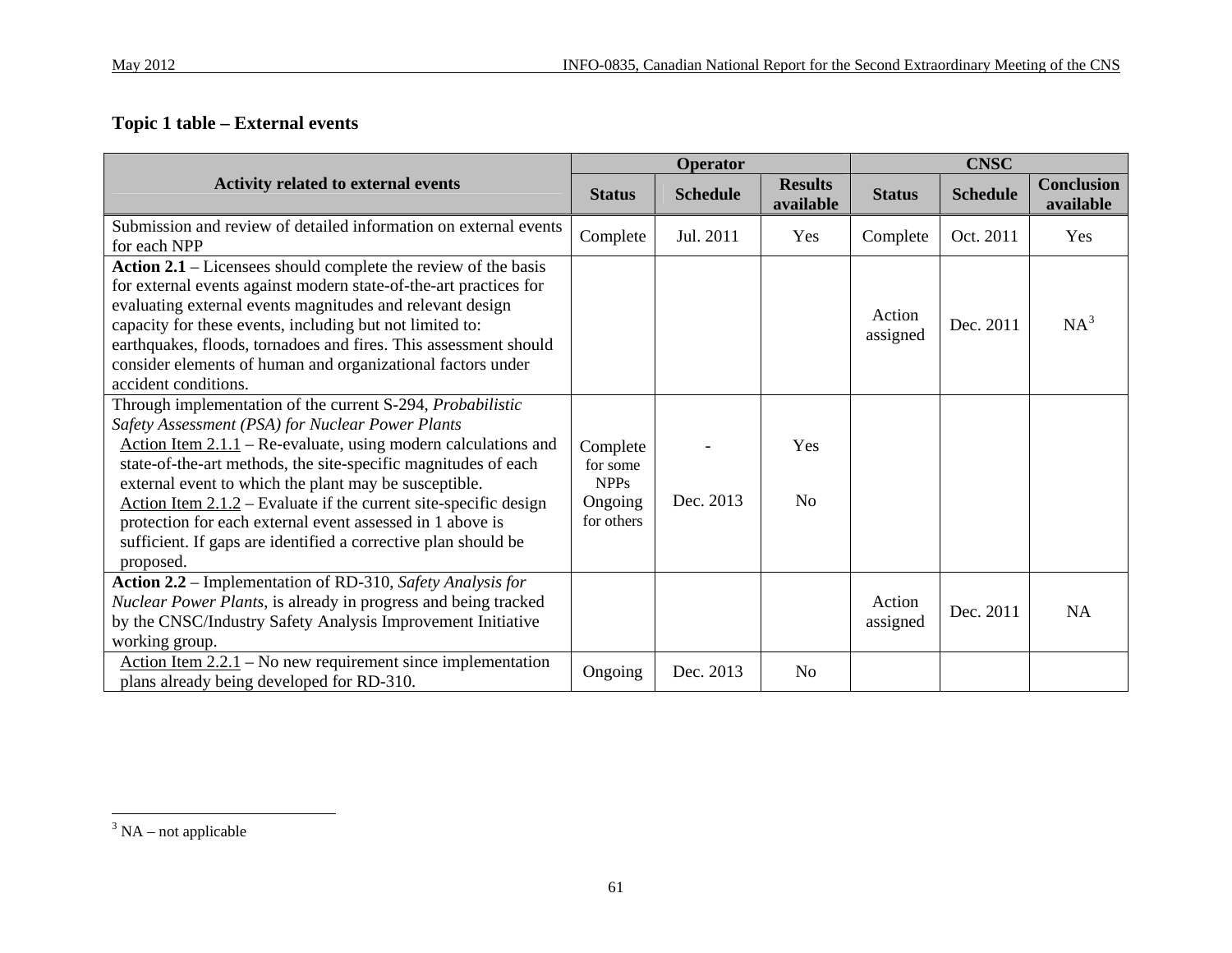### Topic 1 table – External events

| Activity related to external events | Operator | | | CNSC | | |
|---|---|---|---|---|---|---|
| | Status | Schedule | Results available | Status | Schedule | Conclusion available |
| Submission and review of detailed information on external events for each NPP | Complete | Jul. 2011 | Yes | Complete | Oct. 2011 | Yes |
| **Action 2.1** – Licensees should complete the review of the basis for external events against modern state-of-the-art practices for evaluating external events magnitudes and relevant design capacity for these events, including but not limited to: earthquakes, floods, tornadoes and fires. This assessment should consider elements of human and organizational factors under accident conditions. | | | | Action assigned | Dec. 2011 | NA[3] |
| Through implementation of the current S-294, *Probabilistic Safety Assessment (PSA) for Nuclear Power Plants*<br>Action Item 2.1.1 – Re-evaluate, using modern calculations and state-of-the-art methods, the site-specific magnitudes of each external event to which the plant may be susceptible.<br>Action Item 2.1.2 – Evaluate if the current site-specific design protection for each external event assessed in 1 above is sufficient. If gaps are identified a corrective plan should be proposed. | Complete for some NPPs<br>Ongoing for others | -<br>Dec. 2013 | Yes<br>No | | | |
| **Action 2.2** – Implementation of RD-310, *Safety Analysis for Nuclear Power Plants*, is already in progress and being tracked by the CNSC/Industry Safety Analysis Improvement Initiative working group. | | | | Action assigned | Dec. 2011 | NA |
| Action Item 2.2.1 – No new requirement since implementation plans already being developed for RD-310. | Ongoing | Dec. 2013 | No | | | |

[3] NA – not applicable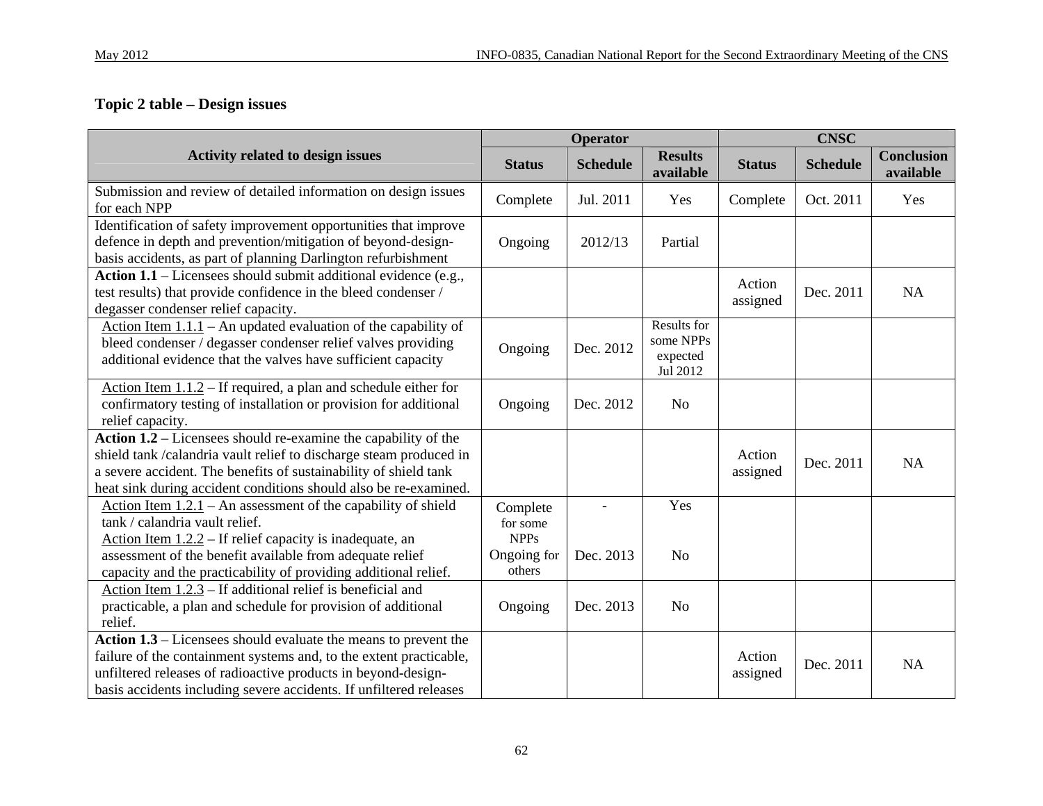**Topic 2 table – Design issues**

| Activity related to design issues | Operator | | | CNSC | | |
|---|---|---|---|---|---|---|
| | Status | Schedule | Results available | Status | Schedule | Conclusion available |
| Submission and review of detailed information on design issues for each NPP | Complete | Jul. 2011 | Yes | Complete | Oct. 2011 | Yes |
| Identification of safety improvement opportunities that improve defence in depth and prevention/mitigation of beyond-design-basis accidents, as part of planning Darlington refurbishment | Ongoing | 2012/13 | Partial | | | |
| **Action 1.1** – Licensees should submit additional evidence (e.g., test results) that provide confidence in the bleed condenser / degasser condenser relief capacity. | | | | Action assigned | Dec. 2011 | NA |
| Action Item 1.1.1 – An updated evaluation of the capability of bleed condenser / degasser condenser relief valves providing additional evidence that the valves have sufficient capacity | Ongoing | Dec. 2012 | Results for some NPPs expected Jul 2012 | | | |
| Action Item 1.1.2 – If required, a plan and schedule either for confirmatory testing of installation or provision for additional relief capacity. | Ongoing | Dec. 2012 | No | | | |
| **Action 1.2** – Licensees should re-examine the capability of the shield tank /calandria vault relief to discharge steam produced in a severe accident. The benefits of sustainability of shield tank heat sink during accident conditions should also be re-examined. | | | | Action assigned | Dec. 2011 | NA |
| Action Item 1.2.1 – An assessment of the capability of shield tank / calandria vault relief.<br>Action Item 1.2.2 – If relief capacity is inadequate, an assessment of the benefit available from adequate relief capacity and the practicability of providing additional relief. | Complete for some NPPs<br>Ongoing for others | -<br>Dec. 2013 | Yes<br>No | | | |
| Action Item 1.2.3 – If additional relief is beneficial and practicable, a plan and schedule for provision of additional relief. | Ongoing | Dec. 2013 | No | | | |
| **Action 1.3** – Licensees should evaluate the means to prevent the failure of the containment systems and, to the extent practicable, unfiltered releases of radioactive products in beyond-design-basis accidents including severe accidents. If unfiltered releases | | | | Action assigned | Dec. 2011 | NA |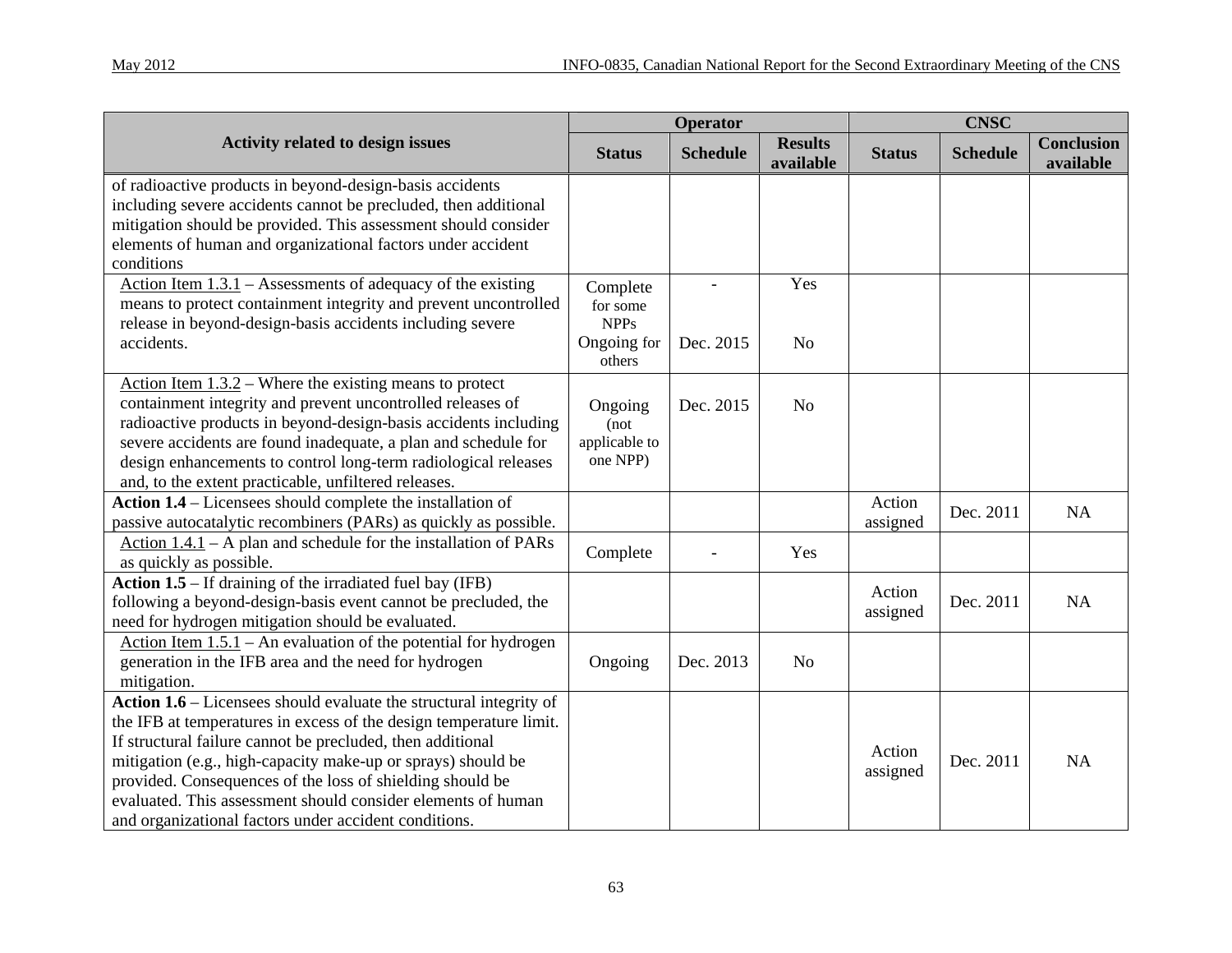| Activity related to design issues | Operator | | | CNSC | | |
|---|---|---|---|---|---|---|
| | Status | Schedule | Results available | Status | Schedule | Conclusion available |
| of radioactive products in beyond-design-basis accidents including severe accidents cannot be precluded, then additional mitigation should be provided. This assessment should consider elements of human and organizational factors under accident conditions | | | | | | |
| Action Item 1.3.1 – Assessments of adequacy of the existing means to protect containment integrity and prevent uncontrolled release in beyond-design-basis accidents including severe accidents. | Complete for some NPPs<br>Ongoing for others | -<br>Dec. 2015 | Yes<br>No | | | |
| Action Item 1.3.2 – Where the existing means to protect containment integrity and prevent uncontrolled releases of radioactive products in beyond-design-basis accidents including severe accidents are found inadequate, a plan and schedule for design enhancements to control long-term radiological releases and, to the extent practicable, unfiltered releases. | Ongoing (not applicable to one NPP) | Dec. 2015 | No | | | |
| **Action 1.4** – Licensees should complete the installation of passive autocatalytic recombiners (PARs) as quickly as possible. | | | | Action assigned | Dec. 2011 | NA |
| Action 1.4.1 – A plan and schedule for the installation of PARs as quickly as possible. | Complete | - | Yes | | | |
| **Action 1.5** – If draining of the irradiated fuel bay (IFB) following a beyond-design-basis event cannot be precluded, the need for hydrogen mitigation should be evaluated. | | | | Action assigned | Dec. 2011 | NA |
| Action Item 1.5.1 – An evaluation of the potential for hydrogen generation in the IFB area and the need for hydrogen mitigation. | Ongoing | Dec. 2013 | No | | | |
| **Action 1.6** – Licensees should evaluate the structural integrity of the IFB at temperatures in excess of the design temperature limit. If structural failure cannot be precluded, then additional mitigation (e.g., high-capacity make-up or sprays) should be provided. Consequences of the loss of shielding should be evaluated. This assessment should consider elements of human and organizational factors under accident conditions. | | | | Action assigned | Dec. 2011 | NA |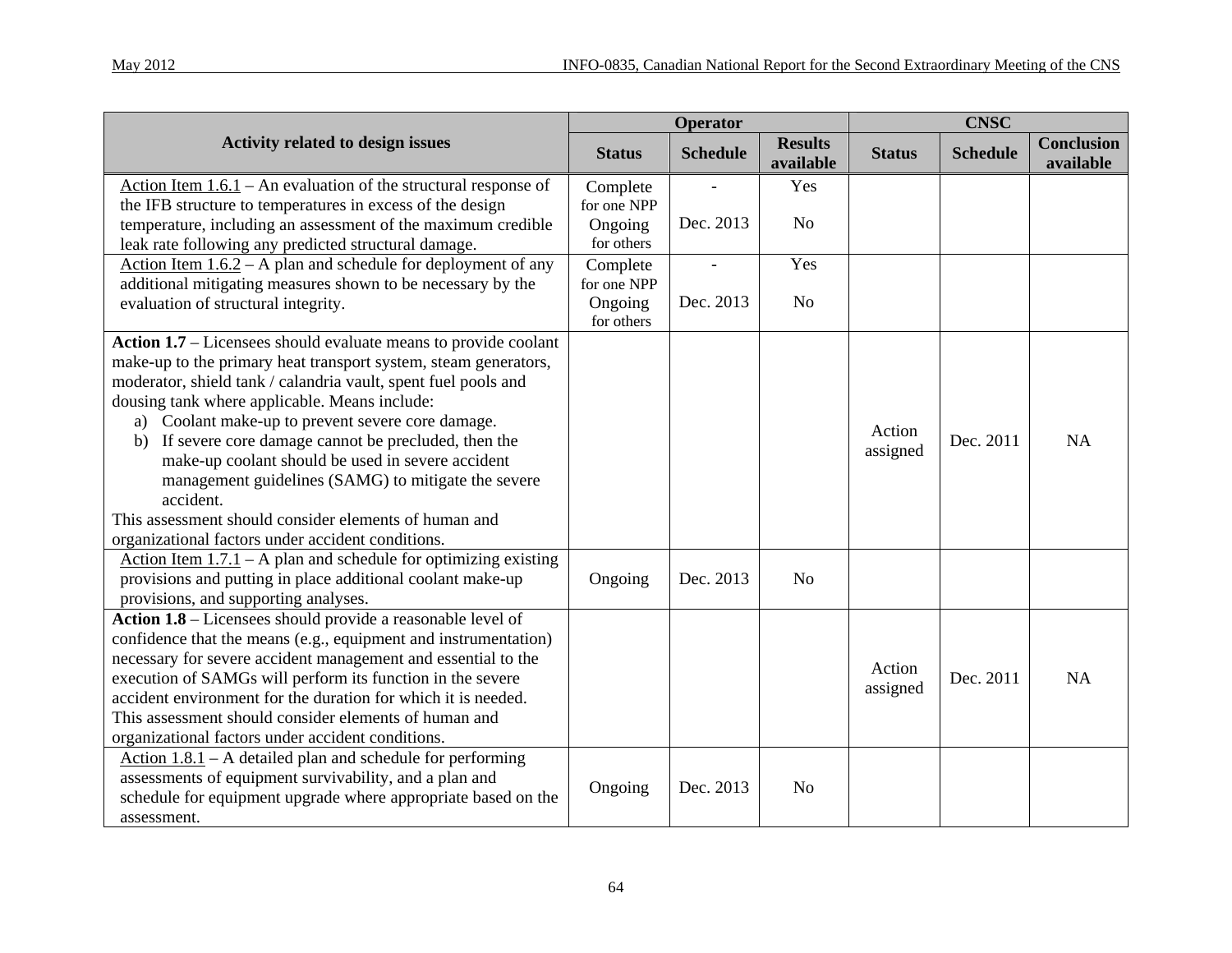| Activity related to design issues | Operator | | | CNSC | | |
|---|---|---|---|---|---|---|
| | Status | Schedule | Results available | Status | Schedule | Conclusion available |
| Action Item 1.6.1 – An evaluation of the structural response of the IFB structure to temperatures in excess of the design temperature, including an assessment of the maximum credible leak rate following any predicted structural damage. | Complete for one NPP<br>Ongoing for others | -<br>Dec. 2013 | Yes<br>No | | | |
| Action Item 1.6.2 – A plan and schedule for deployment of any additional mitigating measures shown to be necessary by the evaluation of structural integrity. | Complete for one NPP<br>Ongoing for others | -<br>Dec. 2013 | Yes<br>No | | | |
| **Action 1.7** – Licensees should evaluate means to provide coolant make-up to the primary heat transport system, steam generators, moderator, shield tank / calandria vault, spent fuel pools and dousing tank where applicable. Means include:<br>a) Coolant make-up to prevent severe core damage.<br>b) If severe core damage cannot be precluded, then the make-up coolant should be used in severe accident management guidelines (SAMG) to mitigate the severe accident.<br>This assessment should consider elements of human and organizational factors under accident conditions. | | | | Action assigned | Dec. 2011 | NA |
| Action Item 1.7.1 – A plan and schedule for optimizing existing provisions and putting in place additional coolant make-up provisions, and supporting analyses. | Ongoing | Dec. 2013 | No | | | |
| **Action 1.8** – Licensees should provide a reasonable level of confidence that the means (e.g., equipment and instrumentation) necessary for severe accident management and essential to the execution of SAMGs will perform its function in the severe accident environment for the duration for which it is needed. This assessment should consider elements of human and organizational factors under accident conditions. | | | | Action assigned | Dec. 2011 | NA |
| Action 1.8.1 – A detailed plan and schedule for performing assessments of equipment survivability, and a plan and schedule for equipment upgrade where appropriate based on the assessment. | Ongoing | Dec. 2013 | No | | | |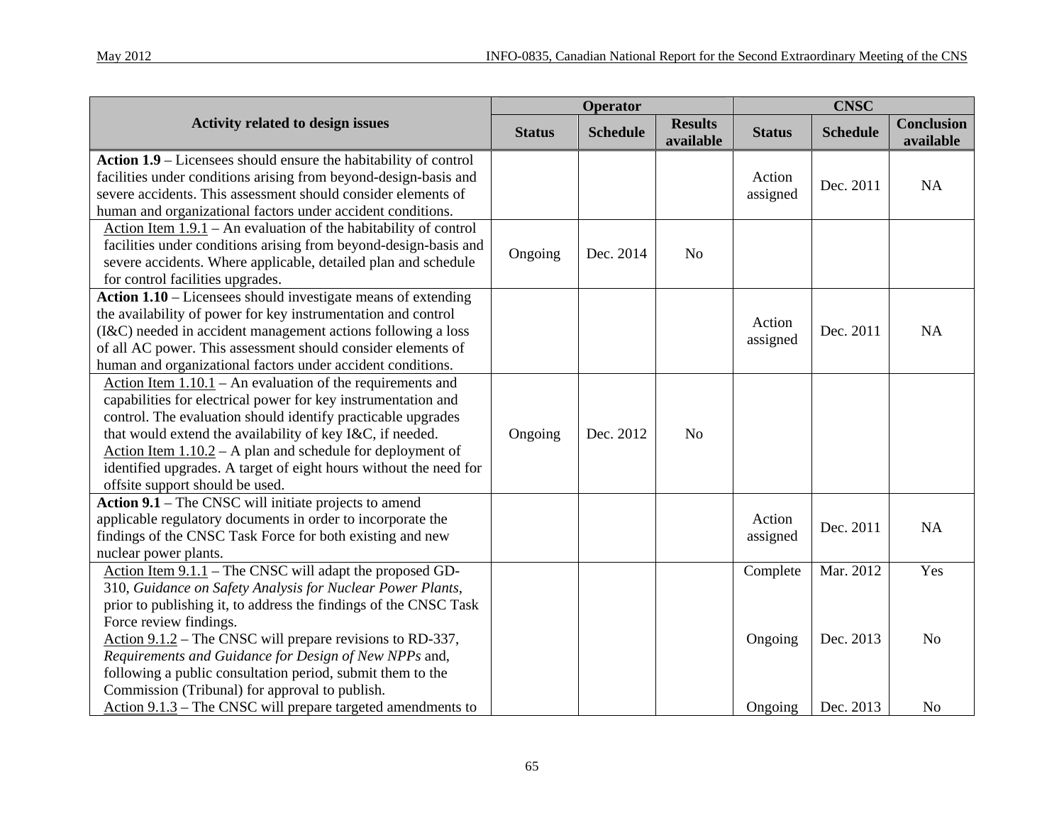| Activity related to design issues | Operator | | | CNSC | | |
|---|---|---|---|---|---|---|
| | Status | Schedule | Results available | Status | Schedule | Conclusion available |
| **Action 1.9** – Licensees should ensure the habitability of control facilities under conditions arising from beyond-design-basis and severe accidents. This assessment should consider elements of human and organizational factors under accident conditions. | | | | Action assigned | Dec. 2011 | NA |
| Action Item 1.9.1 – An evaluation of the habitability of control facilities under conditions arising from beyond-design-basis and severe accidents. Where applicable, detailed plan and schedule for control facilities upgrades. | Ongoing | Dec. 2014 | No | | | |
| **Action 1.10** – Licensees should investigate means of extending the availability of power for key instrumentation and control (I&C) needed in accident management actions following a loss of all AC power. This assessment should consider elements of human and organizational factors under accident conditions. | | | | Action assigned | Dec. 2011 | NA |
| Action Item 1.10.1 – An evaluation of the requirements and capabilities for electrical power for key instrumentation and control. The evaluation should identify practicable upgrades that would extend the availability of key I&C, if needed.<br>Action Item 1.10.2 – A plan and schedule for deployment of identified upgrades. A target of eight hours without the need for offsite support should be used. | Ongoing | Dec. 2012 | No | | | |
| **Action 9.1** – The CNSC will initiate projects to amend applicable regulatory documents in order to incorporate the findings of the CNSC Task Force for both existing and new nuclear power plants. | | | | Action assigned | Dec. 2011 | NA |
| Action Item 9.1.1 – The CNSC will adapt the proposed GD-310, *Guidance on Safety Analysis for Nuclear Power Plants*, prior to publishing it, to address the findings of the CNSC Task Force review findings. | | | | Complete | Mar. 2012 | Yes |
| Action 9.1.2 – The CNSC will prepare revisions to RD-337, *Requirements and Guidance for Design of New NPPs* and, following a public consultation period, submit them to the Commission (Tribunal) for approval to publish. | | | | Ongoing | Dec. 2013 | No |
| Action 9.1.3 – The CNSC will prepare targeted amendments to | | | | Ongoing | Dec. 2013 | No |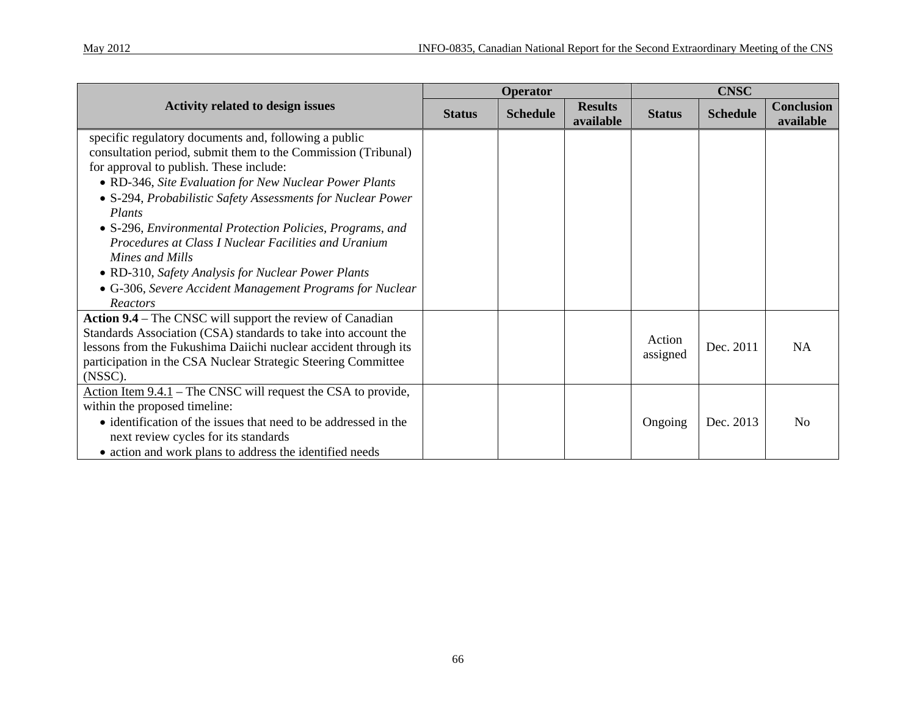| Activity related to design issues | Operator | | | CNSC | | |
|---|---|---|---|---|---|---|
| | Status | Schedule | Results available | Status | Schedule | Conclusion available |
| specific regulatory documents and, following a public consultation period, submit them to the Commission (Tribunal) for approval to publish. These include:<br>• RD-346, *Site Evaluation for New Nuclear Power Plants*<br>• S-294, *Probabilistic Safety Assessments for Nuclear Power Plants*<br>• S-296, *Environmental Protection Policies, Programs, and Procedures at Class I Nuclear Facilities and Uranium Mines and Mills*<br>• RD-310, *Safety Analysis for Nuclear Power Plants*<br>• G-306, *Severe Accident Management Programs for Nuclear Reactors* | | | | | | |
| **Action 9.4** – The CNSC will support the review of Canadian Standards Association (CSA) standards to take into account the lessons from the Fukushima Daiichi nuclear accident through its participation in the CSA Nuclear Strategic Steering Committee (NSSC). | | | | Action assigned | Dec. 2011 | NA |
| Action Item 9.4.1 – The CNSC will request the CSA to provide, within the proposed timeline:<br>• identification of the issues that need to be addressed in the next review cycles for its standards<br>• action and work plans to address the identified needs | | | | Ongoing | Dec. 2013 | No |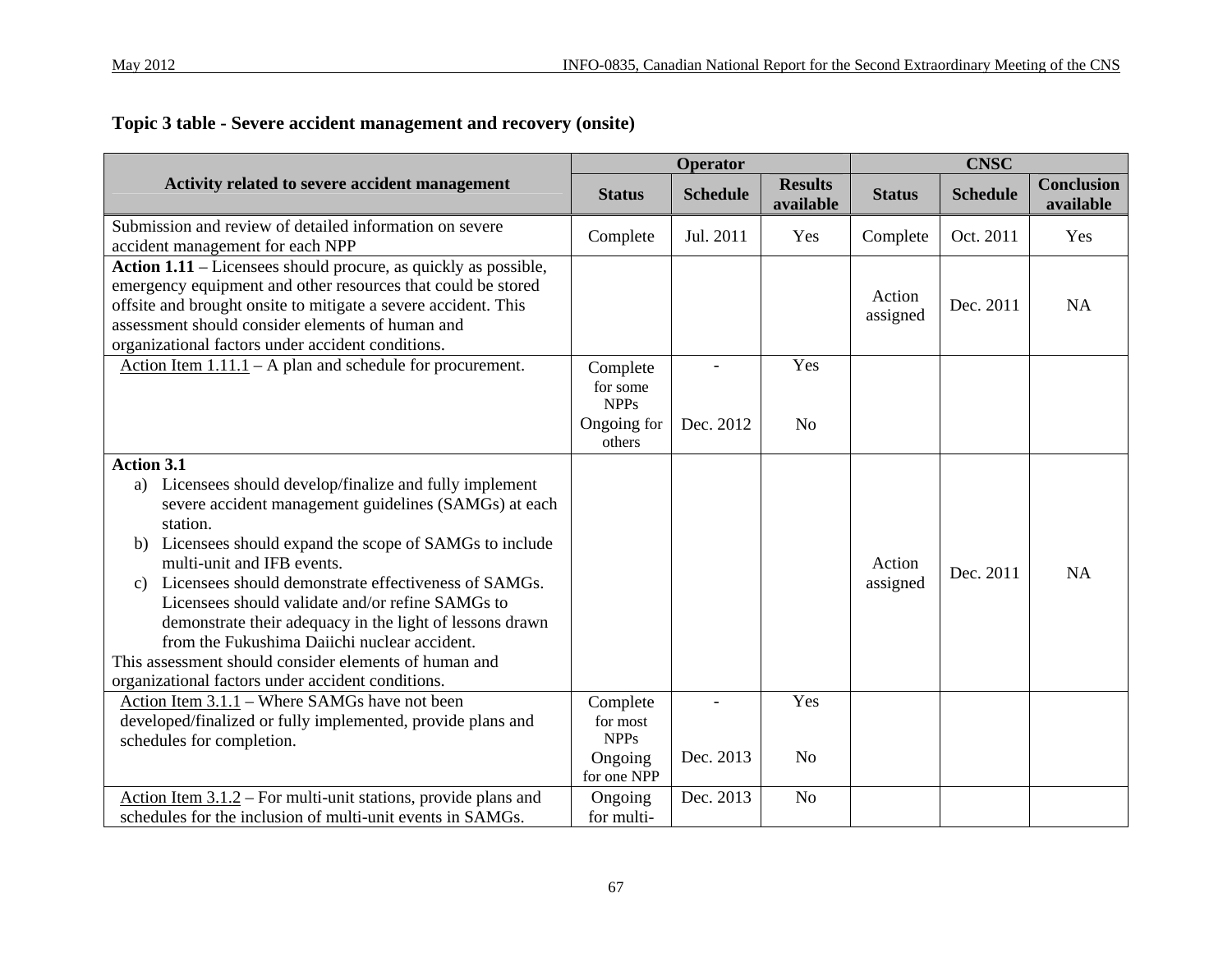**Topic 3 table - Severe accident management and recovery (onsite)**

| Activity related to severe accident management | Operator | | | CNSC | | |
|---|---|---|---|---|---|---|
| | Status | Schedule | Results available | Status | Schedule | Conclusion available |
| Submission and review of detailed information on severe accident management for each NPP | Complete | Jul. 2011 | Yes | Complete | Oct. 2011 | Yes |
| **Action 1.11** – Licensees should procure, as quickly as possible, emergency equipment and other resources that could be stored offsite and brought onsite to mitigate a severe accident. This assessment should consider elements of human and organizational factors under accident conditions. | | | | Action assigned | Dec. 2011 | NA |
| Action Item 1.11.1 – A plan and schedule for procurement. | Complete for some NPPs<br>Ongoing for others | -<br>Dec. 2012 | Yes<br>No | | | |
| **Action 3.1**<br>a) Licensees should develop/finalize and fully implement severe accident management guidelines (SAMGs) at each station.<br>b) Licensees should expand the scope of SAMGs to include multi-unit and IFB events.<br>c) Licensees should demonstrate effectiveness of SAMGs. Licensees should validate and/or refine SAMGs to demonstrate their adequacy in the light of lessons drawn from the Fukushima Daiichi nuclear accident.<br>This assessment should consider elements of human and organizational factors under accident conditions. | | | | Action assigned | Dec. 2011 | NA |
| Action Item 3.1.1 – Where SAMGs have not been developed/finalized or fully implemented, provide plans and schedules for completion. | Complete for most NPPs<br>Ongoing for one NPP | -<br>Dec. 2013 | Yes<br>No | | | |
| Action Item 3.1.2 – For multi-unit stations, provide plans and schedules for the inclusion of multi-unit events in SAMGs. | Ongoing for multi- | Dec. 2013 | No | | | |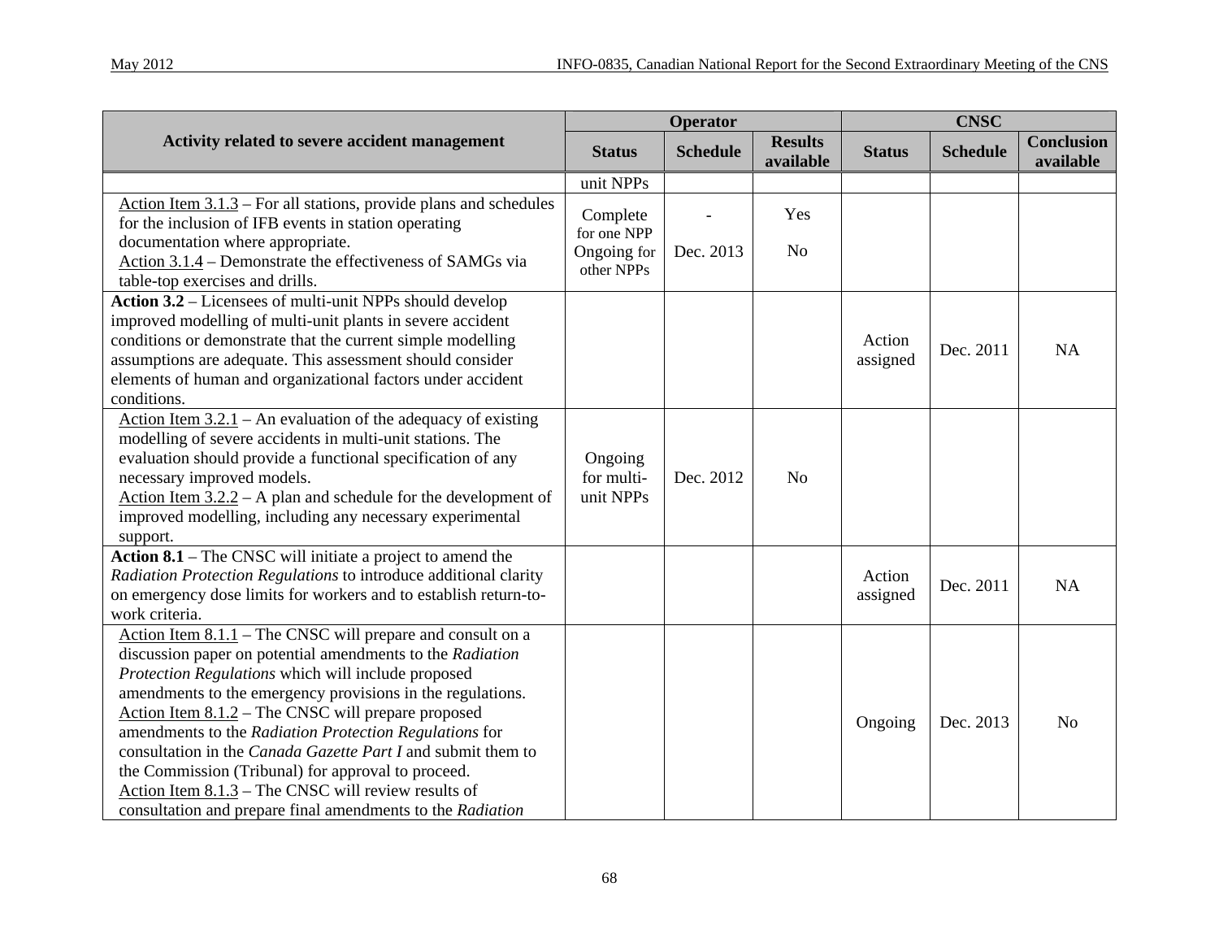| Activity related to severe accident management | Operator | | | CNSC | | |
|---|---|---|---|---|---|---|
| | Status | Schedule | Results available | Status | Schedule | Conclusion available |
| | unit NPPs | | | | | |
| Action Item 3.1.3 – For all stations, provide plans and schedules for the inclusion of IFB events in station operating documentation where appropriate.<br>Action 3.1.4 – Demonstrate the effectiveness of SAMGs via table-top exercises and drills. | Complete for one NPP<br>Ongoing for other NPPs | -<br>Dec. 2013 | Yes<br>No | | | |
| **Action 3.2** – Licensees of multi-unit NPPs should develop improved modelling of multi-unit plants in severe accident conditions or demonstrate that the current simple modelling assumptions are adequate. This assessment should consider elements of human and organizational factors under accident conditions. | | | | Action assigned | Dec. 2011 | NA |
| Action Item 3.2.1 – An evaluation of the adequacy of existing modelling of severe accidents in multi-unit stations. The evaluation should provide a functional specification of any necessary improved models.<br>Action Item 3.2.2 – A plan and schedule for the development of improved modelling, including any necessary experimental support. | Ongoing for multi-unit NPPs | Dec. 2012 | No | | | |
| **Action 8.1** – The CNSC will initiate a project to amend the *Radiation Protection Regulations* to introduce additional clarity on emergency dose limits for workers and to establish return-to-work criteria. | | | | Action assigned | Dec. 2011 | NA |
| Action Item 8.1.1 – The CNSC will prepare and consult on a discussion paper on potential amendments to the *Radiation Protection Regulations* which will include proposed amendments to the emergency provisions in the regulations.<br>Action Item 8.1.2 – The CNSC will prepare proposed amendments to the *Radiation Protection Regulations* for consultation in the *Canada Gazette Part I* and submit them to the Commission (Tribunal) for approval to proceed.<br>Action Item 8.1.3 – The CNSC will review results of consultation and prepare final amendments to the *Radiation* | | | | Ongoing | Dec. 2013 | No |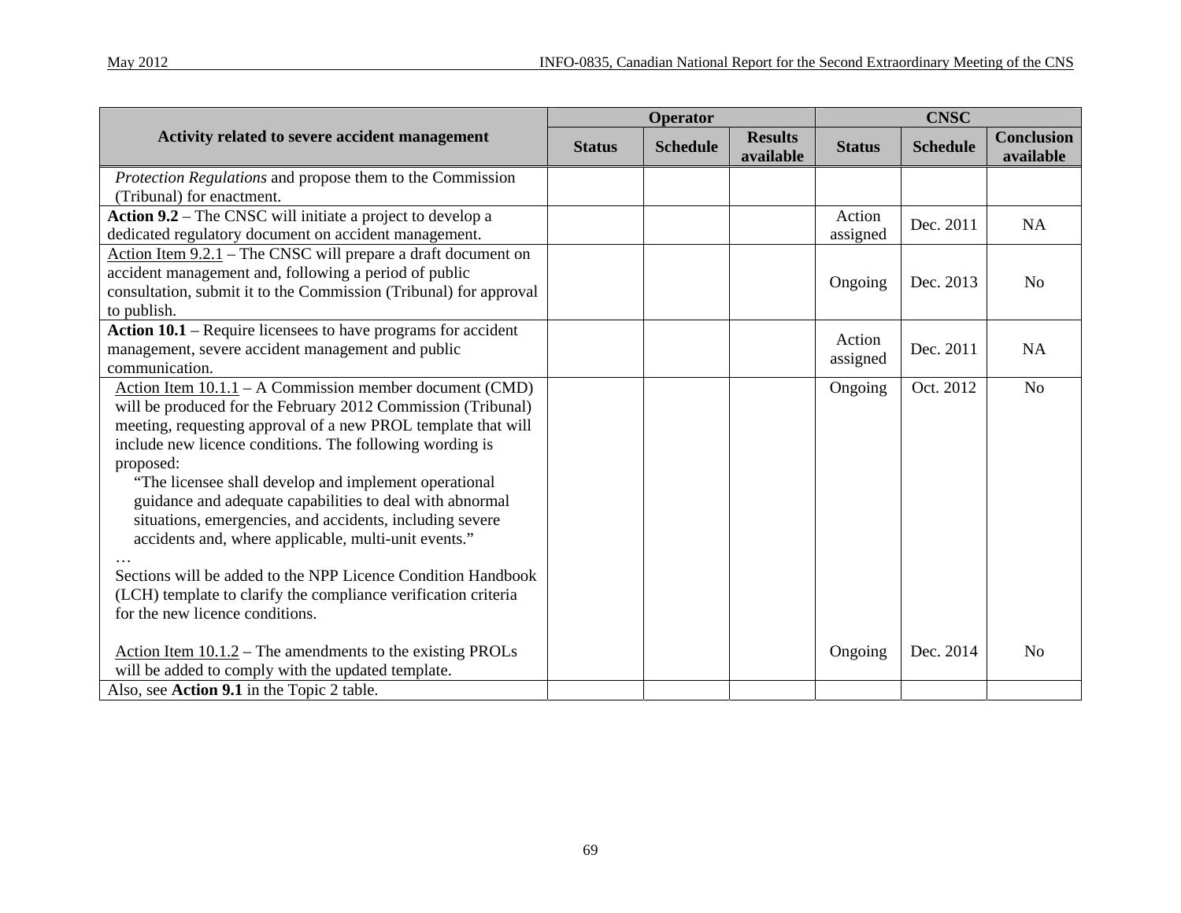| Activity related to severe accident management | Operator | | | CNSC | | |
|---|---|---|---|---|---|---|
| | Status | Schedule | Results available | Status | Schedule | Conclusion available |
| *Protection Regulations* and propose them to the Commission (Tribunal) for enactment. | | | | | | |
| **Action 9.2** – The CNSC will initiate a project to develop a dedicated regulatory document on accident management. | | | | Action assigned | Dec. 2011 | NA |
| Action Item 9.2.1 – The CNSC will prepare a draft document on accident management and, following a period of public consultation, submit it to the Commission (Tribunal) for approval to publish. | | | | Ongoing | Dec. 2013 | No |
| **Action 10.1** – Require licensees to have programs for accident management, severe accident management and public communication. | | | | Action assigned | Dec. 2011 | NA |
| Action Item 10.1.1 – A Commission member document (CMD) will be produced for the February 2012 Commission (Tribunal) meeting, requesting approval of a new PROL template that will include new licence conditions. The following wording is proposed: "The licensee shall develop and implement operational guidance and adequate capabilities to deal with abnormal situations, emergencies, and accidents, including severe accidents and, where applicable, multi-unit events." … Sections will be added to the NPP Licence Condition Handbook (LCH) template to clarify the compliance verification criteria for the new licence conditions. | | | | Ongoing | Oct. 2012 | No |
| Action Item 10.1.2 – The amendments to the existing PROLs will be added to comply with the updated template. | | | | Ongoing | Dec. 2014 | No |
| Also, see **Action 9.1** in the Topic 2 table. | | | | | | |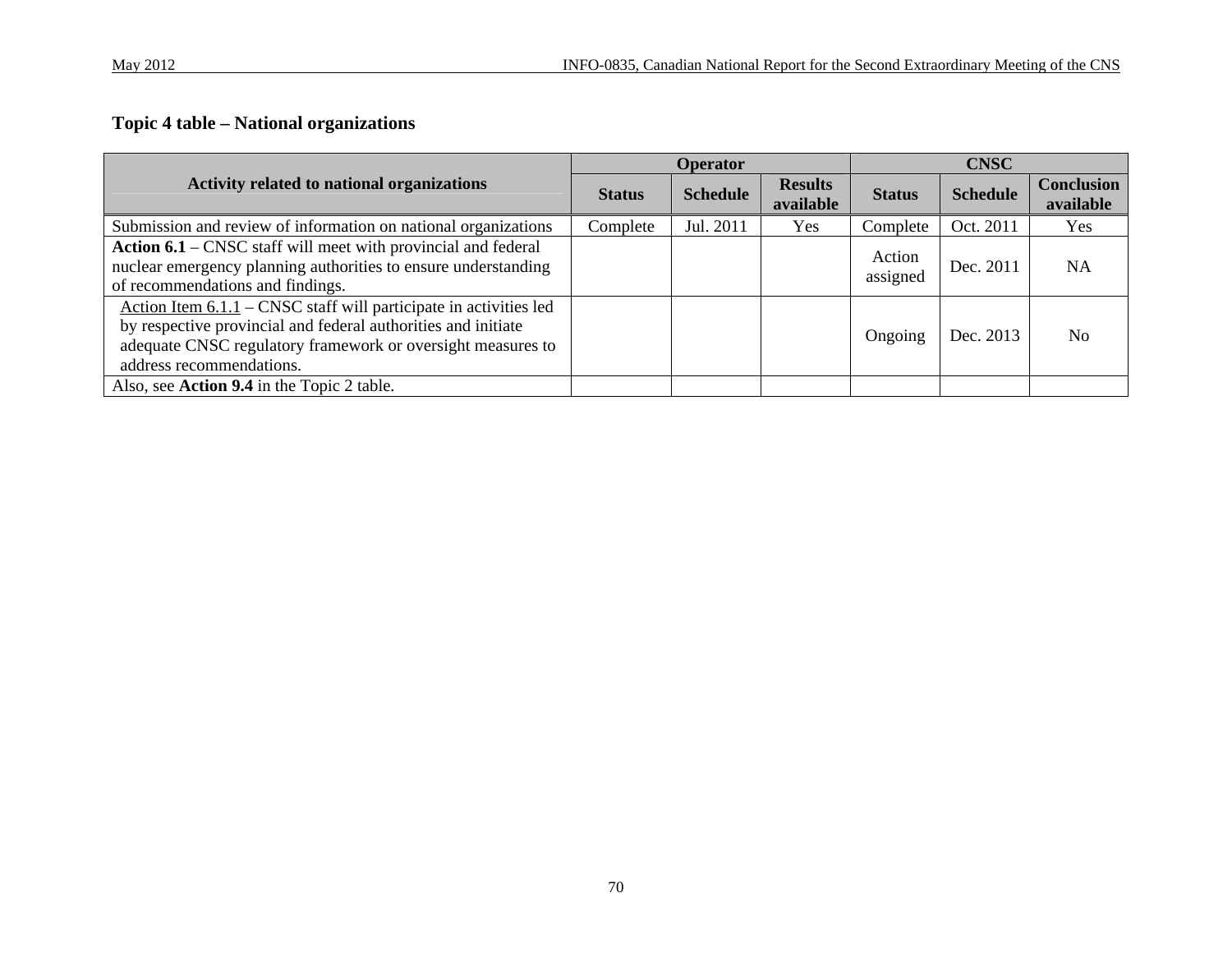### Topic 4 table – National organizations

| Activity related to national organizations | Operator | | | CNSC | | |
|---|---|---|---|---|---|---|
| | **Status** | **Schedule** | **Results available** | **Status** | **Schedule** | **Conclusion available** |
| Submission and review of information on national organizations | Complete | Jul. 2011 | Yes | Complete | Oct. 2011 | Yes |
| **Action 6.1** – CNSC staff will meet with provincial and federal nuclear emergency planning authorities to ensure understanding of recommendations and findings. | | | | Action assigned | Dec. 2011 | NA |
| Action Item 6.1.1 – CNSC staff will participate in activities led by respective provincial and federal authorities and initiate adequate CNSC regulatory framework or oversight measures to address recommendations. | | | | Ongoing | Dec. 2013 | No |
| Also, see **Action 9.4** in the Topic 2 table. | | | | | | |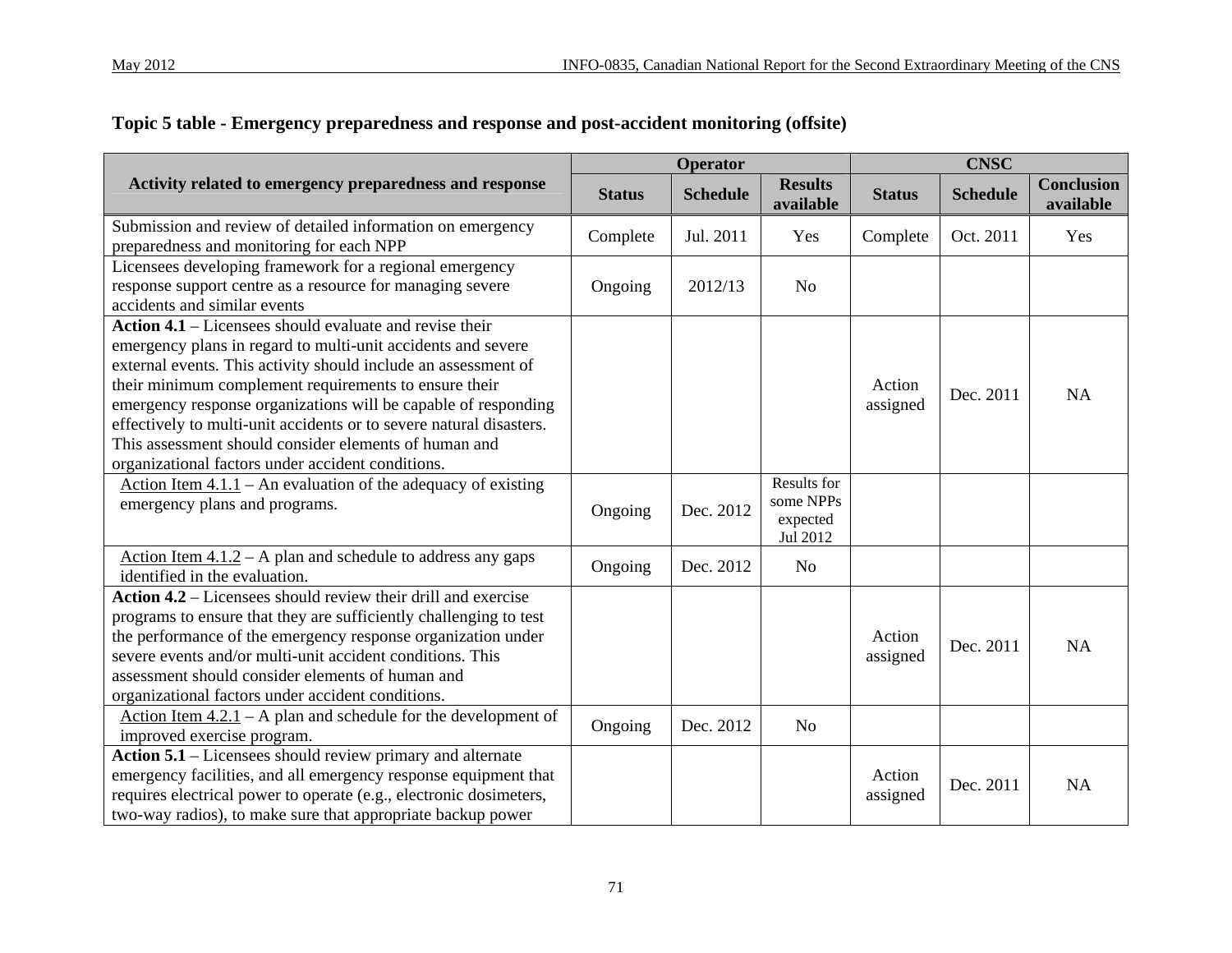**Topic 5 table - Emergency preparedness and response and post-accident monitoring (offsite)**

| Activity related to emergency preparedness and response | Operator | | | CNSC | | |
|---|---|---|---|---|---|---|
| | Status | Schedule | Results available | Status | Schedule | Conclusion available |
| Submission and review of detailed information on emergency preparedness and monitoring for each NPP | Complete | Jul. 2011 | Yes | Complete | Oct. 2011 | Yes |
| Licensees developing framework for a regional emergency response support centre as a resource for managing severe accidents and similar events | Ongoing | 2012/13 | No | | | |
| **Action 4.1** – Licensees should evaluate and revise their emergency plans in regard to multi-unit accidents and severe external events. This activity should include an assessment of their minimum complement requirements to ensure their emergency response organizations will be capable of responding effectively to multi-unit accidents or to severe natural disasters. This assessment should consider elements of human and organizational factors under accident conditions. | | | | Action assigned | Dec. 2011 | NA |
| Action Item 4.1.1 – An evaluation of the adequacy of existing emergency plans and programs. | Ongoing | Dec. 2012 | Results for some NPPs expected Jul 2012 | | | |
| Action Item 4.1.2 – A plan and schedule to address any gaps identified in the evaluation. | Ongoing | Dec. 2012 | No | | | |
| **Action 4.2** – Licensees should review their drill and exercise programs to ensure that they are sufficiently challenging to test the performance of the emergency response organization under severe events and/or multi-unit accident conditions. This assessment should consider elements of human and organizational factors under accident conditions. | | | | Action assigned | Dec. 2011 | NA |
| Action Item 4.2.1 – A plan and schedule for the development of improved exercise program. | Ongoing | Dec. 2012 | No | | | |
| **Action 5.1** – Licensees should review primary and alternate emergency facilities, and all emergency response equipment that requires electrical power to operate (e.g., electronic dosimeters, two-way radios), to make sure that appropriate backup power | | | | Action assigned | Dec. 2011 | NA |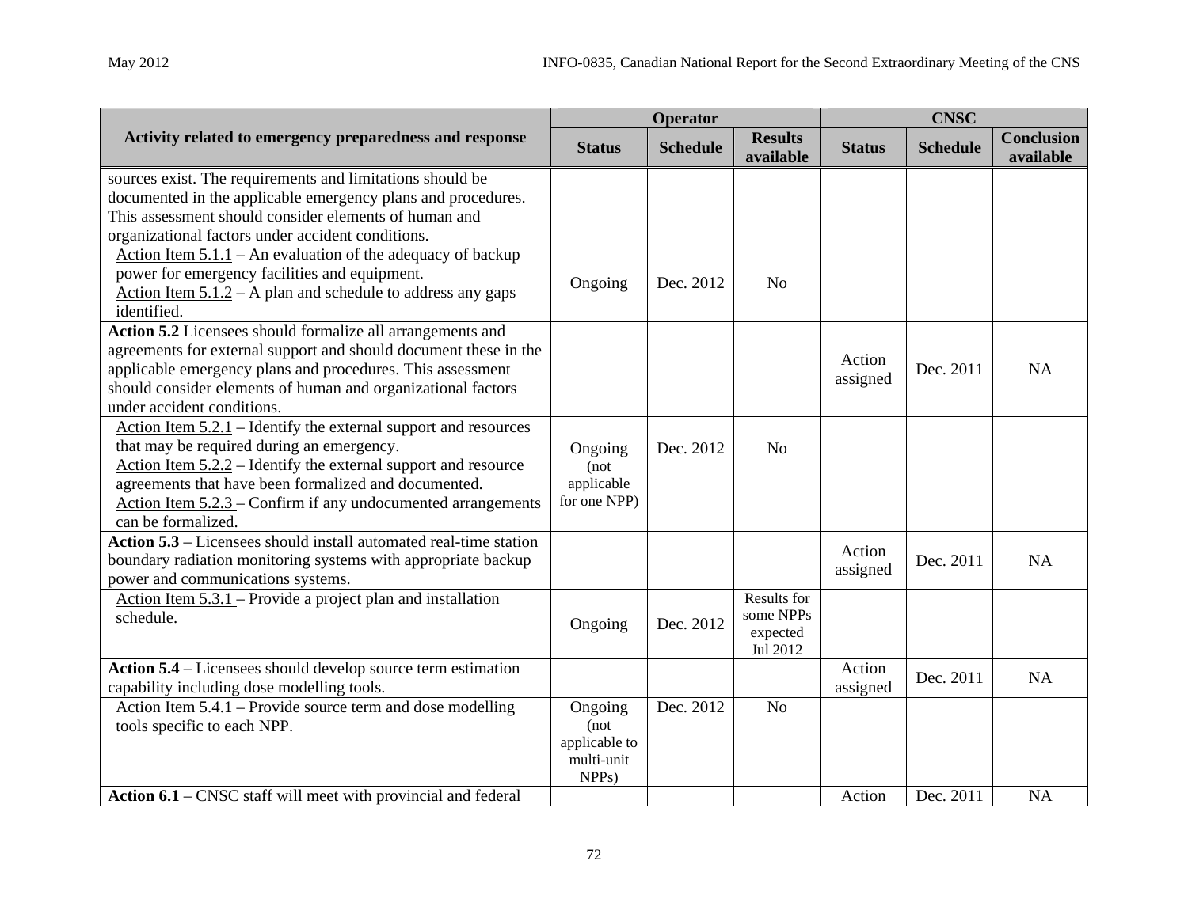| Activity related to emergency preparedness and response | Operator | | | CNSC | | |
|---|---|---|---|---|---|---|
| | Status | Schedule | Results available | Status | Schedule | Conclusion available |
| sources exist. The requirements and limitations should be documented in the applicable emergency plans and procedures. This assessment should consider elements of human and organizational factors under accident conditions. | | | | | | |
| Action Item 5.1.1 – An evaluation of the adequacy of backup power for emergency facilities and equipment. Action Item 5.1.2 – A plan and schedule to address any gaps identified. | Ongoing | Dec. 2012 | No | | | |
| **Action 5.2** Licensees should formalize all arrangements and agreements for external support and should document these in the applicable emergency plans and procedures. This assessment should consider elements of human and organizational factors under accident conditions. | | | | Action assigned | Dec. 2011 | NA |
| Action Item 5.2.1 – Identify the external support and resources that may be required during an emergency. Action Item 5.2.2 – Identify the external support and resource agreements that have been formalized and documented. Action Item 5.2.3 – Confirm if any undocumented arrangements can be formalized. | Ongoing (not applicable for one NPP) | Dec. 2012 | No | | | |
| **Action 5.3** – Licensees should install automated real-time station boundary radiation monitoring systems with appropriate backup power and communications systems. | | | | Action assigned | Dec. 2011 | NA |
| Action Item 5.3.1 – Provide a project plan and installation schedule. | Ongoing | Dec. 2012 | Results for some NPPs expected Jul 2012 | | | |
| **Action 5.4** – Licensees should develop source term estimation capability including dose modelling tools. | | | | Action assigned | Dec. 2011 | NA |
| Action Item 5.4.1 – Provide source term and dose modelling tools specific to each NPP. | Ongoing (not applicable to multi-unit NPPs) | Dec. 2012 | No | | | |
| **Action 6.1** – CNSC staff will meet with provincial and federal | | | | Action | Dec. 2011 | NA |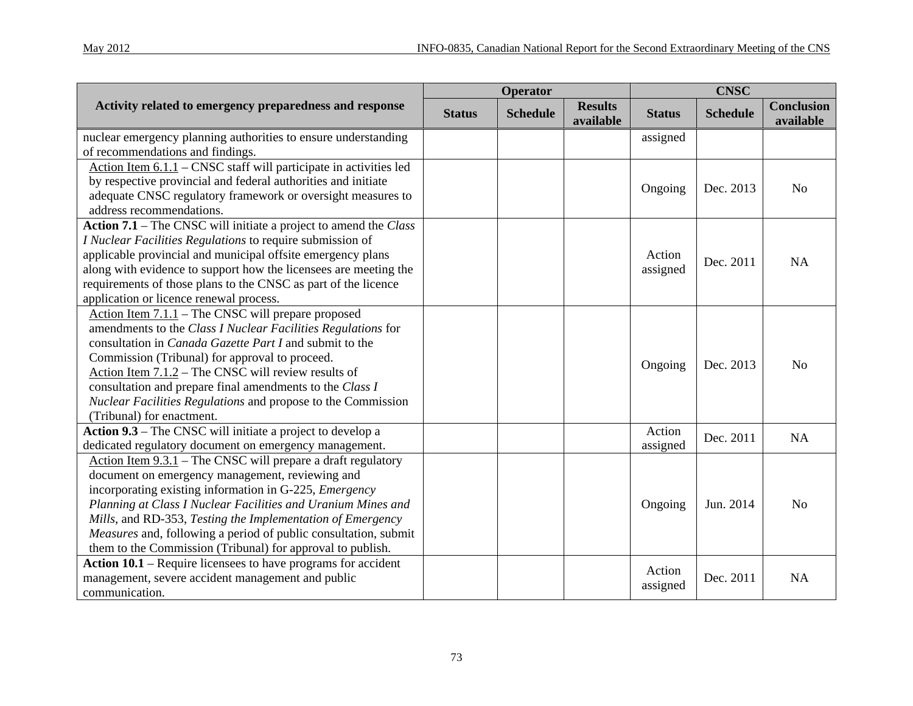| Activity related to emergency preparedness and response | Operator | | | CNSC | | |
|---|---|---|---|---|---|---|
| | Status | Schedule | Results available | Status | Schedule | Conclusion available |
| nuclear emergency planning authorities to ensure understanding of recommendations and findings. | | | | assigned | | |
| Action Item 6.1.1 – CNSC staff will participate in activities led by respective provincial and federal authorities and initiate adequate CNSC regulatory framework or oversight measures to address recommendations. | | | | Ongoing | Dec. 2013 | No |
| **Action 7.1** – The CNSC will initiate a project to amend the *Class I Nuclear Facilities Regulations* to require submission of applicable provincial and municipal offsite emergency plans along with evidence to support how the licensees are meeting the requirements of those plans to the CNSC as part of the licence application or licence renewal process. | | | | Action assigned | Dec. 2011 | NA |
| Action Item 7.1.1 – The CNSC will prepare proposed amendments to the *Class I Nuclear Facilities Regulations* for consultation in *Canada Gazette Part I* and submit to the Commission (Tribunal) for approval to proceed. Action Item 7.1.2 – The CNSC will review results of consultation and prepare final amendments to the *Class I Nuclear Facilities Regulations* and propose to the Commission (Tribunal) for enactment. | | | | Ongoing | Dec. 2013 | No |
| **Action 9.3** – The CNSC will initiate a project to develop a dedicated regulatory document on emergency management. | | | | Action assigned | Dec. 2011 | NA |
| Action Item 9.3.1 – The CNSC will prepare a draft regulatory document on emergency management, reviewing and incorporating existing information in G-225, *Emergency Planning at Class I Nuclear Facilities and Uranium Mines and Mills*, and RD-353, *Testing the Implementation of Emergency Measures* and, following a period of public consultation, submit them to the Commission (Tribunal) for approval to publish. | | | | Ongoing | Jun. 2014 | No |
| **Action 10.1** – Require licensees to have programs for accident management, severe accident management and public communication. | | | | Action assigned | Dec. 2011 | NA |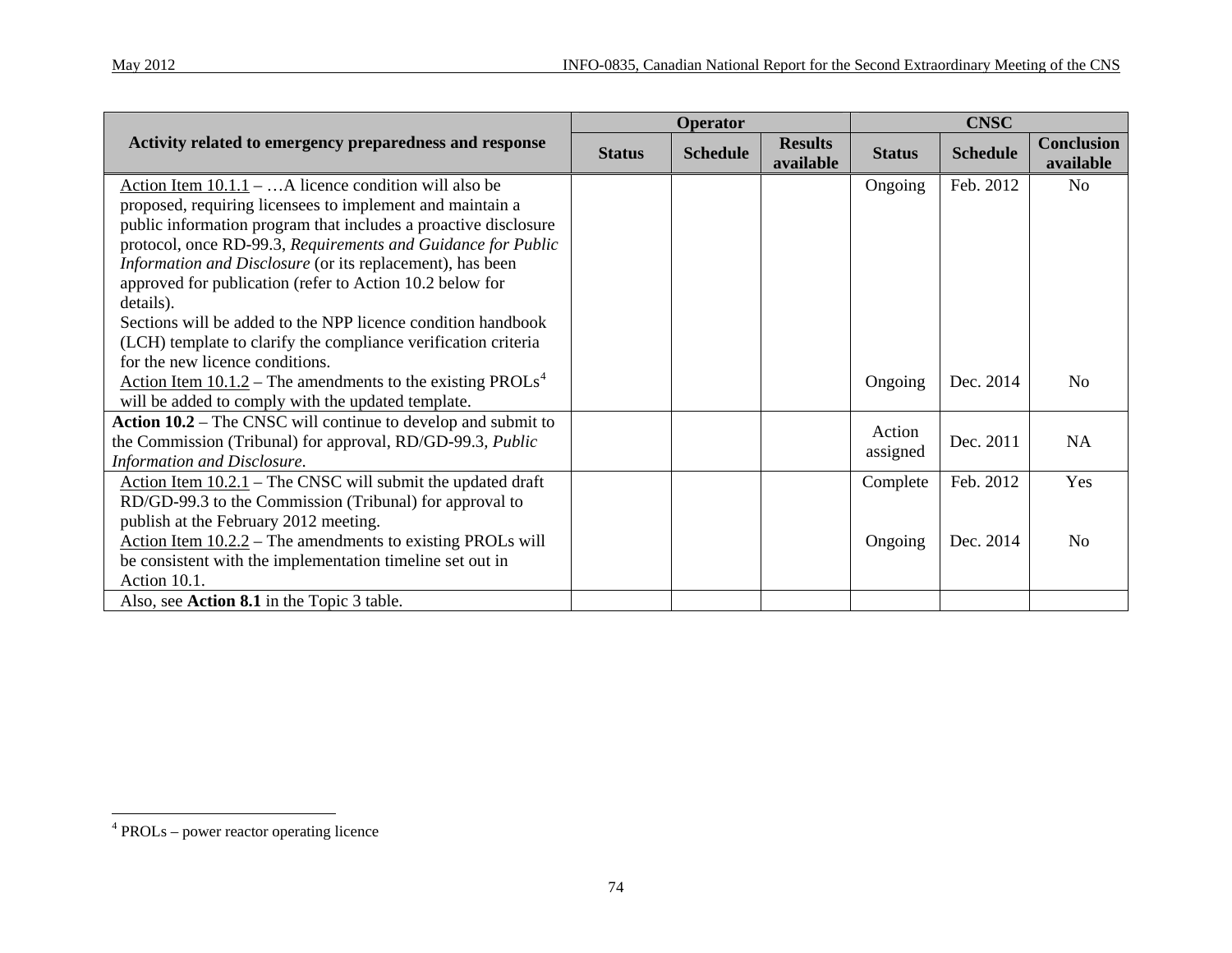| Activity related to emergency preparedness and response | Operator | | | CNSC | | |
|---|---|---|---|---|---|---|
| | Status | Schedule | Results available | Status | Schedule | Conclusion available |
| Action Item 10.1.1 – …A licence condition will also be proposed, requiring licensees to implement and maintain a public information program that includes a proactive disclosure protocol, once RD-99.3, *Requirements and Guidance for Public Information and Disclosure* (or its replacement), has been approved for publication (refer to Action 10.2 below for details). Sections will be added to the NPP licence condition handbook (LCH) template to clarify the compliance verification criteria for the new licence conditions. | | | | Ongoing | Feb. 2012 | No |
| Action Item 10.1.2 – The amendments to the existing PROLs[4] will be added to comply with the updated template. | | | | Ongoing | Dec. 2014 | No |
| **Action 10.2** – The CNSC will continue to develop and submit to the Commission (Tribunal) for approval, RD/GD-99.3, *Public Information and Disclosure*. | | | | Action assigned | Dec. 2011 | NA |
| Action Item 10.2.1 – The CNSC will submit the updated draft RD/GD-99.3 to the Commission (Tribunal) for approval to publish at the February 2012 meeting. | | | | Complete | Feb. 2012 | Yes |
| Action Item 10.2.2 – The amendments to existing PROLs will be consistent with the implementation timeline set out in Action 10.1. | | | | Ongoing | Dec. 2014 | No |
| Also, see **Action 8.1** in the Topic 3 table. | | | | | | |

[4] PROLs – power reactor operating licence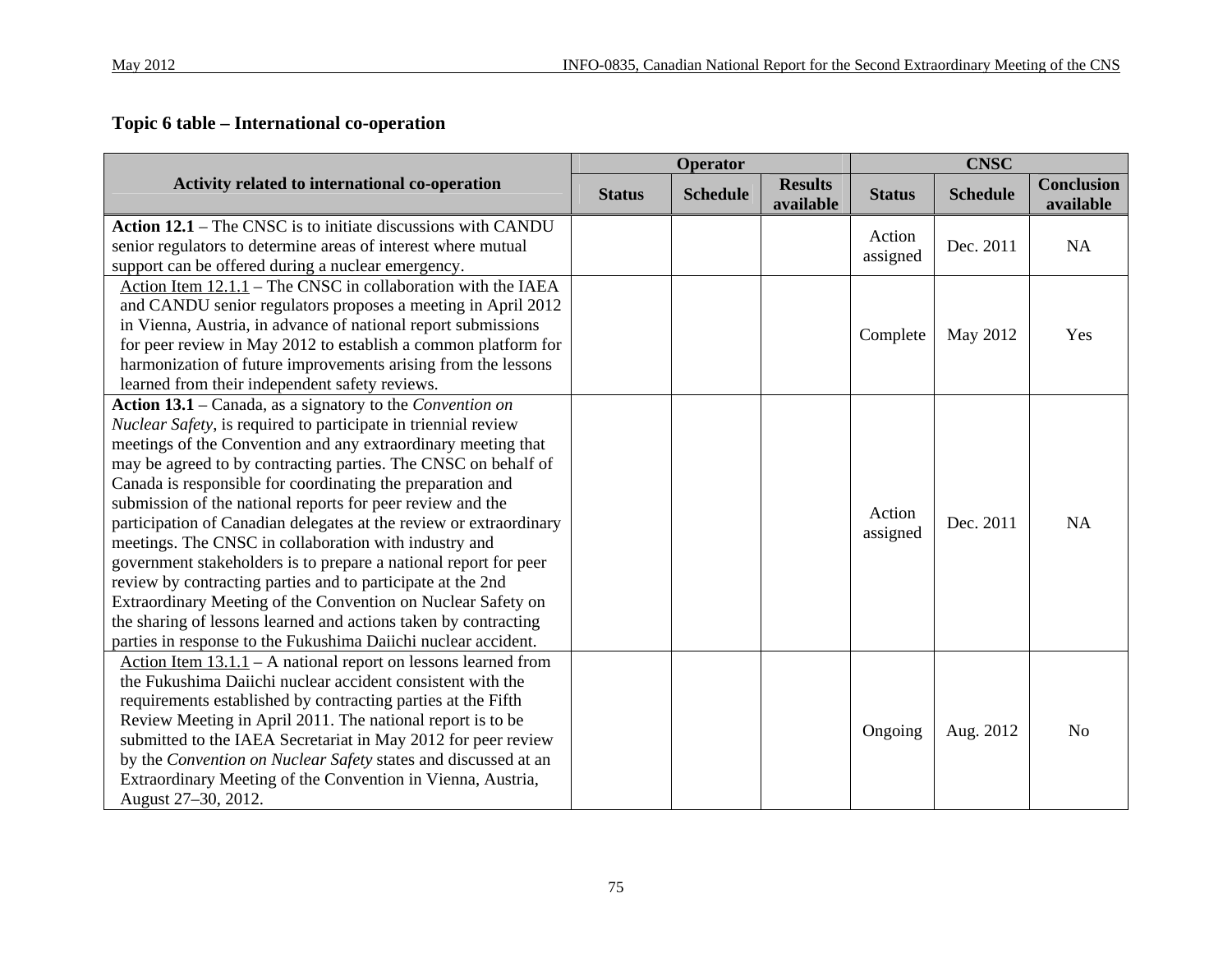## Topic 6 table – International co-operation

| Activity related to international co-operation | Operator | | | CNSC | | |
|---|---|---|---|---|---|---|
| | Status | Schedule | Results available | Status | Schedule | Conclusion available |
| **Action 12.1** – The CNSC is to initiate discussions with CANDU senior regulators to determine areas of interest where mutual support can be offered during a nuclear emergency. | | | | Action assigned | Dec. 2011 | NA |
| Action Item 12.1.1 – The CNSC in collaboration with the IAEA and CANDU senior regulators proposes a meeting in April 2012 in Vienna, Austria, in advance of national report submissions for peer review in May 2012 to establish a common platform for harmonization of future improvements arising from the lessons learned from their independent safety reviews. | | | | Complete | May 2012 | Yes |
| **Action 13.1** – Canada, as a signatory to the *Convention on Nuclear Safety*, is required to participate in triennial review meetings of the Convention and any extraordinary meeting that may be agreed to by contracting parties. The CNSC on behalf of Canada is responsible for coordinating the preparation and submission of the national reports for peer review and the participation of Canadian delegates at the review or extraordinary meetings. The CNSC in collaboration with industry and government stakeholders is to prepare a national report for peer review by contracting parties and to participate at the 2nd Extraordinary Meeting of the Convention on Nuclear Safety on the sharing of lessons learned and actions taken by contracting parties in response to the Fukushima Daiichi nuclear accident. | | | | Action assigned | Dec. 2011 | NA |
| Action Item 13.1.1 – A national report on lessons learned from the Fukushima Daiichi nuclear accident consistent with the requirements established by contracting parties at the Fifth Review Meeting in April 2011. The national report is to be submitted to the IAEA Secretariat in May 2012 for peer review by the *Convention on Nuclear Safety* states and discussed at an Extraordinary Meeting of the Convention in Vienna, Austria, August 27–30, 2012. | | | | Ongoing | Aug. 2012 | No |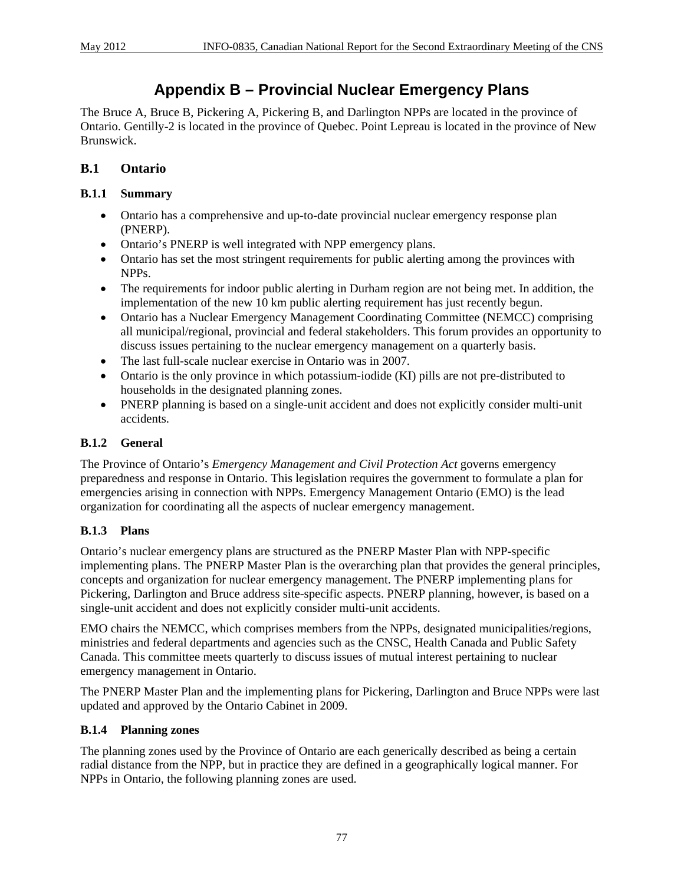# Appendix B – Provincial Nuclear Emergency Plans

The Bruce A, Bruce B, Pickering A, Pickering B, and Darlington NPPs are located in the province of Ontario. Gentilly-2 is located in the province of Quebec. Point Lepreau is located in the province of New Brunswick.

## B.1 Ontario

### B.1.1 Summary

- Ontario has a comprehensive and up-to-date provincial nuclear emergency response plan (PNERP).
- Ontario's PNERP is well integrated with NPP emergency plans.
- Ontario has set the most stringent requirements for public alerting among the provinces with NPPs.
- The requirements for indoor public alerting in Durham region are not being met. In addition, the implementation of the new 10 km public alerting requirement has just recently begun.
- Ontario has a Nuclear Emergency Management Coordinating Committee (NEMCC) comprising all municipal/regional, provincial and federal stakeholders. This forum provides an opportunity to discuss issues pertaining to the nuclear emergency management on a quarterly basis.
- The last full-scale nuclear exercise in Ontario was in 2007.
- Ontario is the only province in which potassium-iodide (KI) pills are not pre-distributed to households in the designated planning zones.
- PNERP planning is based on a single-unit accident and does not explicitly consider multi-unit accidents.

### B.1.2 General

The Province of Ontario's *Emergency Management and Civil Protection Act* governs emergency preparedness and response in Ontario. This legislation requires the government to formulate a plan for emergencies arising in connection with NPPs. Emergency Management Ontario (EMO) is the lead organization for coordinating all the aspects of nuclear emergency management.

### B.1.3 Plans

Ontario's nuclear emergency plans are structured as the PNERP Master Plan with NPP-specific implementing plans. The PNERP Master Plan is the overarching plan that provides the general principles, concepts and organization for nuclear emergency management. The PNERP implementing plans for Pickering, Darlington and Bruce address site-specific aspects. PNERP planning, however, is based on a single-unit accident and does not explicitly consider multi-unit accidents.

EMO chairs the NEMCC, which comprises members from the NPPs, designated municipalities/regions, ministries and federal departments and agencies such as the CNSC, Health Canada and Public Safety Canada. This committee meets quarterly to discuss issues of mutual interest pertaining to nuclear emergency management in Ontario.

The PNERP Master Plan and the implementing plans for Pickering, Darlington and Bruce NPPs were last updated and approved by the Ontario Cabinet in 2009.

### B.1.4 Planning zones

The planning zones used by the Province of Ontario are each generically described as being a certain radial distance from the NPP, but in practice they are defined in a geographically logical manner. For NPPs in Ontario, the following planning zones are used.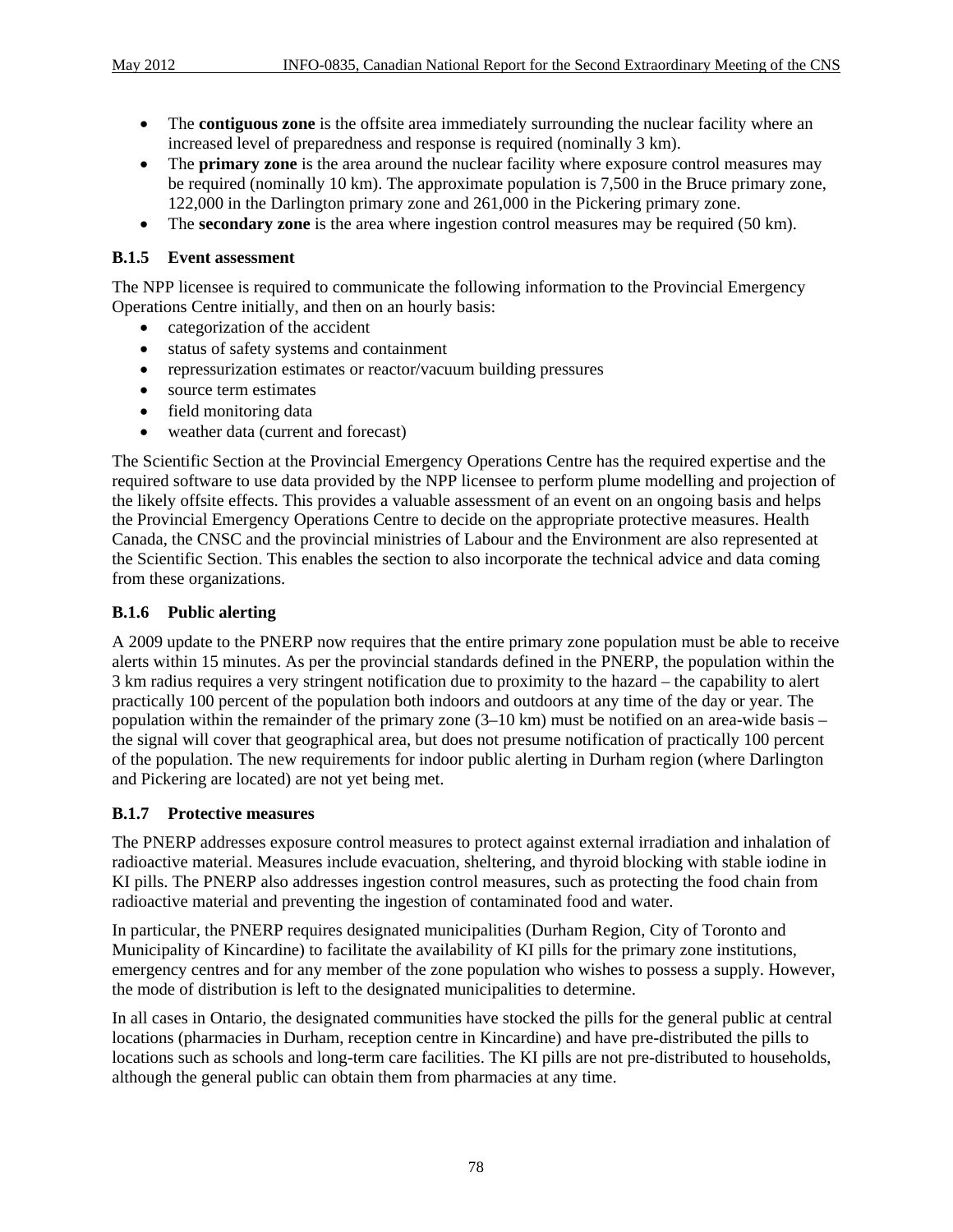- The **contiguous zone** is the offsite area immediately surrounding the nuclear facility where an increased level of preparedness and response is required (nominally 3 km).
- The **primary zone** is the area around the nuclear facility where exposure control measures may be required (nominally 10 km). The approximate population is 7,500 in the Bruce primary zone, 122,000 in the Darlington primary zone and 261,000 in the Pickering primary zone.
- The **secondary zone** is the area where ingestion control measures may be required (50 km).

### B.1.5 Event assessment

The NPP licensee is required to communicate the following information to the Provincial Emergency Operations Centre initially, and then on an hourly basis:

- categorization of the accident
- status of safety systems and containment
- repressurization estimates or reactor/vacuum building pressures
- source term estimates
- field monitoring data
- weather data (current and forecast)

The Scientific Section at the Provincial Emergency Operations Centre has the required expertise and the required software to use data provided by the NPP licensee to perform plume modelling and projection of the likely offsite effects. This provides a valuable assessment of an event on an ongoing basis and helps the Provincial Emergency Operations Centre to decide on the appropriate protective measures. Health Canada, the CNSC and the provincial ministries of Labour and the Environment are also represented at the Scientific Section. This enables the section to also incorporate the technical advice and data coming from these organizations.

### B.1.6 Public alerting

A 2009 update to the PNERP now requires that the entire primary zone population must be able to receive alerts within 15 minutes. As per the provincial standards defined in the PNERP, the population within the 3 km radius requires a very stringent notification due to proximity to the hazard – the capability to alert practically 100 percent of the population both indoors and outdoors at any time of the day or year. The population within the remainder of the primary zone (3–10 km) must be notified on an area-wide basis – the signal will cover that geographical area, but does not presume notification of practically 100 percent of the population. The new requirements for indoor public alerting in Durham region (where Darlington and Pickering are located) are not yet being met.

### B.1.7 Protective measures

The PNERP addresses exposure control measures to protect against external irradiation and inhalation of radioactive material. Measures include evacuation, sheltering, and thyroid blocking with stable iodine in KI pills. The PNERP also addresses ingestion control measures, such as protecting the food chain from radioactive material and preventing the ingestion of contaminated food and water.

In particular, the PNERP requires designated municipalities (Durham Region, City of Toronto and Municipality of Kincardine) to facilitate the availability of KI pills for the primary zone institutions, emergency centres and for any member of the zone population who wishes to possess a supply. However, the mode of distribution is left to the designated municipalities to determine.

In all cases in Ontario, the designated communities have stocked the pills for the general public at central locations (pharmacies in Durham, reception centre in Kincardine) and have pre-distributed the pills to locations such as schools and long-term care facilities. The KI pills are not pre-distributed to households, although the general public can obtain them from pharmacies at any time.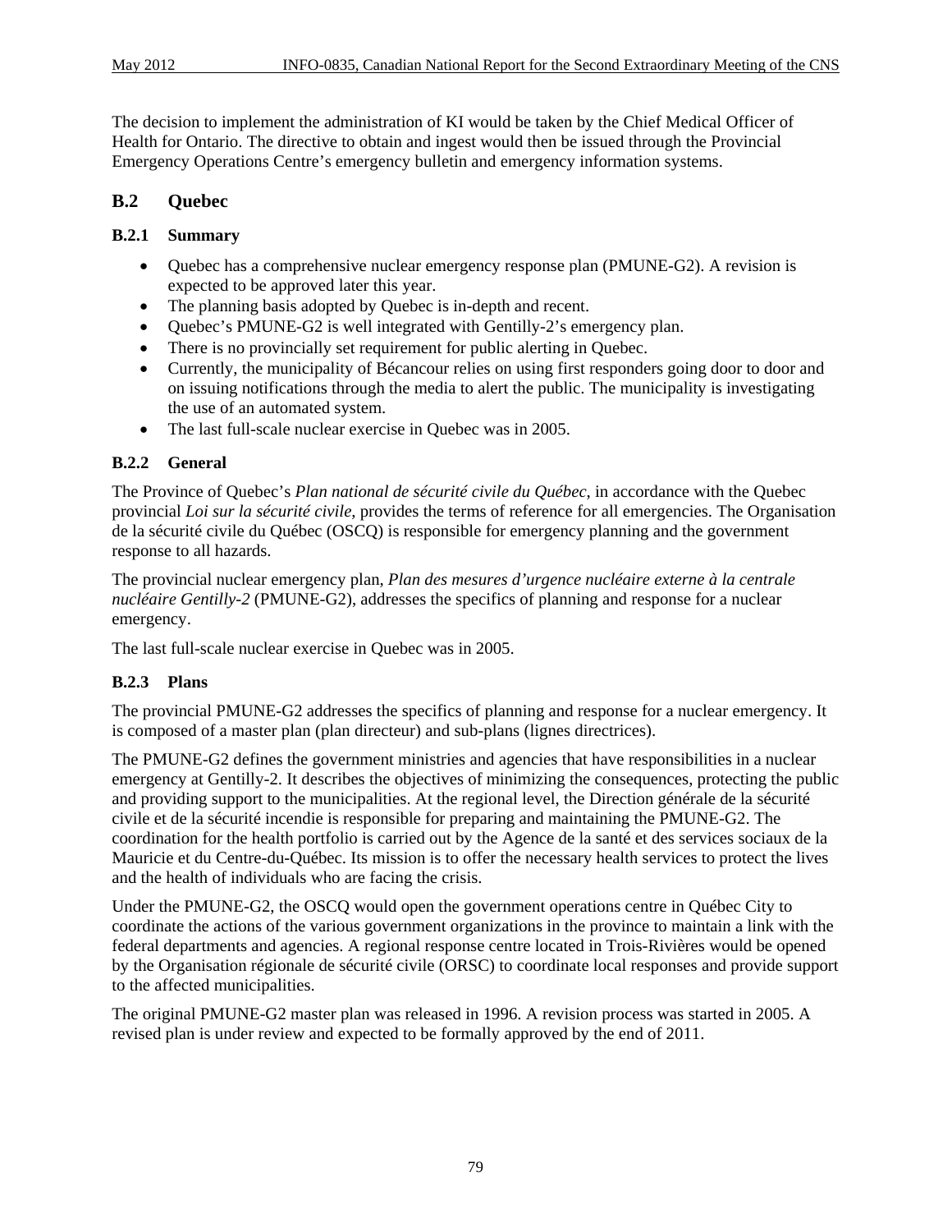The decision to implement the administration of KI would be taken by the Chief Medical Officer of Health for Ontario. The directive to obtain and ingest would then be issued through the Provincial Emergency Operations Centre's emergency bulletin and emergency information systems.

## B.2 Quebec

### B.2.1 Summary

- Quebec has a comprehensive nuclear emergency response plan (PMUNE-G2). A revision is expected to be approved later this year.
- The planning basis adopted by Quebec is in-depth and recent.
- Quebec's PMUNE-G2 is well integrated with Gentilly-2's emergency plan.
- There is no provincially set requirement for public alerting in Quebec.
- Currently, the municipality of Bécancour relies on using first responders going door to door and on issuing notifications through the media to alert the public. The municipality is investigating the use of an automated system.
- The last full-scale nuclear exercise in Quebec was in 2005.

### B.2.2 General

The Province of Quebec's *Plan national de sécurité civile du Québec*, in accordance with the Quebec provincial *Loi sur la sécurité civile*, provides the terms of reference for all emergencies. The Organisation de la sécurité civile du Québec (OSCQ) is responsible for emergency planning and the government response to all hazards.

The provincial nuclear emergency plan, *Plan des mesures d'urgence nucléaire externe à la centrale nucléaire Gentilly-2* (PMUNE-G2), addresses the specifics of planning and response for a nuclear emergency.

The last full-scale nuclear exercise in Quebec was in 2005.

### B.2.3 Plans

The provincial PMUNE-G2 addresses the specifics of planning and response for a nuclear emergency. It is composed of a master plan (plan directeur) and sub-plans (lignes directrices).

The PMUNE-G2 defines the government ministries and agencies that have responsibilities in a nuclear emergency at Gentilly-2. It describes the objectives of minimizing the consequences, protecting the public and providing support to the municipalities. At the regional level, the Direction générale de la sécurité civile et de la sécurité incendie is responsible for preparing and maintaining the PMUNE-G2. The coordination for the health portfolio is carried out by the Agence de la santé et des services sociaux de la Mauricie et du Centre-du-Québec. Its mission is to offer the necessary health services to protect the lives and the health of individuals who are facing the crisis.

Under the PMUNE-G2, the OSCQ would open the government operations centre in Québec City to coordinate the actions of the various government organizations in the province to maintain a link with the federal departments and agencies. A regional response centre located in Trois-Rivières would be opened by the Organisation régionale de sécurité civile (ORSC) to coordinate local responses and provide support to the affected municipalities.

The original PMUNE-G2 master plan was released in 1996. A revision process was started in 2005. A revised plan is under review and expected to be formally approved by the end of 2011.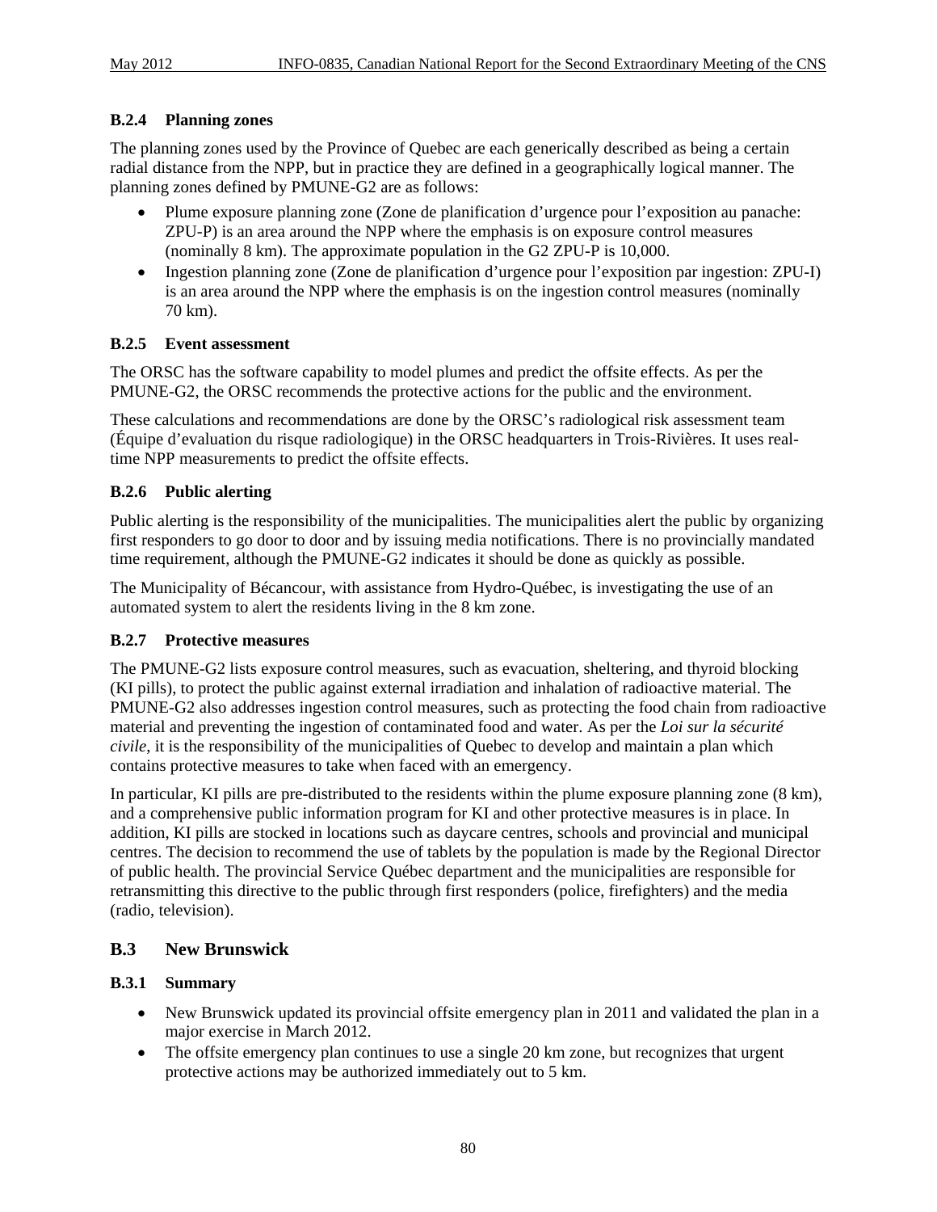### B.2.4 Planning zones

The planning zones used by the Province of Quebec are each generically described as being a certain radial distance from the NPP, but in practice they are defined in a geographically logical manner. The planning zones defined by PMUNE-G2 are as follows:

- Plume exposure planning zone (Zone de planification d'urgence pour l'exposition au panache: ZPU-P) is an area around the NPP where the emphasis is on exposure control measures (nominally 8 km). The approximate population in the G2 ZPU-P is 10,000.
- Ingestion planning zone (Zone de planification d'urgence pour l'exposition par ingestion: ZPU-I) is an area around the NPP where the emphasis is on the ingestion control measures (nominally 70 km).

### B.2.5 Event assessment

The ORSC has the software capability to model plumes and predict the offsite effects. As per the PMUNE-G2, the ORSC recommends the protective actions for the public and the environment.

These calculations and recommendations are done by the ORSC's radiological risk assessment team (Équipe d'evaluation du risque radiologique) in the ORSC headquarters in Trois-Rivières. It uses real-time NPP measurements to predict the offsite effects.

### B.2.6 Public alerting

Public alerting is the responsibility of the municipalities. The municipalities alert the public by organizing first responders to go door to door and by issuing media notifications. There is no provincially mandated time requirement, although the PMUNE-G2 indicates it should be done as quickly as possible.

The Municipality of Bécancour, with assistance from Hydro-Québec, is investigating the use of an automated system to alert the residents living in the 8 km zone.

### B.2.7 Protective measures

The PMUNE-G2 lists exposure control measures, such as evacuation, sheltering, and thyroid blocking (KI pills), to protect the public against external irradiation and inhalation of radioactive material. The PMUNE-G2 also addresses ingestion control measures, such as protecting the food chain from radioactive material and preventing the ingestion of contaminated food and water. As per the *Loi sur la sécurité civile*, it is the responsibility of the municipalities of Quebec to develop and maintain a plan which contains protective measures to take when faced with an emergency.

In particular, KI pills are pre-distributed to the residents within the plume exposure planning zone (8 km), and a comprehensive public information program for KI and other protective measures is in place. In addition, KI pills are stocked in locations such as daycare centres, schools and provincial and municipal centres. The decision to recommend the use of tablets by the population is made by the Regional Director of public health. The provincial Service Québec department and the municipalities are responsible for retransmitting this directive to the public through first responders (police, firefighters) and the media (radio, television).

## B.3 New Brunswick

### B.3.1 Summary

- New Brunswick updated its provincial offsite emergency plan in 2011 and validated the plan in a major exercise in March 2012.
- The offsite emergency plan continues to use a single 20 km zone, but recognizes that urgent protective actions may be authorized immediately out to 5 km.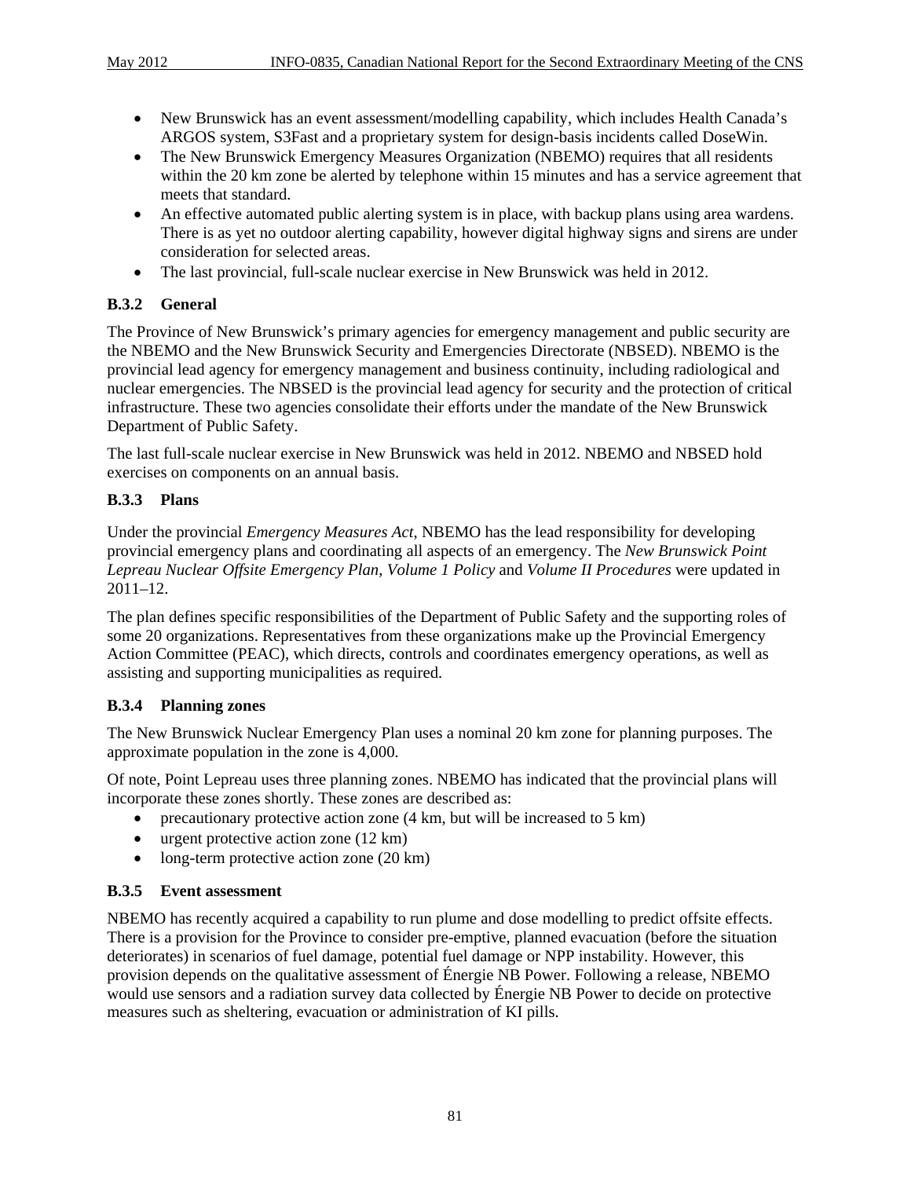- New Brunswick has an event assessment/modelling capability, which includes Health Canada's ARGOS system, S3Fast and a proprietary system for design-basis incidents called DoseWin.
- The New Brunswick Emergency Measures Organization (NBEMO) requires that all residents within the 20 km zone be alerted by telephone within 15 minutes and has a service agreement that meets that standard.
- An effective automated public alerting system is in place, with backup plans using area wardens. There is as yet no outdoor alerting capability, however digital highway signs and sirens are under consideration for selected areas.
- The last provincial, full-scale nuclear exercise in New Brunswick was held in 2012.

### B.3.2 General

The Province of New Brunswick's primary agencies for emergency management and public security are the NBEMO and the New Brunswick Security and Emergencies Directorate (NBSED). NBEMO is the provincial lead agency for emergency management and business continuity, including radiological and nuclear emergencies. The NBSED is the provincial lead agency for security and the protection of critical infrastructure. These two agencies consolidate their efforts under the mandate of the New Brunswick Department of Public Safety.

The last full-scale nuclear exercise in New Brunswick was held in 2012. NBEMO and NBSED hold exercises on components on an annual basis.

### B.3.3 Plans

Under the provincial *Emergency Measures Act*, NBEMO has the lead responsibility for developing provincial emergency plans and coordinating all aspects of an emergency. The *New Brunswick Point Lepreau Nuclear Offsite Emergency Plan*, *Volume 1 Policy* and *Volume II Procedures* were updated in 2011–12.

The plan defines specific responsibilities of the Department of Public Safety and the supporting roles of some 20 organizations. Representatives from these organizations make up the Provincial Emergency Action Committee (PEAC), which directs, controls and coordinates emergency operations, as well as assisting and supporting municipalities as required.

### B.3.4 Planning zones

The New Brunswick Nuclear Emergency Plan uses a nominal 20 km zone for planning purposes. The approximate population in the zone is 4,000.

Of note, Point Lepreau uses three planning zones. NBEMO has indicated that the provincial plans will incorporate these zones shortly. These zones are described as:

- precautionary protective action zone (4 km, but will be increased to 5 km)
- urgent protective action zone (12 km)
- long-term protective action zone (20 km)

### B.3.5 Event assessment

NBEMO has recently acquired a capability to run plume and dose modelling to predict offsite effects. There is a provision for the Province to consider pre-emptive, planned evacuation (before the situation deteriorates) in scenarios of fuel damage, potential fuel damage or NPP instability. However, this provision depends on the qualitative assessment of Énergie NB Power. Following a release, NBEMO would use sensors and a radiation survey data collected by Énergie NB Power to decide on protective measures such as sheltering, evacuation or administration of KI pills.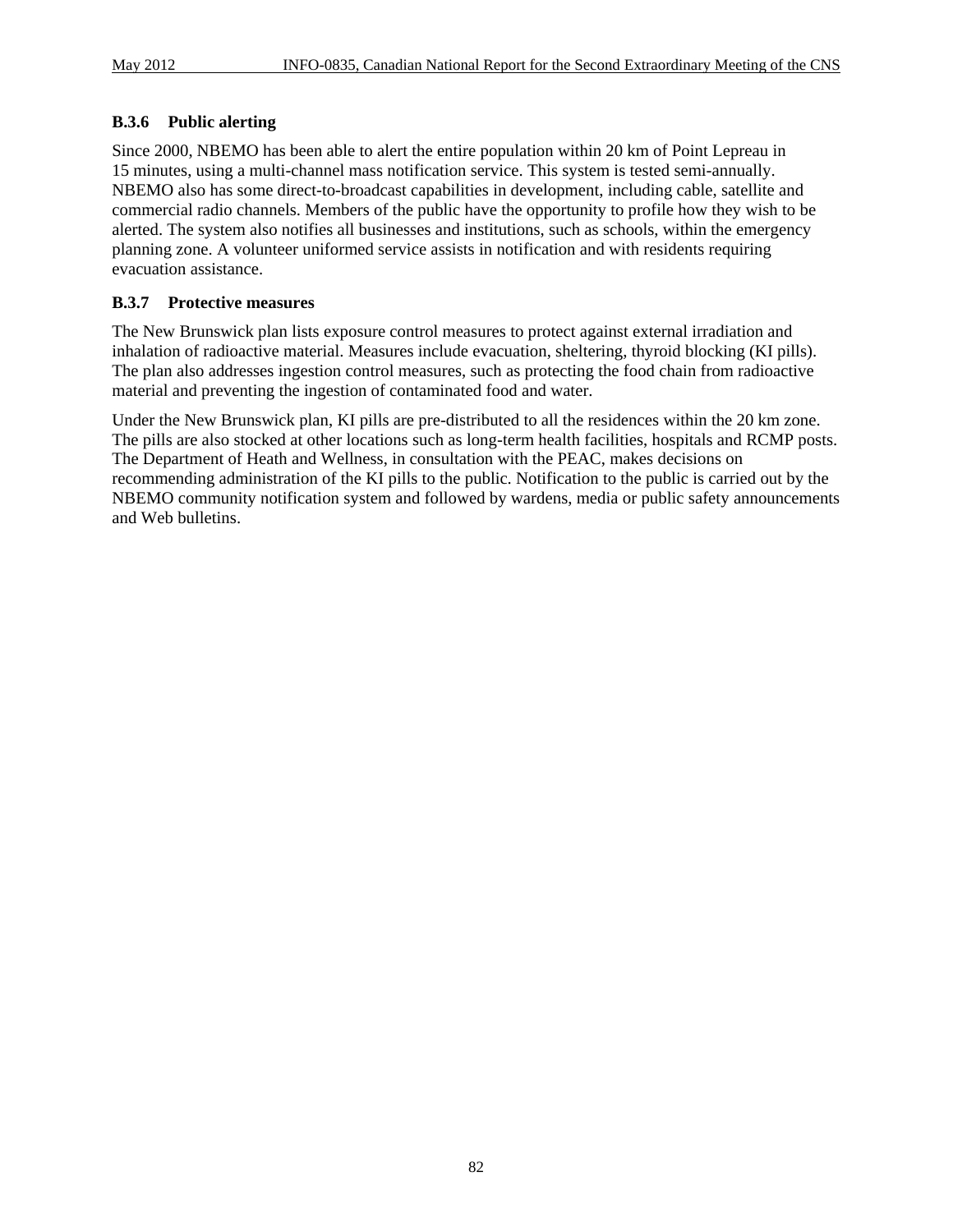### B.3.6 Public alerting

Since 2000, NBEMO has been able to alert the entire population within 20 km of Point Lepreau in 15 minutes, using a multi-channel mass notification service. This system is tested semi-annually. NBEMO also has some direct-to-broadcast capabilities in development, including cable, satellite and commercial radio channels. Members of the public have the opportunity to profile how they wish to be alerted. The system also notifies all businesses and institutions, such as schools, within the emergency planning zone. A volunteer uniformed service assists in notification and with residents requiring evacuation assistance.

### B.3.7 Protective measures

The New Brunswick plan lists exposure control measures to protect against external irradiation and inhalation of radioactive material. Measures include evacuation, sheltering, thyroid blocking (KI pills). The plan also addresses ingestion control measures, such as protecting the food chain from radioactive material and preventing the ingestion of contaminated food and water.

Under the New Brunswick plan, KI pills are pre-distributed to all the residences within the 20 km zone. The pills are also stocked at other locations such as long-term health facilities, hospitals and RCMP posts. The Department of Heath and Wellness, in consultation with the PEAC, makes decisions on recommending administration of the KI pills to the public. Notification to the public is carried out by the NBEMO community notification system and followed by wardens, media or public safety announcements and Web bulletins.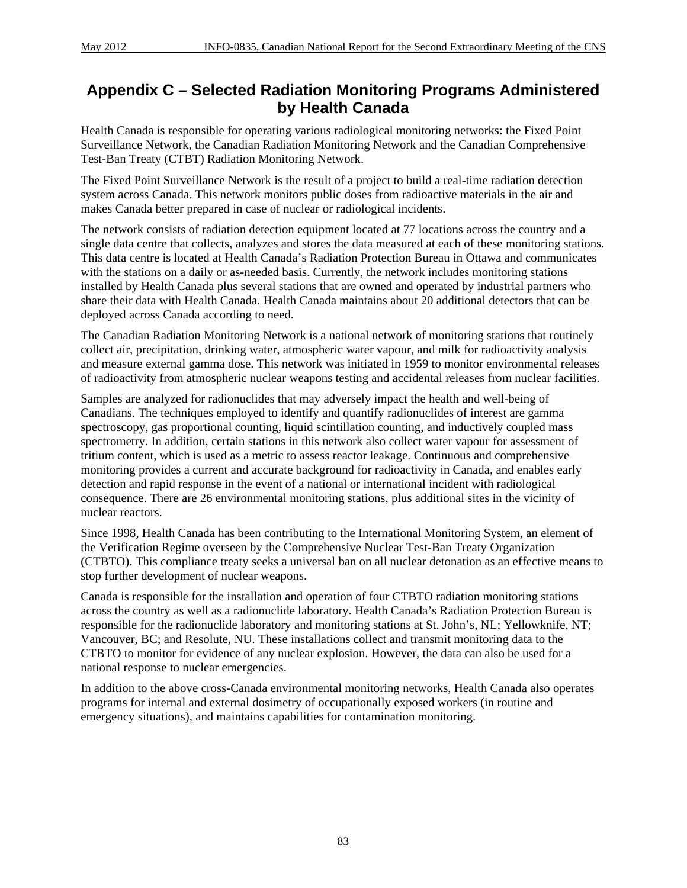# Appendix C – Selected Radiation Monitoring Programs Administered by Health Canada

Health Canada is responsible for operating various radiological monitoring networks: the Fixed Point Surveillance Network, the Canadian Radiation Monitoring Network and the Canadian Comprehensive Test-Ban Treaty (CTBT) Radiation Monitoring Network.

The Fixed Point Surveillance Network is the result of a project to build a real-time radiation detection system across Canada. This network monitors public doses from radioactive materials in the air and makes Canada better prepared in case of nuclear or radiological incidents.

The network consists of radiation detection equipment located at 77 locations across the country and a single data centre that collects, analyzes and stores the data measured at each of these monitoring stations. This data centre is located at Health Canada's Radiation Protection Bureau in Ottawa and communicates with the stations on a daily or as-needed basis. Currently, the network includes monitoring stations installed by Health Canada plus several stations that are owned and operated by industrial partners who share their data with Health Canada. Health Canada maintains about 20 additional detectors that can be deployed across Canada according to need.

The Canadian Radiation Monitoring Network is a national network of monitoring stations that routinely collect air, precipitation, drinking water, atmospheric water vapour, and milk for radioactivity analysis and measure external gamma dose. This network was initiated in 1959 to monitor environmental releases of radioactivity from atmospheric nuclear weapons testing and accidental releases from nuclear facilities.

Samples are analyzed for radionuclides that may adversely impact the health and well-being of Canadians. The techniques employed to identify and quantify radionuclides of interest are gamma spectroscopy, gas proportional counting, liquid scintillation counting, and inductively coupled mass spectrometry. In addition, certain stations in this network also collect water vapour for assessment of tritium content, which is used as a metric to assess reactor leakage. Continuous and comprehensive monitoring provides a current and accurate background for radioactivity in Canada, and enables early detection and rapid response in the event of a national or international incident with radiological consequence. There are 26 environmental monitoring stations, plus additional sites in the vicinity of nuclear reactors.

Since 1998, Health Canada has been contributing to the International Monitoring System, an element of the Verification Regime overseen by the Comprehensive Nuclear Test-Ban Treaty Organization (CTBTO). This compliance treaty seeks a universal ban on all nuclear detonation as an effective means to stop further development of nuclear weapons.

Canada is responsible for the installation and operation of four CTBTO radiation monitoring stations across the country as well as a radionuclide laboratory. Health Canada's Radiation Protection Bureau is responsible for the radionuclide laboratory and monitoring stations at St. John's, NL; Yellowknife, NT; Vancouver, BC; and Resolute, NU. These installations collect and transmit monitoring data to the CTBTO to monitor for evidence of any nuclear explosion. However, the data can also be used for a national response to nuclear emergencies.

In addition to the above cross-Canada environmental monitoring networks, Health Canada also operates programs for internal and external dosimetry of occupationally exposed workers (in routine and emergency situations), and maintains capabilities for contamination monitoring.